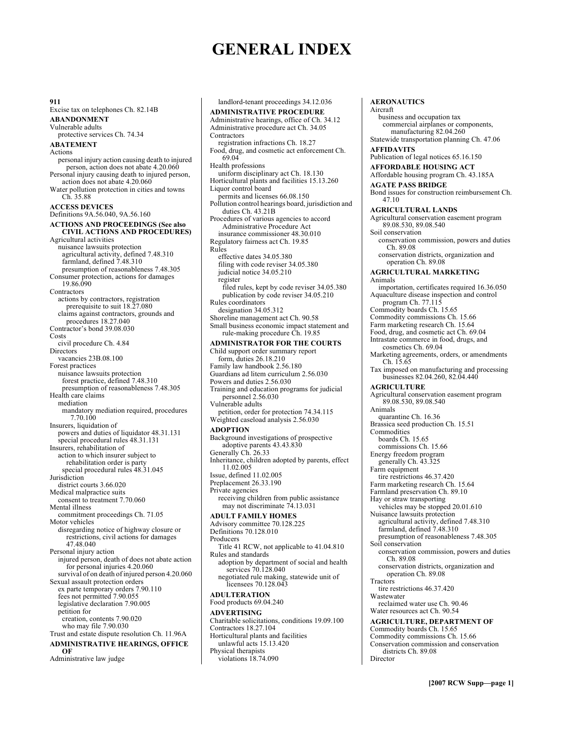# GENERAL INDEX

**911**
Excise tax on telephones Ch. 82.14B

**ABANDONMENT**
Vulnerable adults
  protective services Ch. 74.34

**ABATEMENT**
Actions
  personal injury action causing death to injured person, action does not abate 4.20.060
Personal injury causing death to injured person, action does not abate 4.20.060
Water pollution protection in cities and towns Ch. 35.88

**ACCESS DEVICES**
Definitions 9A.56.040, 9A.56.160

**ACTIONS AND PROCEEDINGS (See also CIVIL ACTIONS AND PROCEDURES)**
Agricultural activities
  nuisance lawsuits protection
    agricultural activity, defined 7.48.310
    farmland, defined 7.48.310
    presumption of reasonableness 7.48.305
Consumer protection, actions for damages 19.86.090
Contractors
  actions by contractors, registration prerequisite to suit 18.27.080
  claims against contractors, grounds and procedures 18.27.040
Contractor's bond 39.08.030
Costs
  civil procedure Ch. 4.84
Directors
  vacancies 23B.08.100
Forest practices
  nuisance lawsuits protection
    forest practice, defined 7.48.310
    presumption of reasonableness 7.48.305
Health care claims
  mediation
    mandatory mediation required, procedures 7.70.100
Insurers, liquidation of
  powers and duties of liquidator 48.31.131
  special procedural rules 48.31.131
Insurers, rehabilitation of
  action to which insurer subject to rehabilitation order is party
    special procedural rules 48.31.045
Jurisdiction
  district courts 3.66.020
Medical malpractice suits
  consent to treatment 7.70.060
Mental illness
  commitment proceedings Ch. 71.05
Motor vehicles
  disregarding notice of highway closure or restrictions, civil actions for damages 47.48.040
Personal injury action
  injured person, death of does not abate action for personal injuries 4.20.060
  survival of on death of injured person 4.20.060
Sexual assault protection orders
  ex parte temporary orders 7.90.110
  fees not permitted 7.90.055
  legislative declaration 7.90.005
  petition for
    creation, contents 7.90.020
    who may file 7.90.030
Trust and estate dispute resolution Ch. 11.96A

**ADMINISTRATIVE HEARINGS, OFFICE OF**
Administrative law judge
  landlord-tenant proceedings 34.12.036

**ADMINISTRATIVE PROCEDURE**
Administrative hearings, office of Ch. 34.12
Administrative procedure act Ch. 34.05
Contractors
  registration infractions Ch. 18.27
Food, drug, and cosmetic act enforcement Ch. 69.04
Health professions
  uniform disciplinary act Ch. 18.130
Horticultural plants and facilities 15.13.260
Liquor control board
  permits and licenses 66.08.150
Pollution control hearings board, jurisdiction and duties Ch. 43.21B
Procedures of various agencies to accord Administrative Procedure Act
  insurance commissioner 48.30.010
Regulatory fairness act Ch. 19.85
Rules
  effective dates 34.05.380
  filing with code reviser 34.05.380
  judicial notice 34.05.210
  register
    filed rules, kept by code reviser 34.05.380
    publication by code reviser 34.05.210
Rules coordinators
  designation 34.05.312
Shoreline management act Ch. 90.58
Small business economic impact statement and rule-making procedure Ch. 19.85

**ADMINISTRATOR FOR THE COURTS**
Child support order summary report
  form, duties 26.18.210
Family law handbook 2.56.180
Guardians ad litem curriculum 2.56.030
Powers and duties 2.56.030
Training and education programs for judicial personnel 2.56.030
Vulnerable adults
  petition, order for protection 74.34.115
Weighted caseload analysis 2.56.030

**ADOPTION**
Background investigations of prospective adoptive parents 43.43.830
Generally Ch. 26.33
Inheritance, children adopted by parents, effect 11.02.005
Issue, defined 11.02.005
Preplacement 26.33.190
Private agencies
  receiving children from public assistance may not discriminate 74.13.031

**ADULT FAMILY HOMES**
Advisory committee 70.128.225
Definitions 70.128.010
Producers
  Title 41 RCW, not applicable to 41.04.810
Rules and standards
  adoption by department of social and health services 70.128.040
  negotiated rule making, statewide unit of licensees 70.128.043

**ADULTERATION**
Food products 69.04.240

**ADVERTISING**
Charitable solicitations, conditions 19.09.100
Contractors 18.27.104
Horticultural plants and facilities
  unlawful acts 15.13.420
Physical therapists
  violations 18.74.090

**AERONAUTICS**
Aircraft
  business and occupation tax
    commercial airplanes or components, manufacturing 82.04.260
Statewide transportation planning Ch. 47.06

**AFFIDAVITS**
Publication of legal notices 65.16.150

**AFFORDABLE HOUSING ACT**
Affordable housing program Ch. 43.185A

**AGATE PASS BRIDGE**
Bond issues for construction reimbursement Ch. 47.10

**AGRICULTURAL LANDS**
Agricultural conservation easement program 89.08.530, 89.08.540
Soil conservation
  conservation commission, powers and duties Ch. 89.08
  conservation districts, organization and operation Ch. 89.08

**AGRICULTURAL MARKETING**
Animals
  importation, certificates required 16.36.050
Aquaculture disease inspection and control program Ch. 77.115
Commodity boards Ch. 15.65
Commodity commissions Ch. 15.66
Farm marketing research Ch. 15.64
Food, drug, and cosmetic act Ch. 69.04
Intrastate commerce in food, drugs, and cosmetics Ch. 69.04
Marketing agreements, orders, or amendments Ch. 15.65
Tax imposed on manufacturing and processing businesses 82.04.260, 82.04.440

**AGRICULTURE**
Agricultural conservation easement program 89.08.530, 89.08.540
Animals
  quarantine Ch. 16.36
Brassica seed production Ch. 15.51
Commodities
  boards Ch. 15.65
  commissions Ch. 15.66
Energy freedom program
  generally Ch. 43.325
Farm equipment
  tire restrictions 46.37.420
Farm marketing research Ch. 15.64
Farmland preservation Ch. 89.10
Hay or straw transporting
  vehicles may be stopped 20.01.610
Nuisance lawsuits protection
  agricultural activity, defined 7.48.310
  farmland, defined 7.48.310
  presumption of reasonableness 7.48.305
Soil conservation
  conservation commission, powers and duties Ch. 89.08
  conservation districts, organization and operation Ch. 89.08
Tractors
  tire restrictions 46.37.420
Wastewater
  reclaimed water use Ch. 90.46
Water resources act Ch. 90.54

**AGRICULTURE, DEPARTMENT OF**
Commodity boards Ch. 15.65
Commodity commissions Ch. 15.66
Conservation commission and conservation districts Ch. 89.08
Director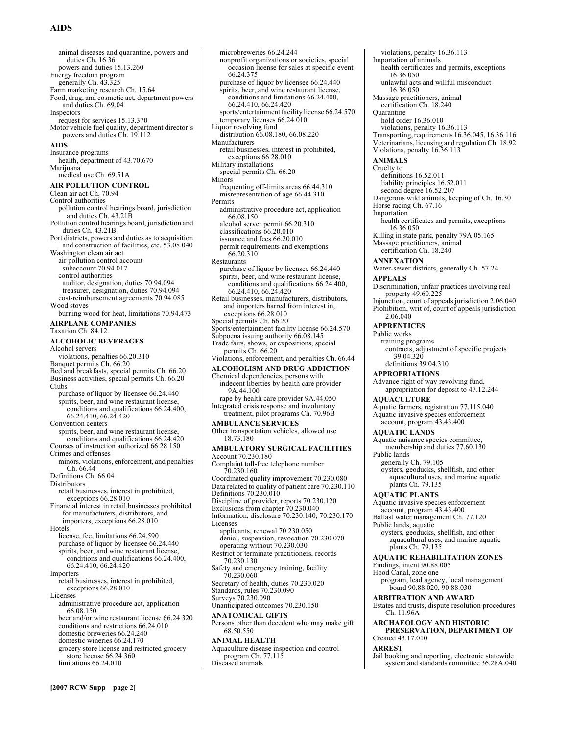animal diseases and quarantine, powers and duties Ch. 16.36
powers and duties 15.13.260
Energy freedom program
generally Ch. 43.325
Farm marketing research Ch. 15.64
Food, drug, and cosmetic act, department powers and duties Ch. 69.04
Inspectors
request for services 15.13.370
Motor vehicle fuel quality, department director's powers and duties Ch. 19.112

**AIDS**
Insurance programs
health, department of 43.70.670
Marijuana
medical use Ch. 69.51A

**AIR POLLUTION CONTROL**
Clean air act Ch. 70.94
Control authorities
pollution control hearings board, jurisdiction and duties Ch. 43.21B
Pollution control hearings board, jurisdiction and duties Ch. 43.21B
Port districts, powers and duties as to acquisition and construction of facilities, etc. 53.08.040
Washington clean air act
air pollution control account
subaccount 70.94.017
control authorities
auditor, designation, duties 70.94.094
treasurer, designation, duties 70.94.094
cost-reimbursement agreements 70.94.085
Wood stoves
burning wood for heat, limitations 70.94.473

**AIRPLANE COMPANIES**
Taxation Ch. 84.12

**ALCOHOLIC BEVERAGES**
Alcohol servers
violations, penalties 66.20.310
Banquet permits Ch. 66.20
Bed and breakfasts, special permits Ch. 66.20
Business activities, special permits Ch. 66.20
Clubs
purchase of liquor by licensee 66.24.440
spirits, beer, and wine restaurant license, conditions and qualifications 66.24.400, 66.24.410, 66.24.420
Convention centers
spirits, beer, and wine restaurant license, conditions and qualifications 66.24.420
Courses of instruction authorized 66.28.150
Crimes and offenses
minors, violations, enforcement, and penalties Ch. 66.44
Definitions Ch. 66.04
Distributors
retail businesses, interest in prohibited, exceptions 66.28.010
Financial interest in retail businesses prohibited for manufacturers, distributors, and importers, exceptions 66.28.010
Hotels
license, fee, limitations 66.24.590
purchase of liquor by licensee 66.24.440
spirits, beer, and wine restaurant license, conditions and qualifications 66.24.400, 66.24.410, 66.24.420
Importers
retail businesses, interest in prohibited, exceptions 66.28.010
Licenses
administrative procedure act, application 66.08.150
beer and/or wine restaurant license 66.24.320
conditions and restrictions 66.24.010
domestic breweries 66.24.240
domestic wineries 66.24.170
grocery store license and restricted grocery store license 66.24.360
limitations 66.24.010
microbreweries 66.24.244
nonprofit organizations or societies, special occasion license for sales at specific event 66.24.375
purchase of liquor by licensee 66.24.440
spirits, beer, and wine restaurant license, conditions and limitations 66.24.400, 66.24.410, 66.24.420
sports/entertainment facility license 66.24.570
temporary licenses 66.24.010
Liquor revolving fund
distribution 66.08.180, 66.08.220
Manufacturers
retail businesses, interest in prohibited, exceptions 66.28.010
Military installations
special permits Ch. 66.20
Minors
frequenting off-limits areas 66.44.310
misrepresentation of age 66.44.310
Permits
administrative procedure act, application 66.08.150
alcohol server permit 66.20.310
classifications 66.20.010
issuance and fees 66.20.010
permit requirements and exemptions 66.20.310
Restaurants
purchase of liquor by licensee 66.24.440
spirits, beer, and wine restaurant license, conditions and qualifications 66.24.400, 66.24.410, 66.24.420
Retail businesses, manufacturers, distributors, and importers barred from interest in, exceptions 66.28.010
Special permits Ch. 66.20
Sports/entertainment facility license 66.24.570
Subpoena issuing authority 66.08.145
Trade fairs, shows, or expositions, special permits Ch. 66.20
Violations, enforcement, and penalties Ch. 66.44

**ALCOHOLISM AND DRUG ADDICTION**
Chemical dependencies, persons with
indecent liberties by health care provider 9A.44.100
rape by health care provider 9A.44.050
Integrated crisis response and involuntary treatment, pilot programs Ch. 70.96B

**AMBULANCE SERVICES**
Other transportation vehicles, allowed use 18.73.180

**AMBULATORY SURGICAL FACILITIES**
Account 70.230.180
Complaint toll-free telephone number 70.230.160
Coordinated quality improvement 70.230.080
Data related to quality of patient care 70.230.110
Definitions 70.230.010
Discipline of provider, reports 70.230.120
Exclusions from chapter 70.230.040
Information, disclosure 70.230.140, 70.230.170
Licenses
applicants, renewal 70.230.050
denial, suspension, revocation 70.230.070
operating without 70.230.030
Restrict or terminate practitioners, records 70.230.130
Safety and emergency training, facility 70.230.060
Secretary of health, duties 70.230.020
Standards, rules 70.230.090
Surveys 70.230.090
Unanticipated outcomes 70.230.150

**ANATOMICAL GIFTS**
Persons other than decedent who may make gift 68.50.550

**ANIMAL HEALTH**
Aquaculture disease inspection and control program Ch. 77.115
Diseased animals
violations, penalty 16.36.113
Importation of animals
health certificates and permits, exceptions 16.36.050
unlawful acts and willful misconduct 16.36.050
Massage practitioners, animal certification Ch. 18.240
Quarantine
hold order 16.36.010
violations, penalty 16.36.113
Transporting, requirements 16.36.045, 16.36.116
Veterinarians, licensing and regulation Ch. 18.92
Violations, penalty 16.36.113

**ANIMALS**
Cruelty to
definitions 16.52.011
liability principles 16.52.011
second degree 16.52.207
Dangerous wild animals, keeping of Ch. 16.30
Horse racing Ch. 67.16
Importation
health certificates and permits, exceptions 16.36.050
Killing in state park, penalty 79A.05.165
Massage practitioners, animal certification Ch. 18.240

**ANNEXATION**
Water-sewer districts, generally Ch. 57.24

**APPEALS**
Discrimination, unfair practices involving real property 49.60.225
Injunction, court of appeals jurisdiction 2.06.040
Prohibition, writ of, court of appeals jurisdiction 2.06.040

**APPRENTICES**
Public works
training programs
contracts, adjustment of specific projects 39.04.320
definitions 39.04.310

**APPROPRIATIONS**
Advance right of way revolving fund, appropriation for deposit to 47.12.244

**AQUACULTURE**
Aquatic farmers, registration 77.115.040
Aquatic invasive species enforcement account, program 43.43.400

**AQUATIC LANDS**
Aquatic nuisance species committee, membership and duties 77.60.130
Public lands
generally Ch. 79.105
oysters, geoducks, shellfish, and other aquacultural uses, and marine aquatic plants Ch. 79.135

**AQUATIC PLANTS**
Aquatic invasive species enforcement account, program 43.43.400
Ballast water management Ch. 77.120
Public lands, aquatic
oysters, geoducks, shellfish, and other aquacultural uses, and marine aquatic plants Ch. 79.135

**AQUATIC REHABILITATION ZONES**
Findings, intent 90.88.005
Hood Canal, zone one
program, lead agency, local management board 90.88.020, 90.88.030

**ARBITRATION AND AWARD**
Estates and trusts, dispute resolution procedures Ch. 11.96A

**ARCHAEOLOGY AND HISTORIC PRESERVATION, DEPARTMENT OF**
Created 43.17.010

**ARREST**
Jail booking and reporting, electronic statewide system and standards committee 36.28A.040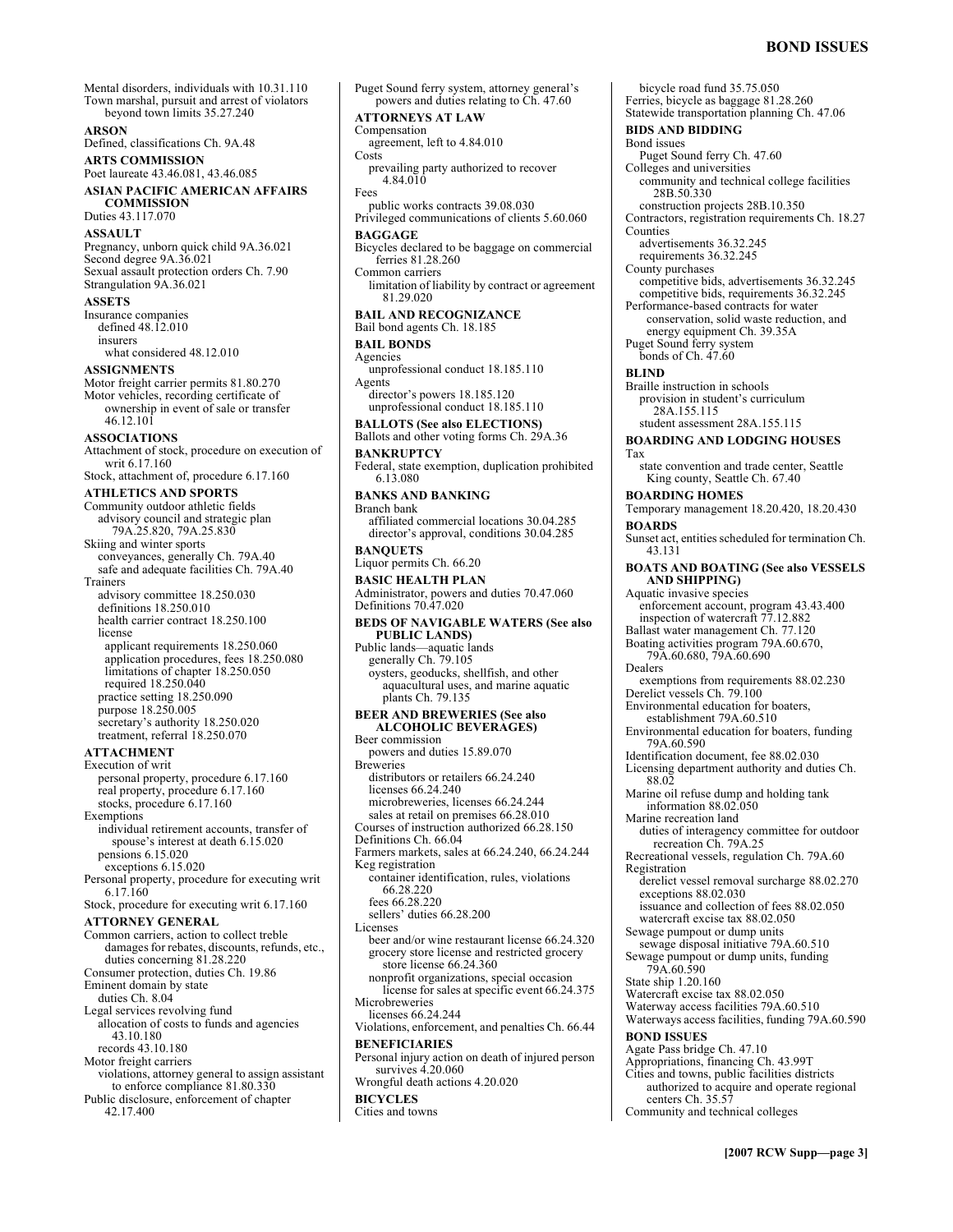Mental disorders, individuals with 10.31.110
Town marshal, pursuit and arrest of violators beyond town limits 35.27.240

**ARSON**

Defined, classifications Ch. 9A.48

**ARTS COMMISSION**

Poet laureate 43.46.081, 43.46.085

**ASIAN PACIFIC AMERICAN AFFAIRS COMMISSION**

Duties 43.117.070

**ASSAULT**

Pregnancy, unborn quick child 9A.36.021
Second degree 9A.36.021
Sexual assault protection orders Ch. 7.90
Strangulation 9A.36.021

**ASSETS**

Insurance companies
- defined 48.12.010
- insurers
  - what considered 48.12.010

**ASSIGNMENTS**

Motor freight carrier permits 81.80.270
Motor vehicles, recording certificate of ownership in event of sale or transfer 46.12.101

**ASSOCIATIONS**

Attachment of stock, procedure on execution of writ 6.17.160
Stock, attachment of, procedure 6.17.160

**ATHLETICS AND SPORTS**

Community outdoor athletic fields
- advisory council and strategic plan 79A.25.820, 79A.25.830

Skiing and winter sports
- conveyances, generally Ch. 79A.40
- safe and adequate facilities Ch. 79A.40

Trainers
- advisory committee 18.250.030
- definitions 18.250.010
- health carrier contract 18.250.100
- license
  - applicant requirements 18.250.060
  - application procedures, fees 18.250.080
  - limitations of chapter 18.250.050
  - required 18.250.040
- practice setting 18.250.090
- purpose 18.250.005
- secretary's authority 18.250.020
- treatment, referral 18.250.070

**ATTACHMENT**

Execution of writ
- personal property, procedure 6.17.160
- real property, procedure 6.17.160
- stocks, procedure 6.17.160

Exemptions
- individual retirement accounts, transfer of spouse's interest at death 6.15.020
- pensions 6.15.020
  - exceptions 6.15.020

Personal property, procedure for executing writ 6.17.160
Stock, procedure for executing writ 6.17.160

**ATTORNEY GENERAL**

Common carriers, action to collect treble damages for rebates, discounts, refunds, etc., duties concerning 81.28.220
Consumer protection, duties Ch. 19.86
Eminent domain by state
- duties Ch. 8.04

Legal services revolving fund
- allocation of costs to funds and agencies 43.10.180
- records 43.10.180

Motor freight carriers
- violations, attorney general to assign assistant to enforce compliance 81.80.330

Public disclosure, enforcement of chapter 42.17.400
Puget Sound ferry system, attorney general's powers and duties relating to Ch. 47.60

**ATTORNEYS AT LAW**

Compensation
- agreement, left to 4.84.010

Costs
- prevailing party authorized to recover 4.84.010

Fees
- public works contracts 39.08.030

Privileged communications of clients 5.60.060

**BAGGAGE**

Bicycles declared to be baggage on commercial ferries 81.28.260
Common carriers
- limitation of liability by contract or agreement 81.29.020

**BAIL AND RECOGNIZANCE**

Bail bond agents Ch. 18.185

**BAIL BONDS**

Agencies
- unprofessional conduct 18.185.110

Agents
- director's powers 18.185.120
- unprofessional conduct 18.185.110

**BALLOTS (See also ELECTIONS)**

Ballots and other voting forms Ch. 29A.36

**BANKRUPTCY**

Federal, state exemption, duplication prohibited 6.13.080

**BANKS AND BANKING**

Branch bank
- affiliated commercial locations 30.04.285
- director's approval, conditions 30.04.285

**BANQUETS**

Liquor permits Ch. 66.20

**BASIC HEALTH PLAN**

Administrator, powers and duties 70.47.060
Definitions 70.47.020

**BEDS OF NAVIGABLE WATERS (See also PUBLIC LANDS)**

Public lands—aquatic lands
- generally Ch. 79.105
- oysters, geoducks, shellfish, and other aquacultural uses, and marine aquatic plants Ch. 79.135

**BEER AND BREWERIES (See also ALCOHOLIC BEVERAGES)**

Beer commission
- powers and duties 15.89.070

Breweries
- distributors or retailers 66.24.240
- licenses 66.24.240
- microbreweries, licenses 66.24.244
- sales at retail on premises 66.28.010

Courses of instruction authorized 66.28.150
Definitions Ch. 66.04
Farmers markets, sales at 66.24.240, 66.24.244
Keg registration
- container identification, rules, violations 66.28.220
- fees 66.28.220
- sellers' duties 66.28.200

Licenses
- beer and/or wine restaurant license 66.24.320
- grocery store license and restricted grocery store license 66.24.360
- nonprofit organizations, special occasion license for sales at specific event 66.24.375

Microbreweries
- licenses 66.24.244

Violations, enforcement, and penalties Ch. 66.44

**BENEFICIARIES**

Personal injury action on death of injured person survives 4.20.060
Wrongful death actions 4.20.020

**BICYCLES**

Cities and towns
- bicycle road fund 35.75.050

Ferries, bicycle as baggage 81.28.260
Statewide transportation planning Ch. 47.06

**BIDS AND BIDDING**

Bond issues
- Puget Sound ferry Ch. 47.60

Colleges and universities
- community and technical college facilities 28B.50.330
- construction projects 28B.10.350

Contractors, registration requirements Ch. 18.27
Counties
- advertisements 36.32.245
- requirements 36.32.245

County purchases
- competitive bids, advertisements 36.32.245
- competitive bids, requirements 36.32.245

Performance-based contracts for water conservation, solid waste reduction, and energy equipment Ch. 39.35A
Puget Sound ferry system
- bonds of Ch. 47.60

**BLIND**

Braille instruction in schools
- provision in student's curriculum 28A.155.115
- student assessment 28A.155.115

**BOARDING AND LODGING HOUSES**

Tax
- state convention and trade center, Seattle King county, Seattle Ch. 67.40

**BOARDING HOMES**

Temporary management 18.20.420, 18.20.430

**BOARDS**

Sunset act, entities scheduled for termination Ch. 43.131

**BOATS AND BOATING (See also VESSELS AND SHIPPING)**

Aquatic invasive species
- enforcement account, program 43.43.400
- inspection of watercraft 77.12.882

Ballast water management Ch. 77.120
Boating activities program 79A.60.670, 79A.60.680, 79A.60.690
Dealers
- exemptions from requirements 88.02.230

Derelict vessels Ch. 79.100
Environmental education for boaters, establishment 79A.60.510
Environmental education for boaters, funding 79A.60.590
Identification document, fee 88.02.030
Licensing department authority and duties Ch. 88.02
Marine oil refuse dump and holding tank information 88.02.050
Marine recreation land
- duties of interagency committee for outdoor recreation Ch. 79A.25

Recreational vessels, regulation Ch. 79A.60
Registration
- derelict vessel removal surcharge 88.02.270
- exceptions 88.02.030
- issuance and collection of fees 88.02.050
- watercraft excise tax 88.02.050

Sewage pumpout or dump units
- sewage disposal initiative 79A.60.510

Sewage pumpout or dump units, funding 79A.60.590
State ship 1.20.160
Watercraft excise tax 88.02.050
Waterway access facilities 79A.60.510
Waterways access facilities, funding 79A.60.590

**BOND ISSUES**

Agate Pass bridge Ch. 47.10
Appropriations, financing Ch. 43.99T
Cities and towns, public facilities districts authorized to acquire and operate regional centers Ch. 35.57
Community and technical colleges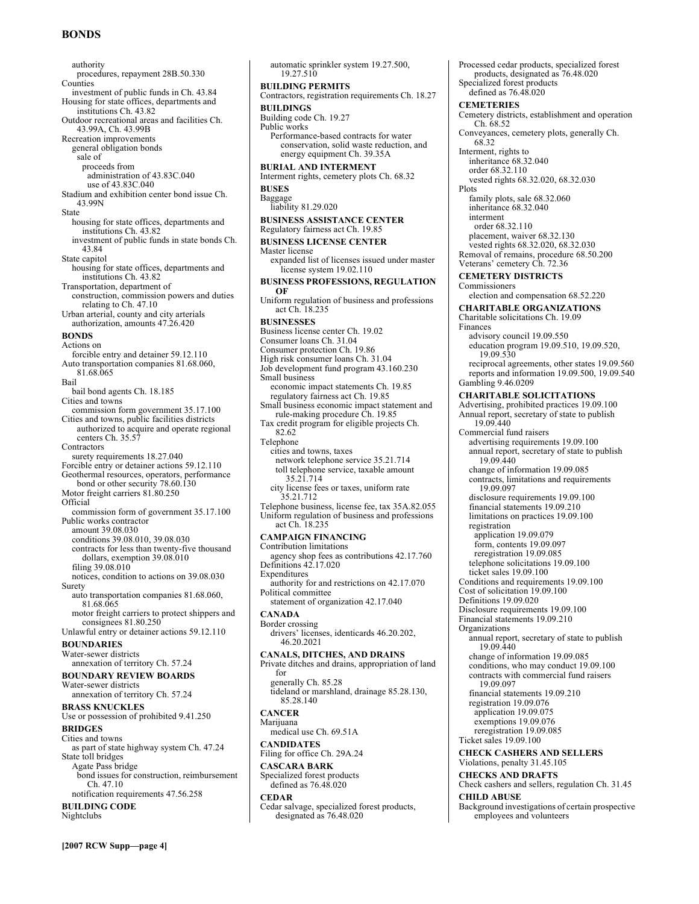authority
procedures, repayment 28B.50.330
Counties
investment of public funds in Ch. 43.84
Housing for state offices, departments and institutions Ch. 43.82
Outdoor recreational areas and facilities Ch. 43.99A, Ch. 43.99B
Recreation improvements
general obligation bonds
sale of
proceeds from
administration of 43.83C.040
use of 43.83C.040
Stadium and exhibition center bond issue Ch. 43.99N
State
housing for state offices, departments and institutions Ch. 43.82
investment of public funds in state bonds Ch. 43.84
State capitol
housing for state offices, departments and institutions Ch. 43.82
Transportation, department of
construction, commission powers and duties relating to Ch. 47.10
Urban arterial, county and city arterials
authorization, amounts 47.26.420

**BONDS**
Actions on
forcible entry and detainer 59.12.110
Auto transportation companies 81.68.060, 81.68.065
Bail
bail bond agents Ch. 18.185
Cities and towns
commission form government 35.17.100
Cities and towns, public facilities districts authorized to acquire and operate regional centers Ch. 35.57
Contractors
surety requirements 18.27.040
Forcible entry or detainer actions 59.12.110
Geothermal resources, operators, performance bond or other security 78.60.130
Motor freight carriers 81.80.250
Official
commission form of government 35.17.100
Public works contractor
amount 39.08.030
conditions 39.08.010, 39.08.030
contracts for less than twenty-five thousand dollars, exemption 39.08.010
filing 39.08.010
notices, condition to actions on 39.08.030
Surety
auto transportation companies 81.68.060, 81.68.065
motor freight carriers to protect shippers and consignees 81.80.250
Unlawful entry or detainer actions 59.12.110

**BOUNDARIES**
Water-sewer districts
annexation of territory Ch. 57.24

**BOUNDARY REVIEW BOARDS**
Water-sewer districts
annexation of territory Ch. 57.24

**BRASS KNUCKLES**
Use or possession of prohibited 9.41.250

**BRIDGES**
Cities and towns
as part of state highway system Ch. 47.24
State toll bridges
Agate Pass bridge
bond issues for construction, reimbursement Ch. 47.10
notification requirements 47.56.258

**BUILDING CODE**
Nightclubs
automatic sprinkler system 19.27.500, 19.27.510

**BUILDING PERMITS**
Contractors, registration requirements Ch. 18.27

**BUILDINGS**
Building code Ch. 19.27
Public works
Performance-based contracts for water conservation, solid waste reduction, and energy equipment Ch. 39.35A

**BURIAL AND INTERMENT**
Interment rights, cemetery plots Ch. 68.32

**BUSES**
Baggage
liability 81.29.020

**BUSINESS ASSISTANCE CENTER**
Regulatory fairness act Ch. 19.85

**BUSINESS LICENSE CENTER**
Master license
expanded list of licenses issued under master license system 19.02.110

**BUSINESS PROFESSIONS, REGULATION OF**
Uniform regulation of business and professions act Ch. 18.235

**BUSINESSES**
Business license center Ch. 19.02
Consumer loans Ch. 31.04
Consumer protection Ch. 19.86
High risk consumer loans Ch. 31.04
Job development fund program 43.160.230
Small business
economic impact statements Ch. 19.85
regulatory fairness act Ch. 19.85
Small business economic impact statement and rule-making procedure Ch. 19.85
Tax credit program for eligible projects Ch. 82.62
Telephone
cities and towns, taxes
network telephone service 35.21.714
toll telephone service, taxable amount 35.21.714
city license fees or taxes, uniform rate 35.21.712
Telephone business, license fee, tax 35A.82.055
Uniform regulation of business and professions act Ch. 18.235

**CAMPAIGN FINANCING**
Contribution limitations
agency shop fees as contributions 42.17.760
Definitions 42.17.020
Expenditures
authority for and restrictions on 42.17.070
Political committee
statement of organization 42.17.040

**CANADA**
Border crossing
drivers' licenses, identicards 46.20.202, 46.20.2021

**CANALS, DITCHES, AND DRAINS**
Private ditches and drains, appropriation of land for
generally Ch. 85.28
tideland or marshland, drainage 85.28.130, 85.28.140

**CANCER**
Marijuana
medical use Ch. 69.51A

**CANDIDATES**
Filing for office Ch. 29A.24

**CASCARA BARK**
Specialized forest products
defined as 76.48.020

**CEDAR**
Cedar salvage, specialized forest products, designated as 76.48.020
Processed cedar products, specialized forest products, designated as 76.48.020
Specialized forest products
defined as 76.48.020

**CEMETERIES**
Cemetery districts, establishment and operation Ch. 68.52
Conveyances, cemetery plots, generally Ch. 68.32
Interment, rights to
inheritance 68.32.040
order 68.32.110
vested rights 68.32.020, 68.32.030
Plots
family plots, sale 68.32.060
inheritance 68.32.040
interment
order 68.32.110
placement, waiver 68.32.130
vested rights 68.32.020, 68.32.030
Removal of remains, procedure 68.50.200
Veterans' cemetery Ch. 72.36

**CEMETERY DISTRICTS**
Commissioners
election and compensation 68.52.220

**CHARITABLE ORGANIZATIONS**
Charitable solicitations Ch. 19.09
Finances
advisory council 19.09.550
education program 19.09.510, 19.09.520, 19.09.530
reciprocal agreements, other states 19.09.560
reports and information 19.09.500, 19.09.540
Gambling 9.46.0209

**CHARITABLE SOLICITATIONS**
Advertising, prohibited practices 19.09.100
Annual report, secretary of state to publish 19.09.440
Commercial fund raisers
advertising requirements 19.09.100
annual report, secretary of state to publish 19.09.440
change of information 19.09.085
contracts, limitations and requirements 19.09.097
disclosure requirements 19.09.100
financial statements 19.09.210
limitations on practices 19.09.100
registration
application 19.09.079
form, contents 19.09.097
reregistration 19.09.085
telephone solicitations 19.09.100
ticket sales 19.09.100
Conditions and requirements 19.09.100
Cost of solicitation 19.09.100
Definitions 19.09.020
Disclosure requirements 19.09.100
Financial statements 19.09.210
Organizations
annual report, secretary of state to publish 19.09.440
change of information 19.09.085
conditions, who may conduct 19.09.100
contracts with commercial fund raisers 19.09.097
financial statements 19.09.210
registration 19.09.076
application 19.09.075
exemptions 19.09.076
reregistration 19.09.085
Ticket sales 19.09.100

**CHECK CASHERS AND SELLERS**
Violations, penalty 31.45.105

**CHECKS AND DRAFTS**
Check cashers and sellers, regulation Ch. 31.45

**CHILD ABUSE**
Background investigations of certain prospective employees and volunteers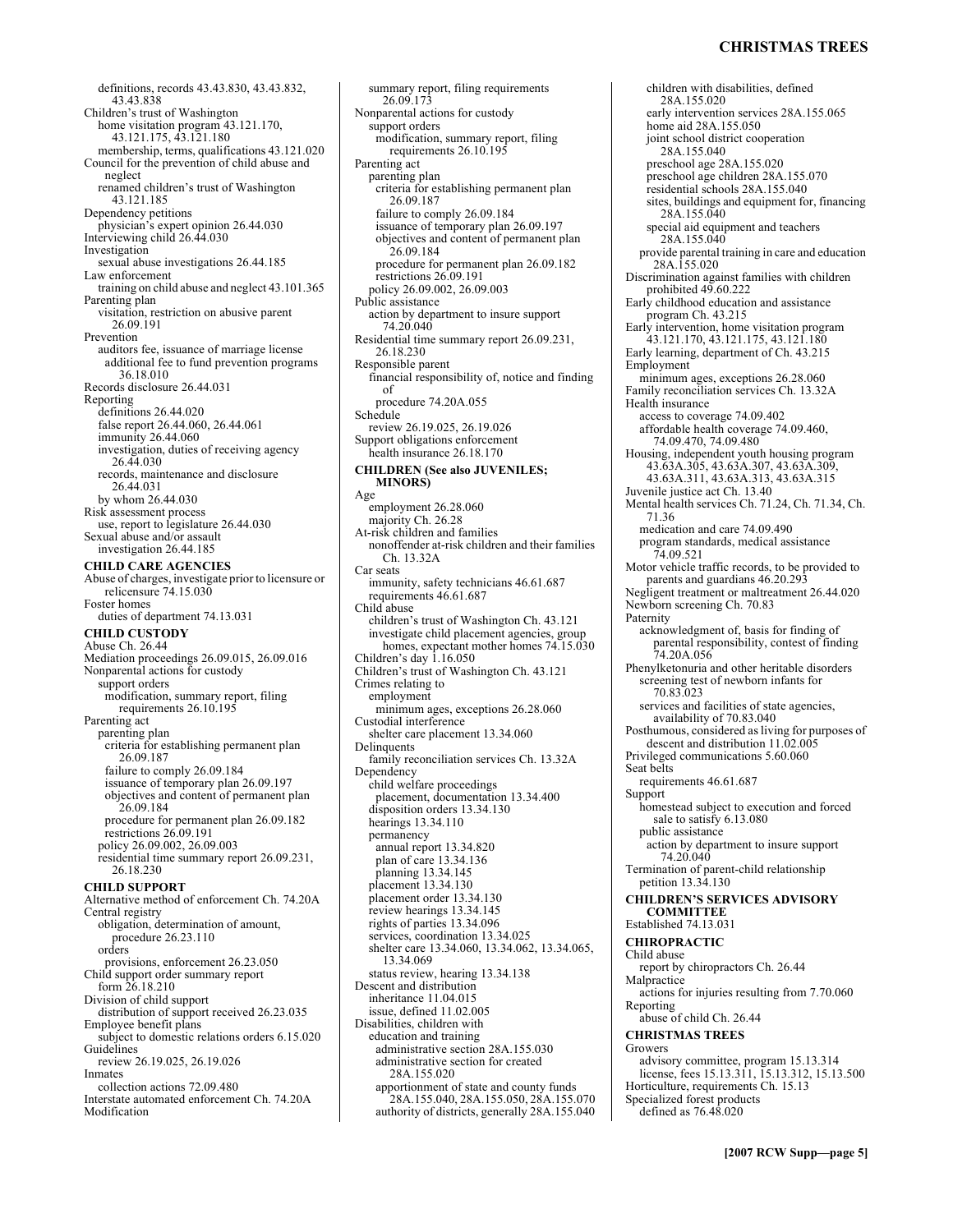definitions, records 43.43.830, 43.43.832, 43.43.838
Children's trust of Washington
home visitation program 43.121.170, 43.121.175, 43.121.180
membership, terms, qualifications 43.121.020
Council for the prevention of child abuse and neglect
renamed children's trust of Washington 43.121.185
Dependency petitions
physician's expert opinion 26.44.030
Interviewing child 26.44.030
Investigation
sexual abuse investigations 26.44.185
Law enforcement
training on child abuse and neglect 43.101.365
Parenting plan
visitation, restriction on abusive parent 26.09.191
Prevention
auditors fee, issuance of marriage license
additional fee to fund prevention programs 36.18.010
Records disclosure 26.44.031
Reporting
definitions 26.44.020
false report 26.44.060, 26.44.061
immunity 26.44.060
investigation, duties of receiving agency 26.44.030
records, maintenance and disclosure 26.44.031
by whom 26.44.030
Risk assessment process
use, report to legislature 26.44.030
Sexual abuse and/or assault
investigation 26.44.185

**CHILD CARE AGENCIES**

Abuse of charges, investigate prior to licensure or relicensure 74.15.030
Foster homes
duties of department 74.13.031

**CHILD CUSTODY**

Abuse Ch. 26.44
Mediation proceedings 26.09.015, 26.09.016
Nonparental actions for custody
support orders
modification, summary report, filing requirements 26.10.195
Parenting act
parenting plan
criteria for establishing permanent plan 26.09.187
failure to comply 26.09.184
issuance of temporary plan 26.09.197
objectives and content of permanent plan 26.09.184
procedure for permanent plan 26.09.182
restrictions 26.09.191
policy 26.09.002, 26.09.003
residential time summary report 26.09.231, 26.18.230

**CHILD SUPPORT**

Alternative method of enforcement Ch. 74.20A
Central registry
obligation, determination of amount, procedure 26.23.110
orders
provisions, enforcement 26.23.050
Child support order summary report
form 26.18.210
Division of child support
distribution of support received 26.23.035
Employee benefit plans
subject to domestic relations orders 6.15.020
Guidelines
review 26.19.025, 26.19.026
Inmates
collection actions 72.09.480
Interstate automated enforcement Ch. 74.20A
Modification
summary report, filing requirements 26.09.173
Nonparental actions for custody
support orders
modification, summary report, filing requirements 26.10.195
Parenting act
parenting plan
criteria for establishing permanent plan 26.09.187
failure to comply 26.09.184
issuance of temporary plan 26.09.197
objectives and content of permanent plan 26.09.184
procedure for permanent plan 26.09.182
restrictions 26.09.191
policy 26.09.002, 26.09.003
Public assistance
action by department to insure support 74.20.040
Residential time summary report 26.09.231, 26.18.230
Responsible parent
financial responsibility of, notice and finding of
procedure 74.20A.055
Schedule
review 26.19.025, 26.19.026
Support obligations enforcement
health insurance 26.18.170

**CHILDREN (See also JUVENILES; MINORS)**

Age
employment 26.28.060
majority Ch. 26.28
At-risk children and families
nonoffender at-risk children and their families Ch. 13.32A
Car seats
immunity, safety technicians 46.61.687
requirements 46.61.687
Child abuse
children's trust of Washington Ch. 43.121
investigate child placement agencies, group homes, expectant mother homes 74.15.030
Children's day 1.16.050
Children's trust of Washington Ch. 43.121
Crimes relating to
employment
minimum ages, exceptions 26.28.060
Custodial interference
shelter care placement 13.34.060
Delinquents
family reconciliation services Ch. 13.32A
Dependency
child welfare proceedings
placement, documentation 13.34.400
disposition orders 13.34.130
hearings 13.34.110
permanency
annual report 13.34.820
plan of care 13.34.136
planning 13.34.145
placement 13.34.130
placement order 13.34.130
review hearings 13.34.145
rights of parties 13.34.096
services, coordination 13.34.025
shelter care 13.34.060, 13.34.062, 13.34.065, 13.34.069
status review, hearing 13.34.138
Descent and distribution
inheritance 11.04.015
issue, defined 11.02.005
Disabilities, children with
education and training
administrative section 28A.155.030
administrative section for created 28A.155.020
apportionment of state and county funds 28A.155.040, 28A.155.050, 28A.155.070
authority of districts, generally 28A.155.040
children with disabilities, defined 28A.155.020
early intervention services 28A.155.065
home aid 28A.155.050
joint school district cooperation 28A.155.040
preschool age 28A.155.020
preschool age children 28A.155.070
residential schools 28A.155.040
sites, buildings and equipment for, financing 28A.155.040
special aid equipment and teachers 28A.155.040
provide parental training in care and education 28A.155.020
Discrimination against families with children prohibited 49.60.222
Early childhood education and assistance program Ch. 43.215
Early intervention, home visitation program 43.121.170, 43.121.175, 43.121.180
Early learning, department of Ch. 43.215
Employment
minimum ages, exceptions 26.28.060
Family reconciliation services Ch. 13.32A
Health insurance
access to coverage 74.09.402
affordable health coverage 74.09.460, 74.09.470, 74.09.480
Housing, independent youth housing program 43.63A.305, 43.63A.307, 43.63A.309, 43.63A.311, 43.63A.313, 43.63A.315
Juvenile justice act Ch. 13.40
Mental health services Ch. 71.24, Ch. 71.34, Ch. 71.36
medication and care 74.09.490
program standards, medical assistance 74.09.521
Motor vehicle traffic records, to be provided to parents and guardians 46.20.293
Negligent treatment or maltreatment 26.44.020
Newborn screening Ch. 70.83
Paternity
acknowledgment of, basis for finding of parental responsibility, contest of finding 74.20A.056
Phenylketonuria and other heritable disorders
screening test of newborn infants for 70.83.023
services and facilities of state agencies, availability of 70.83.040
Posthumous, considered as living for purposes of descent and distribution 11.02.005
Privileged communications 5.60.060
Seat belts
requirements 46.61.687
Support
homestead subject to execution and forced sale to satisfy 6.13.080
public assistance
action by department to insure support 74.20.040
Termination of parent-child relationship
petition 13.34.130

**CHILDREN'S SERVICES ADVISORY COMMITTEE**

Established 74.13.031

**CHIROPRACTIC**

Child abuse
report by chiropractors Ch. 26.44
Malpractice
actions for injuries resulting from 7.70.060
Reporting
abuse of child Ch. 26.44

**CHRISTMAS TREES**

Growers
advisory committee, program 15.13.314
license, fees 15.13.311, 15.13.312, 15.13.500
Horticulture, requirements Ch. 15.13
Specialized forest products
defined as 76.48.020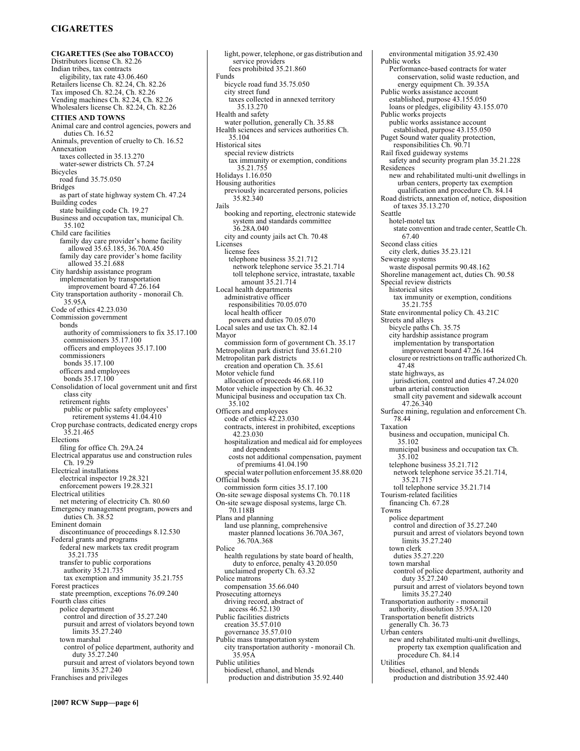**CIGARETTES (See also TOBACCO)**
Distributors license Ch. 82.26
Indian tribes, tax contracts
  eligibility, tax rate 43.06.460
Retailers license Ch. 82.24, Ch. 82.26
Tax imposed Ch. 82.24, Ch. 82.26
Vending machines Ch. 82.24, Ch. 82.26
Wholesalers license Ch. 82.24, Ch. 82.26

**CITIES AND TOWNS**
Animal care and control agencies, powers and duties Ch. 16.52
Animals, prevention of cruelty to Ch. 16.52
Annexation
  taxes collected in 35.13.270
  water-sewer districts Ch. 57.24
Bicycles
  road fund 35.75.050
Bridges
  as part of state highway system Ch. 47.24
Building codes
  state building code Ch. 19.27
Business and occupation tax, municipal Ch. 35.102
Child care facilities
  family day care provider's home facility allowed 35.63.185, 36.70A.450
  family day care provider's home facility allowed 35.21.688
City hardship assistance program
  implementation by transportation improvement board 47.26.164
City transportation authority - monorail Ch. 35.95A
Code of ethics 42.23.030
Commission government
  bonds
    authority of commissioners to fix 35.17.100
    commissioners 35.17.100
    officers and employees 35.17.100
  commissioners
    bonds 35.17.100
  officers and employees
    bonds 35.17.100
Consolidation of local government unit and first class city
  retirement rights
    public or public safety employees' retirement systems 41.04.410
Crop purchase contracts, dedicated energy crops 35.21.465
Elections
  filing for office Ch. 29A.24
Electrical apparatus use and construction rules Ch. 19.29
Electrical installations
  electrical inspector 19.28.321
  enforcement powers 19.28.321
Electrical utilities
  net metering of electricity Ch. 80.60
Emergency management program, powers and duties Ch. 38.52
Eminent domain
  discontinuance of proceedings 8.12.530
Federal grants and programs
  federal new markets tax credit program 35.21.735
  transfer to public corporations
    authority 35.21.735
    tax exemption and immunity 35.21.755
Forest practices
  state preemption, exceptions 76.09.240
Fourth class cities
  police department
    control and direction of 35.27.240
    pursuit and arrest of violators beyond town limits 35.27.240
  town marshal
    control of police department, authority and duty 35.27.240
    pursuit and arrest of violators beyond town limits 35.27.240
Franchises and privileges
  light, power, telephone, or gas distribution and service providers
    fees prohibited 35.21.860
Funds
  bicycle road fund 35.75.050
  city street fund
    taxes collected in annexed territory 35.13.270
Health and safety
  water pollution, generally Ch. 35.88
Health sciences and services authorities Ch. 35.104
Historical sites
  special review districts
    tax immunity or exemption, conditions 35.21.755
Holidays 1.16.050
Housing authorities
  previously incarcerated persons, policies 35.82.340
Jails
  booking and reporting, electronic statewide system and standards committee 36.28A.040
  city and county jails act Ch. 70.48
Licenses
  license fees
    telephone business 35.21.712
      network telephone service 35.21.714
      toll telephone service, intrastate, taxable amount 35.21.714
Local health departments
  administrative officer
    responsibilities 70.05.070
  local health officer
    powers and duties 70.05.070
Local sales and use tax Ch. 82.14
Mayor
  commission form of government Ch. 35.17
Metropolitan park district fund 35.61.210
Metropolitan park districts
  creation and operation Ch. 35.61
Motor vehicle fund
  allocation of proceeds 46.68.110
Motor vehicle inspection by Ch. 46.32
Municipal business and occupation tax Ch. 35.102
Officers and employees
  code of ethics 42.23.030
  contracts, interest in prohibited, exceptions 42.23.030
  hospitalization and medical aid for employees and dependents
    costs not additional compensation, payment of premiums 41.04.190
  special water pollution enforcement 35.88.020
Official bonds
  commission form cities 35.17.100
On-site sewage disposal systems Ch. 70.118
On-site sewage disposal systems, large Ch. 70.118B
Plans and planning
  land use planning, comprehensive
    master planned locations 36.70A.367, 36.70A.368
Police
  health regulations by state board of health, duty to enforce, penalty 43.20.050
  unclaimed property Ch. 63.32
Police matrons
  compensation 35.66.040
Prosecuting attorneys
  driving record, abstract of
    access 46.52.130
Public facilities districts
  creation 35.57.010
  governance 35.57.010
Public mass transportation system
  city transportation authority - monorail Ch. 35.95A
Public utilities
  biodiesel, ethanol, and blends
    production and distribution 35.92.440
  environmental mitigation 35.92.430
Public works
  Performance-based contracts for water conservation, solid waste reduction, and energy equipment Ch. 39.35A
Public works assistance account
  established, purpose 43.155.050
  loans or pledges, eligibility 43.155.070
Public works projects
  public works assistance account
    established, purpose 43.155.050
Puget Sound water quality protection, responsibilities Ch. 90.71
Rail fixed guideway systems
  safety and security program plan 35.21.228
Residences
  new and rehabilitated multi-unit dwellings in urban centers, property tax exemption qualification and procedure Ch. 84.14
Road districts, annexation of, notice, disposition of taxes 35.13.270
Seattle
  hotel-motel tax
    state convention and trade center, Seattle Ch. 67.40
Second class cities
  city clerk, duties 35.23.121
Sewerage systems
  waste disposal permits 90.48.162
Shoreline management act, duties Ch. 90.58
Special review districts
  historical sites
    tax immunity or exemption, conditions 35.21.755
State environmental policy Ch. 43.21C
Streets and alleys
  bicycle paths Ch. 35.75
  city hardship assistance program
    implementation by transportation improvement board 47.26.164
  closure or restrictions on traffic authorized Ch. 47.48
  state highways, as
    jurisdiction, control and duties 47.24.020
  urban arterial construction
    small city pavement and sidewalk account 47.26.340
Surface mining, regulation and enforcement Ch. 78.44
Taxation
  business and occupation, municipal Ch. 35.102
  municipal business and occupation tax Ch. 35.102
  telephone business 35.21.712
    network telephone service 35.21.714, 35.21.715
    toll telephone service 35.21.714
Tourism-related facilities
  financing Ch. 67.28
Towns
  police department
    control and direction of 35.27.240
    pursuit and arrest of violators beyond town limits 35.27.240
  town clerk
    duties 35.27.220
  town marshal
    control of police department, authority and duty 35.27.240
    pursuit and arrest of violators beyond town limits 35.27.240
Transportation authority - monorail
  authority, dissolution 35.95A.120
Transportation benefit districts
  generally Ch. 36.73
Urban centers
  new and rehabilitated multi-unit dwellings, property tax exemption qualification and procedure Ch. 84.14
Utilities
  biodiesel, ethanol, and blends
    production and distribution 35.92.440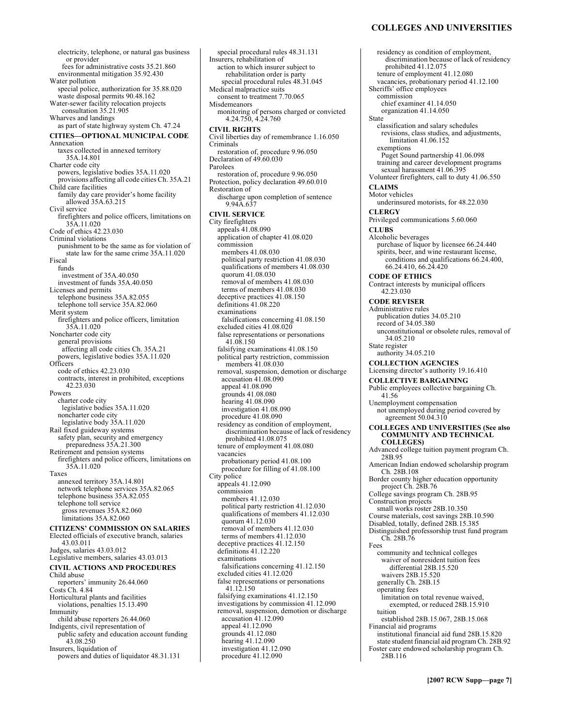electricity, telephone, or natural gas business or provider
  fees for administrative costs 35.21.860
  environmental mitigation 35.92.430
Water pollution
  special police, authorization for 35.88.020
  waste disposal permits 90.48.162
Water-sewer facility relocation projects
  consultation 35.21.905
Wharves and landings
  as part of state highway system Ch. 47.24

**CITIES—OPTIONAL MUNICIPAL CODE**
Annexation
  taxes collected in annexed territory 35A.14.801
Charter code city
  powers, legislative bodies 35A.11.020
  provisions affecting all code cities Ch. 35A.21
Child care facilities
  family day care provider's home facility allowed 35A.63.215
Civil service
  firefighters and police officers, limitations on 35A.11.020
Code of ethics 42.23.030
Criminal violations
  punishment to be the same as for violation of state law for the same crime 35A.11.020
Fiscal
  funds
    investment of 35A.40.050
  investment of funds 35A.40.050
Licenses and permits
  telephone business 35A.82.055
  telephone toll service 35A.82.060
Merit system
  firefighters and police officers, limitation 35A.11.020
Noncharter code city
  general provisions
    affecting all code cities Ch. 35A.21
  powers, legislative bodies 35A.11.020
Officers
  code of ethics 42.23.030
  contracts, interest in prohibited, exceptions 42.23.030
Powers
  charter code city
    legislative bodies 35A.11.020
  noncharter code city
    legislative body 35A.11.020
Rail fixed guideway systems
  safety plan, security and emergency preparedness 35A.21.300
Retirement and pension systems
  firefighters and police officers, limitations on 35A.11.020
Taxes
  annexed territory 35A.14.801
  network telephone services 35A.82.065
  telephone business 35A.82.055
  telephone toll service
    gross revenues 35A.82.060
    limitations 35A.82.060

**CITIZENS' COMMISSION ON SALARIES**
Elected officials of executive branch, salaries 43.03.011
Judges, salaries 43.03.012
Legislative members, salaries 43.03.013

**CIVIL ACTIONS AND PROCEDURES**
Child abuse
  reporters' immunity 26.44.060
Costs Ch. 4.84
Horticultural plants and facilities
  violations, penalties 15.13.490
Immunity
  child abuse reporters 26.44.060
Indigents, civil representation of
  public safety and education account funding 43.08.250
Insurers, liquidation of
  powers and duties of liquidator 48.31.131
  special procedural rules 48.31.131
Insurers, rehabilitation of
  action to which insurer subject to rehabilitation order is party
    special procedural rules 48.31.045
Medical malpractice suits
  consent to treatment 7.70.065
Misdemeanors
  monitoring of persons charged or convicted 4.24.750, 4.24.760

**CIVIL RIGHTS**
Civil liberties day of remembrance 1.16.050
Criminals
  restoration of, procedure 9.96.050
Declaration of 49.60.030
Parolees
  restoration of, procedure 9.96.050
Protection, policy declaration 49.60.010
Restoration of
  discharge upon completion of sentence 9.94A.637

**CIVIL SERVICE**
City firefighters
  appeals 41.08.090
  application of chapter 41.08.020
  commission
    members 41.08.030
    political party restriction 41.08.030
    qualifications of members 41.08.030
    quorum 41.08.030
    removal of members 41.08.030
    terms of members 41.08.030
  deceptive practices 41.08.150
  definitions 41.08.220
  examinations
    falsifications concerning 41.08.150
  excluded cities 41.08.020
  false representations or personations 41.08.150
  falsifying examinations 41.08.150
  political party restriction, commission members 41.08.030
  removal, suspension, demotion or discharge
    accusation 41.08.090
    appeal 41.08.090
    grounds 41.08.080
    hearing 41.08.090
    investigation 41.08.090
    procedure 41.08.090
  residency as condition of employment, discrimination because of lack of residency prohibited 41.08.075
  tenure of employment 41.08.080
  vacancies
    probationary period 41.08.100
    procedure for filling of 41.08.100
City police
  appeals 41.12.090
  commission
    members 41.12.030
    political party restriction 41.12.030
    qualifications of members 41.12.030
    quorum 41.12.030
    removal of members 41.12.030
    terms of members 41.12.030
  deceptive practices 41.12.150
  definitions 41.12.220
  examinations
    falsifications concerning 41.12.150
  excluded cities 41.12.020
  false representations or personations 41.12.150
  falsifying examinations 41.12.150
  investigations by commission 41.12.090
  removal, suspension, demotion or discharge
    accusation 41.12.090
    appeal 41.12.090
    grounds 41.12.080
    hearing 41.12.090
    investigation 41.12.090
    procedure 41.12.090
  residency as condition of employment, discrimination because of lack of residency prohibited 41.12.075
  tenure of employment 41.12.080
  vacancies, probationary period 41.12.100
Sheriffs' office employees
  commission
    chief examiner 41.14.050
    organization 41.14.050
State
  classification and salary schedules
    revisions, class studies, and adjustments, limitation 41.06.152
  exemptions
    Puget Sound partnership 41.06.098
  training and career development programs
    sexual harassment 41.06.395
Volunteer firefighters, call to duty 41.06.550

**CLAIMS**
Motor vehicles
  underinsured motorists, for 48.22.030

**CLERGY**
Privileged communications 5.60.060

**CLUBS**
Alcoholic beverages
  purchase of liquor by licensee 66.24.440
  spirits, beer, and wine restaurant license, conditions and qualifications 66.24.400, 66.24.410, 66.24.420

**CODE OF ETHICS**
Contract interests by municipal officers 42.23.030

**CODE REVISER**
Administrative rules
  publication duties 34.05.210
  record of 34.05.380
  unconstitutional or obsolete rules, removal of 34.05.210
State register
  authority 34.05.210

**COLLECTION AGENCIES**
Licensing director's authority 19.16.410

**COLLECTIVE BARGAINING**
Public employees collective bargaining Ch. 41.56
Unemployment compensation
  not unemployed during period covered by agreement 50.04.310

**COLLEGES AND UNIVERSITIES (See also COMMUNITY AND TECHNICAL COLLEGES)**
Advanced college tuition payment program Ch. 28B.95
American Indian endowed scholarship program Ch. 28B.108
Border county higher education opportunity project Ch. 28B.76
College savings program Ch. 28B.95
Construction projects
  small works roster 28B.10.350
Course materials, cost savings 28B.10.590
Disabled, totally, defined 28B.15.385
Distinguished professorship trust fund program Ch. 28B.76
Fees
  community and technical colleges
    waiver of nonresident tuition fees differential 28B.15.520
    waivers 28B.15.520
  generally Ch. 28B.15
  operating fees
    limitation on total revenue waived, exempted, or reduced 28B.15.910
  tuition
    established 28B.15.067, 28B.15.068
Financial aid programs
  institutional financial aid fund 28B.15.820
  state student financial aid program Ch. 28B.92
Foster care endowed scholarship program Ch. 28B.116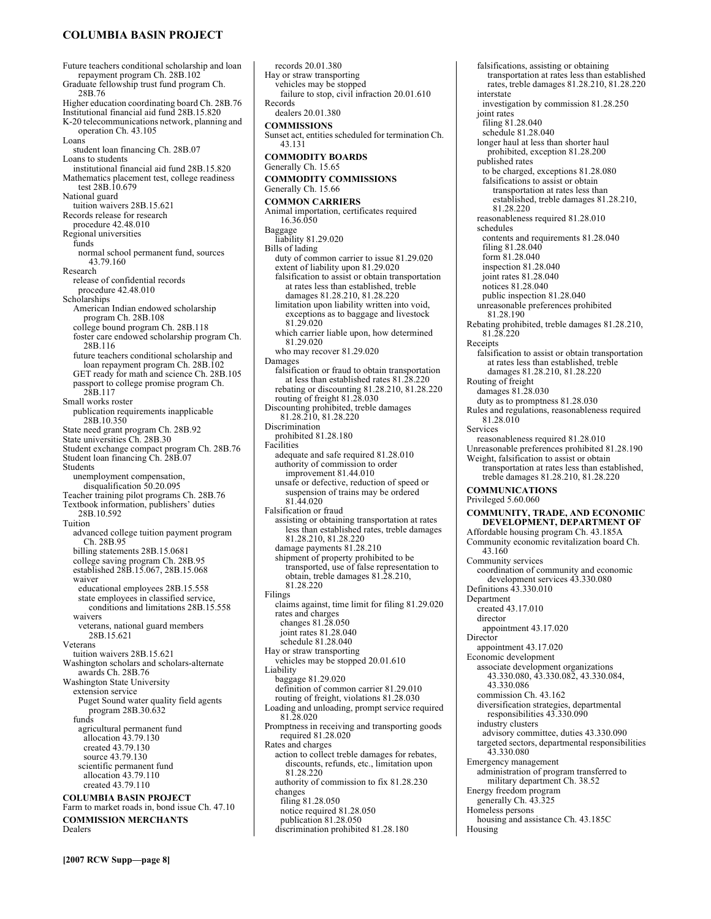Future teachers conditional scholarship and loan repayment program Ch. 28B.102
Graduate fellowship trust fund program Ch. 28B.76
Higher education coordinating board Ch. 28B.76
Institutional financial aid fund 28B.15.820
K-20 telecommunications network, planning and operation Ch. 43.105
Loans
  student loan financing Ch. 28B.07
Loans to students
  institutional financial aid fund 28B.15.820
Mathematics placement test, college readiness test 28B.10.679
National guard
  tuition waivers 28B.15.621
Records release for research
  procedure 42.48.010
Regional universities
  funds
    normal school permanent fund, sources 43.79.160
Research
  release of confidential records
    procedure 42.48.010
Scholarships
  American Indian endowed scholarship program Ch. 28B.108
  college bound program Ch. 28B.118
  foster care endowed scholarship program Ch. 28B.116
  future teachers conditional scholarship and loan repayment program Ch. 28B.102
  GET ready for math and science Ch. 28B.105
  passport to college promise program Ch. 28B.117
Small works roster
  publication requirements inapplicable 28B.10.350
State need grant program Ch. 28B.92
State universities Ch. 28B.30
Student exchange compact program Ch. 28B.76
Student loan financing Ch. 28B.07
Students
  unemployment compensation, disqualification 50.20.095
Teacher training pilot programs Ch. 28B.76
Textbook information, publishers' duties 28B.10.592
Tuition
  advanced college tuition payment program Ch. 28B.95
  billing statements 28B.15.0681
  college saving program Ch. 28B.95
  established 28B.15.067, 28B.15.068
  waiver
    educational employees 28B.15.558
    state employees in classified service, conditions and limitations 28B.15.558
  waivers
    veterans, national guard members 28B.15.621
Veterans
  tuition waivers 28B.15.621
Washington scholars and scholars-alternate awards Ch. 28B.76
Washington State University
  extension service
    Puget Sound water quality field agents program 28B.30.632
  funds
    agricultural permanent fund
      allocation 43.79.130
      created 43.79.130
      source 43.79.130
    scientific permanent fund
      allocation 43.79.110
      created 43.79.110

**COLUMBIA BASIN PROJECT**
Farm to market roads in, bond issue Ch. 47.10

**COMMISSION MERCHANTS**
Dealers
  records 20.01.380
Hay or straw transporting
  vehicles may be stopped
    failure to stop, civil infraction 20.01.610
Records
  dealers 20.01.380

**COMMISSIONS**
Sunset act, entities scheduled for termination Ch. 43.131

**COMMODITY BOARDS**
Generally Ch. 15.65

**COMMODITY COMMISSIONS**
Generally Ch. 15.66

**COMMON CARRIERS**
Animal importation, certificates required 16.36.050
Baggage
  liability 81.29.020
Bills of lading
  duty of common carrier to issue 81.29.020
  extent of liability upon 81.29.020
  falsification to assist or obtain transportation at rates less than established, treble damages 81.28.210, 81.28.220
  limitation upon liability written into void, exceptions as to baggage and livestock 81.29.020
  which carrier liable upon, how determined 81.29.020
  who may recover 81.29.020
Damages
  falsification or fraud to obtain transportation at less than established rates 81.28.220
  rebating or discounting 81.28.210, 81.28.220
  routing of freight 81.28.030
Discounting prohibited, treble damages 81.28.210, 81.28.220
Discrimination
  prohibited 81.28.180
Facilities
  adequate and safe required 81.28.010
  authority of commission to order improvement 81.44.010
  unsafe or defective, reduction of speed or suspension of trains may be ordered 81.44.020
Falsification or fraud
  assisting or obtaining transportation at rates less than established rates, treble damages 81.28.210, 81.28.220
  damage payments 81.28.210
  shipment of property prohibited to be transported, use of false representation to obtain, treble damages 81.28.210, 81.28.220
Filings
  claims against, time limit for filing 81.29.020
  rates and charges
    changes 81.28.050
    joint rates 81.28.040
    schedule 81.28.040
Hay or straw transporting
  vehicles may be stopped 20.01.610
Liability
  baggage 81.29.020
  definition of common carrier 81.29.010
  routing of freight, violations 81.28.030
Loading and unloading, prompt service required 81.28.020
Promptness in receiving and transporting goods required 81.28.020
Rates and charges
  action to collect treble damages for rebates, discounts, refunds, etc., limitation upon 81.28.220
  authority of commission to fix 81.28.230
  changes
    filing 81.28.050
    notice required 81.28.050
    publication 81.28.050
  discrimination prohibited 81.28.180
  falsifications, assisting or obtaining transportation at rates less than established rates, treble damages 81.28.210, 81.28.220
  interstate
    investigation by commission 81.28.250
  joint rates
    filing 81.28.040
    schedule 81.28.040
  longer haul at less than shorter haul prohibited, exception 81.28.200
  published rates
    to be charged, exceptions 81.28.080
    falsifications to assist or obtain transportation at rates less than established, treble damages 81.28.210, 81.28.220
  reasonableness required 81.28.010
  schedules
    contents and requirements 81.28.040
    filing 81.28.040
    form 81.28.040
    inspection 81.28.040
    joint rates 81.28.040
    notices 81.28.040
    public inspection 81.28.040
  unreasonable preferences prohibited 81.28.190
Rebating prohibited, treble damages 81.28.210, 81.28.220
Receipts
  falsification to assist or obtain transportation at rates less than established, treble damages 81.28.210, 81.28.220
Routing of freight
  damages 81.28.030
  duty as to promptness 81.28.030
Rules and regulations, reasonableness required 81.28.010
Services
  reasonableness required 81.28.010
Unreasonable preferences prohibited 81.28.190
Weight, falsification to assist or obtain transportation at rates less than established, treble damages 81.28.210, 81.28.220

**COMMUNICATIONS**
Privileged 5.60.060

**COMMUNITY, TRADE, AND ECONOMIC DEVELOPMENT, DEPARTMENT OF**
Affordable housing program Ch. 43.185A
Community economic revitalization board Ch. 43.160
Community services
  coordination of community and economic development services 43.330.080
Definitions 43.330.010
Department
  created 43.17.010
  director
    appointment 43.17.020
Director
  appointment 43.17.020
Economic development
  associate development organizations 43.330.080, 43.330.082, 43.330.084, 43.330.086
  commission Ch. 43.162
  diversification strategies, departmental responsibilities 43.330.090
  industry clusters
    advisory committee, duties 43.330.090
  targeted sectors, departmental responsibilities 43.330.080
Emergency management
  administration of program transferred to military department Ch. 38.52
Energy freedom program
  generally Ch. 43.325
Homeless persons
  housing and assistance Ch. 43.185C
Housing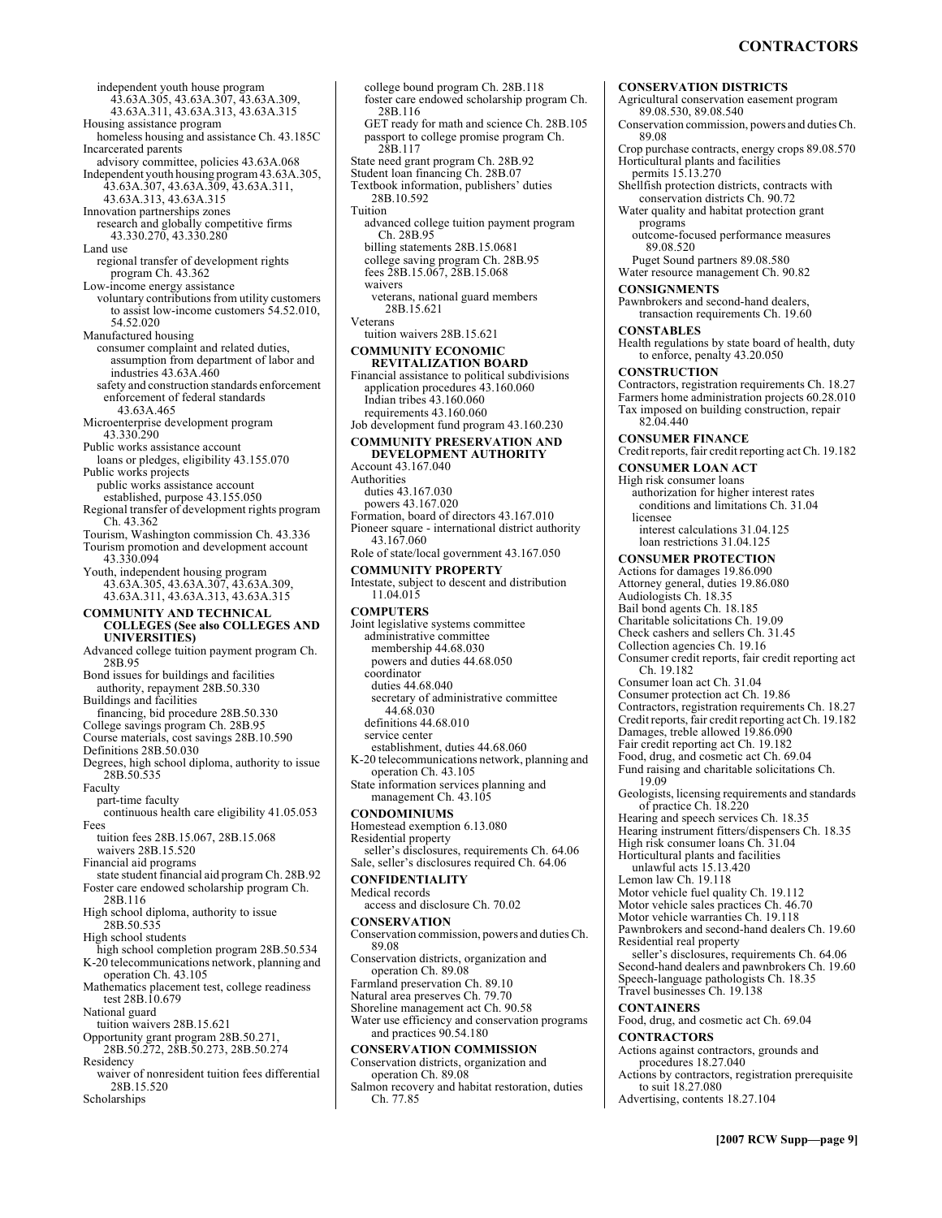independent youth house program 43.63A.305, 43.63A.307, 43.63A.309, 43.63A.311, 43.63A.313, 43.63A.315
Housing assistance program
homeless housing and assistance Ch. 43.185C
Incarcerated parents
advisory committee, policies 43.63A.068
Independent youth housing program 43.63A.305, 43.63A.307, 43.63A.309, 43.63A.311, 43.63A.313, 43.63A.315
Innovation partnerships zones
research and globally competitive firms 43.330.270, 43.330.280
Land use
regional transfer of development rights program Ch. 43.362
Low-income energy assistance
voluntary contributions from utility customers to assist low-income customers 54.52.010, 54.52.020
Manufactured housing
consumer complaint and related duties, assumption from department of labor and industries 43.63A.460
safety and construction standards enforcement
enforcement of federal standards 43.63A.465
Microenterprise development program 43.330.290
Public works assistance account
loans or pledges, eligibility 43.155.070
Public works projects
public works assistance account
established, purpose 43.155.050
Regional transfer of development rights program Ch. 43.362
Tourism, Washington commission Ch. 43.336
Tourism promotion and development account 43.330.094
Youth, independent housing program 43.63A.305, 43.63A.307, 43.63A.309, 43.63A.311, 43.63A.313, 43.63A.315

**COMMUNITY AND TECHNICAL COLLEGES (See also COLLEGES AND UNIVERSITIES)**
Advanced college tuition payment program Ch. 28B.95
Bond issues for buildings and facilities
authority, repayment 28B.50.330
Buildings and facilities
financing, bid procedure 28B.50.330
College savings program Ch. 28B.95
Course materials, cost savings 28B.10.590
Definitions 28B.50.030
Degrees, high school diploma, authority to issue 28B.50.535
Faculty
part-time faculty
continuous health care eligibility 41.05.053
Fees
tuition fees 28B.15.067, 28B.15.068
waivers 28B.15.520
Financial aid programs
state student financial aid program Ch. 28B.92
Foster care endowed scholarship program Ch. 28B.116
High school diploma, authority to issue 28B.50.535
High school students
high school completion program 28B.50.534
K-20 telecommunications network, planning and operation Ch. 43.105
Mathematics placement test, college readiness test 28B.10.679
National guard
tuition waivers 28B.15.621
Opportunity grant program 28B.50.271, 28B.50.272, 28B.50.273, 28B.50.274
Residency
waiver of nonresident tuition fees differential 28B.15.520
Scholarships
college bound program Ch. 28B.118
foster care endowed scholarship program Ch. 28B.116
GET ready for math and science Ch. 28B.105
passport to college promise program Ch. 28B.117
State need grant program Ch. 28B.92
Student loan financing Ch. 28B.07
Textbook information, publishers' duties 28B.10.592
Tuition
advanced college tuition payment program Ch. 28B.95
billing statements 28B.15.0681
college saving program Ch. 28B.95
fees 28B.15.067, 28B.15.068
waivers
veterans, national guard members 28B.15.621
Veterans
tuition waivers 28B.15.621

**COMMUNITY ECONOMIC REVITALIZATION BOARD**
Financial assistance to political subdivisions
application procedures 43.160.060
Indian tribes 43.160.060
requirements 43.160.060
Job development fund program 43.160.230

**COMMUNITY PRESERVATION AND DEVELOPMENT AUTHORITY**
Account 43.167.040
Authorities
duties 43.167.030
powers 43.167.020
Formation, board of directors 43.167.010
Pioneer square - international district authority 43.167.060
Role of state/local government 43.167.050

**COMMUNITY PROPERTY**
Intestate, subject to descent and distribution 11.04.015

**COMPUTERS**
Joint legislative systems committee
administrative committee
membership 44.68.030
powers and duties 44.68.050
coordinator
duties 44.68.040
secretary of administrative committee 44.68.030
definitions 44.68.010
service center
establishment, duties 44.68.060
K-20 telecommunications network, planning and operation Ch. 43.105
State information services planning and management Ch. 43.105

**CONDOMINIUMS**
Homestead exemption 6.13.080
Residential property
seller's disclosures, requirements Ch. 64.06
Sale, seller's disclosures required Ch. 64.06

**CONFIDENTIALITY**
Medical records
access and disclosure Ch. 70.02

**CONSERVATION**
Conservation commission, powers and duties Ch. 89.08
Conservation districts, organization and operation Ch. 89.08
Farmland preservation Ch. 89.10
Natural area preserves Ch. 79.70
Shoreline management act Ch. 90.58
Water use efficiency and conservation programs and practices 90.54.180

**CONSERVATION COMMISSION**
Conservation districts, organization and operation Ch. 89.08
Salmon recovery and habitat restoration, duties Ch. 77.85

**CONSERVATION DISTRICTS**
Agricultural conservation easement program 89.08.530, 89.08.540
Conservation commission, powers and duties Ch. 89.08
Crop purchase contracts, energy crops 89.08.570
Horticultural plants and facilities
permits 15.13.270
Shellfish protection districts, contracts with conservation districts Ch. 90.72
Water quality and habitat protection grant programs
outcome-focused performance measures 89.08.520
Puget Sound partners 89.08.580
Water resource management Ch. 90.82

**CONSIGNMENTS**
Pawnbrokers and second-hand dealers, transaction requirements Ch. 19.60

**CONSTABLES**
Health regulations by state board of health, duty to enforce, penalty 43.20.050

**CONSTRUCTION**
Contractors, registration requirements Ch. 18.27
Farmers home administration projects 60.28.010
Tax imposed on building construction, repair 82.04.440

**CONSUMER FINANCE**
Credit reports, fair credit reporting act Ch. 19.182

**CONSUMER LOAN ACT**
High risk consumer loans
authorization for higher interest rates
conditions and limitations Ch. 31.04
licensee
interest calculations 31.04.125
loan restrictions 31.04.125

**CONSUMER PROTECTION**
Actions for damages 19.86.090
Attorney general, duties 19.86.080
Audiologists Ch. 18.35
Bail bond agents Ch. 18.185
Charitable solicitations Ch. 19.09
Check cashers and sellers Ch. 31.45
Collection agencies Ch. 19.16
Consumer credit reports, fair credit reporting act Ch. 19.182
Consumer loan act Ch. 31.04
Consumer protection act Ch. 19.86
Contractors, registration requirements Ch. 18.27
Credit reports, fair credit reporting act Ch. 19.182
Damages, treble allowed 19.86.090
Fair credit reporting act Ch. 19.182
Food, drug, and cosmetic act Ch. 69.04
Fund raising and charitable solicitations Ch. 19.09
Geologists, licensing requirements and standards of practice Ch. 18.220
Hearing and speech services Ch. 18.35
Hearing instrument fitters/dispensers Ch. 18.35
High risk consumer loans Ch. 31.04
Horticultural plants and facilities
unlawful acts 15.13.420
Lemon law Ch. 19.118
Motor vehicle fuel quality Ch. 19.112
Motor vehicle sales practices Ch. 46.70
Motor vehicle warranties Ch. 19.118
Pawnbrokers and second-hand dealers Ch. 19.60
Residential real property
seller's disclosures, requirements Ch. 64.06
Second-hand dealers and pawnbrokers Ch. 19.60
Speech-language pathologists Ch. 18.35
Travel businesses Ch. 19.138

**CONTAINERS**
Food, drug, and cosmetic act Ch. 69.04

**CONTRACTORS**
Actions against contractors, grounds and procedures 18.27.040
Actions by contractors, registration prerequisite to suit 18.27.080
Advertising, contents 18.27.104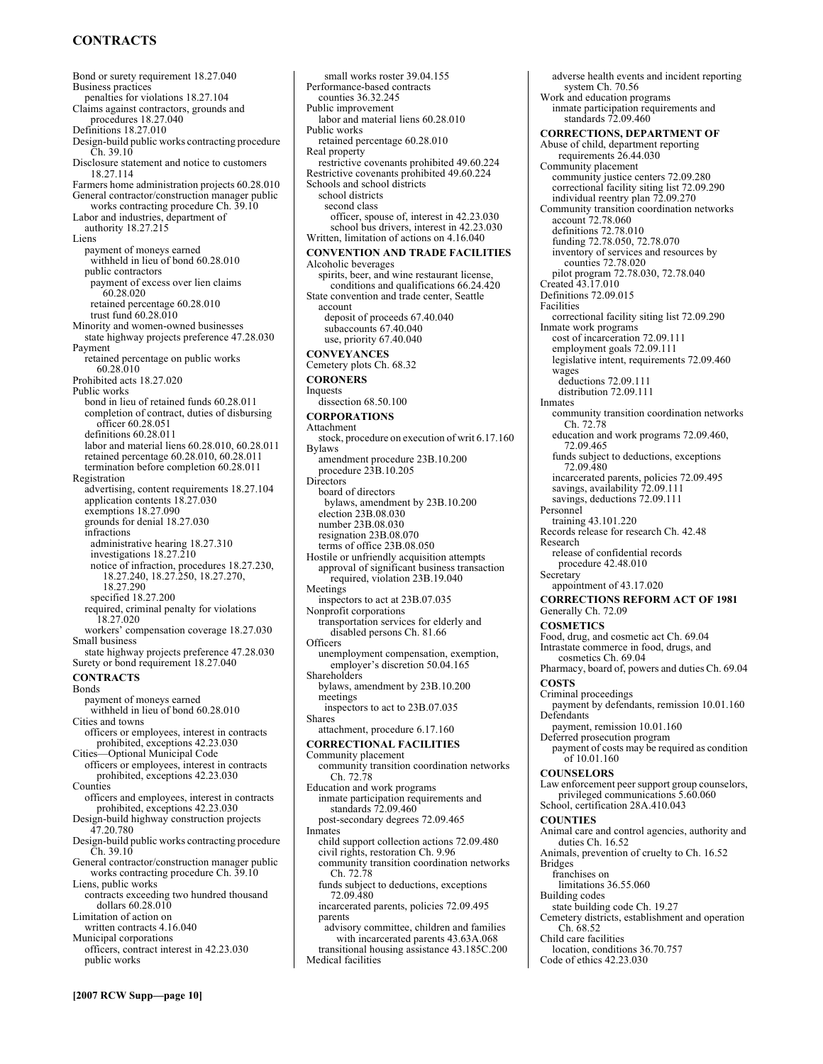## CONTRACTS

Bond or surety requirement 18.27.040
Business practices
  penalties for violations 18.27.104
Claims against contractors, grounds and procedures 18.27.040
Definitions 18.27.010
Design-build public works contracting procedure Ch. 39.10
Disclosure statement and notice to customers 18.27.114
Farmers home administration projects 60.28.010
General contractor/construction manager public works contracting procedure Ch. 39.10
Labor and industries, department of
  authority 18.27.215
Liens
  payment of moneys earned
    withheld in lieu of bond 60.28.010
  public contractors
    payment of excess over lien claims 60.28.020
    retained percentage 60.28.010
    trust fund 60.28.010
Minority and women-owned businesses
  state highway projects preference 47.28.030
Payment
  retained percentage on public works 60.28.010
Prohibited acts 18.27.020
Public works
  bond in lieu of retained funds 60.28.011
  completion of contract, duties of disbursing officer 60.28.051
  definitions 60.28.011
  labor and material liens 60.28.010, 60.28.011
  retained percentage 60.28.010, 60.28.011
  termination before completion 60.28.011
Registration
  advertising, content requirements 18.27.104
  application contents 18.27.030
  exemptions 18.27.090
  grounds for denial 18.27.030
  infractions
    administrative hearing 18.27.310
    investigations 18.27.210
    notice of infraction, procedures 18.27.230, 18.27.240, 18.27.250, 18.27.270, 18.27.290
    specified 18.27.200
  required, criminal penalty for violations 18.27.020
  workers' compensation coverage 18.27.030
Small business
  state highway projects preference 47.28.030
Surety or bond requirement 18.27.040

## CONTRACTS

Bonds
  payment of moneys earned
    withheld in lieu of bond 60.28.010
Cities and towns
  officers or employees, interest in contracts prohibited, exceptions 42.23.030
Cities—Optional Municipal Code
  officers or employees, interest in contracts prohibited, exceptions 42.23.030
Counties
  officers and employees, interest in contracts prohibited, exceptions 42.23.030
Design-build highway construction projects 47.20.780
Design-build public works contracting procedure Ch. 39.10
General contractor/construction manager public works contracting procedure Ch. 39.10
Liens, public works
  contracts exceeding two hundred thousand dollars 60.28.010
Limitation of action on
  written contracts 4.16.040
Municipal corporations
  officers, contract interest in 42.23.030
  public works
    small works roster 39.04.155
Performance-based contracts
  counties 36.32.245
Public improvement
  labor and material liens 60.28.010
Public works
  retained percentage 60.28.010
Real property
  restrictive covenants prohibited 49.60.224
Restrictive covenants prohibited 49.60.224
Schools and school districts
  school districts
    second class
      officer, spouse of, interest in 42.23.030
      school bus drivers, interest in 42.23.030
Written, limitation of actions on 4.16.040

## CONVENTION AND TRADE FACILITIES

Alcoholic beverages
  spirits, beer, and wine restaurant license, conditions and qualifications 66.24.420
State convention and trade center, Seattle
  account
    deposit of proceeds 67.40.040
    subaccounts 67.40.040
    use, priority 67.40.040

## CONVEYANCES

Cemetery plots Ch. 68.32

## CORONERS

Inquests
  dissection 68.50.100

## CORPORATIONS

Attachment
  stock, procedure on execution of writ 6.17.160
Bylaws
  amendment procedure 23B.10.200
  procedure 23B.10.205
Directors
  board of directors
    bylaws, amendment by 23B.10.200
  election 23B.08.030
  number 23B.08.030
  resignation 23B.08.070
  terms of office 23B.08.050
Hostile or unfriendly acquisition attempts
  approval of significant business transaction required, violation 23B.19.040
Meetings
  inspectors to act at 23B.07.035
Nonprofit corporations
  transportation services for elderly and disabled persons Ch. 81.66
Officers
  unemployment compensation, exemption, employer's discretion 50.04.165
Shareholders
  bylaws, amendment by 23B.10.200
  meetings
    inspectors to act to 23B.07.035
Shares
  attachment, procedure 6.17.160

## CORRECTIONAL FACILITIES

Community placement
  community transition coordination networks Ch. 72.78
Education and work programs
  inmate participation requirements and standards 72.09.460
  post-secondary degrees 72.09.465
Inmates
  child support collection actions 72.09.480
  civil rights, restoration Ch. 9.96
  community transition coordination networks Ch. 72.78
  funds subject to deductions, exceptions 72.09.480
  incarcerated parents, policies 72.09.495
  parents
    advisory committee, children and families with incarcerated parents 43.63A.068
  transitional housing assistance 43.185C.200
Medical facilities
  adverse health events and incident reporting system Ch. 70.56
Work and education programs
  inmate participation requirements and standards 72.09.460

## CORRECTIONS, DEPARTMENT OF

Abuse of child, department reporting requirements 26.44.030
Community placement
  community justice centers 72.09.280
  correctional facility siting list 72.09.290
  individual reentry plan 72.09.270
Community transition coordination networks
  account 72.78.060
  definitions 72.78.010
  funding 72.78.050, 72.78.070
  inventory of services and resources by counties 72.78.020
  pilot program 72.78.030, 72.78.040
Created 43.17.010
Definitions 72.09.015
Facilities
  correctional facility siting list 72.09.290
Inmate work programs
  cost of incarceration 72.09.111
  employment goals 72.09.111
  legislative intent, requirements 72.09.460
  wages
    deductions 72.09.111
    distribution 72.09.111
Inmates
  community transition coordination networks Ch. 72.78
  education and work programs 72.09.460, 72.09.465
  funds subject to deductions, exceptions 72.09.480
  incarcerated parents, policies 72.09.495
  savings, availability 72.09.111
  savings, deductions 72.09.111
Personnel
  training 43.101.220
Records release for research Ch. 42.48
Research
  release of confidential records
    procedure 42.48.010
Secretary
  appointment of 43.17.020

## CORRECTIONS REFORM ACT OF 1981

Generally Ch. 72.09

## COSMETICS

Food, drug, and cosmetic act Ch. 69.04
Intrastate commerce in food, drugs, and cosmetics Ch. 69.04
Pharmacy, board of, powers and duties Ch. 69.04

## COSTS

Criminal proceedings
  payment by defendants, remission 10.01.160
Defendants
  payment, remission 10.01.160
Deferred prosecution program
  payment of costs may be required as condition of 10.01.160

## COUNSELORS

Law enforcement peer support group counselors, privileged communications 5.60.060
School, certification 28A.410.043

## COUNTIES

Animal care and control agencies, authority and duties Ch. 16.52
Animals, prevention of cruelty to Ch. 16.52
Bridges
  franchises on
    limitations 36.55.060
Building codes
  state building code Ch. 19.27
Cemetery districts, establishment and operation Ch. 68.52
Child care facilities
  location, conditions 36.70.757
Code of ethics 42.23.030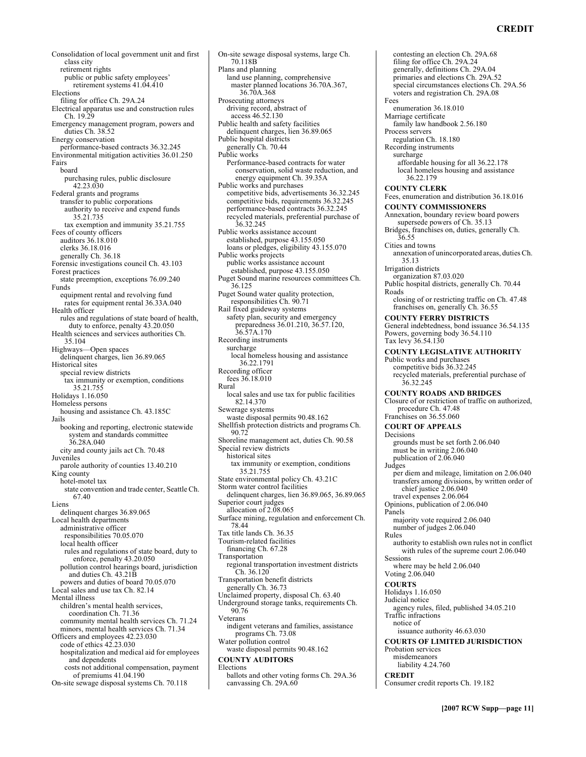Consolidation of local government unit and first class city
 retirement rights
  public or public safety employees' retirement systems 41.04.410
Elections
 filing for office Ch. 29A.24
Electrical apparatus use and construction rules Ch. 19.29
Emergency management program, powers and duties Ch. 38.52
Energy conservation
 performance-based contracts 36.32.245
Environmental mitigation activities 36.01.250
Fairs
 board
  purchasing rules, public disclosure 42.23.030
Federal grants and programs
 transfer to public corporations
  authority to receive and expend funds 35.21.735
  tax exemption and immunity 35.21.755
Fees of county officers
 auditors 36.18.010
 clerks 36.18.016
 generally Ch. 36.18
Forensic investigations council Ch. 43.103
Forest practices
 state preemption, exceptions 76.09.240
Funds
 equipment rental and revolving fund
  rates for equipment rental 36.33A.040
Health officer
 rules and regulations of state board of health, duty to enforce, penalty 43.20.050
Health sciences and services authorities Ch. 35.104
Highways—Open spaces
 delinquent charges, lien 36.89.065
Historical sites
 special review districts
  tax immunity or exemption, conditions 35.21.755
Holidays 1.16.050
Homeless persons
 housing and assistance Ch. 43.185C
Jails
 booking and reporting, electronic statewide system and standards committee 36.28A.040
 city and county jails act Ch. 70.48
Juveniles
 parole authority of counties 13.40.210
King county
 hotel-motel tax
  state convention and trade center, Seattle Ch. 67.40
Liens
 delinquent charges 36.89.065
Local health departments
 administrative officer
  responsibilities 70.05.070
 local health officer
  rules and regulations of state board, duty to enforce, penalty 43.20.050
 pollution control hearings board, jurisdiction and duties Ch. 43.21B
 powers and duties of board 70.05.070
Local sales and use tax Ch. 82.14
Mental illness
 children's mental health services, coordination Ch. 71.36
 community mental health services Ch. 71.24
 minors, mental health services Ch. 71.34
Officers and employees 42.23.030
 code of ethics 42.23.030
 hospitalization and medical aid for employees and dependents
  costs not additional compensation, payment of premiums 41.04.190
On-site sewage disposal systems Ch. 70.118
On-site sewage disposal systems, large Ch. 70.118B
Plans and planning
 land use planning, comprehensive
  master planned locations 36.70A.367, 36.70A.368
Prosecuting attorneys
 driving record, abstract of
  access 46.52.130
Public health and safety facilities
 delinquent charges, lien 36.89.065
Public hospital districts
 generally Ch. 70.44
Public works
 Performance-based contracts for water conservation, solid waste reduction, and energy equipment Ch. 39.35A
Public works and purchases
 competitive bids, advertisements 36.32.245
 competitive bids, requirements 36.32.245
 performance-based contracts 36.32.245
 recycled materials, preferential purchase of 36.32.245
Public works assistance account
 established, purpose 43.155.050
 loans or pledges, eligibility 43.155.070
Public works projects
 public works assistance account
  established, purpose 43.155.050
Puget Sound marine resources committees Ch. 36.125
Puget Sound water quality protection, responsibilities Ch. 90.71
Rail fixed guideway systems
 safety plan, security and emergency preparedness 36.01.210, 36.57.120, 36.57A.170
Recording instruments
 surcharge
  local homeless housing and assistance 36.22.1791
Recording officer
 fees 36.18.010
Rural
 local sales and use tax for public facilities 82.14.370
Sewerage systems
 waste disposal permits 90.48.162
Shellfish protection districts and programs Ch. 90.72
Shoreline management act, duties Ch. 90.58
Special review districts
 historical sites
  tax immunity or exemption, conditions 35.21.755
State environmental policy Ch. 43.21C
Storm water control facilities
 delinquent charges, lien 36.89.065, 36.89.065
Superior court judges
 allocation of 2.08.065
Surface mining, regulation and enforcement Ch. 78.44
Tax title lands Ch. 36.35
Tourism-related facilities
 financing Ch. 67.28
Transportation
 regional transportation investment districts Ch. 36.120
Transportation benefit districts
 generally Ch. 36.73
Unclaimed property, disposal Ch. 63.40
Underground storage tanks, requirements Ch. 90.76
Veterans
 indigent veterans and families, assistance programs Ch. 73.08
Water pollution control
 waste disposal permits 90.48.162

**COUNTY AUDITORS**

Elections
 ballots and other voting forms Ch. 29A.36
 canvassing Ch. 29A.60
 contesting an election Ch. 29A.68
 filing for office Ch. 29A.24
 generally, definitions Ch. 29A.04
 primaries and elections Ch. 29A.52
 special circumstances elections Ch. 29A.56
 voters and registration Ch. 29A.08
Fees
 enumeration 36.18.010
Marriage certificate
 family law handbook 2.56.180
Process servers
 regulation Ch. 18.180
Recording instruments
 surcharge
  affordable housing for all 36.22.178
  local homeless housing and assistance 36.22.179

**COUNTY CLERK**

Fees, enumeration and distribution 36.18.016

**COUNTY COMMISSIONERS**

Annexation, boundary review board powers supersede powers of Ch. 35.13
Bridges, franchises on, duties, generally Ch. 36.55
Cities and towns
 annexation of unincorporated areas, duties Ch. 35.13
Irrigation districts
 organization 87.03.020
Public hospital districts, generally Ch. 70.44
Roads
 closing of or restricting traffic on Ch. 47.48
 franchises on, generally Ch. 36.55

**COUNTY FERRY DISTRICTS**

General indebtedness, bond issuance 36.54.135
Powers, governing body 36.54.110
Tax levy 36.54.130

**COUNTY LEGISLATIVE AUTHORITY**

Public works and purchases
 competitive bids 36.32.245
 recycled materials, preferential purchase of 36.32.245

**COUNTY ROADS AND BRIDGES**

Closure of or restriction of traffic on authorized, procedure Ch. 47.48
Franchises on 36.55.060

**COURT OF APPEALS**

Decisions
 grounds must be set forth 2.06.040
 must be in writing 2.06.040
 publication of 2.06.040
Judges
 per diem and mileage, limitation on 2.06.040
 transfers among divisions, by written order of chief justice 2.06.040
 travel expenses 2.06.064
Opinions, publication of 2.06.040
Panels
 majority vote required 2.06.040
 number of judges 2.06.040
Rules
 authority to establish own rules not in conflict with rules of the supreme court 2.06.040
Sessions
 where may be held 2.06.040
Voting 2.06.040

**COURTS**

Holidays 1.16.050
Judicial notice
 agency rules, filed, published 34.05.210
Traffic infractions
 notice of
  issuance authority 46.63.030

**COURTS OF LIMITED JURISDICTION**

Probation services
 misdemeanors
  liability 4.24.760

**CREDIT**

Consumer credit reports Ch. 19.182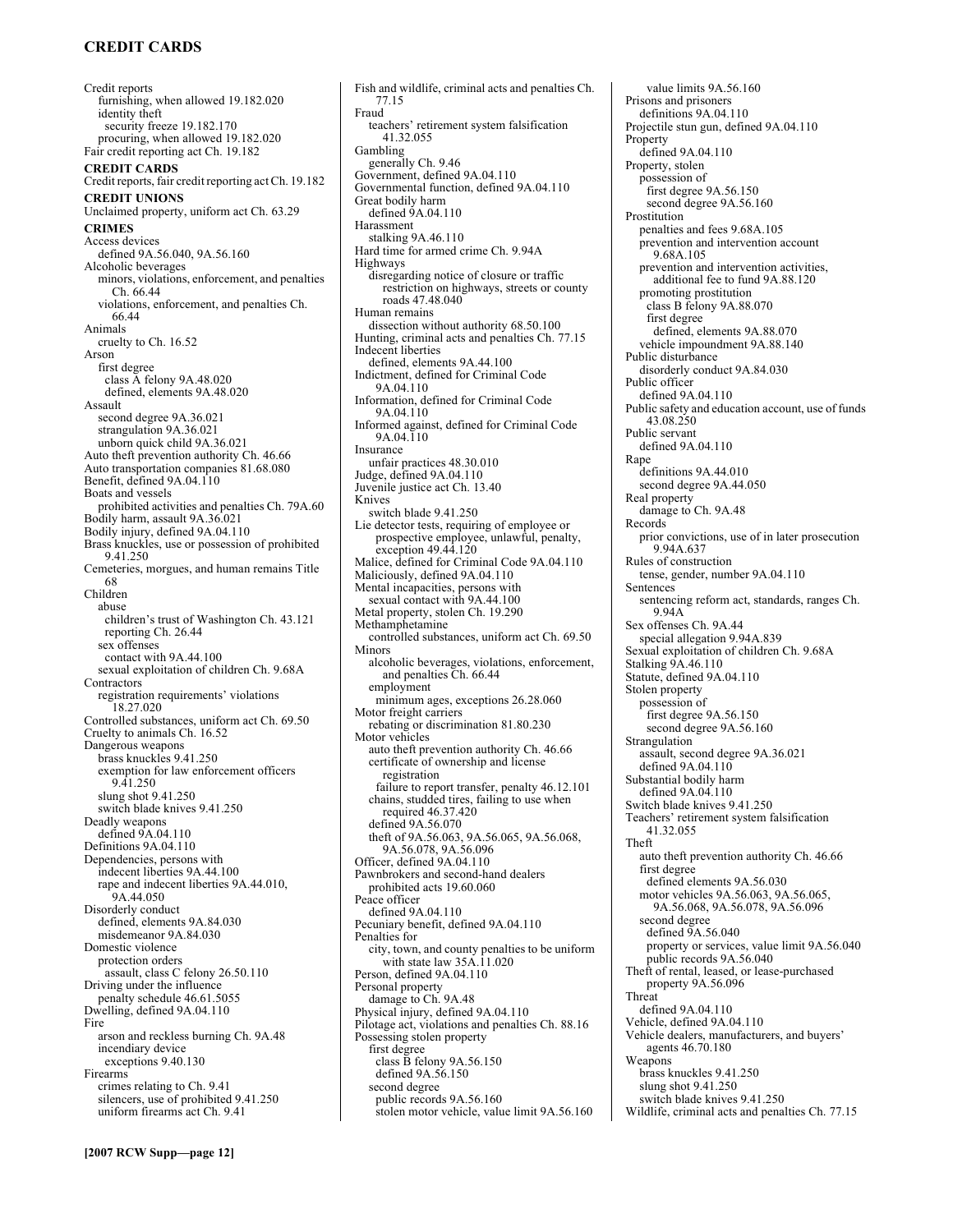Credit reports
  furnishing, when allowed 19.182.020
  identity theft
    security freeze 19.182.170
  procuring, when allowed 19.182.020
Fair credit reporting act Ch. 19.182

**CREDIT CARDS**
Credit reports, fair credit reporting act Ch. 19.182

**CREDIT UNIONS**
Unclaimed property, uniform act Ch. 63.29

**CRIMES**
Access devices
  defined 9A.56.040, 9A.56.160
Alcoholic beverages
  minors, violations, enforcement, and penalties Ch. 66.44
  violations, enforcement, and penalties Ch. 66.44
Animals
  cruelty to Ch. 16.52
Arson
  first degree
    class A felony 9A.48.020
    defined, elements 9A.48.020
Assault
  second degree 9A.36.021
  strangulation 9A.36.021
  unborn quick child 9A.36.021
Auto theft prevention authority Ch. 46.66
Auto transportation companies 81.68.080
Benefit, defined 9A.04.110
Boats and vessels
  prohibited activities and penalties Ch. 79A.60
Bodily harm, assault 9A.36.021
Bodily injury, defined 9A.04.110
Brass knuckles, use or possession of prohibited 9.41.250
Cemeteries, morgues, and human remains Title 68
Children
  abuse
    children's trust of Washington Ch. 43.121
    reporting Ch. 26.44
  sex offenses
    contact with 9A.44.100
  sexual exploitation of children Ch. 9.68A
Contractors
  registration requirements' violations 18.27.020
Controlled substances, uniform act Ch. 69.50
Cruelty to animals Ch. 16.52
Dangerous weapons
  brass knuckles 9.41.250
  exemption for law enforcement officers 9.41.250
  slung shot 9.41.250
  switch blade knives 9.41.250
Deadly weapons
  defined 9A.04.110
Definitions 9A.04.110
Dependencies, persons with
  indecent liberties 9A.44.100
  rape and indecent liberties 9A.44.010, 9A.44.050
Disorderly conduct
  defined, elements 9A.84.030
  misdemeanor 9A.84.030
Domestic violence
  protection orders
    assault, class C felony 26.50.110
Driving under the influence
  penalty schedule 46.61.5055
Dwelling, defined 9A.04.110
Fire
  arson and reckless burning Ch. 9A.48
  incendiary device
    exceptions 9.40.130
Firearms
  crimes relating to Ch. 9.41
  silencers, use of prohibited 9.41.250
  uniform firearms act Ch. 9.41
Fish and wildlife, criminal acts and penalties Ch. 77.15
Fraud
  teachers' retirement system falsification 41.32.055
Gambling
  generally Ch. 9.46
Government, defined 9A.04.110
Governmental function, defined 9A.04.110
Great bodily harm
  defined 9A.04.110
Harassment
  stalking 9A.46.110
Hard time for armed crime Ch. 9.94A
Highways
  disregarding notice of closure or traffic restriction on highways, streets or county roads 47.48.040
Human remains
  dissection without authority 68.50.100
Hunting, criminal acts and penalties Ch. 77.15
Indecent liberties
  defined, elements 9A.44.100
Indictment, defined for Criminal Code 9A.04.110
Information, defined for Criminal Code 9A.04.110
Informed against, defined for Criminal Code 9A.04.110
Insurance
  unfair practices 48.30.010
Judge, defined 9A.04.110
Juvenile justice act Ch. 13.40
Knives
  switch blade 9.41.250
Lie detector tests, requiring of employee or prospective employee, unlawful, penalty, exception 49.44.120
Malice, defined for Criminal Code 9A.04.110
Maliciously, defined 9A.04.110
Mental incapacities, persons with
  sexual contact with 9A.44.100
Metal property, stolen Ch. 19.290
Methamphetamine
  controlled substances, uniform act Ch. 69.50
Minors
  alcoholic beverages, violations, enforcement, and penalties Ch. 66.44
  employment
    minimum ages, exceptions 26.28.060
Motor freight carriers
  rebating or discrimination 81.80.230
Motor vehicles
  auto theft prevention authority Ch. 46.66
  certificate of ownership and license registration
    failure to report transfer, penalty 46.12.101
  chains, studded tires, failing to use when required 46.37.420
  defined 9A.56.070
  theft of 9A.56.063, 9A.56.065, 9A.56.068, 9A.56.078, 9A.56.096
Officer, defined 9A.04.110
Pawnbrokers and second-hand dealers
  prohibited acts 19.60.060
Peace officer
  defined 9A.04.110
Pecuniary benefit, defined 9A.04.110
Penalties for
  city, town, and county penalties to be uniform with state law 35A.11.020
Person, defined 9A.04.110
Personal property
  damage to Ch. 9A.48
Physical injury, defined 9A.04.110
Pilotage act, violations and penalties Ch. 88.16
Possessing stolen property
  first degree
    class B felony 9A.56.150
    defined 9A.56.150
  second degree
    public records 9A.56.160
    stolen motor vehicle, value limit 9A.56.160
    value limits 9A.56.160
Prisons and prisoners
  definitions 9A.04.110
Projectile stun gun, defined 9A.04.110
Property
  defined 9A.04.110
Property, stolen
  possession of
    first degree 9A.56.150
    second degree 9A.56.160
Prostitution
  penalties and fees 9.68A.105
  prevention and intervention account 9.68A.105
  prevention and intervention activities, additional fee to fund 9A.88.120
  promoting prostitution
    class B felony 9A.88.070
    first degree
      defined, elements 9A.88.070
  vehicle impoundment 9A.88.140
Public disturbance
  disorderly conduct 9A.84.030
Public officer
  defined 9A.04.110
Public safety and education account, use of funds 43.08.250
Public servant
  defined 9A.04.110
Rape
  definitions 9A.44.010
  second degree 9A.44.050
Real property
  damage to Ch. 9A.48
Records
  prior convictions, use of in later prosecution 9.94A.637
Rules of construction
  tense, gender, number 9A.04.110
Sentences
  sentencing reform act, standards, ranges Ch. 9.94A
Sex offenses Ch. 9A.44
  special allegation 9.94A.839
Sexual exploitation of children Ch. 9.68A
Stalking 9A.46.110
Statute, defined 9A.04.110
Stolen property
  possession of
    first degree 9A.56.150
    second degree 9A.56.160
Strangulation
  assault, second degree 9A.36.021
  defined 9A.04.110
Substantial bodily harm
  defined 9A.04.110
Switch blade knives 9.41.250
Teachers' retirement system falsification 41.32.055
Theft
  auto theft prevention authority Ch. 46.66
  first degree
    defined elements 9A.56.030
  motor vehicles 9A.56.063, 9A.56.065, 9A.56.068, 9A.56.078, 9A.56.096
  second degree
    defined 9A.56.040
    property or services, value limit 9A.56.040
    public records 9A.56.040
Theft of rental, leased, or lease-purchased property 9A.56.096
Threat
  defined 9A.04.110
Vehicle, defined 9A.04.110
Vehicle dealers, manufacturers, and buyers' agents 46.70.180
Weapons
  brass knuckles 9.41.250
  slung shot 9.41.250
  switch blade knives 9.41.250
Wildlife, criminal acts and penalties Ch. 77.15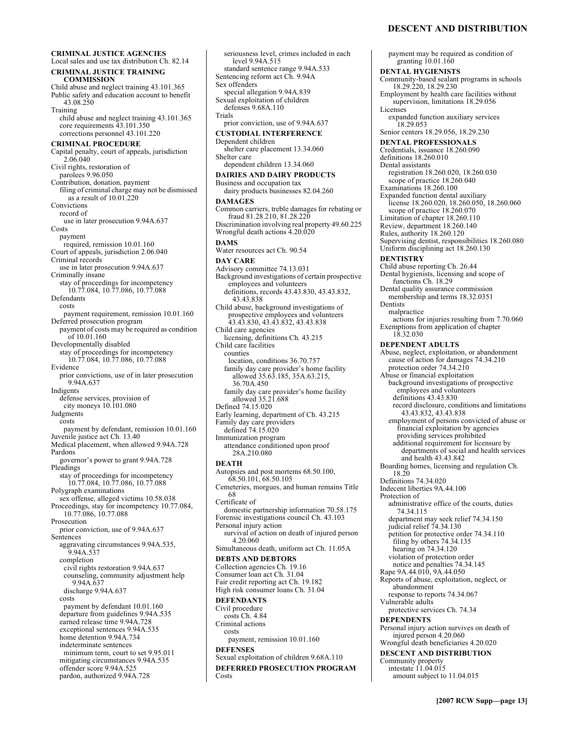**CRIMINAL JUSTICE AGENCIES**
Local sales and use tax distribution Ch. 82.14

**CRIMINAL JUSTICE TRAINING COMMISSION**
Child abuse and neglect training 43.101.365
Public safety and education account to benefit 43.08.250
Training
  child abuse and neglect training 43.101.365
  core requirements 43.101.350
  corrections personnel 43.101.220

**CRIMINAL PROCEDURE**
Capital penalty, court of appeals, jurisdiction 2.06.040
Civil rights, restoration of
  parolees 9.96.050
Contribution, donation, payment
  filing of criminal charge may not be dismissed as a result of 10.01.220
Convictions
  record of
    use in later prosecution 9.94A.637
Costs
  payment
    required, remission 10.01.160
Court of appeals, jurisdiction 2.06.040
Criminal records
  use in later prosecution 9.94A.637
Criminally insane
  stay of proceedings for incompetency 10.77.084, 10.77.086, 10.77.088
Defendants
  costs
    payment requirement, remission 10.01.160
Deferred prosecution program
  payment of costs may be required as condition of 10.01.160
Developmentally disabled
  stay of proceedings for incompetency 10.77.084, 10.77.086, 10.77.088
Evidence
  prior convictions, use of in later prosecution 9.94A.637
Indigents
  defense services, provision of
    city moneys 10.101.080
Judgments
  costs
    payment by defendant, remission 10.01.160
Juvenile justice act Ch. 13.40
Medical placement, when allowed 9.94A.728
Pardons
  governor's power to grant 9.94A.728
Pleadings
  stay of proceedings for incompetency 10.77.084, 10.77.086, 10.77.088
Polygraph examinations
  sex offense, alleged victims 10.58.038
Proceedings, stay for incompetency 10.77.084, 10.77.086, 10.77.088
Prosecution
  prior conviction, use of 9.94A.637
Sentences
  aggravating circumstances 9.94A.535, 9.94A.537
  completion
    civil rights restoration 9.94A.637
    counseling, community adjustment help 9.94A.637
    discharge 9.94A.637
  costs
    payment by defendant 10.01.160
  departure from guidelines 9.94A.535
  earned release time 9.94A.728
  exceptional sentences 9.94A.535
  home detention 9.94A.734
  indeterminate sentences
    minimum term, court to set 9.95.011
  mitigating circumstances 9.94A.535
  offender score 9.94A.525
  pardon, authorized 9.94A.728
  seriousness level, crimes included in each level 9.94A.515
  standard sentence range 9.94A.533
Sentencing reform act Ch. 9.94A
Sex offenders
  special allegation 9.94A.839
Sexual exploitation of children
  defenses 9.68A.110
Trials
  prior conviction, use of 9.94A.637

**CUSTODIAL INTERFERENCE**
Dependent children
  shelter care placement 13.34.060
Shelter care
  dependent children 13.34.060

**DAIRIES AND DAIRY PRODUCTS**
Business and occupation tax
  dairy products businesses 82.04.260

**DAMAGES**
Common carriers, treble damages for rebating or fraud 81.28.210, 81.28.220
Discrimination involving real property 49.60.225
Wrongful death actions 4.20.020

**DAMS**
Water resources act Ch. 90.54

**DAY CARE**
Advisory committee 74.13.031
Background investigations of certain prospective employees and volunteers
  definitions, records 43.43.830, 43.43.832, 43.43.838
Child abuse, background investigations of prospective employees and volunteers 43.43.830, 43.43.832, 43.43.838
Child care agencies
  licensing, definitions Ch. 43.215
Child care facilities
  counties
    location, conditions 36.70.757
  family day care provider's home facility allowed 35.63.185, 35A.63.215, 36.70A.450
  family day care provider's home facility allowed 35.21.688
Defined 74.15.020
Early learning, department of Ch. 43.215
Family day care providers
  defined 74.15.020
Immunization program
  attendance conditioned upon proof 28A.210.080

**DEATH**
Autopsies and post mortems 68.50.100, 68.50.101, 68.50.105
Cemeteries, morgues, and human remains Title 68
Certificate of
  domestic partnership information 70.58.175
Forensic investigations council Ch. 43.103
Personal injury action
  survival of action on death of injured person 4.20.060
Simultaneous death, uniform act Ch. 11.05A

**DEBTS AND DEBTORS**
Collection agencies Ch. 19.16
Consumer loan act Ch. 31.04
Fair credit reporting act Ch. 19.182
High risk consumer loans Ch. 31.04

**DEFENDANTS**
Civil procedure
  costs Ch. 4.84
Criminal actions
  costs
    payment, remission 10.01.160

**DEFENSES**
Sexual exploitation of children 9.68A.110

**DEFERRED PROSECUTION PROGRAM**
Costs
  payment may be required as condition of granting 10.01.160

**DENTAL HYGIENISTS**
Community-based sealant programs in schools 18.29.220, 18.29.230
Employment by health care facilities without supervision, limitations 18.29.056
Licenses
  expanded function auxiliary services 18.29.053
Senior centers 18.29.056, 18.29.230

**DENTAL PROFESSIONALS**
Credentials, issuance 18.260.090
definitions 18.260.010
Dental assistants
  registration 18.260.020, 18.260.030
  scope of practice 18.260.040
Examinations 18.260.100
Expanded function dental auxiliary
  license 18.260.020, 18.260.050, 18.260.060
  scope of practice 18.260.070
Limitation of chapter 18.260.110
Review, department 18.260.140
Rules, authority 18.260.120
Supervising dentist, responsibilities 18.260.080
Uniform disciplining act 18.260.130

**DENTISTRY**
Child abuse reporting Ch. 26.44
Dental hygienists, licensing and scope of functions Ch. 18.29
Dental quality assurance commission
  membership and terms 18.32.0351
Dentists
  malpractice
    actions for injuries resulting from 7.70.060
Exemptions from application of chapter 18.32.030

**DEPENDENT ADULTS**
Abuse, neglect, exploitation, or abandonment
  cause of action for damages 74.34.210
  protection order 74.34.210
Abuse or financial exploitation
  background investigations of prospective employees and volunteers
    definitions 43.43.830
    record disclosure, conditions and limitations 43.43.832, 43.43.838
  employment of persons convicted of abuse or financial exploitation by agencies providing services prohibited
    additional requirement for licensure by departments of social and health services and health 43.43.842
Boarding homes, licensing and regulation Ch. 18.20
Definitions 74.34.020
Indecent liberties 9A.44.100
Protection of
  administrative office of the courts, duties 74.34.115
  department may seek relief 74.34.150
  judicial relief 74.34.130
  petition for protective order 74.34.110
    filing by others 74.34.135
    hearing on 74.34.120
  violation of protection order
    notice and penalties 74.34.145
Rape 9A.44.010, 9A.44.050
Reports of abuse, exploitation, neglect, or abandonment
  response to reports 74.34.067
Vulnerable adults
  protective services Ch. 74.34

**DEPENDENTS**
Personal injury action survives on death of injured person 4.20.060
Wrongful death beneficiaries 4.20.020

**DESCENT AND DISTRIBUTION**
Community property
  intestate 11.04.015
    amount subject to 11.04.015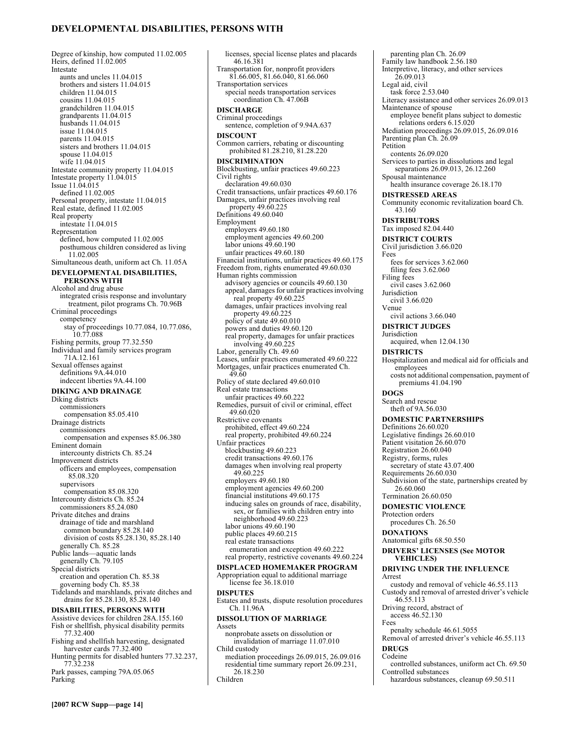Degree of kinship, how computed 11.02.005
Heirs, defined 11.02.005
Intestate
  aunts and uncles 11.04.015
  brothers and sisters 11.04.015
  children 11.04.015
  cousins 11.04.015
  grandchildren 11.04.015
  grandparents 11.04.015
  husbands 11.04.015
  issue 11.04.015
  parents 11.04.015
  sisters and brothers 11.04.015
  spouse 11.04.015
  wife 11.04.015
Intestate community property 11.04.015
Intestate property 11.04.015
Issue 11.04.015
  defined 11.02.005
Personal property, intestate 11.04.015
Real estate, defined 11.02.005
Real property
  intestate 11.04.015
Representation
  defined, how computed 11.02.005
  posthumous children considered as living 11.02.005
Simultaneous death, uniform act Ch. 11.05A

**DEVELOPMENTAL DISABILITIES, PERSONS WITH**

Alcohol and drug abuse
  integrated crisis response and involuntary treatment, pilot programs Ch. 70.96B
Criminal proceedings
  competency
    stay of proceedings 10.77.084, 10.77.086, 10.77.088
Fishing permits, group 77.32.550
Individual and family services program 71A.12.161
Sexual offenses against
  definitions 9A.44.010
  indecent liberties 9A.44.100

**DIKING AND DRAINAGE**

Diking districts
  commissioners
    compensation 85.05.410
Drainage districts
  commissioners
    compensation and expenses 85.06.380
Eminent domain
  intercounty districts Ch. 85.24
Improvement districts
  officers and employees, compensation 85.08.320
  supervisors
    compensation 85.08.320
Intercounty districts Ch. 85.24
  commissioners 85.24.080
Private ditches and drains
  drainage of tide and marshland
    common boundary 85.28.140
    division of costs 85.28.130, 85.28.140
  generally Ch. 85.28
Public lands—aquatic lands
  generally Ch. 79.105
Special districts
  creation and operation Ch. 85.38
  governing body Ch. 85.38
Tidelands and marshlands, private ditches and drains for 85.28.130, 85.28.140

**DISABILITIES, PERSONS WITH**

Assistive devices for children 28A.155.160
Fish or shellfish, physical disability permits 77.32.400
Fishing and shellfish harvesting, designated harvester cards 77.32.400
Hunting permits for disabled hunters 77.32.237, 77.32.238
Park passes, camping 79A.05.065
Parking
  licenses, special license plates and placards 46.16.381
Transportation for, nonprofit providers 81.66.005, 81.66.040, 81.66.060
Transportation services
  special needs transportation services coordination Ch. 47.06B

**DISCHARGE**

Criminal proceedings
  sentence, completion of 9.94A.637

**DISCOUNT**

Common carriers, rebating or discounting prohibited 81.28.210, 81.28.220

**DISCRIMINATION**

Blockbusting, unfair practices 49.60.223
Civil rights
  declaration 49.60.030
Credit transactions, unfair practices 49.60.176
Damages, unfair practices involving real property 49.60.225
Definitions 49.60.040
Employment
  employers 49.60.180
  employment agencies 49.60.200
  labor unions 49.60.190
  unfair practices 49.60.180
Financial institutions, unfair practices 49.60.175
Freedom from, rights enumerated 49.60.030
Human rights commission
  advisory agencies or councils 49.60.130
  appeal, damages for unfair practices involving real property 49.60.225
  damages, unfair practices involving real property 49.60.225
  policy of state 49.60.010
  powers and duties 49.60.120
  real property, damages for unfair practices involving 49.60.225
Labor, generally Ch. 49.60
Leases, unfair practices enumerated 49.60.222
Mortgages, unfair practices enumerated Ch. 49.60
Policy of state declared 49.60.010
Real estate transactions
  unfair practices 49.60.222
Remedies, pursuit of civil or criminal, effect 49.60.020
Restrictive covenants
  prohibited, effect 49.60.224
  real property, prohibited 49.60.224
Unfair practices
  blockbusting 49.60.223
  credit transactions 49.60.176
  damages when involving real property 49.60.225
  employers 49.60.180
  employment agencies 49.60.200
  financial institutions 49.60.175
  inducing sales on grounds of race, disability, sex, or families with children entry into neighborhood 49.60.223
  labor unions 49.60.190
  public places 49.60.215
  real estate transactions
    enumeration and exception 49.60.222
  real property, restrictive covenants 49.60.224

**DISPLACED HOMEMAKER PROGRAM**

Appropriation equal to additional marriage license fee 36.18.010

**DISPUTES**

Estates and trusts, dispute resolution procedures Ch. 11.96A

**DISSOLUTION OF MARRIAGE**

Assets
  nonprobate assets on dissolution or invalidation of marriage 11.07.010
Child custody
  mediation proceedings 26.09.015, 26.09.016
  residential time summary report 26.09.231, 26.18.230
Children
  parenting plan Ch. 26.09
Family law handbook 2.56.180
Interpretive, literacy, and other services 26.09.013
Legal aid, civil
  task force 2.53.040
Literacy assistance and other services 26.09.013
Maintenance of spouse
  employee benefit plans subject to domestic relations orders 6.15.020
Mediation proceedings 26.09.015, 26.09.016
Parenting plan Ch. 26.09
Petition
  contents 26.09.020
Services to parties in dissolutions and legal separations 26.09.013, 26.12.260
Spousal maintenance
  health insurance coverage 26.18.170

**DISTRESSED AREAS**

Community economic revitalization board Ch. 43.160

**DISTRIBUTORS**

Tax imposed 82.04.440

**DISTRICT COURTS**

Civil jurisdiction 3.66.020
Fees
  fees for services 3.62.060
  filing fees 3.62.060
Filing fees
  civil cases 3.62.060
Jurisdiction
  civil 3.66.020
Venue
  civil actions 3.66.040

**DISTRICT JUDGES**

Jurisdiction
  acquired, when 12.04.130

**DISTRICTS**

Hospitalization and medical aid for officials and employees
  costs not additional compensation, payment of premiums 41.04.190

**DOGS**

Search and rescue
  theft of 9A.56.030

**DOMESTIC PARTNERSHIPS**

Definitions 26.60.020
Legislative findings 26.60.010
Patient visitation 26.60.070
Registration 26.60.040
Registry, forms, rules
  secretary of state 43.07.400
Requirements 26.60.030
Subdivision of the state, partnerships created by 26.60.060
Termination 26.60.050

**DOMESTIC VIOLENCE**

Protection orders
  procedures Ch. 26.50

**DONATIONS**

Anatomical gifts 68.50.550

**DRIVERS' LICENSES (See MOTOR VEHICLES)**

**DRIVING UNDER THE INFLUENCE**

Arrest
  custody and removal of vehicle 46.55.113
Custody and removal of arrested driver's vehicle 46.55.113
Driving record, abstract of
  access 46.52.130
Fees
  penalty schedule 46.61.5055
Removal of arrested driver's vehicle 46.55.113

**DRUGS**

Codeine
  controlled substances, uniform act Ch. 69.50
Controlled substances
  hazardous substances, cleanup 69.50.511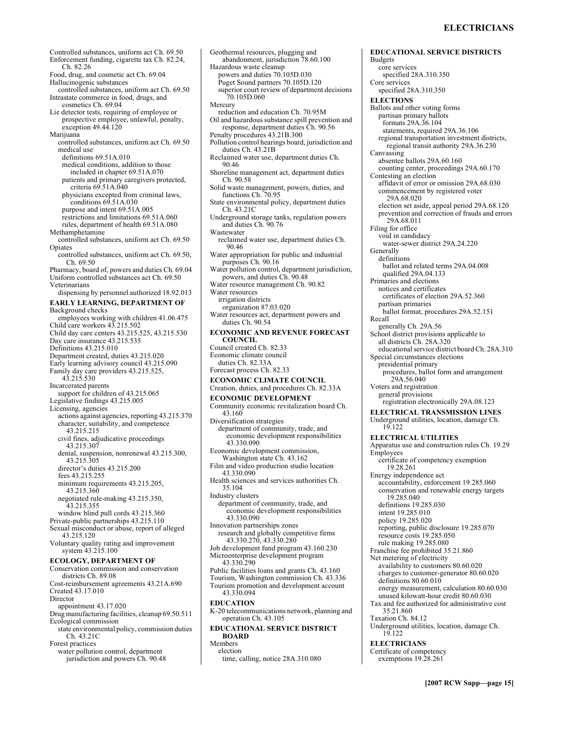Controlled substances, uniform act Ch. 69.50
Enforcement funding, cigarette tax Ch. 82.24, Ch. 82.26
Food, drug, and cosmetic act Ch. 69.04
Hallucinogenic substances
  controlled substances, uniform act Ch. 69.50
Intrastate commerce in food, drugs, and cosmetics Ch. 69.04
Lie detector tests, requiring of employee or prospective employee, unlawful, penalty, exception 49.44.120
Marijuana
  controlled substances, uniform act Ch. 69.50
  medical use
    definitions 69.51A.010
    medical conditions, addition to those included in chapter 69.51A.070
    patients and primary caregivers protected, criteria 69.51A.040
    physicians excepted from criminal laws, conditions 69.51A.030
    purpose and intent 69.51A.005
    restrictions and limitations 69.51A.060
    rules, department of health 69.51A.080
Methamphetamine
  controlled substances, uniform act Ch. 69.50
Opiates
  controlled substances, uniform act Ch. 69.50, Ch. 69.50
Pharmacy, board of, powers and duties Ch. 69.04
Uniform controlled substances act Ch. 69.50
Veterinarians
  dispensing by personnel authorized 18.92.013

**EARLY LEARNING, DEPARTMENT OF**
Background checks
  employees working with children 41.06.475
Child care workers 43.215.502
Child day care centers 43.215.525, 43.215.530
Day care insurance 43.215.535
Definitions 43.215.010
Department created, duties 43.215.020
Early learning advisory council 43.215.090
Family day care providers 43.215.525, 43.215.530
Incarcerated parents
  support for children of 43.215.065
Legislative findings 43.215.005
Licensing, agencies
  actions against agencies, reporting 43.215.370
  character, suitability, and competence 43.215.215
  civil fines, adjudicative proceedings 43.215.307
  denial, suspension, nonrenewal 43.215.300, 43.215.305
  director's duties 43.215.200
  fees 43.215.255
  minimum requirements 43.215.205, 43.215.360
  negotiated rule-making 43.215.350, 43.215.355
  window blind pull cords 43.215.360
Private-public partnerships 43.215.110
Sexual misconduct or abuse, report of alleged 43.215.120
Voluntary quality rating and improvement system 43.215.100

**ECOLOGY, DEPARTMENT OF**
Conservation commission and conservation districts Ch. 89.08
Cost-reimbursement agreements 43.21A.690
Created 43.17.010
Director
  appointment 43.17.020
Drug manufacturing facilities, cleanup 69.50.511
Ecological commission
  state environmental policy, commission duties Ch. 43.21C
Forest practices
  water pollution control, department jurisdiction and powers Ch. 90.48
Geothermal resources, plugging and abandonment, jurisdiction 78.60.100
Hazardous waste cleanup
  powers and duties 70.105D.030
  Puget Sound partners 70.105D.120
  superior court review of department decisions 70.105D.060
Mercury
  reduction and education Ch. 70.95M
Oil and hazardous substance spill prevention and response, department duties Ch. 90.56
Penalty procedures 43.21B.300
Pollution control hearings board, jurisdiction and duties Ch. 43.21B
Reclaimed water use, department duties Ch. 90.46
Shoreline management act, department duties Ch. 90.58
Solid waste management, powers, duties, and functions Ch. 70.95
State environmental policy, department duties Ch. 43.21C
Underground storage tanks, regulation powers and duties Ch. 90.76
Wastewater
  reclaimed water use, department duties Ch. 90.46
Water appropriation for public and industrial purposes Ch. 90.16
Water pollution control, department jurisdiction, powers, and duties Ch. 90.48
Water resource management Ch. 90.82
Water resources
  irrigation districts
    organization 87.03.020
Water resources act, department powers and duties Ch. 90.54

**ECONOMIC AND REVENUE FORECAST COUNCIL**
Council created Ch. 82.33
Economic climate council
  duties Ch. 82.33A
Forecast process Ch. 82.33

**ECONOMIC CLIMATE COUNCIL**
Creation, duties, and procedures Ch. 82.33A

**ECONOMIC DEVELOPMENT**
Community economic revitalization board Ch. 43.160
Diversification strategies
  department of community, trade, and economic development responsibilities 43.330.090
Economic development commission, Washington state Ch. 43.162
Film and video production studio location 43.330.090
Health sciences and services authorities Ch. 35.104
Industry clusters
  department of community, trade, and economic development responsibilities 43.330.090
Innovation partnerships zones
  research and globally competitive firms 43.330.270, 43.330.280
Job development fund program 43.160.230
Microenterprise development program 43.330.290
Public facilities loans and grants Ch. 43.160
Tourism, Washington commission Ch. 43.336
Tourism promotion and development account 43.330.094

**EDUCATION**
K-20 telecommunications network, planning and operation Ch. 43.105

**EDUCATIONAL SERVICE DISTRICT BOARD**
Members
  election
    time, calling, notice 28A.310.080

**EDUCATIONAL SERVICE DISTRICTS**
Budgets
  core services
    specified 28A.310.350
Core services
  specified 28A.310.350

**ELECTIONS**
Ballots and other voting forms
  partisan primary ballots
    formats 29A.36.104
    statements, required 29A.36.106
  regional transportation investment districts, regional transit authority 29A.36.230
Canvassing
  absentee ballots 29A.60.160
  counting center, proceedings 29A.60.170
Contesting an election
  affidavit of error or omission 29A.68.030
  commencement by registered voter 29A.68.020
  election set aside, appeal period 29A.68.120
  prevention and correction of frauds and errors 29A.68.011
Filing for office
  void in candidacy
    water-sewer district 29A.24.220
Generally
  definitions
    ballot and related terms 29A.04.008
    qualified 29A.04.133
Primaries and elections
  notices and certificates
    certificates of election 29A.52.360
  partisan primaries
    ballot format, procedures 29A.52.151
Recall
  generally Ch. 29A.56
School district provisions applicable to
  all districts Ch. 28A.320
  educational service district board Ch. 28A.310
Special circumstances elections
  presidential primary
    procedures, ballot form and arrangement 29A.56.040
Voters and registration
  general provisions
    registration electronically 29A.08.123

**ELECTRICAL TRANSMISSION LINES**
Underground utilities, location, damage Ch. 19.122

**ELECTRICAL UTILITIES**
Apparatus use and construction rules Ch. 19.29
Employees
  certificate of competency exemption 19.28.261
Energy independence act
  accountability, enforcement 19.285.060
  conservation and renewable energy targets 19.285.040
  definitions 19.285.030
  intent 19.285.010
  policy 19.285.020
  reporting, public disclosure 19.285.070
  resource costs 19.285.050
  rule making 19.285.080
Franchise fee prohibited 35.21.860
Net metering of electricity
  availability to customers 80.60.020
  charges to customer-generator 80.60.020
  definitions 80.60.010
  energy measurement, calculation 80.60.030
  unused kilowatt-hour credit 80.60.030
Tax and fee authorized for administrative cost 35.21.860
Taxation Ch. 84.12
Underground utilities, location, damage Ch. 19.122

**ELECTRICIANS**
Certificate of competency
  exemptions 19.28.261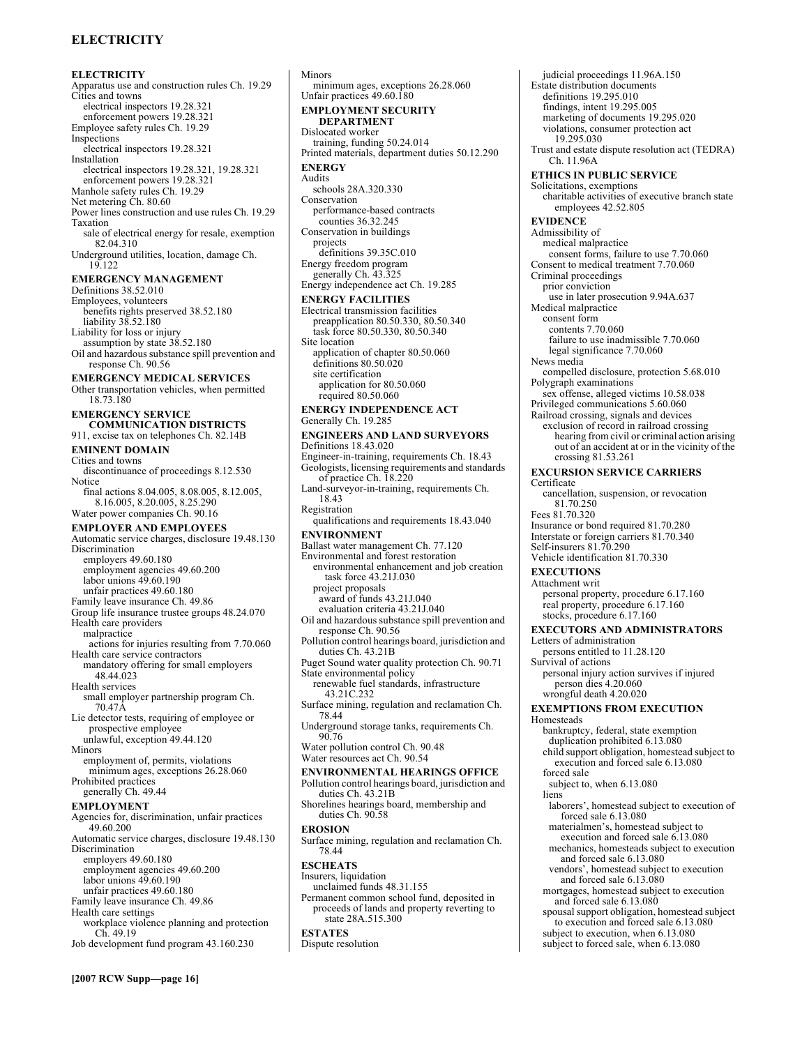**ELECTRICITY**

Apparatus use and construction rules Ch. 19.29
Cities and towns
  electrical inspectors 19.28.321
  enforcement powers 19.28.321
Employee safety rules Ch. 19.29
Inspections
  electrical inspectors 19.28.321
Installation
  electrical inspectors 19.28.321, 19.28.321
  enforcement powers 19.28.321
Manhole safety rules Ch. 19.29
Net metering Ch. 80.60
Power lines construction and use rules Ch. 19.29
Taxation
  sale of electrical energy for resale, exemption 82.04.310
Underground utilities, location, damage Ch. 19.122

**EMERGENCY MANAGEMENT**

Definitions 38.52.010
Employees, volunteers
  benefits rights preserved 38.52.180
  liability 38.52.180
Liability for loss or injury
  assumption by state 38.52.180
Oil and hazardous substance spill prevention and response Ch. 90.56

**EMERGENCY MEDICAL SERVICES**

Other transportation vehicles, when permitted 18.73.180

**EMERGENCY SERVICE COMMUNICATION DISTRICTS**

911, excise tax on telephones Ch. 82.14B

**EMINENT DOMAIN**

Cities and towns
  discontinuance of proceedings 8.12.530
Notice
  final actions 8.04.005, 8.08.005, 8.12.005, 8.16.005, 8.20.005, 8.25.290
Water power companies Ch. 90.16

**EMPLOYER AND EMPLOYEES**

Automatic service charges, disclosure 19.48.130
Discrimination
  employers 49.60.180
  employment agencies 49.60.200
  labor unions 49.60.190
  unfair practices 49.60.180
Family leave insurance Ch. 49.86
Group life insurance trustee groups 48.24.070
Health care providers
  malpractice
    actions for injuries resulting from 7.70.060
Health care service contractors
  mandatory offering for small employers 48.44.023
Health services
  small employer partnership program Ch. 70.47A
Lie detector tests, requiring of employee or prospective employee
  unlawful, exception 49.44.120
Minors
  employment of, permits, violations
    minimum ages, exceptions 26.28.060
Prohibited practices
  generally Ch. 49.44

**EMPLOYMENT**

Agencies for, discrimination, unfair practices 49.60.200
Automatic service charges, disclosure 19.48.130
Discrimination
  employers 49.60.180
  employment agencies 49.60.200
  labor unions 49.60.190
  unfair practices 49.60.180
Family leave insurance Ch. 49.86
Health care settings
  workplace violence planning and protection Ch. 49.19
Job development fund program 43.160.230
Minors
  minimum ages, exceptions 26.28.060
Unfair practices 49.60.180

**EMPLOYMENT SECURITY DEPARTMENT**

Dislocated worker
  training, funding 50.24.014
Printed materials, department duties 50.12.290

**ENERGY**

Audits
  schools 28A.320.330
Conservation
  performance-based contracts
    counties 36.32.245
Conservation in buildings
  projects
    definitions 39.35C.010
Energy freedom program
  generally Ch. 43.325
Energy independence act Ch. 19.285

**ENERGY FACILITIES**

Electrical transmission facilities
  preapplication 80.50.330, 80.50.340
  task force 80.50.330, 80.50.340
Site location
  application of chapter 80.50.060
  definitions 80.50.020
  site certification
    application for 80.50.060
    required 80.50.060

**ENERGY INDEPENDENCE ACT**

Generally Ch. 19.285

**ENGINEERS AND LAND SURVEYORS**

Definitions 18.43.020
Engineer-in-training, requirements Ch. 18.43
Geologists, licensing requirements and standards of practice Ch. 18.220
Land-surveyor-in-training, requirements Ch. 18.43
Registration
  qualifications and requirements 18.43.040

**ENVIRONMENT**

Ballast water management Ch. 77.120
Environmental and forest restoration
  environmental enhancement and job creation task force 43.21J.030
  project proposals
    award of funds 43.21J.040
    evaluation criteria 43.21J.040
Oil and hazardous substance spill prevention and response Ch. 90.56
Pollution control hearings board, jurisdiction and duties Ch. 43.21B
Puget Sound water quality protection Ch. 90.71
State environmental policy
  renewable fuel standards, infrastructure 43.21C.232
Surface mining, regulation and reclamation Ch. 78.44
Underground storage tanks, requirements Ch. 90.76
Water pollution control Ch. 90.48
Water resources act Ch. 90.54

**ENVIRONMENTAL HEARINGS OFFICE**

Pollution control hearings board, jurisdiction and duties Ch. 43.21B
Shorelines hearings board, membership and duties Ch. 90.58

**EROSION**

Surface mining, regulation and reclamation Ch. 78.44

**ESCHEATS**

Insurers, liquidation
  unclaimed funds 48.31.155
Permanent common school fund, deposited in proceeds of lands and property reverting to state 28A.515.300

**ESTATES**

Dispute resolution
  judicial proceedings 11.96A.150
Estate distribution documents
  definitions 19.295.010
  findings, intent 19.295.005
  marketing of documents 19.295.020
  violations, consumer protection act 19.295.030
Trust and estate dispute resolution act (TEDRA) Ch. 11.96A

**ETHICS IN PUBLIC SERVICE**

Solicitations, exemptions
  charitable activities of executive branch state employees 42.52.805

**EVIDENCE**

Admissibility of
  medical malpractice
    consent forms, failure to use 7.70.060
Consent to medical treatment 7.70.060
Criminal proceedings
  prior conviction
    use in later prosecution 9.94A.637
Medical malpractice
  consent form
    contents 7.70.060
    failure to use inadmissible 7.70.060
    legal significance 7.70.060
News media
  compelled disclosure, protection 5.68.010
Polygraph examinations
  sex offense, alleged victims 10.58.038
Privileged communications 5.60.060
Railroad crossing, signals and devices
  exclusion of record in railroad crossing hearing from civil or criminal action arising out of an accident at or in the vicinity of the crossing 81.53.261

**EXCURSION SERVICE CARRIERS**

Certificate
  cancellation, suspension, or revocation 81.70.250
Fees 81.70.320
Insurance or bond required 81.70.280
Interstate or foreign carriers 81.70.340
Self-insurers 81.70.290
Vehicle identification 81.70.330

**EXECUTIONS**

Attachment writ
  personal property, procedure 6.17.160
  real property, procedure 6.17.160
  stocks, procedure 6.17.160

**EXECUTORS AND ADMINISTRATORS**

Letters of administration
  persons entitled to 11.28.120
Survival of actions
  personal injury action survives if injured person dies 4.20.060
  wrongful death 4.20.020

**EXEMPTIONS FROM EXECUTION**

Homesteads
  bankruptcy, federal, state exemption
    duplication prohibited 6.13.080
  child support obligation, homestead subject to execution and forced sale 6.13.080
  forced sale
    subject to, when 6.13.080
  liens
    laborers', homestead subject to execution of forced sale 6.13.080
    materialmen's, homestead subject to execution and forced sale 6.13.080
    mechanics, homesteads subject to execution and forced sale 6.13.080
    vendors', homestead subject to execution and forced sale 6.13.080
  mortgages, homestead subject to execution and forced sale 6.13.080
  spousal support obligation, homestead subject to execution and forced sale 6.13.080
  subject to execution, when 6.13.080
  subject to forced sale, when 6.13.080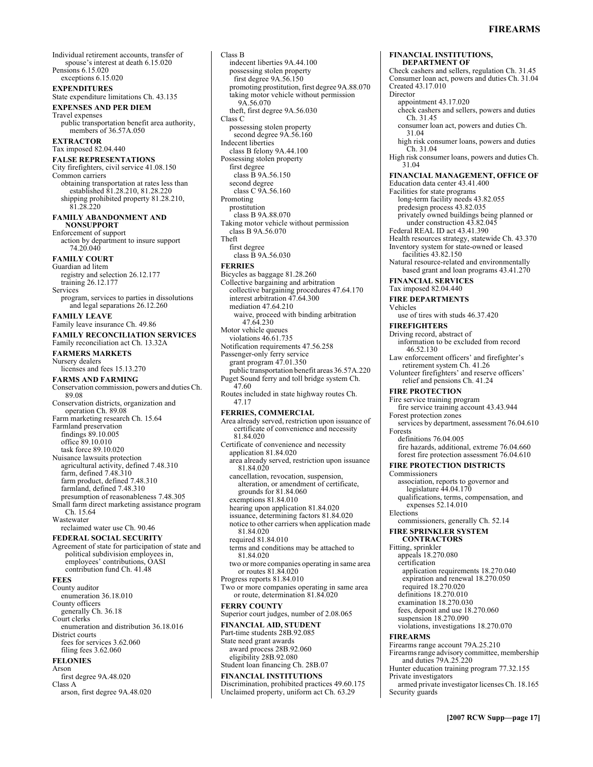Individual retirement accounts, transfer of spouse's interest at death 6.15.020
Pensions 6.15.020
  exceptions 6.15.020

**EXPENDITURES**

State expenditure limitations Ch. 43.135

**EXPENSES AND PER DIEM**

Travel expenses
  public transportation benefit area authority, members of 36.57A.050

**EXTRACTOR**

Tax imposed 82.04.440

**FALSE REPRESENTATIONS**

City firefighters, civil service 41.08.150
Common carriers
  obtaining transportation at rates less than established 81.28.210, 81.28.220
  shipping prohibited property 81.28.210, 81.28.220

**FAMILY ABANDONMENT AND NONSUPPORT**

Enforcement of support
  action by department to insure support 74.20.040

**FAMILY COURT**

Guardian ad litem
  registry and selection 26.12.177
  training 26.12.177
Services
  program, services to parties in dissolutions and legal separations 26.12.260

**FAMILY LEAVE**

Family leave insurance Ch. 49.86

**FAMILY RECONCILIATION SERVICES**

Family reconciliation act Ch. 13.32A

**FARMERS MARKETS**

Nursery dealers
  licenses and fees 15.13.270

**FARMS AND FARMING**

Conservation commission, powers and duties Ch. 89.08
Conservation districts, organization and operation Ch. 89.08
Farm marketing research Ch. 15.64
Farmland preservation
  findings 89.10.005
  office 89.10.010
  task force 89.10.020
Nuisance lawsuits protection
  agricultural activity, defined 7.48.310
  farm, defined 7.48.310
  farm product, defined 7.48.310
  farmland, defined 7.48.310
  presumption of reasonableness 7.48.305
Small farm direct marketing assistance program Ch. 15.64
Wastewater
  reclaimed water use Ch. 90.46

**FEDERAL SOCIAL SECURITY**

Agreement of state for participation of state and political subdivision employees in, employees' contributions, OASI contribution fund Ch. 41.48

**FEES**

County auditor
  enumeration 36.18.010
County officers
  generally Ch. 36.18
Court clerks
  enumeration and distribution 36.18.016
District courts
  fees for services 3.62.060
  filing fees 3.62.060

**FELONIES**

Arson
  first degree 9A.48.020
Class A
  arson, first degree 9A.48.020
Class B
  indecent liberties 9A.44.100
  possessing stolen property
    first degree 9A.56.150
  promoting prostitution, first degree 9A.88.070
  taking motor vehicle without permission 9A.56.070
  theft, first degree 9A.56.030
Class C
  possessing stolen property
    second degree 9A.56.160
Indecent liberties
  class B felony 9A.44.100
Possessing stolen property
  first degree
    class B 9A.56.150
  second degree
    class C 9A.56.160
Promoting
  prostitution
    class B 9A.88.070
Taking motor vehicle without permission
  class B 9A.56.070
Theft
  first degree
    class B 9A.56.030

**FERRIES**

Bicycles as baggage 81.28.260
Collective bargaining and arbitration
  collective bargaining procedures 47.64.170
  interest arbitration 47.64.300
  mediation 47.64.210
    waive, proceed with binding arbitration 47.64.230
Motor vehicle queues
  violations 46.61.735
Notification requirements 47.56.258
Passenger-only ferry service
  grant program 47.01.350
  public transportation benefit areas 36.57A.220
Puget Sound ferry and toll bridge system Ch. 47.60
Routes included in state highway routes Ch. 47.17

**FERRIES, COMMERCIAL**

Area already served, restriction upon issuance of certificate of convenience and necessity 81.84.020
Certificate of convenience and necessity
  application 81.84.020
  area already served, restriction upon issuance 81.84.020
  cancellation, revocation, suspension, alteration, or amendment of certificate, grounds for 81.84.060
  exemptions 81.84.010
  hearing upon application 81.84.020
  issuance, determining factors 81.84.020
  notice to other carriers when application made 81.84.020
  required 81.84.010
  terms and conditions may be attached to 81.84.020
  two or more companies operating in same area or routes 81.84.020
Progress reports 81.84.010
Two or more companies operating in same area or route, determination 81.84.020

**FERRY COUNTY**

Superior court judges, number of 2.08.065

**FINANCIAL AID, STUDENT**

Part-time students 28B.92.085
State need grant awards
  award process 28B.92.060
  eligibility 28B.92.080
Student loan financing Ch. 28B.07

**FINANCIAL INSTITUTIONS**

Discrimination, prohibited practices 49.60.175
Unclaimed property, uniform act Ch. 63.29

**FINANCIAL INSTITUTIONS, DEPARTMENT OF**

Check cashers and sellers, regulation Ch. 31.45
Consumer loan act, powers and duties Ch. 31.04
Created 43.17.010
Director
  appointment 43.17.020
  check cashers and sellers, powers and duties Ch. 31.45
  consumer loan act, powers and duties Ch. 31.04
  high risk consumer loans, powers and duties Ch. 31.04
High risk consumer loans, powers and duties Ch. 31.04

**FINANCIAL MANAGEMENT, OFFICE OF**

Education data center 43.41.400
Facilities for state programs
  long-term facility needs 43.82.055
  predesign process 43.82.035
  privately owned buildings being planned or under construction 43.82.045
Federal REAL ID act 43.41.390
Health resources strategy, statewide Ch. 43.370
Inventory system for state-owned or leased facilities 43.82.150
Natural resource-related and environmentally based grant and loan programs 43.41.270

**FINANCIAL SERVICES**

Tax imposed 82.04.440

**FIRE DEPARTMENTS**

Vehicles
  use of tires with studs 46.37.420

**FIREFIGHTERS**

Driving record, abstract of
  information to be excluded from record 46.52.130
Law enforcement officers' and firefighter's retirement system Ch. 41.26
Volunteer firefighters' and reserve officers' relief and pensions Ch. 41.24

**FIRE PROTECTION**

Fire service training program
  fire service training account 43.43.944
Forest protection zones
  services by department, assessment 76.04.610
Forests
  definitions 76.04.005
  fire hazards, additional, extreme 76.04.660
  forest fire protection assessment 76.04.610

**FIRE PROTECTION DISTRICTS**

Commissioners
  association, reports to governor and legislature 44.04.170
  qualifications, terms, compensation, and expenses 52.14.010
Elections
  commissioners, generally Ch. 52.14

**FIRE SPRINKLER SYSTEM CONTRACTORS**

Fitting, sprinkler
  appeals 18.270.080
  certification
    application requirements 18.270.040
    expiration and renewal 18.270.050
    required 18.270.020
  definitions 18.270.010
  examination 18.270.030
  fees, deposit and use 18.270.060
  suspension 18.270.090
  violations, investigations 18.270.070

**FIREARMS**

Firearms range account 79A.25.210
Firearms range advisory committee, membership and duties 79A.25.220
Hunter education training program 77.32.155
Private investigators
  armed private investigator licenses Ch. 18.165
Security guards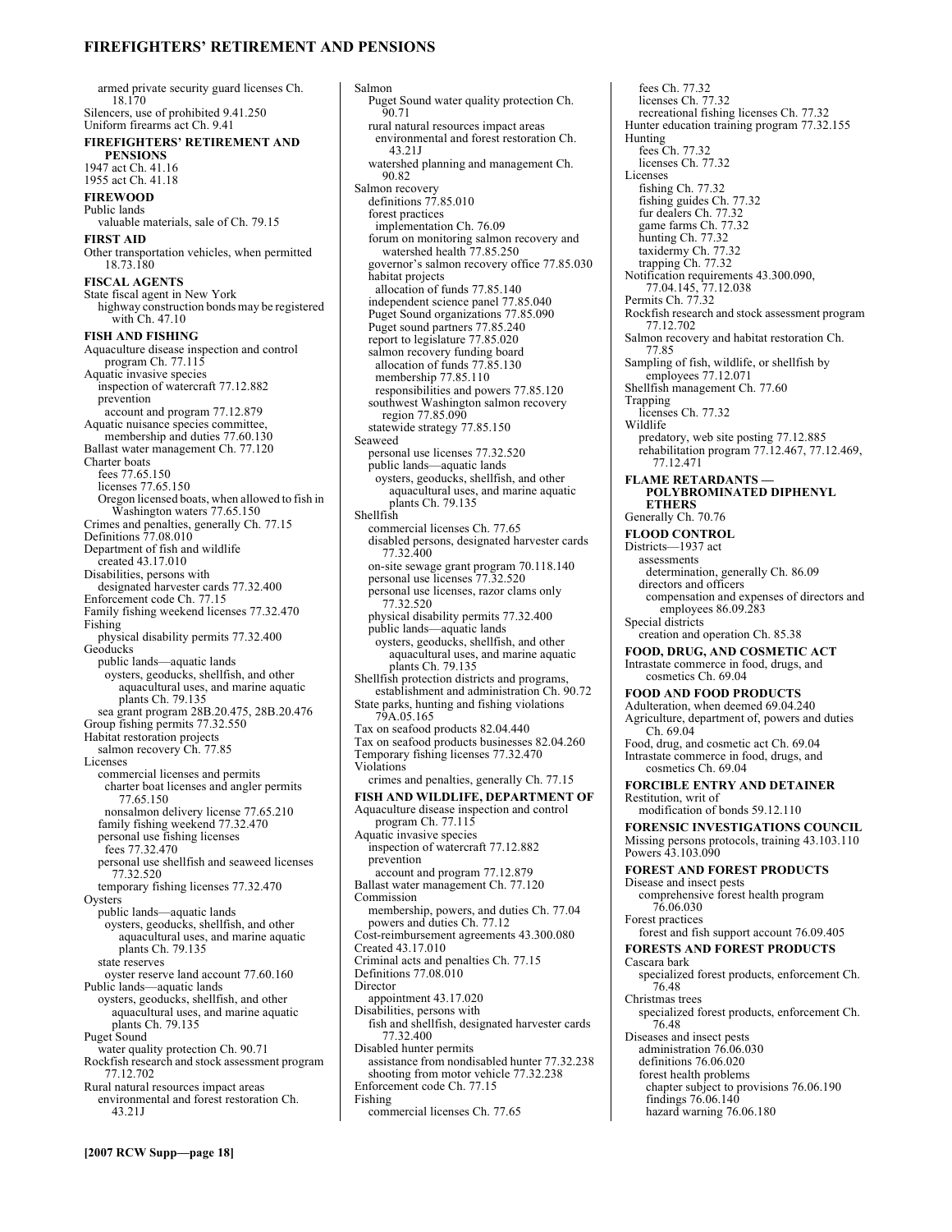armed private security guard licenses Ch. 18.170
Silencers, use of prohibited 9.41.250
Uniform firearms act Ch. 9.41

**FIREFIGHTERS' RETIREMENT AND PENSIONS**

1947 act Ch. 41.16
1955 act Ch. 41.18

**FIREWOOD**

Public lands
- valuable materials, sale of Ch. 79.15

**FIRST AID**

Other transportation vehicles, when permitted 18.73.180

**FISCAL AGENTS**

State fiscal agent in New York
- highway construction bonds may be registered with Ch. 47.10

**FISH AND FISHING**

Aquaculture disease inspection and control program Ch. 77.115
Aquatic invasive species
- inspection of watercraft 77.12.882
- prevention
  - account and program 77.12.879

Aquatic nuisance species committee, membership and duties 77.60.130
Ballast water management Ch. 77.120
Charter boats
- fees 77.65.150
- licenses 77.65.150
- Oregon licensed boats, when allowed to fish in Washington waters 77.65.150

Crimes and penalties, generally Ch. 77.15
Definitions 77.08.010
Department of fish and wildlife
- created 43.17.010

Disabilities, persons with
- designated harvester cards 77.32.400

Enforcement code Ch. 77.15
Family fishing weekend licenses 77.32.470
Fishing
- physical disability permits 77.32.400

Geoducks
- public lands—aquatic lands
  - oysters, geoducks, shellfish, and other aquacultural uses, and marine aquatic plants Ch. 79.135
- sea grant program 28B.20.475, 28B.20.476

Group fishing permits 77.32.550
Habitat restoration projects
- salmon recovery Ch. 77.85

Licenses
- commercial licenses and permits
  - charter boat licenses and angler permits 77.65.150
  - nonsalmon delivery license 77.65.210
- family fishing weekend 77.32.470
- personal use fishing licenses
  - fees 77.32.470
- personal use shellfish and seaweed licenses 77.32.520
- temporary fishing licenses 77.32.470

Oysters
- public lands—aquatic lands
  - oysters, geoducks, shellfish, and other aquacultural uses, and marine aquatic plants Ch. 79.135
- state reserves
  - oyster reserve land account 77.60.160

Public lands—aquatic lands
- oysters, geoducks, shellfish, and other aquacultural uses, and marine aquatic plants Ch. 79.135

Puget Sound
- water quality protection Ch. 90.71

Rockfish research and stock assessment program 77.12.702
Rural natural resources impact areas
- environmental and forest restoration Ch. 43.21J

Salmon
- Puget Sound water quality protection Ch. 90.71
- rural natural resources impact areas
  - environmental and forest restoration Ch. 43.21J
- watershed planning and management Ch. 90.82

Salmon recovery
- definitions 77.85.010
- forest practices
  - implementation Ch. 76.09
- forum on monitoring salmon recovery and watershed health 77.85.250
- governor's salmon recovery office 77.85.030
- habitat projects
  - allocation of funds 77.85.140
- independent science panel 77.85.040
- Puget Sound organizations 77.85.090
- Puget sound partners 77.85.240
- report to legislature 77.85.020
- salmon recovery funding board
  - allocation of funds 77.85.130
  - membership 77.85.110
  - responsibilities and powers 77.85.120
- southwest Washington salmon recovery region 77.85.090
- statewide strategy 77.85.150

Seaweed
- personal use licenses 77.32.520
- public lands—aquatic lands
  - oysters, geoducks, shellfish, and other aquacultural uses, and marine aquatic plants Ch. 79.135

Shellfish
- commercial licenses Ch. 77.65
- disabled persons, designated harvester cards 77.32.400
- on-site sewage grant program 70.118.140
- personal use licenses 77.32.520
- personal use licenses, razor clams only 77.32.520
- physical disability permits 77.32.400
- public lands—aquatic lands
  - oysters, geoducks, shellfish, and other aquacultural uses, and marine aquatic plants Ch. 79.135

Shellfish protection districts and programs, establishment and administration Ch. 90.72
State parks, hunting and fishing violations 79A.05.165
Tax on seafood products 82.04.440
Tax on seafood products businesses 82.04.260
Temporary fishing licenses 77.32.470
Violations
- crimes and penalties, generally Ch. 77.15

**FISH AND WILDLIFE, DEPARTMENT OF**

Aquaculture disease inspection and control program Ch. 77.115
Aquatic invasive species
- inspection of watercraft 77.12.882
- prevention
  - account and program 77.12.879

Ballast water management Ch. 77.120
Commission
- membership, powers, and duties Ch. 77.04
- powers and duties Ch. 77.12

Cost-reimbursement agreements 43.300.080
Created 43.17.010
Criminal acts and penalties Ch. 77.15
Definitions 77.08.010
Director
- appointment 43.17.020

Disabilities, persons with
- fish and shellfish, designated harvester cards 77.32.400

Disabled hunter permits
- assistance from nondisabled hunter 77.32.238
- shooting from motor vehicle 77.32.238

Enforcement code Ch. 77.15
Fishing
- commercial licenses Ch. 77.65
- fees Ch. 77.32
- licenses Ch. 77.32
- recreational fishing licenses Ch. 77.32

Hunter education training program 77.32.155
Hunting
- fees Ch. 77.32
- licenses Ch. 77.32

Licenses
- fishing Ch. 77.32
- fishing guides Ch. 77.32
- fur dealers Ch. 77.32
- game farms Ch. 77.32
- hunting Ch. 77.32
- taxidermy Ch. 77.32
- trapping Ch. 77.32

Notification requirements 43.300.090, 77.04.145, 77.12.038
Permits Ch. 77.32
Rockfish research and stock assessment program 77.12.702
Salmon recovery and habitat restoration Ch. 77.85
Sampling of fish, wildlife, or shellfish by employees 77.12.071
Shellfish management Ch. 77.60
Trapping
- licenses Ch. 77.32

Wildlife
- predatory, web site posting 77.12.885
- rehabilitation program 77.12.467, 77.12.469, 77.12.471

**FLAME RETARDANTS — POLYBROMINATED DIPHENYL ETHERS**

Generally Ch. 70.76

**FLOOD CONTROL**

Districts—1937 act
- assessments
  - determination, generally Ch. 86.09
- directors and officers
  - compensation and expenses of directors and employees 86.09.283

Special districts
- creation and operation Ch. 85.38

**FOOD, DRUG, AND COSMETIC ACT**

Intrastate commerce in food, drugs, and cosmetics Ch. 69.04

**FOOD AND FOOD PRODUCTS**

Adulteration, when deemed 69.04.240
Agriculture, department of, powers and duties Ch. 69.04
Food, drug, and cosmetic act Ch. 69.04
Intrastate commerce in food, drugs, and cosmetics Ch. 69.04

**FORCIBLE ENTRY AND DETAINER**

Restitution, writ of
- modification of bonds 59.12.110

**FORENSIC INVESTIGATIONS COUNCIL**

Missing persons protocols, training 43.103.110
Powers 43.103.090

**FOREST AND FOREST PRODUCTS**

Disease and insect pests
- comprehensive forest health program 76.06.030

Forest practices
- forest and fish support account 76.09.405

**FORESTS AND FOREST PRODUCTS**

Cascara bark
- specialized forest products, enforcement Ch. 76.48

Christmas trees
- specialized forest products, enforcement Ch. 76.48

Diseases and insect pests
- administration 76.06.030
- definitions 76.06.020
- forest health problems
  - chapter subject to provisions 76.06.190
  - findings 76.06.140
  - hazard warning 76.06.180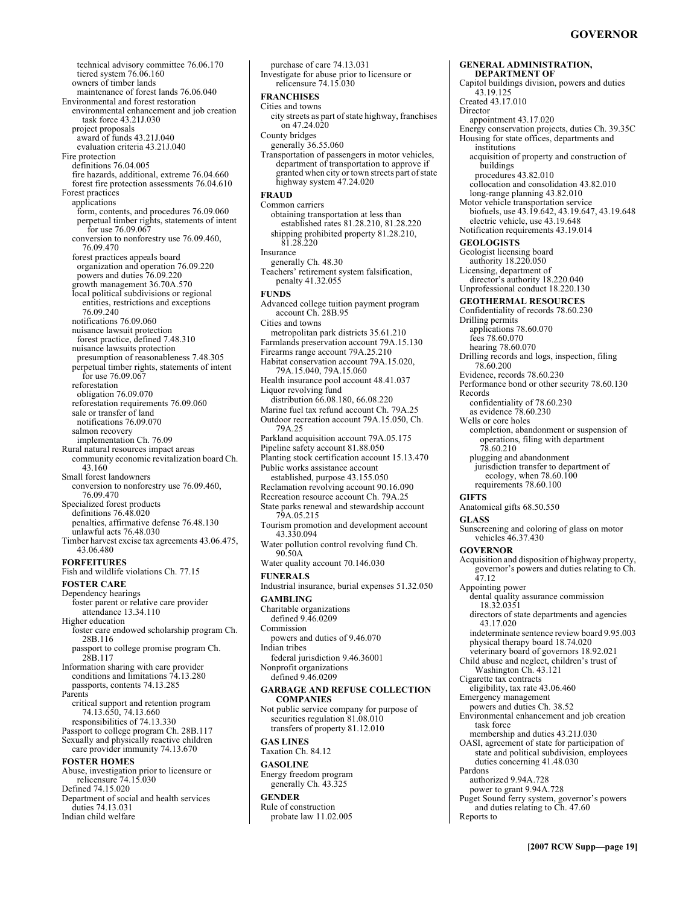technical advisory committee 76.06.170
tiered system 76.06.160
owners of timber lands
maintenance of forest lands 76.06.040
Environmental and forest restoration
environmental enhancement and job creation task force 43.21J.030
project proposals
award of funds 43.21J.040
evaluation criteria 43.21J.040
Fire protection
definitions 76.04.005
fire hazards, additional, extreme 76.04.660
forest fire protection assessments 76.04.610
Forest practices
applications
form, contents, and procedures 76.09.060
perpetual timber rights, statements of intent for use 76.09.067
conversion to nonforestry use 76.09.460, 76.09.470
forest practices appeals board
organization and operation 76.09.220
powers and duties 76.09.220
growth management 36.70A.570
local political subdivisions or regional entities, restrictions and exceptions 76.09.240
notifications 76.09.060
nuisance lawsuit protection
forest practice, defined 7.48.310
nuisance lawsuits protection
presumption of reasonableness 7.48.305
perpetual timber rights, statements of intent for use 76.09.067
reforestation
obligation 76.09.070
reforestation requirements 76.09.060
sale or transfer of land
notifications 76.09.070
salmon recovery
implementation Ch. 76.09
Rural natural resources impact areas
community economic revitalization board Ch. 43.160
Small forest landowners
conversion to nonforestry use 76.09.460, 76.09.470
Specialized forest products
definitions 76.48.020
penalties, affirmative defense 76.48.130
unlawful acts 76.48.030
Timber harvest excise tax agreements 43.06.475, 43.06.480

**FORFEITURES**
Fish and wildlife violations Ch. 77.15

**FOSTER CARE**
Dependency hearings
foster parent or relative care provider attendance 13.34.110
Higher education
foster care endowed scholarship program Ch. 28B.116
passport to college promise program Ch. 28B.117
Information sharing with care provider
conditions and limitations 74.13.280
passports, contents 74.13.285
Parents
critical support and retention program 74.13.650, 74.13.660
responsibilities of 74.13.330
Passport to college program Ch. 28B.117
Sexually and physically reactive children
care provider immunity 74.13.670

**FOSTER HOMES**
Abuse, investigation prior to licensure or relicensure 74.15.030
Defined 74.15.020
Department of social and health services
duties 74.13.031
Indian child welfare
purchase of care 74.13.031
Investigate for abuse prior to licensure or relicensure 74.15.030

**FRANCHISES**
Cities and towns
city streets as part of state highway, franchises on 47.24.020
County bridges
generally 36.55.060
Transportation of passengers in motor vehicles, department of transportation to approve if granted when city or town streets part of state highway system 47.24.020

**FRAUD**
Common carriers
obtaining transportation at less than established rates 81.28.210, 81.28.220
shipping prohibited property 81.28.210, 81.28.220
Insurance
generally Ch. 48.30
Teachers' retirement system falsification, penalty 41.32.055

**FUNDS**
Advanced college tuition payment program account Ch. 28B.95
Cities and towns
metropolitan park districts 35.61.210
Farmlands preservation account 79A.15.130
Firearms range account 79A.25.210
Habitat conservation account 79A.15.020, 79A.15.040, 79A.15.060
Health insurance pool account 48.41.037
Liquor revolving fund
distribution 66.08.180, 66.08.220
Marine fuel tax refund account Ch. 79A.25
Outdoor recreation account 79A.15.050, Ch. 79A.25
Parkland acquisition account 79A.05.175
Pipeline safety account 81.88.050
Planting stock certification account 15.13.470
Public works assistance account
established, purpose 43.155.050
Reclamation revolving account 90.16.090
Recreation resource account Ch. 79A.25
State parks renewal and stewardship account 79A.05.215
Tourism promotion and development account 43.330.094
Water pollution control revolving fund Ch. 90.50A
Water quality account 70.146.030

**FUNERALS**
Industrial insurance, burial expenses 51.32.050

**GAMBLING**
Charitable organizations
defined 9.46.0209
Commission
powers and duties of 9.46.070
Indian tribes
federal jurisdiction 9.46.36001
Nonprofit organizations
defined 9.46.0209

**GARBAGE AND REFUSE COLLECTION COMPANIES**
Not public service company for purpose of securities regulation 81.08.010
transfers of property 81.12.010

**GAS LINES**
Taxation Ch. 84.12

**GASOLINE**
Energy freedom program
generally Ch. 43.325

**GENDER**
Rule of construction
probate law 11.02.005

**GENERAL ADMINISTRATION, DEPARTMENT OF**
Capitol buildings division, powers and duties 43.19.125
Created 43.17.010
Director
appointment 43.17.020
Energy conservation projects, duties Ch. 39.35C
Housing for state offices, departments and institutions
acquisition of property and construction of buildings
procedures 43.82.010
collocation and consolidation 43.82.010
long-range planning 43.82.010
Motor vehicle transportation service
biofuels, use 43.19.642, 43.19.647, 43.19.648
electric vehicle, use 43.19.648
Notification requirements 43.19.014

**GEOLOGISTS**
Geologist licensing board
authority 18.220.050
Licensing, department of
director's authority 18.220.040
Unprofessional conduct 18.220.130

**GEOTHERMAL RESOURCES**
Confidentiality of records 78.60.230
Drilling permits
applications 78.60.070
fees 78.60.070
hearing 78.60.070
Drilling records and logs, inspection, filing 78.60.200
Evidence, records 78.60.230
Performance bond or other security 78.60.130
Records
confidentiality of 78.60.230
as evidence 78.60.230
Wells or core holes
completion, abandonment or suspension of operations, filing with department 78.60.210
plugging and abandonment
jurisdiction transfer to department of ecology, when 78.60.100
requirements 78.60.100

**GIFTS**
Anatomical gifts 68.50.550

**GLASS**
Sunscreening and coloring of glass on motor vehicles 46.37.430

**GOVERNOR**
Acquisition and disposition of highway property, governor's powers and duties relating to Ch. 47.12
Appointing power
dental quality assurance commission 18.32.0351
directors of state departments and agencies 43.17.020
indeterminate sentence review board 9.95.003
physical therapy board 18.74.020
veterinary board of governors 18.92.021
Child abuse and neglect, children's trust of Washington Ch. 43.121
Cigarette tax contracts
eligibility, tax rate 43.06.460
Emergency management
powers and duties Ch. 38.52
Environmental enhancement and job creation task force
membership and duties 43.21J.030
OASI, agreement of state for participation of state and political subdivision, employees duties concerning 41.48.030
Pardons
authorized 9.94A.728
power to grant 9.94A.728
Puget Sound ferry system, governor's powers and duties relating to Ch. 47.60
Reports to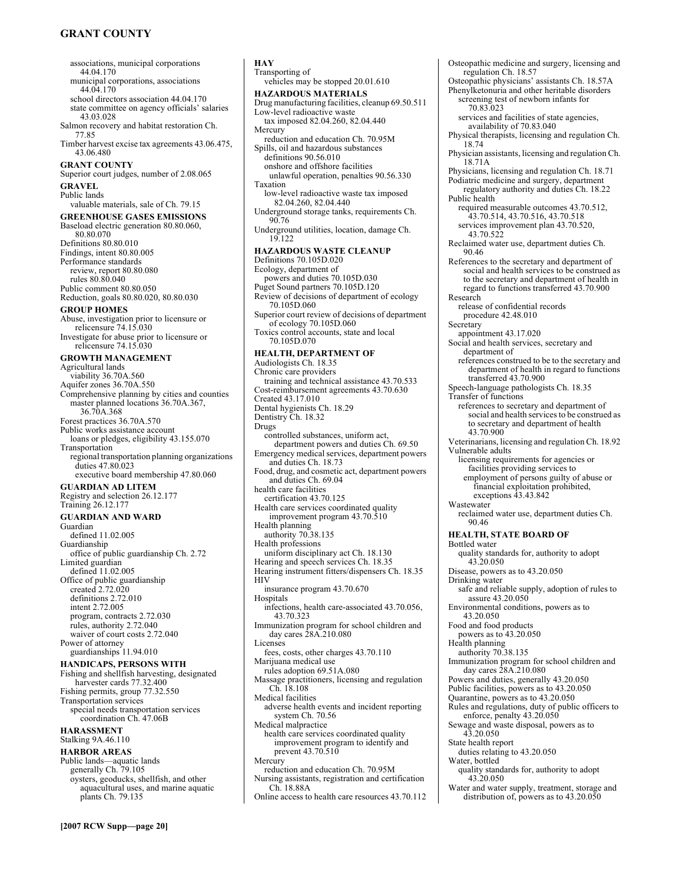associations, municipal corporations 44.04.170
municipal corporations, associations 44.04.170
school directors association 44.04.170
state committee on agency officials' salaries 43.03.028
Salmon recovery and habitat restoration Ch. 77.85
Timber harvest excise tax agreements 43.06.475, 43.06.480

**GRANT COUNTY**
Superior court judges, number of 2.08.065

**GRAVEL**
Public lands
valuable materials, sale of Ch. 79.15

**GREENHOUSE GASES EMISSIONS**
Baseload electric generation 80.80.060, 80.80.070
Definitions 80.80.010
Findings, intent 80.80.005
Performance standards
review, report 80.80.080
rules 80.80.040
Public comment 80.80.050
Reduction, goals 80.80.020, 80.80.030

**GROUP HOMES**
Abuse, investigation prior to licensure or relicensure 74.15.030
Investigate for abuse prior to licensure or relicensure 74.15.030

**GROWTH MANAGEMENT**
Agricultural lands
viability 36.70A.560
Aquifer zones 36.70A.550
Comprehensive planning by cities and counties
master planned locations 36.70A.367, 36.70A.368
Forest practices 36.70A.570
Public works assistance account
loans or pledges, eligibility 43.155.070
Transportation
regional transportation planning organizations duties 47.80.023
executive board membership 47.80.060

**GUARDIAN AD LITEM**
Registry and selection 26.12.177
Training 26.12.177

**GUARDIAN AND WARD**
Guardian
defined 11.02.005
Guardianship
office of public guardianship Ch. 2.72
Limited guardian
defined 11.02.005
Office of public guardianship
created 2.72.020
definitions 2.72.010
intent 2.72.005
program, contracts 2.72.030
rules, authority 2.72.040
waiver of court costs 2.72.040
Power of attorney
guardianships 11.94.010

**HANDICAPS, PERSONS WITH**
Fishing and shellfish harvesting, designated harvester cards 77.32.400
Fishing permits, group 77.32.550
Transportation services
special needs transportation services coordination Ch. 47.06B

**HARASSMENT**
Stalking 9A.46.110

**HARBOR AREAS**
Public lands—aquatic lands
generally Ch. 79.105
oysters, geoducks, shellfish, and other aquacultural uses, and marine aquatic plants Ch. 79.135

**HAY**
Transporting of
vehicles may be stopped 20.01.610

**HAZARDOUS MATERIALS**
Drug manufacturing facilities, cleanup 69.50.511
Low-level radioactive waste
tax imposed 82.04.260, 82.04.440
Mercury
reduction and education Ch. 70.95M
Spills, oil and hazardous substances
definitions 90.56.010
onshore and offshore facilities
unlawful operation, penalties 90.56.330
Taxation
low-level radioactive waste tax imposed 82.04.260, 82.04.440
Underground storage tanks, requirements Ch. 90.76
Underground utilities, location, damage Ch. 19.122

**HAZARDOUS WASTE CLEANUP**
Definitions 70.105D.020
Ecology, department of
powers and duties 70.105D.030
Puget Sound partners 70.105D.120
Review of decisions of department of ecology 70.105D.060
Superior court review of decisions of department of ecology 70.105D.060
Toxics control accounts, state and local 70.105D.070

**HEALTH, DEPARTMENT OF**
Audiologists Ch. 18.35
Chronic care providers
training and technical assistance 43.70.533
Cost-reimbursement agreements 43.70.630
Created 43.17.010
Dental hygienists Ch. 18.29
Dentistry Ch. 18.32
Drugs
controlled substances, uniform act, department powers and duties Ch. 69.50
Emergency medical services, department powers and duties Ch. 18.73
Food, drug, and cosmetic act, department powers and duties Ch. 69.04
health care facilities
certification 43.70.125
Health care services coordinated quality improvement program 43.70.510
Health planning
authority 70.38.135
Health professions
uniform disciplinary act Ch. 18.130
Hearing and speech services Ch. 18.35
Hearing instrument fitters/dispensers Ch. 18.35
HIV
insurance program 43.70.670
Hospitals
infections, health care-associated 43.70.056, 43.70.323
Immunization program for school children and day cares 28A.210.080
Licenses
fees, costs, other charges 43.70.110
Marijuana medical use
rules adoption 69.51A.080
Massage practitioners, licensing and regulation Ch. 18.108
Medical facilities
adverse health events and incident reporting system Ch. 70.56
Medical malpractice
health care services coordinated quality improvement program to identify and prevent 43.70.510
Mercury
reduction and education Ch. 70.95M
Nursing assistants, registration and certification Ch. 18.88A
Online access to health care resources 43.70.112
Osteopathic medicine and surgery, licensing and regulation Ch. 18.57
Osteopathic physicians' assistants Ch. 18.57A
Phenylketonuria and other heritable disorders
screening test of newborn infants for 70.83.023
services and facilities of state agencies, availability of 70.83.040
Physical therapists, licensing and regulation Ch. 18.74
Physician assistants, licensing and regulation Ch. 18.71A
Physicians, licensing and regulation Ch. 18.71
Podiatric medicine and surgery, department regulatory authority and duties Ch. 18.22
Public health
required measurable outcomes 43.70.512, 43.70.514, 43.70.516, 43.70.518
services improvement plan 43.70.520, 43.70.522
Reclaimed water use, department duties Ch. 90.46
References to the secretary and department of social and health services to be construed as to the secretary and department of health in regard to functions transferred 43.70.900
Research
release of confidential records
procedure 42.48.010
Secretary
appointment 43.17.020
Social and health services, secretary and department of
references construed to be to the secretary and department of health in regard to functions transferred 43.70.900
Speech-language pathologists Ch. 18.35
Transfer of functions
references to secretary and department of social and health services to be construed as to secretary and department of health 43.70.900
Veterinarians, licensing and regulation Ch. 18.92
Vulnerable adults
licensing requirements for agencies or facilities providing services to
employment of persons guilty of abuse or financial exploitation prohibited, exceptions 43.43.842
Wastewater
reclaimed water use, department duties Ch. 90.46

**HEALTH, STATE BOARD OF**
Bottled water
quality standards for, authority to adopt 43.20.050
Disease, powers as to 43.20.050
Drinking water
safe and reliable supply, adoption of rules to assure 43.20.050
Environmental conditions, powers as to 43.20.050
Food and food products
powers as to 43.20.050
Health planning
authority 70.38.135
Immunization program for school children and day cares 28A.210.080
Powers and duties, generally 43.20.050
Public facilities, powers as to 43.20.050
Quarantine, powers as to 43.20.050
Rules and regulations, duty of public officers to enforce, penalty 43.20.050
Sewage and waste disposal, powers as to 43.20.050
State health report
duties relating to 43.20.050
Water, bottled
quality standards for, authority to adopt 43.20.050
Water and water supply, treatment, storage and distribution of, powers as to 43.20.050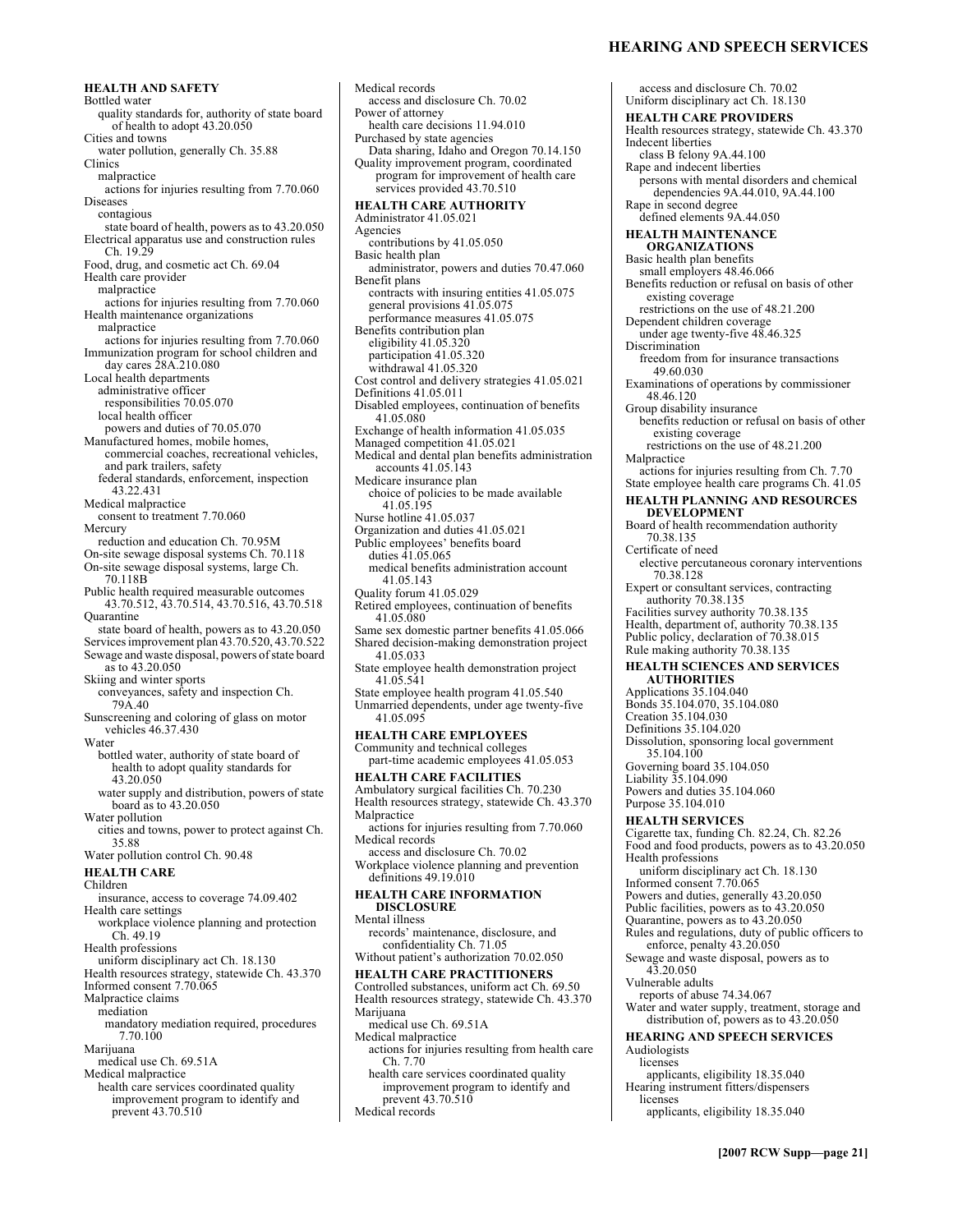**HEALTH AND SAFETY**
Bottled water
  quality standards for, authority of state board of health to adopt 43.20.050
Cities and towns
  water pollution, generally Ch. 35.88
Clinics
  malpractice
    actions for injuries resulting from 7.70.060
Diseases
  contagious
    state board of health, powers as to 43.20.050
Electrical apparatus use and construction rules Ch. 19.29
Food, drug, and cosmetic act Ch. 69.04
Health care provider
  malpractice
    actions for injuries resulting from 7.70.060
Health maintenance organizations
  malpractice
    actions for injuries resulting from 7.70.060
Immunization program for school children and day cares 28A.210.080
Local health departments
  administrative officer
    responsibilities 70.05.070
  local health officer
    powers and duties of 70.05.070
Manufactured homes, mobile homes, commercial coaches, recreational vehicles, and park trailers, safety
  federal standards, enforcement, inspection 43.22.431
Medical malpractice
  consent to treatment 7.70.060
Mercury
  reduction and education Ch. 70.95M
On-site sewage disposal systems Ch. 70.118
On-site sewage disposal systems, large Ch. 70.118B
Public health required measurable outcomes 43.70.512, 43.70.514, 43.70.516, 43.70.518
Quarantine
  state board of health, powers as to 43.20.050
Services improvement plan 43.70.520, 43.70.522
Sewage and waste disposal, powers of state board as to 43.20.050
Skiing and winter sports
  conveyances, safety and inspection Ch. 79A.40
Sunscreening and coloring of glass on motor vehicles 46.37.430
Water
  bottled water, authority of state board of health to adopt quality standards for 43.20.050
  water supply and distribution, powers of state board as to 43.20.050
Water pollution
  cities and towns, power to protect against Ch. 35.88
Water pollution control Ch. 90.48

**HEALTH CARE**
Children
  insurance, access to coverage 74.09.402
Health care settings
  workplace violence planning and protection Ch. 49.19
Health professions
  uniform disciplinary act Ch. 18.130
Health resources strategy, statewide Ch. 43.370
Informed consent 7.70.065
Malpractice claims
  mediation
    mandatory mediation required, procedures 7.70.100
Marijuana
  medical use Ch. 69.51A
Medical malpractice
  health care services coordinated quality improvement program to identify and prevent 43.70.510
Medical records
  access and disclosure Ch. 70.02
Power of attorney
  health care decisions 11.94.010
Purchased by state agencies
  Data sharing, Idaho and Oregon 70.14.150
Quality improvement program, coordinated program for improvement of health care services provided 43.70.510

**HEALTH CARE AUTHORITY**
Administrator 41.05.021
Agencies
  contributions by 41.05.050
Basic health plan
  administrator, powers and duties 70.47.060
Benefit plans
  contracts with insuring entities 41.05.075
  general provisions 41.05.075
  performance measures 41.05.075
Benefits contribution plan
  eligibility 41.05.320
  participation 41.05.320
  withdrawal 41.05.320
Cost control and delivery strategies 41.05.021
Definitions 41.05.011
Disabled employees, continuation of benefits 41.05.080
Exchange of health information 41.05.035
Managed competition 41.05.021
Medical and dental plan benefits administration accounts 41.05.143
Medicare insurance plan
  choice of policies to be made available 41.05.195
Nurse hotline 41.05.037
Organization and duties 41.05.021
Public employees' benefits board
  duties 41.05.065
  medical benefits administration account 41.05.143
Quality forum 41.05.029
Retired employees, continuation of benefits 41.05.080
Same sex domestic partner benefits 41.05.066
Shared decision-making demonstration project 41.05.033
State employee health demonstration project 41.05.541
State employee health program 41.05.540
Unmarried dependents, under age twenty-five 41.05.095

**HEALTH CARE EMPLOYEES**
Community and technical colleges
  part-time academic employees 41.05.053

**HEALTH CARE FACILITIES**
Ambulatory surgical facilities Ch. 70.230
Health resources strategy, statewide Ch. 43.370
Malpractice
  actions for injuries resulting from 7.70.060
Medical records
  access and disclosure Ch. 70.02
Workplace violence planning and prevention
  definitions 49.19.010

**HEALTH CARE INFORMATION DISCLOSURE**
Mental illness
  records' maintenance, disclosure, and confidentiality Ch. 71.05
Without patient's authorization 70.02.050

**HEALTH CARE PRACTITIONERS**
Controlled substances, uniform act Ch. 69.50
Health resources strategy, statewide Ch. 43.370
Marijuana
  medical use Ch. 69.51A
Medical malpractice
  actions for injuries resulting from health care Ch. 7.70
  health care services coordinated quality improvement program to identify and prevent 43.70.510
Medical records
  access and disclosure Ch. 70.02
Uniform disciplinary act Ch. 18.130

**HEALTH CARE PROVIDERS**
Health resources strategy, statewide Ch. 43.370
Indecent liberties
  class B felony 9A.44.100
Rape and indecent liberties
  persons with mental disorders and chemical dependencies 9A.44.010, 9A.44.100
Rape in second degree
  defined elements 9A.44.050

**HEALTH MAINTENANCE ORGANIZATIONS**
Basic health plan benefits
  small employers 48.46.066
Benefits reduction or refusal on basis of other existing coverage
  restrictions on the use of 48.21.200
Dependent children coverage
  under age twenty-five 48.46.325
Discrimination
  freedom from for insurance transactions 49.60.030
Examinations of operations by commissioner 48.46.120
Group disability insurance
  benefits reduction or refusal on basis of other existing coverage
    restrictions on the use of 48.21.200
Malpractice
  actions for injuries resulting from Ch. 7.70
State employee health care programs Ch. 41.05

**HEALTH PLANNING AND RESOURCES DEVELOPMENT**
Board of health recommendation authority 70.38.135
Certificate of need
  elective percutaneous coronary interventions 70.38.128
Expert or consultant services, contracting authority 70.38.135
Facilities survey authority 70.38.135
Health, department of, authority 70.38.135
Public policy, declaration of 70.38.015
Rule making authority 70.38.135

**HEALTH SCIENCES AND SERVICES AUTHORITIES**
Applications 35.104.040
Bonds 35.104.070, 35.104.080
Creation 35.104.030
Definitions 35.104.020
Dissolution, sponsoring local government 35.104.100
Governing board 35.104.050
Liability 35.104.090
Powers and duties 35.104.060
Purpose 35.104.010

**HEALTH SERVICES**
Cigarette tax, funding Ch. 82.24, Ch. 82.26
Food and food products, powers as to 43.20.050
Health professions
  uniform disciplinary act Ch. 18.130
Informed consent 7.70.065
Powers and duties, generally 43.20.050
Public facilities, powers as to 43.20.050
Quarantine, powers as to 43.20.050
Rules and regulations, duty of public officers to enforce, penalty 43.20.050
Sewage and waste disposal, powers as to 43.20.050
Vulnerable adults
  reports of abuse 74.34.067
Water and water supply, treatment, storage and distribution of, powers as to 43.20.050

**HEARING AND SPEECH SERVICES**
Audiologists
  licenses
    applicants, eligibility 18.35.040
Hearing instrument fitters/dispensers
  licenses
    applicants, eligibility 18.35.040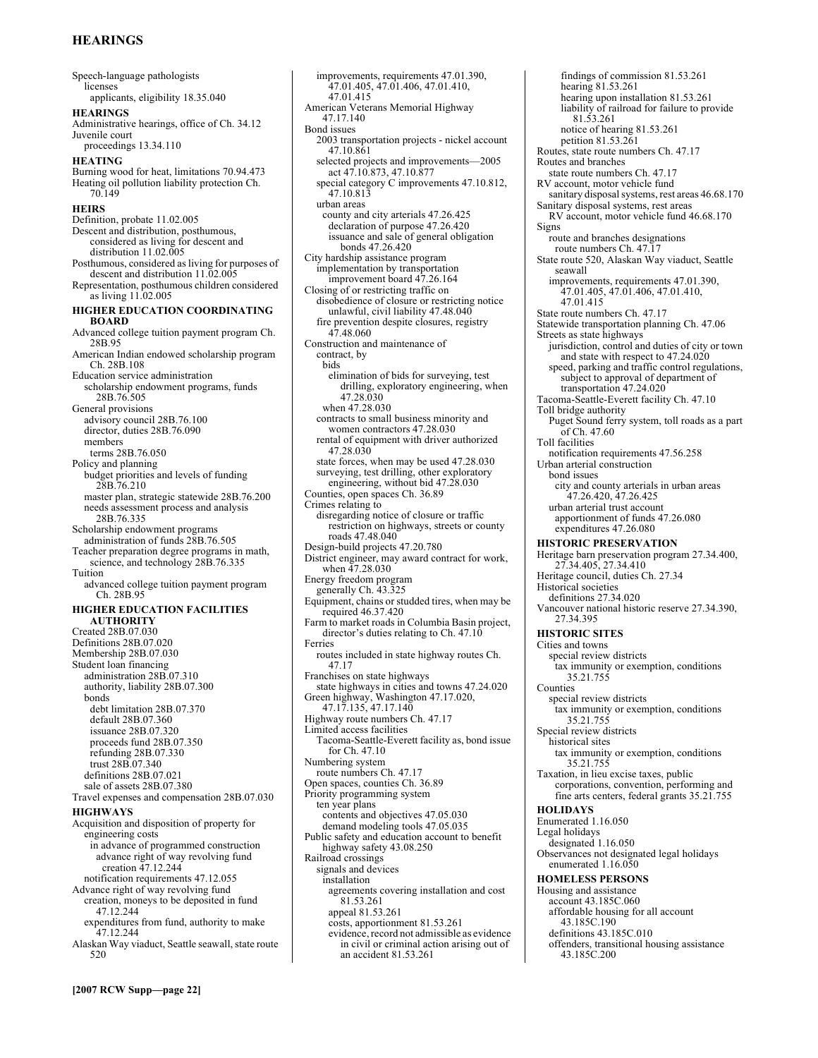Speech-language pathologists
  licenses
    applicants, eligibility 18.35.040

**HEARINGS**

Administrative hearings, office of Ch. 34.12
Juvenile court
  proceedings 13.34.110

**HEATING**

Burning wood for heat, limitations 70.94.473
Heating oil pollution liability protection Ch. 70.149

**HEIRS**

Definition, probate 11.02.005
Descent and distribution, posthumous, considered as living for descent and distribution 11.02.005
Posthumous, considered as living for purposes of descent and distribution 11.02.005
Representation, posthumous children considered as living 11.02.005

**HIGHER EDUCATION COORDINATING BOARD**

Advanced college tuition payment program Ch. 28B.95
American Indian endowed scholarship program Ch. 28B.108
Education service administration
  scholarship endowment programs, funds 28B.76.505
General provisions
  advisory council 28B.76.100
  director, duties 28B.76.090
  members
    terms 28B.76.050
Policy and planning
  budget priorities and levels of funding 28B.76.210
  master plan, strategic statewide 28B.76.200
  needs assessment process and analysis 28B.76.335
Scholarship endowment programs
  administration of funds 28B.76.505
Teacher preparation degree programs in math, science, and technology 28B.76.335
Tuition
  advanced college tuition payment program Ch. 28B.95

**HIGHER EDUCATION FACILITIES AUTHORITY**

Created 28B.07.030
Definitions 28B.07.020
Membership 28B.07.030
Student loan financing
  administration 28B.07.310
  authority, liability 28B.07.300
  bonds
    debt limitation 28B.07.370
    default 28B.07.360
    issuance 28B.07.320
    proceeds fund 28B.07.350
    refunding 28B.07.330
    trust 28B.07.340
  definitions 28B.07.021
  sale of assets 28B.07.380
Travel expenses and compensation 28B.07.030

**HIGHWAYS**

Acquisition and disposition of property for engineering costs
  in advance of programmed construction
    advance right of way revolving fund creation 47.12.244
  notification requirements 47.12.055
Advance right of way revolving fund
  creation, moneys to be deposited in fund 47.12.244
  expenditures from fund, authority to make 47.12.244
Alaskan Way viaduct, Seattle seawall, state route 520
  improvements, requirements 47.01.390, 47.01.405, 47.01.406, 47.01.410, 47.01.415
American Veterans Memorial Highway 47.17.140
Bond issues
  2003 transportation projects - nickel account 47.10.861
  selected projects and improvements—2005 act 47.10.873, 47.10.877
  special category C improvements 47.10.812, 47.10.813
  urban areas
    county and city arterials 47.26.425
    declaration of purpose 47.26.420
    issuance and sale of general obligation bonds 47.26.420
City hardship assistance program
  implementation by transportation improvement board 47.26.164
Closing of or restricting traffic on
  disobedience of closure or restricting notice unlawful, civil liability 47.48.040
  fire prevention despite closures, registry 47.48.060
Construction and maintenance of
  contract, by
    bids
      elimination of bids for surveying, test drilling, exploratory engineering, when 47.28.030
    when 47.28.030
  contracts to small business minority and women contractors 47.28.030
  rental of equipment with driver authorized 47.28.030
  state forces, when may be used 47.28.030
  surveying, test drilling, other exploratory engineering, without bid 47.28.030
Counties, open spaces Ch. 36.89
Crimes relating to
  disregarding notice of closure or traffic restriction on highways, streets or county roads 47.48.040
Design-build projects 47.20.780
District engineer, may award contract for work, when 47.28.030
Energy freedom program
  generally Ch. 43.325
Equipment, chains or studded tires, when may be required 46.37.420
Farm to market roads in Columbia Basin project, director's duties relating to Ch. 47.10
Ferries
  routes included in state highway routes Ch. 47.17
Franchises on state highways
  state highways in cities and towns 47.24.020
Green highway, Washington 47.17.020, 47.17.135, 47.17.140
Highway route numbers Ch. 47.17
Limited access facilities
  Tacoma-Seattle-Everett facility as, bond issue for Ch. 47.10
Numbering system
  route numbers Ch. 47.17
Open spaces, counties Ch. 36.89
Priority programming system
  ten year plans
    contents and objectives 47.05.030
    demand modeling tools 47.05.035
Public safety and education account to benefit highway safety 43.08.250
Railroad crossings
  signals and devices
    installation
      agreements covering installation and cost 81.53.261
      appeal 81.53.261
      costs, apportionment 81.53.261
      evidence, record not admissible as evidence in civil or criminal action arising out of an accident 81.53.261
      findings of commission 81.53.261
      hearing 81.53.261
      hearing upon installation 81.53.261
      liability of railroad for failure to provide 81.53.261
      notice of hearing 81.53.261
      petition 81.53.261
Routes, state route numbers Ch. 47.17
Routes and branches
  state route numbers Ch. 47.17
RV account, motor vehicle fund
  sanitary disposal systems, rest areas 46.68.170
Sanitary disposal systems, rest areas
  RV account, motor vehicle fund 46.68.170
Signs
  route and branches designations
    route numbers Ch. 47.17
State route 520, Alaskan Way viaduct, Seattle seawall
  improvements, requirements 47.01.390, 47.01.405, 47.01.406, 47.01.410, 47.01.415
State route numbers Ch. 47.17
Statewide transportation planning Ch. 47.06
Streets as state highways
  jurisdiction, control and duties of city or town and state with respect to 47.24.020
  speed, parking and traffic control regulations, subject to approval of department of transportation 47.24.020
Tacoma-Seattle-Everett facility Ch. 47.10
Toll bridge authority
  Puget Sound ferry system, toll roads as a part of Ch. 47.60
Toll facilities
  notification requirements 47.56.258
Urban arterial construction
  bond issues
    city and county arterials in urban areas 47.26.420, 47.26.425
  urban arterial trust account
    apportionment of funds 47.26.080
    expenditures 47.26.080

**HISTORIC PRESERVATION**

Heritage barn preservation program 27.34.400, 27.34.405, 27.34.410
Heritage council, duties Ch. 27.34
Historical societies
  definitions 27.34.020
Vancouver national historic reserve 27.34.390, 27.34.395

**HISTORIC SITES**

Cities and towns
  special review districts
    tax immunity or exemption, conditions 35.21.755
Counties
  special review districts
    tax immunity or exemption, conditions 35.21.755
Special review districts
  historical sites
    tax immunity or exemption, conditions 35.21.755
Taxation, in lieu excise taxes, public corporations, convention, performing and fine arts centers, federal grants 35.21.755

**HOLIDAYS**

Enumerated 1.16.050
Legal holidays
  designated 1.16.050
Observances not designated legal holidays enumerated 1.16.050

**HOMELESS PERSONS**

Housing and assistance
  account 43.185C.060
  affordable housing for all account 43.185C.190
  definitions 43.185C.010
  offenders, transitional housing assistance 43.185C.200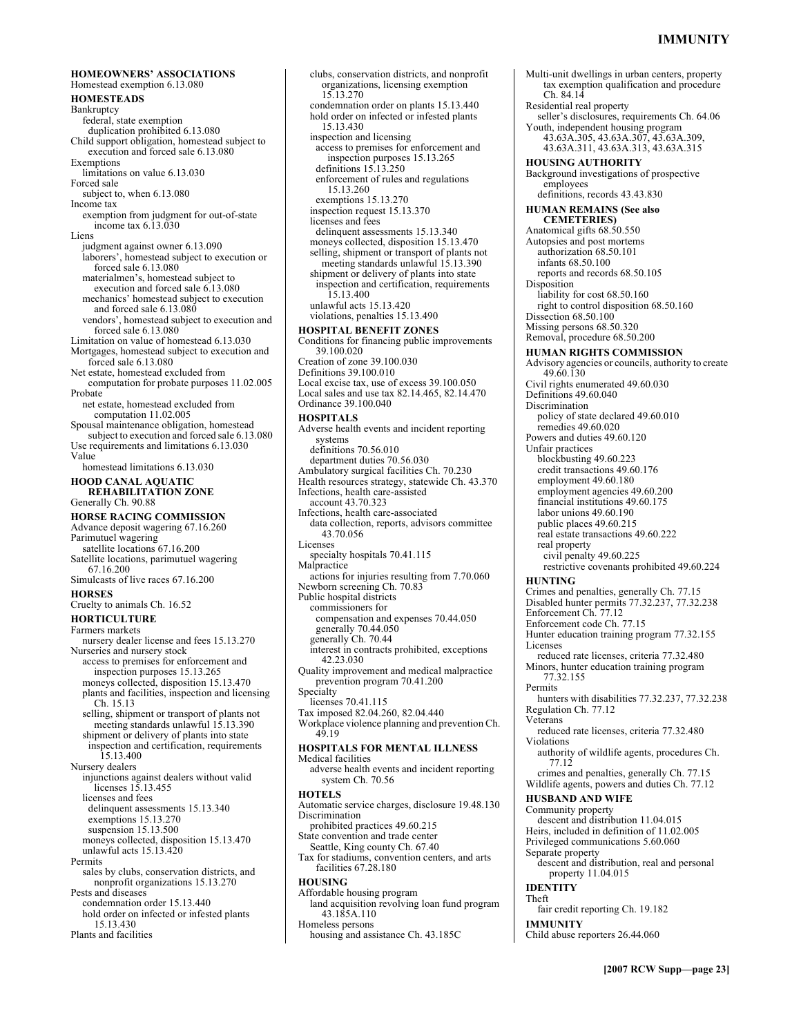**HOMEOWNERS' ASSOCIATIONS**
Homestead exemption 6.13.080

**HOMESTEADS**
Bankruptcy
  federal, state exemption
    duplication prohibited 6.13.080
Child support obligation, homestead subject to execution and forced sale 6.13.080
Exemptions
  limitations on value 6.13.030
Forced sale
  subject to, when 6.13.080
Income tax
  exemption from judgment for out-of-state income tax 6.13.030
Liens
  judgment against owner 6.13.090
  laborers', homestead subject to execution or forced sale 6.13.080
  materialmen's, homestead subject to execution and forced sale 6.13.080
  mechanics' homestead subject to execution and forced sale 6.13.080
  vendors', homestead subject to execution and forced sale 6.13.080
Limitation on value of homestead 6.13.030
Mortgages, homestead subject to execution and forced sale 6.13.080
Net estate, homestead excluded from computation for probate purposes 11.02.005
Probate
  net estate, homestead excluded from computation 11.02.005
Spousal maintenance obligation, homestead subject to execution and forced sale 6.13.080
Use requirements and limitations 6.13.030
Value
  homestead limitations 6.13.030

**HOOD CANAL AQUATIC REHABILITATION ZONE**
Generally Ch. 90.88

**HORSE RACING COMMISSION**
Advance deposit wagering 67.16.260
Parimutuel wagering
  satellite locations 67.16.200
Satellite locations, parimutuel wagering 67.16.200
Simulcasts of live races 67.16.200

**HORSES**
Cruelty to animals Ch. 16.52

**HORTICULTURE**
Farmers markets
  nursery dealer license and fees 15.13.270
Nurseries and nursery stock
  access to premises for enforcement and inspection purposes 15.13.265
  moneys collected, disposition 15.13.470
  plants and facilities, inspection and licensing Ch. 15.13
  selling, shipment or transport of plants not meeting standards unlawful 15.13.390
  shipment or delivery of plants into state
    inspection and certification, requirements 15.13.400
Nursery dealers
  injunctions against dealers without valid licenses 15.13.455
  licenses and fees
    delinquent assessments 15.13.340
    exemptions 15.13.270
    suspension 15.13.500
  moneys collected, disposition 15.13.470
  unlawful acts 15.13.420
Permits
  sales by clubs, conservation districts, and nonprofit organizations 15.13.270
Pests and diseases
  condemnation order 15.13.440
  hold order on infected or infested plants 15.13.430
Plants and facilities
  clubs, conservation districts, and nonprofit organizations, licensing exemption 15.13.270
  condemnation order on plants 15.13.440
  hold order on infected or infested plants 15.13.430
  inspection and licensing
    access to premises for enforcement and inspection purposes 15.13.265
    definitions 15.13.250
    enforcement of rules and regulations 15.13.260
    exemptions 15.13.270
  inspection request 15.13.370
  licenses and fees
    delinquent assessments 15.13.340
  moneys collected, disposition 15.13.470
  selling, shipment or transport of plants not meeting standards unlawful 15.13.390
  shipment or delivery of plants into state
    inspection and certification, requirements 15.13.400
  unlawful acts 15.13.420
  violations, penalties 15.13.490

**HOSPITAL BENEFIT ZONES**
Conditions for financing public improvements 39.100.020
Creation of zone 39.100.030
Definitions 39.100.010
Local excise tax, use of excess 39.100.050
Local sales and use tax 82.14.465, 82.14.470
Ordinance 39.100.040

**HOSPITALS**
Adverse health events and incident reporting systems
  definitions 70.56.010
  department duties 70.56.030
Ambulatory surgical facilities Ch. 70.230
Health resources strategy, statewide Ch. 43.370
Infections, health care-assisted
  account 43.70.323
Infections, health care-associated
  data collection, reports, advisors committee 43.70.056
Licenses
  specialty hospitals 70.41.115
Malpractice
  actions for injuries resulting from 7.70.060
Newborn screening Ch. 70.83
Public hospital districts
  commissioners for
    compensation and expenses 70.44.050
    generally 70.44.050
  generally Ch. 70.44
  interest in contracts prohibited, exceptions 42.23.030
Quality improvement and medical malpractice prevention program 70.41.200
Specialty
  licenses 70.41.115
Tax imposed 82.04.260, 82.04.440
Workplace violence planning and prevention Ch. 49.19

**HOSPITALS FOR MENTAL ILLNESS**
Medical facilities
  adverse health events and incident reporting system Ch. 70.56

**HOTELS**
Automatic service charges, disclosure 19.48.130
Discrimination
  prohibited practices 49.60.215
State convention and trade center
  Seattle, King county Ch. 67.40
Tax for stadiums, convention centers, and arts facilities 67.28.180

**HOUSING**
Affordable housing program
  land acquisition revolving loan fund program 43.185A.110
Homeless persons
  housing and assistance Ch. 43.185C
Multi-unit dwellings in urban centers, property tax exemption qualification and procedure Ch. 84.14
Residential real property
  seller's disclosures, requirements Ch. 64.06
Youth, independent housing program 43.63A.305, 43.63A.307, 43.63A.309, 43.63A.311, 43.63A.313, 43.63A.315

**HOUSING AUTHORITY**
Background investigations of prospective employees
  definitions, records 43.43.830

**HUMAN REMAINS (See also CEMETERIES)**
Anatomical gifts 68.50.550
Autopsies and post mortems
  authorization 68.50.101
  infants 68.50.100
  reports and records 68.50.105
Disposition
  liability for cost 68.50.160
  right to control disposition 68.50.160
Dissection 68.50.100
Missing persons 68.50.320
Removal, procedure 68.50.200

**HUMAN RIGHTS COMMISSION**
Advisory agencies or councils, authority to create 49.60.130
Civil rights enumerated 49.60.030
Definitions 49.60.040
Discrimination
  policy of state declared 49.60.010
  remedies 49.60.020
Powers and duties 49.60.120
Unfair practices
  blockbusting 49.60.223
  credit transactions 49.60.176
  employment 49.60.180
  employment agencies 49.60.200
  financial institutions 49.60.175
  labor unions 49.60.190
  public places 49.60.215
  real estate transactions 49.60.222
  real property
    civil penalty 49.60.225
    restrictive covenants prohibited 49.60.224

**HUNTING**
Crimes and penalties, generally Ch. 77.15
Disabled hunter permits 77.32.237, 77.32.238
Enforcement Ch. 77.12
Enforcement code Ch. 77.15
Hunter education training program 77.32.155
Licenses
  reduced rate licenses, criteria 77.32.480
Minors, hunter education training program 77.32.155
Permits
  hunters with disabilities 77.32.237, 77.32.238
Regulation Ch. 77.12
Veterans
  reduced rate licenses, criteria 77.32.480
Violations
  authority of wildlife agents, procedures Ch. 77.12
  crimes and penalties, generally Ch. 77.15
Wildlife agents, powers and duties Ch. 77.12

**HUSBAND AND WIFE**
Community property
  descent and distribution 11.04.015
Heirs, included in definition of 11.02.005
Privileged communications 5.60.060
Separate property
  descent and distribution, real and personal property 11.04.015

**IDENTITY**
Theft
  fair credit reporting Ch. 19.182

**IMMUNITY**
Child abuse reporters 26.44.060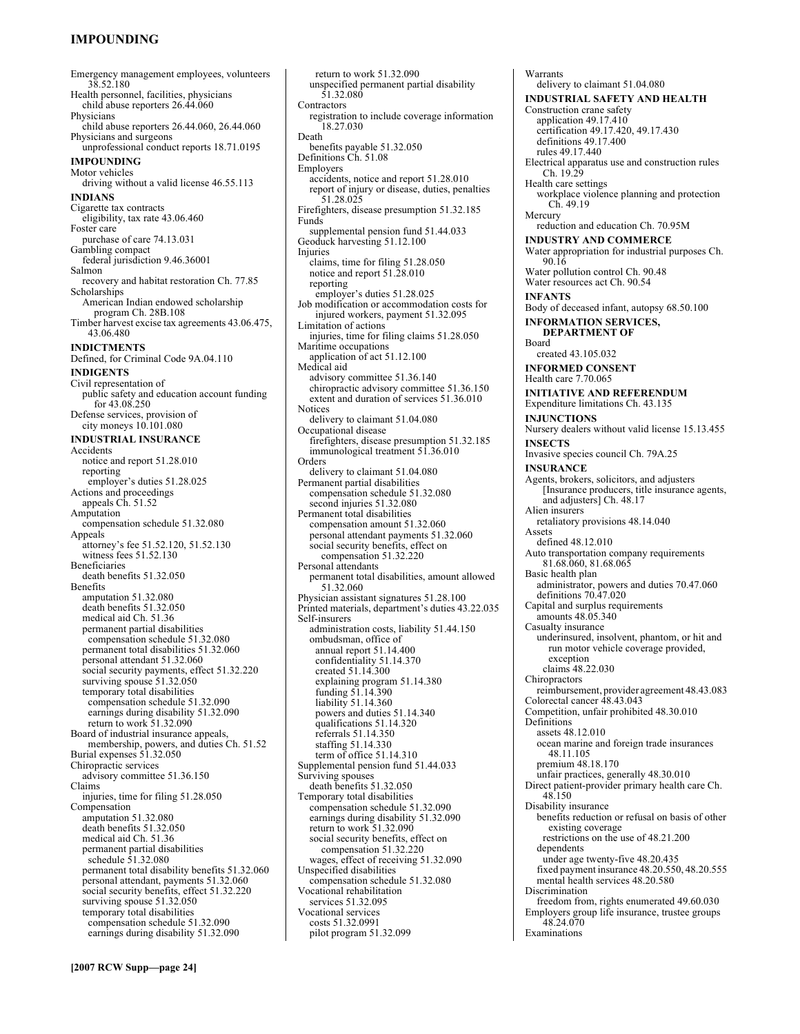Emergency management employees, volunteers 38.52.180
Health personnel, facilities, physicians
  child abuse reporters 26.44.060
Physicians
  child abuse reporters 26.44.060, 26.44.060
Physicians and surgeons
  unprofessional conduct reports 18.71.0195

**IMPOUNDING**

Motor vehicles
  driving without a valid license 46.55.113

**INDIANS**

Cigarette tax contracts
  eligibility, tax rate 43.06.460
Foster care
  purchase of care 74.13.031
Gambling compact
  federal jurisdiction 9.46.36001
Salmon
  recovery and habitat restoration Ch. 77.85
Scholarships
  American Indian endowed scholarship program Ch. 28B.108
Timber harvest excise tax agreements 43.06.475, 43.06.480

**INDICTMENTS**

Defined, for Criminal Code 9A.04.110

**INDIGENTS**

Civil representation of
  public safety and education account funding for 43.08.250
Defense services, provision of
  city moneys 10.101.080

**INDUSTRIAL INSURANCE**

Accidents
  notice and report 51.28.010
  reporting
    employer's duties 51.28.025
Actions and proceedings
  appeals Ch. 51.52
Amputation
  compensation schedule 51.32.080
Appeals
  attorney's fee 51.52.120, 51.52.130
  witness fees 51.52.130
Beneficiaries
  death benefits 51.32.050
Benefits
  amputation 51.32.080
  death benefits 51.32.050
  medical aid Ch. 51.36
  permanent partial disabilities
    compensation schedule 51.32.080
  permanent total disabilities 51.32.060
  personal attendant 51.32.060
  social security payments, effect 51.32.220
  surviving spouse 51.32.050
  temporary total disabilities
    compensation schedule 51.32.090
    earnings during disability 51.32.090
    return to work 51.32.090
Board of industrial insurance appeals, membership, powers, and duties Ch. 51.52
Burial expenses 51.32.050
Chiropractic services
  advisory committee 51.36.150
Claims
  injuries, time for filing 51.28.050
Compensation
  amputation 51.32.080
  death benefits 51.32.050
  medical aid Ch. 51.36
  permanent partial disabilities
    schedule 51.32.080
  permanent total disability benefits 51.32.060
  personal attendant, payments 51.32.060
  social security benefits, effect 51.32.220
  surviving spouse 51.32.050
  temporary total disabilities
    compensation schedule 51.32.090
    earnings during disability 51.32.090
    return to work 51.32.090
  unspecified permanent partial disability 51.32.080
Contractors
  registration to include coverage information 18.27.030
Death
  benefits payable 51.32.050
Definitions Ch. 51.08
Employers
  accidents, notice and report 51.28.010
  report of injury or disease, duties, penalties 51.28.025
Firefighters, disease presumption 51.32.185
Funds
  supplemental pension fund 51.44.033
Geoduck harvesting 51.12.100
Injuries
  claims, time for filing 51.28.050
  notice and report 51.28.010
  reporting
    employer's duties 51.28.025
Job modification or accommodation costs for injured workers, payment 51.32.095
Limitation of actions
  injuries, time for filing claims 51.28.050
Maritime occupations
  application of act 51.12.100
Medical aid
  advisory committee 51.36.140
  chiropractic advisory committee 51.36.150
  extent and duration of services 51.36.010
Notices
  delivery to claimant 51.04.080
Occupational disease
  firefighters, disease presumption 51.32.185
  immunological treatment 51.36.010
Orders
  delivery to claimant 51.04.080
Permanent partial disabilities
  compensation schedule 51.32.080
  second injuries 51.32.080
Permanent total disabilities
  compensation amount 51.32.060
  personal attendant payments 51.32.060
  social security benefits, effect on compensation 51.32.220
Personal attendants
  permanent total disabilities, amount allowed 51.32.060
Physician assistant signatures 51.28.100
Printed materials, department's duties 43.22.035
Self-insurers
  administration costs, liability 51.44.150
  ombudsman, office of
    annual report 51.14.400
    confidentiality 51.14.370
    created 51.14.300
    explaining program 51.14.380
    funding 51.14.390
    liability 51.14.360
    powers and duties 51.14.340
    qualifications 51.14.320
    referrals 51.14.350
    staffing 51.14.330
    term of office 51.14.310
Supplemental pension fund 51.44.033
Surviving spouses
  death benefits 51.32.050
Temporary total disabilities
  compensation schedule 51.32.090
  earnings during disability 51.32.090
  return to work 51.32.090
  social security benefits, effect on compensation 51.32.220
  wages, effect of receiving 51.32.090
Unspecified disabilities
  compensation schedule 51.32.080
Vocational rehabilitation
  services 51.32.095
Vocational services
  costs 51.32.0991
  pilot program 51.32.099
Warrants
  delivery to claimant 51.04.080

**INDUSTRIAL SAFETY AND HEALTH**

Construction crane safety
  application 49.17.410
  certification 49.17.420, 49.17.430
  definitions 49.17.400
  rules 49.17.440
Electrical apparatus use and construction rules Ch. 19.29
Health care settings
  workplace violence planning and protection Ch. 49.19
Mercury
  reduction and education Ch. 70.95M

**INDUSTRY AND COMMERCE**

Water appropriation for industrial purposes Ch. 90.16
Water pollution control Ch. 90.48
Water resources act Ch. 90.54

**INFANTS**

Body of deceased infant, autopsy 68.50.100

**INFORMATION SERVICES, DEPARTMENT OF**

Board
  created 43.105.032

**INFORMED CONSENT**

Health care 7.70.065

**INITIATIVE AND REFERENDUM**

Expenditure limitations Ch. 43.135

**INJUNCTIONS**

Nursery dealers without valid license 15.13.455

**INSECTS**

Invasive species council Ch. 79A.25

**INSURANCE**

Agents, brokers, solicitors, and adjusters [Insurance producers, title insurance agents, and adjusters] Ch. 48.17
Alien insurers
  retaliatory provisions 48.14.040
Assets
  defined 48.12.010
Auto transportation company requirements 81.68.060, 81.68.065
Basic health plan
  administrator, powers and duties 70.47.060
  definitions 70.47.020
Capital and surplus requirements
  amounts 48.05.340
Casualty insurance
  underinsured, insolvent, phantom, or hit and run motor vehicle coverage provided, exception
    claims 48.22.030
Chiropractors
  reimbursement, provider agreement 48.43.083
Colorectal cancer 48.43.043
Competition, unfair prohibited 48.30.010
Definitions
  assets 48.12.010
  ocean marine and foreign trade insurances 48.11.105
  premium 48.18.170
  unfair practices, generally 48.30.010
Direct patient-provider primary health care Ch. 48.150
Disability insurance
  benefits reduction or refusal on basis of other existing coverage
    restrictions on the use of 48.21.200
  dependents
    under age twenty-five 48.20.435
  fixed payment insurance 48.20.550, 48.20.555
  mental health services 48.20.580
Discrimination
  freedom from, rights enumerated 49.60.030
Employers group life insurance, trustee groups 48.24.070
Examinations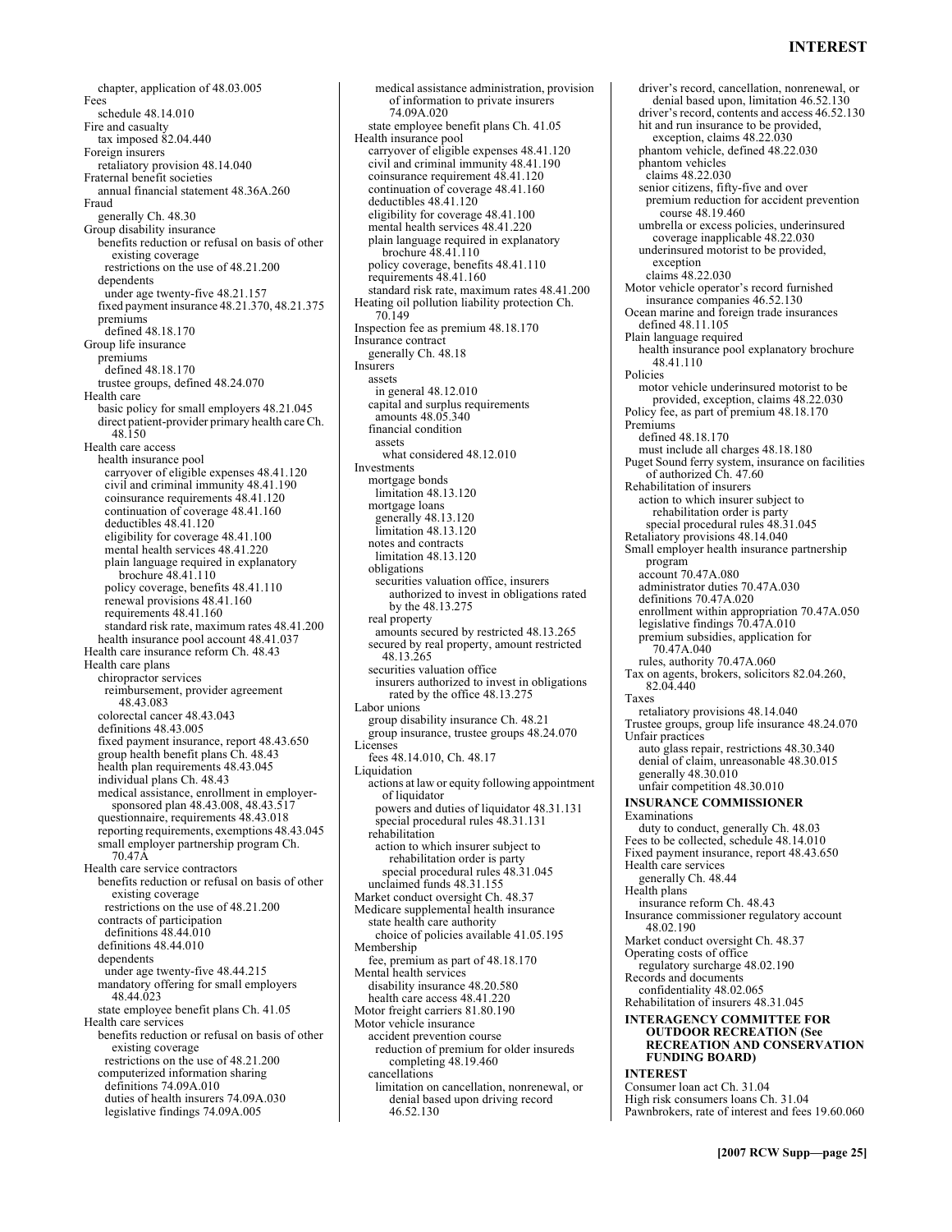chapter, application of 48.03.005
Fees
  schedule 48.14.010
Fire and casualty
  tax imposed 82.04.440
Foreign insurers
  retaliatory provision 48.14.040
Fraternal benefit societies
  annual financial statement 48.36A.260
Fraud
  generally Ch. 48.30
Group disability insurance
  benefits reduction or refusal on basis of other existing coverage
    restrictions on the use of 48.21.200
  dependents
    under age twenty-five 48.21.157
  fixed payment insurance 48.21.370, 48.21.375
  premiums
    defined 48.18.170
Group life insurance
  premiums
    defined 48.18.170
  trustee groups, defined 48.24.070
Health care
  basic policy for small employers 48.21.045
  direct patient-provider primary health care Ch. 48.150
Health care access
  health insurance pool
    carryover of eligible expenses 48.41.120
    civil and criminal immunity 48.41.190
    coinsurance requirements 48.41.120
    continuation of coverage 48.41.160
    deductibles 48.41.120
    eligibility for coverage 48.41.100
    mental health services 48.41.220
    plain language required in explanatory brochure 48.41.110
    policy coverage, benefits 48.41.110
    renewal provisions 48.41.160
    requirements 48.41.160
    standard risk rate, maximum rates 48.41.200
  health insurance pool account 48.41.037
Health care insurance reform Ch. 48.43
Health care plans
  chiropractor services
    reimbursement, provider agreement 48.43.083
  colorectal cancer 48.43.043
  definitions 48.43.005
  fixed payment insurance, report 48.43.650
  group health benefit plans Ch. 48.43
  health plan requirements 48.43.045
  individual plans Ch. 48.43
  medical assistance, enrollment in employer-sponsored plan 48.43.008, 48.43.517
  questionnaire, requirements 48.43.018
  reporting requirements, exemptions 48.43.045
  small employer partnership program Ch. 70.47A
Health care service contractors
  benefits reduction or refusal on basis of other existing coverage
    restrictions on the use of 48.21.200
  contracts of participation
    definitions 48.44.010
  definitions 48.44.010
  dependents
    under age twenty-five 48.44.215
  mandatory offering for small employers 48.44.023
  state employee benefit plans Ch. 41.05
Health care services
  benefits reduction or refusal on basis of other existing coverage
    restrictions on the use of 48.21.200
  computerized information sharing
    definitions 74.09A.010
    duties of health insurers 74.09A.030
    legislative findings 74.09A.005
    medical assistance administration, provision of information to private insurers 74.09A.020
  state employee benefit plans Ch. 41.05
Health insurance pool
  carryover of eligible expenses 48.41.120
  civil and criminal immunity 48.41.190
  coinsurance requirement 48.41.120
  continuation of coverage 48.41.160
  deductibles 48.41.120
  eligibility for coverage 48.41.100
  mental health services 48.41.220
  plain language required in explanatory brochure 48.41.110
  policy coverage, benefits 48.41.110
  requirements 48.41.160
  standard risk rate, maximum rates 48.41.200
Heating oil pollution liability protection Ch. 70.149
Inspection fee as premium 48.18.170
Insurance contract
  generally Ch. 48.18
Insurers
  assets
    in general 48.12.010
  capital and surplus requirements
    amounts 48.05.340
  financial condition
    assets
      what considered 48.12.010
Investments
  mortgage bonds
    limitation 48.13.120
  mortgage loans
    generally 48.13.120
    limitation 48.13.120
  notes and contracts
    limitation 48.13.120
  obligations
    securities valuation office, insurers authorized to invest in obligations rated by the 48.13.275
  real property
    amounts secured by restricted 48.13.265
  secured by real property, amount restricted 48.13.265
  securities valuation office
    insurers authorized to invest in obligations rated by the office 48.13.275
Labor unions
  group disability insurance Ch. 48.21
  group insurance, trustee groups 48.24.070
Licenses
  fees 48.14.010, Ch. 48.17
Liquidation
  actions at law or equity following appointment of liquidator
    powers and duties of liquidator 48.31.131
    special procedural rules 48.31.131
  rehabilitation
    action to which insurer subject to rehabilitation order is party
      special procedural rules 48.31.045
  unclaimed funds 48.31.155
Market conduct oversight Ch. 48.37
Medicare supplemental health insurance
  state health care authority
    choice of policies available 41.05.195
Membership
  fee, premium as part of 48.18.170
Mental health services
  disability insurance 48.20.580
  health care access 48.41.220
Motor freight carriers 81.80.190
Motor vehicle insurance
  accident prevention course
    reduction of premium for older insureds completing 48.19.460
  cancellations
    limitation on cancellation, nonrenewal, or denial based upon driving record 46.52.130
  driver's record, cancellation, nonrenewal, or denial based upon, limitation 46.52.130
  driver's record, contents and access 46.52.130
  hit and run insurance to be provided, exception, claims 48.22.030
  phantom vehicle, defined 48.22.030
  phantom vehicles
    claims 48.22.030
  senior citizens, fifty-five and over
    premium reduction for accident prevention course 48.19.460
  umbrella or excess policies, underinsured coverage inapplicable 48.22.030
  underinsured motorist to be provided, exception
    claims 48.22.030
Motor vehicle operator's record furnished insurance companies 46.52.130
Ocean marine and foreign trade insurances defined 48.11.105
Plain language required
  health insurance pool explanatory brochure 48.41.110
Policies
  motor vehicle underinsured motorist to be provided, exception, claims 48.22.030
Policy fee, as part of premium 48.18.170
Premiums
  defined 48.18.170
  must include all charges 48.18.180
Puget Sound ferry system, insurance on facilities of authorized Ch. 47.60
Rehabilitation of insurers
  action to which insurer subject to rehabilitation order is party
    special procedural rules 48.31.045
Retaliatory provisions 48.14.040
Small employer health insurance partnership program
  account 70.47A.080
  administrator duties 70.47A.030
  definitions 70.47A.020
  enrollment within appropriation 70.47A.050
  legislative findings 70.47A.010
  premium subsidies, application for 70.47A.040
  rules, authority 70.47A.060
Tax on agents, brokers, solicitors 82.04.260, 82.04.440
Taxes
  retaliatory provisions 48.14.040
Trustee groups, group life insurance 48.24.070
Unfair practices
  auto glass repair, restrictions 48.30.340
  denial of claim, unreasonable 48.30.015
  generally 48.30.010
  unfair competition 48.30.010

**INSURANCE COMMISSIONER**

Examinations
  duty to conduct, generally Ch. 48.03
Fees to be collected, schedule 48.14.010
Fixed payment insurance, report 48.43.650
Health care services
  generally Ch. 48.44
Health plans
  insurance reform Ch. 48.43
Insurance commissioner regulatory account 48.02.190
Market conduct oversight Ch. 48.37
Operating costs of office
  regulatory surcharge 48.02.190
Records and documents
  confidentiality 48.02.065
Rehabilitation of insurers 48.31.045

**INTERAGENCY COMMITTEE FOR OUTDOOR RECREATION (See RECREATION AND CONSERVATION FUNDING BOARD)**

**INTEREST**

Consumer loan act Ch. 31.04
High risk consumers loans Ch. 31.04
Pawnbrokers, rate of interest and fees 19.60.060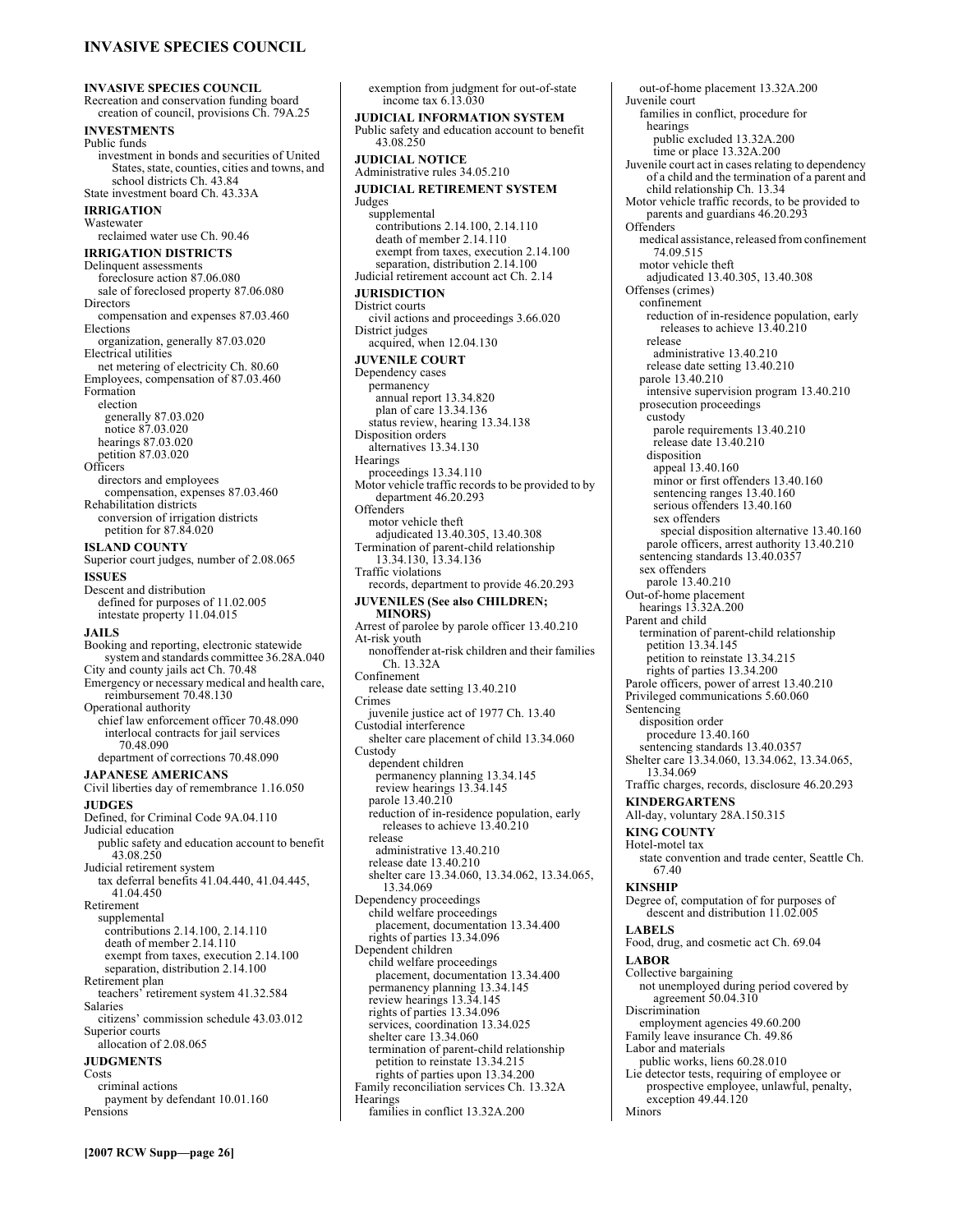**INVASIVE SPECIES COUNCIL**
Recreation and conservation funding board
  creation of council, provisions Ch. 79A.25

**INVESTMENTS**
Public funds
  investment in bonds and securities of United States, state, counties, cities and towns, and school districts Ch. 43.84
State investment board Ch. 43.33A

**IRRIGATION**
Wastewater
  reclaimed water use Ch. 90.46

**IRRIGATION DISTRICTS**
Delinquent assessments
  foreclosure action 87.06.080
  sale of foreclosed property 87.06.080
Directors
  compensation and expenses 87.03.460
Elections
  organization, generally 87.03.020
Electrical utilities
  net metering of electricity Ch. 80.60
Employees, compensation of 87.03.460
Formation
  election
    generally 87.03.020
    notice 87.03.020
  hearings 87.03.020
  petition 87.03.020
Officers
  directors and employees
    compensation, expenses 87.03.460
Rehabilitation districts
  conversion of irrigation districts
    petition for 87.84.020

**ISLAND COUNTY**
Superior court judges, number of 2.08.065

**ISSUES**
Descent and distribution
  defined for purposes of 11.02.005
  intestate property 11.04.015

**JAILS**
Booking and reporting, electronic statewide system and standards committee 36.28A.040
City and county jails act Ch. 70.48
Emergency or necessary medical and health care, reimbursement 70.48.130
Operational authority
  chief law enforcement officer 70.48.090
    interlocal contracts for jail services 70.48.090
  department of corrections 70.48.090

**JAPANESE AMERICANS**
Civil liberties day of remembrance 1.16.050

**JUDGES**
Defined, for Criminal Code 9A.04.110
Judicial education
  public safety and education account to benefit 43.08.250
Judicial retirement system
  tax deferral benefits 41.04.440, 41.04.445, 41.04.450
Retirement
  supplemental
    contributions 2.14.100, 2.14.110
    death of member 2.14.110
    exempt from taxes, execution 2.14.100
    separation, distribution 2.14.100
Retirement plan
  teachers' retirement system 41.32.584
Salaries
  citizens' commission schedule 43.03.012
Superior courts
  allocation of 2.08.065

**JUDGMENTS**
Costs
  criminal actions
    payment by defendant 10.01.160
Pensions
  exemption from judgment for out-of-state income tax 6.13.030

**JUDICIAL INFORMATION SYSTEM**
Public safety and education account to benefit 43.08.250

**JUDICIAL NOTICE**
Administrative rules 34.05.210

**JUDICIAL RETIREMENT SYSTEM**
Judges
  supplemental
    contributions 2.14.100, 2.14.110
    death of member 2.14.110
    exempt from taxes, execution 2.14.100
    separation, distribution 2.14.100
Judicial retirement account act Ch. 2.14

**JURISDICTION**
District courts
  civil actions and proceedings 3.66.020
District judges
  acquired, when 12.04.130

**JUVENILE COURT**
Dependency cases
  permanency
    annual report 13.34.820
    plan of care 13.34.136
  status review, hearing 13.34.138
Disposition orders
  alternatives 13.34.130
Hearings
  proceedings 13.34.110
Motor vehicle traffic records to be provided to by department 46.20.293
Offenders
  motor vehicle theft
    adjudicated 13.40.305, 13.40.308
Termination of parent-child relationship 13.34.130, 13.34.136
Traffic violations
  records, department to provide 46.20.293

**JUVENILES (See also CHILDREN; MINORS)**
Arrest of parolee by parole officer 13.40.210
At-risk youth
  nonoffender at-risk children and their families Ch. 13.32A
Confinement
  release date setting 13.40.210
Crimes
  juvenile justice act of 1977 Ch. 13.40
Custodial interference
  shelter care placement of child 13.34.060
Custody
  dependent children
    permanency planning 13.34.145
    review hearings 13.34.145
  parole 13.40.210
  reduction of in-residence population, early releases to achieve 13.40.210
  release
    administrative 13.40.210
  release date 13.40.210
  shelter care 13.34.060, 13.34.062, 13.34.065, 13.34.069
Dependency proceedings
  child welfare proceedings
    placement, documentation 13.34.400
  rights of parties 13.34.096
Dependent children
  child welfare proceedings
    placement, documentation 13.34.400
  permanency planning 13.34.145
  review hearings 13.34.145
  rights of parties 13.34.096
  services, coordination 13.34.025
  shelter care 13.34.060
  termination of parent-child relationship
    petition to reinstate 13.34.215
    rights of parties upon 13.34.200
Family reconciliation services Ch. 13.32A
Hearings
  families in conflict 13.32A.200
  out-of-home placement 13.32A.200
Juvenile court
  families in conflict, procedure for
    hearings
      public excluded 13.32A.200
      time or place 13.32A.200
Juvenile court act in cases relating to dependency of a child and the termination of a parent and child relationship Ch. 13.34
Motor vehicle traffic records, to be provided to parents and guardians 46.20.293
Offenders
  medical assistance, released from confinement 74.09.515
  motor vehicle theft
    adjudicated 13.40.305, 13.40.308
Offenses (crimes)
  confinement
    reduction of in-residence population, early releases to achieve 13.40.210
    release
      administrative 13.40.210
    release date setting 13.40.210
  parole 13.40.210
    intensive supervision program 13.40.210
  prosecution proceedings
    custody
      parole requirements 13.40.210
      release date 13.40.210
    disposition
      appeal 13.40.160
      minor or first offenders 13.40.160
      sentencing ranges 13.40.160
      serious offenders 13.40.160
      sex offenders
        special disposition alternative 13.40.160
    parole officers, arrest authority 13.40.210
  sentencing standards 13.40.0357
  sex offenders
    parole 13.40.210
Out-of-home placement
  hearings 13.32A.200
Parent and child
  termination of parent-child relationship
    petition 13.34.145
    petition to reinstate 13.34.215
    rights of parties 13.34.200
Parole officers, power of arrest 13.40.210
Privileged communications 5.60.060
Sentencing
  disposition order
    procedure 13.40.160
  sentencing standards 13.40.0357
Shelter care 13.34.060, 13.34.062, 13.34.065, 13.34.069
Traffic charges, records, disclosure 46.20.293

**KINDERGARTENS**
All-day, voluntary 28A.150.315

**KING COUNTY**
Hotel-motel tax
  state convention and trade center, Seattle Ch. 67.40

**KINSHIP**
Degree of, computation of for purposes of descent and distribution 11.02.005

**LABELS**
Food, drug, and cosmetic act Ch. 69.04

**LABOR**
Collective bargaining
  not unemployed during period covered by agreement 50.04.310
Discrimination
  employment agencies 49.60.200
Family leave insurance Ch. 49.86
Labor and materials
  public works, liens 60.28.010
Lie detector tests, requiring of employee or prospective employee, unlawful, penalty, exception 49.44.120
Minors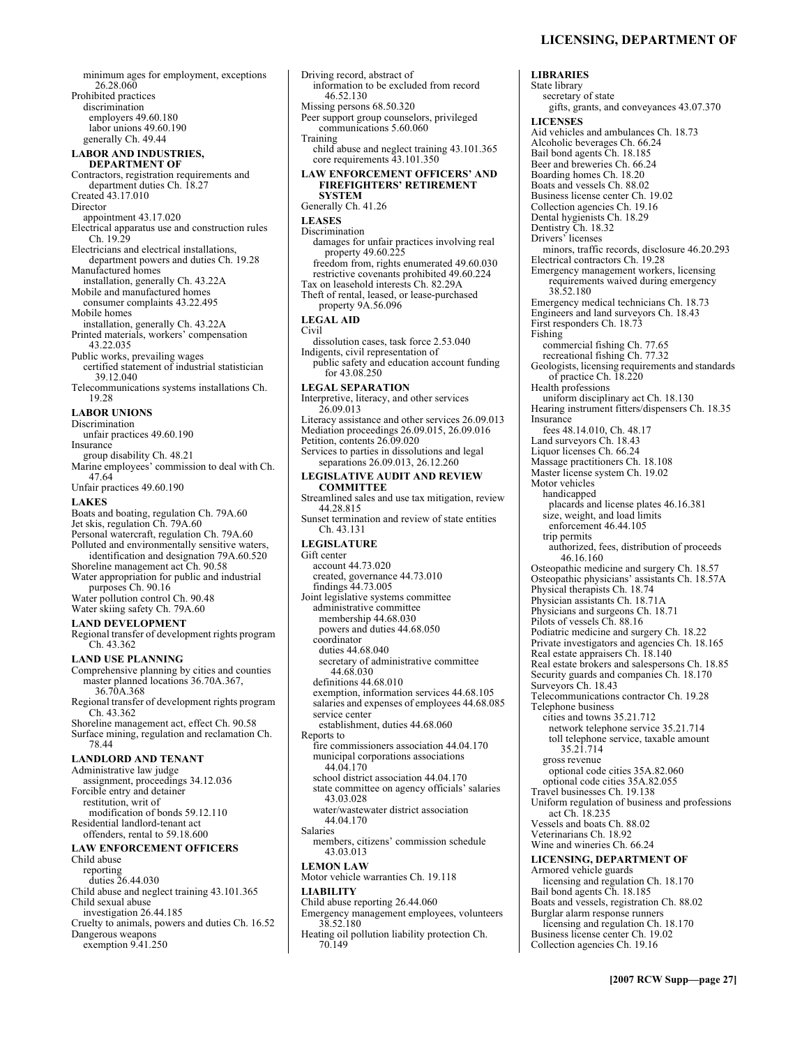minimum ages for employment, exceptions 26.28.060
Prohibited practices
  discrimination
    employers 49.60.180
    labor unions 49.60.190
  generally Ch. 49.44

**LABOR AND INDUSTRIES, DEPARTMENT OF**
Contractors, registration requirements and department duties Ch. 18.27
Created 43.17.010
Director
  appointment 43.17.020
Electrical apparatus use and construction rules Ch. 19.29
Electricians and electrical installations, department powers and duties Ch. 19.28
Manufactured homes
  installation, generally Ch. 43.22A
Mobile and manufactured homes
  consumer complaints 43.22.495
Mobile homes
  installation, generally Ch. 43.22A
Printed materials, workers' compensation 43.22.035
Public works, prevailing wages
  certified statement of industrial statistician 39.12.040
Telecommunications systems installations Ch. 19.28

**LABOR UNIONS**
Discrimination
  unfair practices 49.60.190
Insurance
  group disability Ch. 48.21
Marine employees' commission to deal with Ch. 47.64
Unfair practices 49.60.190

**LAKES**
Boats and boating, regulation Ch. 79A.60
Jet skis, regulation Ch. 79A.60
Personal watercraft, regulation Ch. 79A.60
Polluted and environmentally sensitive waters, identification and designation 79A.60.520
Shoreline management act Ch. 90.58
Water appropriation for public and industrial purposes Ch. 90.16
Water pollution control Ch. 90.48
Water skiing safety Ch. 79A.60

**LAND DEVELOPMENT**
Regional transfer of development rights program Ch. 43.362

**LAND USE PLANNING**
Comprehensive planning by cities and counties
  master planned locations 36.70A.367, 36.70A.368
Regional transfer of development rights program Ch. 43.362
Shoreline management act, effect Ch. 90.58
Surface mining, regulation and reclamation Ch. 78.44

**LANDLORD AND TENANT**
Administrative law judge
  assignment, proceedings 34.12.036
Forcible entry and detainer
  restitution, writ of
    modification of bonds 59.12.110
Residential landlord-tenant act
  offenders, rental to 59.18.600

**LAW ENFORCEMENT OFFICERS**
Child abuse
  reporting
    duties 26.44.030
Child abuse and neglect training 43.101.365
Child sexual abuse
  investigation 26.44.185
Cruelty to animals, powers and duties Ch. 16.52
Dangerous weapons
  exemption 9.41.250
Driving record, abstract of
  information to be excluded from record 46.52.130
Missing persons 68.50.320
Peer support group counselors, privileged communications 5.60.060
Training
  child abuse and neglect training 43.101.365
  core requirements 43.101.350

**LAW ENFORCEMENT OFFICERS' AND FIREFIGHTERS' RETIREMENT SYSTEM**
Generally Ch. 41.26

**LEASES**
Discrimination
  damages for unfair practices involving real property 49.60.225
  freedom from, rights enumerated 49.60.030
  restrictive covenants prohibited 49.60.224
Tax on leasehold interests Ch. 82.29A
Theft of rental, leased, or lease-purchased property 9A.56.096

**LEGAL AID**
Civil
  dissolution cases, task force 2.53.040
Indigents, civil representation of
  public safety and education account funding for 43.08.250

**LEGAL SEPARATION**
Interpretive, literacy, and other services 26.09.013
Literacy assistance and other services 26.09.013
Mediation proceedings 26.09.015, 26.09.016
Petition, contents 26.09.020
Services to parties in dissolutions and legal separations 26.09.013, 26.12.260

**LEGISLATIVE AUDIT AND REVIEW COMMITTEE**
Streamlined sales and use tax mitigation, review 44.28.815
Sunset termination and review of state entities Ch. 43.131

**LEGISLATURE**
Gift center
  account 44.73.020
  created, governance 44.73.010
  findings 44.73.005
Joint legislative systems committee
  administrative committee
    membership 44.68.030
    powers and duties 44.68.050
  coordinator
    duties 44.68.040
    secretary of administrative committee 44.68.030
  definitions 44.68.010
  exemption, information services 44.68.105
  salaries and expenses of employees 44.68.085
  service center
    establishment, duties 44.68.060
Reports to
  fire commissioners association 44.04.170
  municipal corporations associations 44.04.170
  school district association 44.04.170
  state committee on agency officials' salaries 43.03.028
  water/wastewater district association 44.04.170
Salaries
  members, citizens' commission schedule 43.03.013

**LEMON LAW**
Motor vehicle warranties Ch. 19.118

**LIABILITY**
Child abuse reporting 26.44.060
Emergency management employees, volunteers 38.52.180
Heating oil pollution liability protection Ch. 70.149

**LIBRARIES**
State library
  secretary of state
    gifts, grants, and conveyances 43.07.370

**LICENSES**
Aid vehicles and ambulances Ch. 18.73
Alcoholic beverages Ch. 66.24
Bail bond agents Ch. 18.185
Beer and breweries Ch. 66.24
Boarding homes Ch. 18.20
Boats and vessels Ch. 88.02
Business license center Ch. 19.02
Collection agencies Ch. 19.16
Dental hygienists Ch. 18.29
Dentistry Ch. 18.32
Drivers' licenses
  minors, traffic records, disclosure 46.20.293
Electrical contractors Ch. 19.28
Emergency management workers, licensing requirements waived during emergency 38.52.180
Emergency medical technicians Ch. 18.73
Engineers and land surveyors Ch. 18.43
First responders Ch. 18.73
Fishing
  commercial fishing Ch. 77.65
  recreational fishing Ch. 77.32
Geologists, licensing requirements and standards of practice Ch. 18.220
Health professions
  uniform disciplinary act Ch. 18.130
Hearing instrument fitters/dispensers Ch. 18.35
Insurance
  fees 48.14.010, Ch. 48.17
Land surveyors Ch. 18.43
Liquor licenses Ch. 66.24
Massage practitioners Ch. 18.108
Master license system Ch. 19.02
Motor vehicles
  handicapped
    placards and license plates 46.16.381
  size, weight, and load limits
    enforcement 46.44.105
  trip permits
    authorized, fees, distribution of proceeds 46.16.160
Osteopathic medicine and surgery Ch. 18.57
Osteopathic physicians' assistants Ch. 18.57A
Physical therapists Ch. 18.74
Physician assistants Ch. 18.71A
Physicians and surgeons Ch. 18.71
Pilots of vessels Ch. 88.16
Podiatric medicine and surgery Ch. 18.22
Private investigators and agencies Ch. 18.165
Real estate appraisers Ch. 18.140
Real estate brokers and salespersons Ch. 18.85
Security guards and companies Ch. 18.170
Surveyors Ch. 18.43
Telecommunications contractor Ch. 19.28
Telephone business
  cities and towns 35.21.712
    network telephone service 35.21.714
    toll telephone service, taxable amount 35.21.714
  gross revenue
    optional code cities 35A.82.060
    optional code cities 35A.82.055
Travel businesses Ch. 19.138
Uniform regulation of business and professions act Ch. 18.235
Vessels and boats Ch. 88.02
Veterinarians Ch. 18.92
Wine and wineries Ch. 66.24

**LICENSING, DEPARTMENT OF**
Armored vehicle guards
  licensing and regulation Ch. 18.170
Bail bond agents Ch. 18.185
Boats and vessels, registration Ch. 88.02
Burglar alarm response runners
  licensing and regulation Ch. 18.170
Business license center Ch. 19.02
Collection agencies Ch. 19.16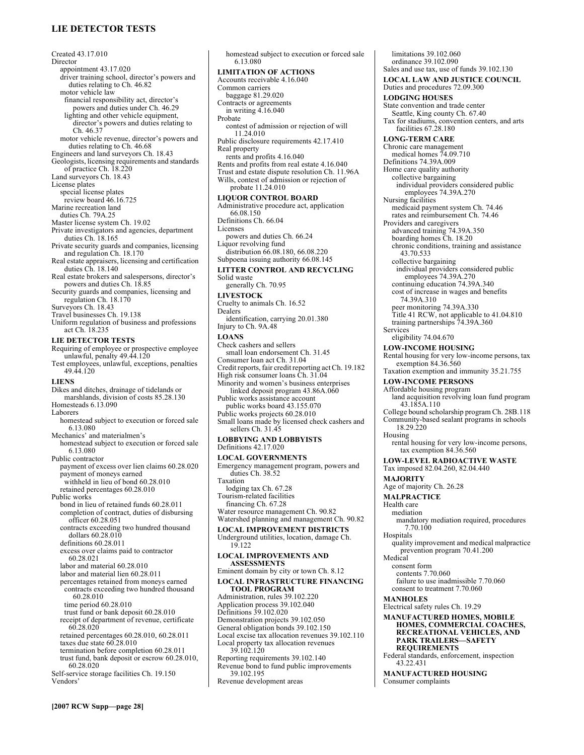Created 43.17.010
Director
  appointment 43.17.020
  driver training school, director's powers and duties relating to Ch. 46.82
  motor vehicle law
    financial responsibility act, director's powers and duties under Ch. 46.29
    lighting and other vehicle equipment, director's powers and duties relating to Ch. 46.37
  motor vehicle revenue, director's powers and duties relating to Ch. 46.68
Engineers and land surveyors Ch. 18.43
Geologists, licensing requirements and standards of practice Ch. 18.220
Land surveyors Ch. 18.43
License plates
  special license plates
    review board 46.16.725
Marine recreation land
  duties Ch. 79A.25
Master license system Ch. 19.02
Private investigators and agencies, department duties Ch. 18.165
Private security guards and companies, licensing and regulation Ch. 18.170
Real estate appraisers, licensing and certification duties Ch. 18.140
Real estate brokers and salespersons, director's powers and duties Ch. 18.85
Security guards and companies, licensing and regulation Ch. 18.170
Surveyors Ch. 18.43
Travel businesses Ch. 19.138
Uniform regulation of business and professions act Ch. 18.235

**LIE DETECTOR TESTS**
Requiring of employee or prospective employee unlawful, penalty 49.44.120
Test employees, unlawful, exceptions, penalties 49.44.120

**LIENS**
Dikes and ditches, drainage of tidelands or marshlands, division of costs 85.28.130
Homesteads 6.13.090
Laborers
  homestead subject to execution or forced sale 6.13.080
Mechanics' and materialmen's
  homestead subject to execution or forced sale 6.13.080
Public contractor
  payment of excess over lien claims 60.28.020
  payment of moneys earned
    withheld in lieu of bond 60.28.010
  retained percentages 60.28.010
Public works
  bond in lieu of retained funds 60.28.011
  completion of contract, duties of disbursing officer 60.28.051
  contracts exceeding two hundred thousand dollars 60.28.010
  definitions 60.28.011
  excess over claims paid to contractor 60.28.021
  labor and material 60.28.010
  labor and material lien 60.28.011
  percentages retained from moneys earned
    contracts exceeding two hundred thousand dollars 60.28.010
    time period 60.28.010
    trust fund or bank deposit 60.28.010
  receipt of department of revenue, certificate 60.28.020
  retained percentages 60.28.010, 60.28.011
  taxes due state 60.28.010
  termination before completion 60.28.011
  trust fund, bank deposit or escrow 60.28.010, 60.28.020
Self-service storage facilities Ch. 19.150
Vendors'
  homestead subject to execution or forced sale 6.13.080

**LIMITATION OF ACTIONS**
Accounts receivable 4.16.040
Common carriers
  baggage 81.29.020
Contracts or agreements
  in writing 4.16.040
Probate
  contest of admission or rejection of will 11.24.010
Public disclosure requirements 42.17.410
Real property
  rents and profits 4.16.040
Rents and profits from real estate 4.16.040
Trust and estate dispute resolution Ch. 11.96A
Wills, contest of admission or rejection of probate 11.24.010

**LIQUOR CONTROL BOARD**
Administrative procedure act, application 66.08.150
Definitions Ch. 66.04
Licenses
  powers and duties Ch. 66.24
Liquor revolving fund
  distribution 66.08.180, 66.08.220
Subpoena issuing authority 66.08.145

**LITTER CONTROL AND RECYCLING**
Solid waste
  generally Ch. 70.95

**LIVESTOCK**
Cruelty to animals Ch. 16.52
Dealers
  identification, carrying 20.01.380
Injury to Ch. 9A.48

**LOANS**
Check cashers and sellers
  small loan endorsement Ch. 31.45
Consumer loan act Ch. 31.04
Credit reports, fair credit reporting act Ch. 19.182
High risk consumer loans Ch. 31.04
Minority and women's business enterprises
  linked deposit program 43.86A.060
Public works assistance account
  public works board 43.155.070
Public works projects 60.28.010
Small loans made by licensed check cashers and sellers Ch. 31.45

**LOBBYING AND LOBBYISTS**
Definitions 42.17.020

**LOCAL GOVERNMENTS**
Emergency management program, powers and duties Ch. 38.52
Taxation
  lodging tax Ch. 67.28
Tourism-related facilities
  financing Ch. 67.28
Water resource management Ch. 90.82
Watershed planning and management Ch. 90.82

**LOCAL IMPROVEMENT DISTRICTS**
Underground utilities, location, damage Ch. 19.122

**LOCAL IMPROVEMENTS AND ASSESSMENTS**
Eminent domain by city or town Ch. 8.12

**LOCAL INFRASTRUCTURE FINANCING TOOL PROGRAM**
Administration, rules 39.102.220
Application process 39.102.040
Definitions 39.102.020
Demonstration projects 39.102.050
General obligation bonds 39.102.150
Local excise tax allocation revenues 39.102.110
Local property tax allocation revenues 39.102.120
Reporting requirements 39.102.140
Revenue bond to fund public improvements 39.102.195
Revenue development areas
  limitations 39.102.060
  ordinance 39.102.090
Sales and use tax, use of funds 39.102.130

**LOCAL LAW AND JUSTICE COUNCIL**
Duties and procedures 72.09.300

**LODGING HOUSES**
State convention and trade center
  Seattle, King county Ch. 67.40
Tax for stadiums, convention centers, and arts facilities 67.28.180

**LONG-TERM CARE**
Chronic care management
  medical homes 74.09.710
Definitions 74.39A.009
Home care quality authority
  collective bargaining
    individual providers considered public employees 74.39A.270
Nursing facilities
  medicaid payment system Ch. 74.46
  rates and reimbursement Ch. 74.46
Providers and caregivers
  advanced training 74.39A.350
  boarding homes Ch. 18.20
  chronic conditions, training and assistance 43.70.533
  collective bargaining
    individual providers considered public employees 74.39A.270
  continuing education 74.39A.340
  cost of increase in wages and benefits 74.39A.310
  peer monitoring 74.39A.330
  Title 41 RCW, not applicable to 41.04.810
  training partnerships 74.39A.360
Services
  eligibility 74.04.670

**LOW-INCOME HOUSING**
Rental housing for very low-income persons, tax exemption 84.36.560
Taxation exemption and immunity 35.21.755

**LOW-INCOME PERSONS**
Affordable housing program
  land acquisition revolving loan fund program 43.185A.110
College bound scholarship program Ch. 28B.118
Community-based sealant programs in schools 18.29.220
Housing
  rental housing for very low-income persons, tax exemption 84.36.560

**LOW-LEVEL RADIOACTIVE WASTE**
Tax imposed 82.04.260, 82.04.440

**MAJORITY**
Age of majority Ch. 26.28

**MALPRACTICE**
Health care
  mediation
    mandatory mediation required, procedures 7.70.100
Hospitals
  quality improvement and medical malpractice prevention program 70.41.200
Medical
  consent form
    contents 7.70.060
    failure to use inadmissible 7.70.060
  consent to treatment 7.70.060

**MANHOLES**
Electrical safety rules Ch. 19.29

**MANUFACTURED HOMES, MOBILE HOMES, COMMERCIAL COACHES, RECREATIONAL VEHICLES, AND PARK TRAILERS—SAFETY REQUIREMENTS**
Federal standards, enforcement, inspection 43.22.431

**MANUFACTURED HOUSING**
Consumer complaints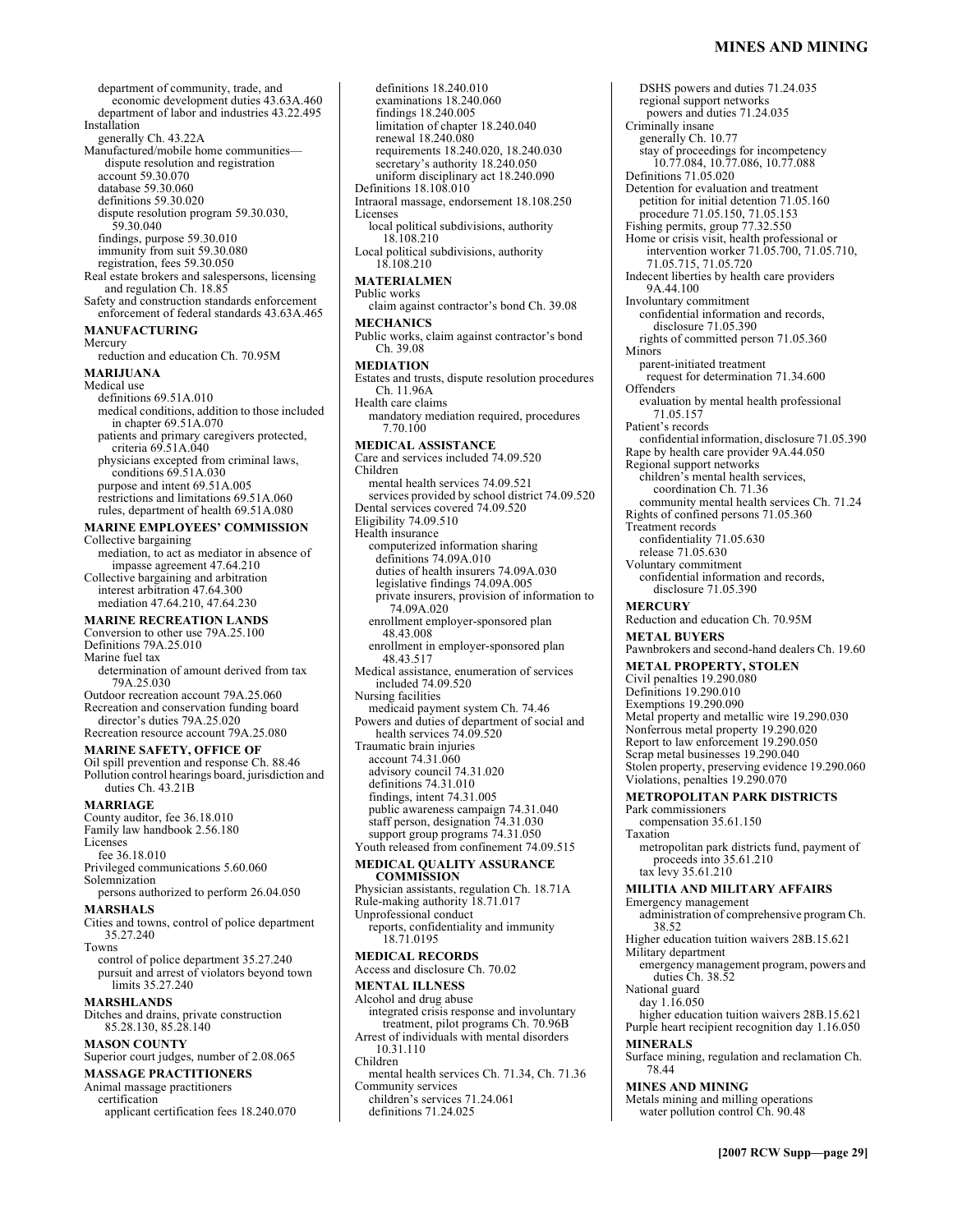department of community, trade, and economic development duties 43.63A.460
department of labor and industries 43.22.495
Installation
generally Ch. 43.22A
Manufactured/mobile home communities—dispute resolution and registration
account 59.30.070
database 59.30.060
definitions 59.30.020
dispute resolution program 59.30.030, 59.30.040
findings, purpose 59.30.010
immunity from suit 59.30.080
registration, fees 59.30.050
Real estate brokers and salespersons, licensing and regulation Ch. 18.85
Safety and construction standards enforcement
enforcement of federal standards 43.63A.465

**MANUFACTURING**

Mercury
reduction and education Ch. 70.95M

**MARIJUANA**

Medical use
definitions 69.51A.010
medical conditions, addition to those included in chapter 69.51A.070
patients and primary caregivers protected, criteria 69.51A.040
physicians excepted from criminal laws, conditions 69.51A.030
purpose and intent 69.51A.005
restrictions and limitations 69.51A.060
rules, department of health 69.51A.080

**MARINE EMPLOYEES' COMMISSION**

Collective bargaining
mediation, to act as mediator in absence of impasse agreement 47.64.210
Collective bargaining and arbitration
interest arbitration 47.64.300
mediation 47.64.210, 47.64.230

**MARINE RECREATION LANDS**

Conversion to other use 79A.25.100
Definitions 79A.25.010
Marine fuel tax
determination of amount derived from tax 79A.25.030
Outdoor recreation account 79A.25.060
Recreation and conservation funding board
director's duties 79A.25.020
Recreation resource account 79A.25.080

**MARINE SAFETY, OFFICE OF**

Oil spill prevention and response Ch. 88.46
Pollution control hearings board, jurisdiction and duties Ch. 43.21B

**MARRIAGE**

County auditor, fee 36.18.010
Family law handbook 2.56.180
Licenses
fee 36.18.010
Privileged communications 5.60.060
Solemnization
persons authorized to perform 26.04.050

**MARSHALS**

Cities and towns, control of police department 35.27.240
Towns
control of police department 35.27.240
pursuit and arrest of violators beyond town limits 35.27.240

**MARSHLANDS**

Ditches and drains, private construction 85.28.130, 85.28.140

**MASON COUNTY**

Superior court judges, number of 2.08.065

**MASSAGE PRACTITIONERS**

Animal massage practitioners
certification
applicant certification fees 18.240.070
definitions 18.240.010
examinations 18.240.060
findings 18.240.005
limitation of chapter 18.240.040
renewal 18.240.080
requirements 18.240.020, 18.240.030
secretary's authority 18.240.050
uniform disciplinary act 18.240.090
Definitions 18.108.010
Intraoral massage, endorsement 18.108.250
Licenses
local political subdivisions, authority 18.108.210
Local political subdivisions, authority 18.108.210

**MATERIALMEN**

Public works
claim against contractor's bond Ch. 39.08

**MECHANICS**

Public works, claim against contractor's bond Ch. 39.08

**MEDIATION**

Estates and trusts, dispute resolution procedures Ch. 11.96A
Health care claims
mandatory mediation required, procedures 7.70.100

**MEDICAL ASSISTANCE**

Care and services included 74.09.520
Children
mental health services 74.09.521
services provided by school district 74.09.520
Dental services covered 74.09.520
Eligibility 74.09.510
Health insurance
computerized information sharing
definitions 74.09A.010
duties of health insurers 74.09A.030
legislative findings 74.09A.005
private insurers, provision of information to 74.09A.020
enrollment employer-sponsored plan 48.43.008
enrollment in employer-sponsored plan 48.43.517
Medical assistance, enumeration of services included 74.09.520
Nursing facilities
medicaid payment system Ch. 74.46
Powers and duties of department of social and health services 74.09.520
Traumatic brain injuries
account 74.31.060
advisory council 74.31.020
definitions 74.31.010
findings, intent 74.31.005
public awareness campaign 74.31.040
staff person, designation 74.31.030
support group programs 74.31.050
Youth released from confinement 74.09.515

**MEDICAL QUALITY ASSURANCE COMMISSION**

Physician assistants, regulation Ch. 18.71A
Rule-making authority 18.71.017
Unprofessional conduct
reports, confidentiality and immunity 18.71.0195

**MEDICAL RECORDS**

Access and disclosure Ch. 70.02

**MENTAL ILLNESS**

Alcohol and drug abuse
integrated crisis response and involuntary treatment, pilot programs Ch. 70.96B
Arrest of individuals with mental disorders 10.31.110
Children
mental health services Ch. 71.34, Ch. 71.36
Community services
children's services 71.24.061
definitions 71.24.025
DSHS powers and duties 71.24.035
regional support networks
powers and duties 71.24.035
Criminally insane
generally Ch. 10.77
stay of proceedings for incompetency 10.77.084, 10.77.086, 10.77.088
Definitions 71.05.020
Detention for evaluation and treatment
petition for initial detention 71.05.160
procedure 71.05.150, 71.05.153
Fishing permits, group 77.32.550
Home or crisis visit, health professional or intervention worker 71.05.700, 71.05.710, 71.05.715, 71.05.720
Indecent liberties by health care providers 9A.44.100
Involuntary commitment
confidential information and records, disclosure 71.05.390
rights of committed person 71.05.360
Minors
parent-initiated treatment
request for determination 71.34.600
Offenders
evaluation by mental health professional 71.05.157
Patient's records
confidential information, disclosure 71.05.390
Rape by health care provider 9A.44.050
Regional support networks
children's mental health services, coordination Ch. 71.36
community mental health services Ch. 71.24
Rights of confined persons 71.05.360
Treatment records
confidentiality 71.05.630
release 71.05.630
Voluntary commitment
confidential information and records, disclosure 71.05.390

**MERCURY**

Reduction and education Ch. 70.95M

**METAL BUYERS**

Pawnbrokers and second-hand dealers Ch. 19.60

**METAL PROPERTY, STOLEN**

Civil penalties 19.290.080
Definitions 19.290.010
Exemptions 19.290.090
Metal property and metallic wire 19.290.030
Nonferrous metal property 19.290.020
Report to law enforcement 19.290.050
Scrap metal businesses 19.290.040
Stolen property, preserving evidence 19.290.060
Violations, penalties 19.290.070

**METROPOLITAN PARK DISTRICTS**

Park commissioners
compensation 35.61.150
Taxation
metropolitan park districts fund, payment of proceeds into 35.61.210
tax levy 35.61.210

**MILITIA AND MILITARY AFFAIRS**

Emergency management
administration of comprehensive program Ch. 38.52
Higher education tuition waivers 28B.15.621
Military department
emergency management program, powers and duties Ch. 38.52
National guard
day 1.16.050
higher education tuition waivers 28B.15.621
Purple heart recipient recognition day 1.16.050

**MINERALS**

Surface mining, regulation and reclamation Ch. 78.44

**MINES AND MINING**

Metals mining and milling operations
water pollution control Ch. 90.48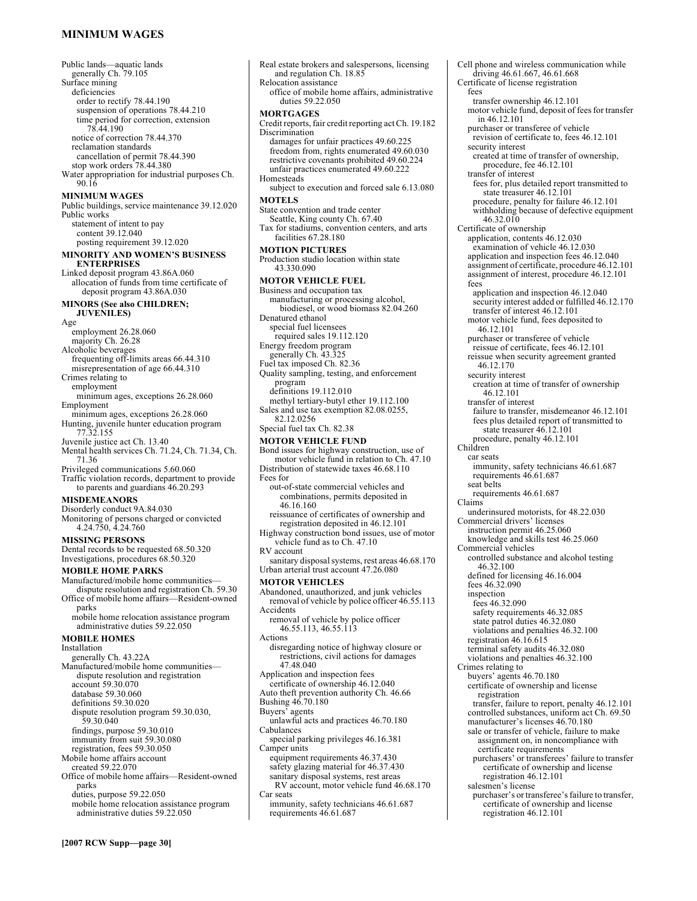Public lands—aquatic lands
  generally Ch. 79.105
Surface mining
  deficiencies
    order to rectify 78.44.190
    suspension of operations 78.44.210
    time period for correction, extension 78.44.190
  notice of correction 78.44.370
  reclamation standards
    cancellation of permit 78.44.390
  stop work orders 78.44.380
Water appropriation for industrial purposes Ch. 90.16

**MINIMUM WAGES**

Public buildings, service maintenance 39.12.020
Public works
  statement of intent to pay
    content 39.12.040
    posting requirement 39.12.020

**MINORITY AND WOMEN'S BUSINESS ENTERPRISES**

Linked deposit program 43.86A.060
  allocation of funds from time certificate of deposit program 43.86A.030

**MINORS (See also CHILDREN; JUVENILES)**

Age
  employment 26.28.060
  majority Ch. 26.28
Alcoholic beverages
  frequenting off-limits areas 66.44.310
  misrepresentation of age 66.44.310
Crimes relating to
  employment
    minimum ages, exceptions 26.28.060
Employment
  minimum ages, exceptions 26.28.060
Hunting, juvenile hunter education program 77.32.155
Juvenile justice act Ch. 13.40
Mental health services Ch. 71.24, Ch. 71.34, Ch. 71.36
Privileged communications 5.60.060
Traffic violation records, department to provide to parents and guardians 46.20.293

**MISDEMEANORS**

Disorderly conduct 9A.84.030
Monitoring of persons charged or convicted 4.24.750, 4.24.760

**MISSING PERSONS**

Dental records to be requested 68.50.320
Investigations, procedures 68.50.320

**MOBILE HOME PARKS**

Manufactured/mobile home communities—dispute resolution and registration Ch. 59.30
Office of mobile home affairs—Resident-owned parks
  mobile home relocation assistance program administrative duties 59.22.050

**MOBILE HOMES**

Installation
  generally Ch. 43.22A
Manufactured/mobile home communities—dispute resolution and registration
  account 59.30.070
  database 59.30.060
  definitions 59.30.020
  dispute resolution program 59.30.030, 59.30.040
  findings, purpose 59.30.010
  immunity from suit 59.30.080
  registration, fees 59.30.050
Mobile home affairs account
  created 59.22.070
Office of mobile home affairs—Resident-owned parks
  duties, purpose 59.22.050
  mobile home relocation assistance program administrative duties 59.22.050
Real estate brokers and salespersons, licensing and regulation Ch. 18.85
Relocation assistance
  office of mobile home affairs, administrative duties 59.22.050

**MORTGAGES**

Credit reports, fair credit reporting act Ch. 19.182
Discrimination
  damages for unfair practices 49.60.225
  freedom from, rights enumerated 49.60.030
  restrictive covenants prohibited 49.60.224
  unfair practices enumerated 49.60.222
Homesteads
  subject to execution and forced sale 6.13.080

**MOTELS**

State convention and trade center
  Seattle, King county Ch. 67.40
Tax for stadiums, convention centers, and arts facilities 67.28.180

**MOTION PICTURES**

Production studio location within state 43.330.090

**MOTOR VEHICLE FUEL**

Business and occupation tax
  manufacturing or processing alcohol, biodiesel, or wood biomass 82.04.260
Denatured ethanol
  special fuel licensees
    required sales 19.112.120
Energy freedom program
  generally Ch. 43.325
Fuel tax imposed Ch. 82.36
Quality sampling, testing, and enforcement program
  definitions 19.112.010
  methyl tertiary-butyl ether 19.112.100
Sales and use tax exemption 82.08.0255, 82.12.0256
Special fuel tax Ch. 82.38

**MOTOR VEHICLE FUND**

Bond issues for highway construction, use of motor vehicle fund in relation to Ch. 47.10
Distribution of statewide taxes 46.68.110
Fees for
  out-of-state commercial vehicles and combinations, permits deposited in 46.16.160
  reissuance of certificates of ownership and registration deposited in 46.12.101
Highway construction bond issues, use of motor vehicle fund as to Ch. 47.10
RV account
  sanitary disposal systems, rest areas 46.68.170
Urban arterial trust account 47.26.080

**MOTOR VEHICLES**

Abandoned, unauthorized, and junk vehicles
  removal of vehicle by police officer 46.55.113
Accidents
  removal of vehicle by police officer 46.55.113, 46.55.113
Actions
  disregarding notice of highway closure or restrictions, civil actions for damages 47.48.040
Application and inspection fees
  certificate of ownership 46.12.040
Auto theft prevention authority Ch. 46.66
Bushing 46.70.180
Buyers' agents
  unlawful acts and practices 46.70.180
Cabulances
  special parking privileges 46.16.381
Camper units
  equipment requirements 46.37.430
  safety glazing material for 46.37.430
  sanitary disposal systems, rest areas
    RV account, motor vehicle fund 46.68.170
Car seats
  immunity, safety technicians 46.61.687
  requirements 46.61.687
Cell phone and wireless communication while driving 46.61.667, 46.61.668
Certificate of license registration
  fees
    transfer ownership 46.12.101
  motor vehicle fund, deposit of fees for transfer in 46.12.101
  purchaser or transferee of vehicle
    revision of certificate to, fees 46.12.101
  security interest
    created at time of transfer of ownership, procedure, fee 46.12.101
  transfer of interest
    fees for, plus detailed report transmitted to state treasurer 46.12.101
    procedure, penalty for failure 46.12.101
    withholding because of defective equipment 46.32.010
Certificate of ownership
  application, contents 46.12.030
    examination of vehicle 46.12.030
  application and inspection fees 46.12.040
  assignment of certificate, procedure 46.12.101
  assignment of interest, procedure 46.12.101
  fees
    application and inspection 46.12.040
    security interest added or fulfilled 46.12.170
    transfer of interest 46.12.101
  motor vehicle fund, fees deposited to 46.12.101
  purchaser or transferee of vehicle
    reissue of certificate, fees 46.12.101
  reissue when security agreement granted 46.12.170
  security interest
    creation at time of transfer of ownership 46.12.101
  transfer of interest
    failure to transfer, misdemeanor 46.12.101
    fees plus detailed report of transmitted to state treasurer 46.12.101
    procedure, penalty 46.12.101
Children
  car seats
    immunity, safety technicians 46.61.687
    requirements 46.61.687
  seat belts
    requirements 46.61.687
Claims
  underinsured motorists, for 48.22.030
Commercial drivers' licenses
  instruction permit 46.25.060
  knowledge and skills test 46.25.060
Commercial vehicles
  controlled substance and alcohol testing 46.32.100
  defined for licensing 46.16.004
  fees 46.32.090
  inspection
    fees 46.32.090
    safety requirements 46.32.085
    state patrol duties 46.32.080
    violations and penalties 46.32.100
  registration 46.16.615
  terminal safety audits 46.32.080
  violations and penalties 46.32.100
Crimes relating to
  buyers' agents 46.70.180
  certificate of ownership and license registration
    transfer, failure to report, penalty 46.12.101
  controlled substances, uniform act Ch. 69.50
  manufacturer's licenses 46.70.180
  sale or transfer of vehicle, failure to make assignment on, in noncompliance with certificate requirements
    purchasers' or transferees' failure to transfer certificate of ownership and license registration 46.12.101
  salesmen's license
    purchaser's or transferee's failure to transfer, certificate of ownership and license registration 46.12.101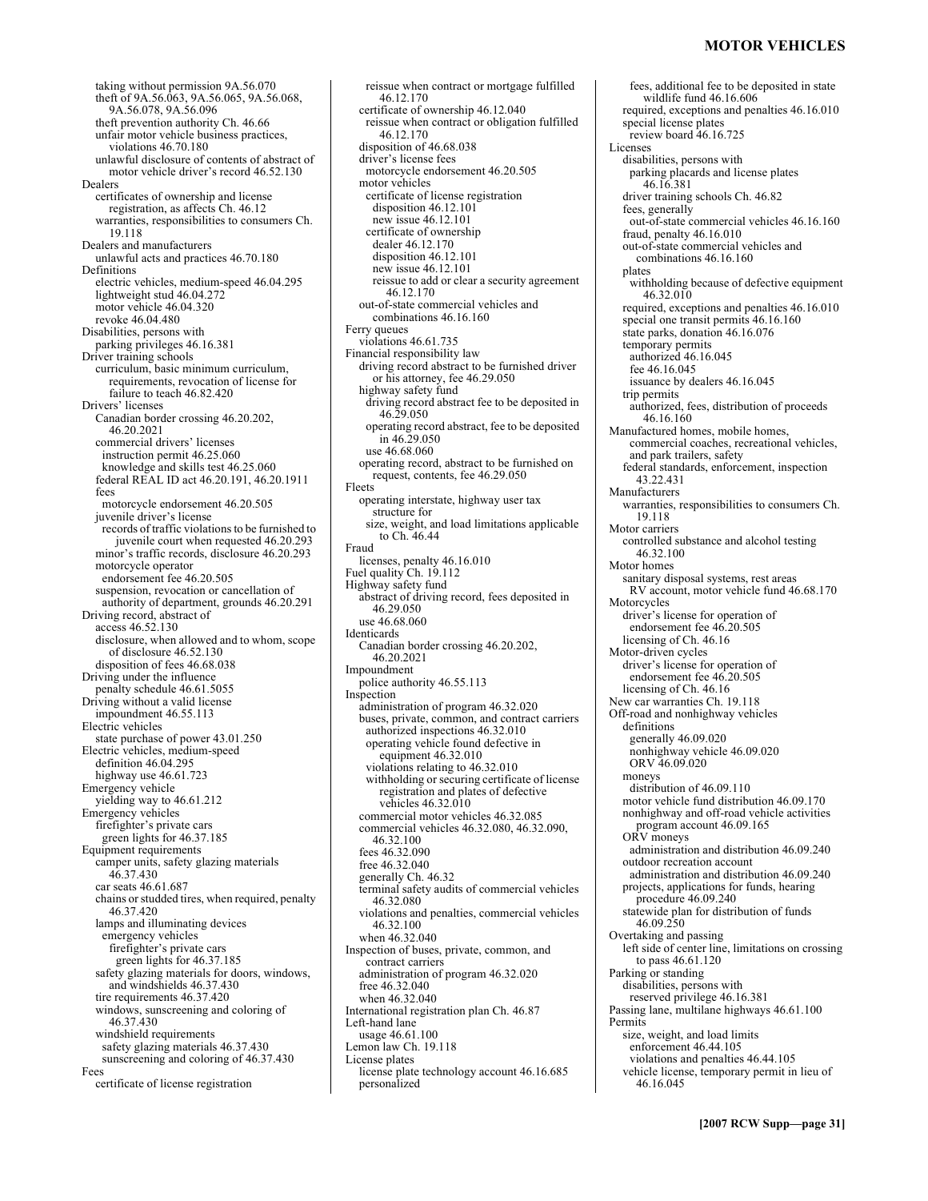taking without permission 9A.56.070
theft of 9A.56.063, 9A.56.065, 9A.56.068, 9A.56.078, 9A.56.096
theft prevention authority Ch. 46.66
unfair motor vehicle business practices, violations 46.70.180
unlawful disclosure of contents of abstract of motor vehicle driver's record 46.52.130

Dealers
certificates of ownership and license registration, as affects Ch. 46.12
warranties, responsibilities to consumers Ch. 19.118

Dealers and manufacturers
unlawful acts and practices 46.70.180

Definitions
electric vehicles, medium-speed 46.04.295
lightweight stud 46.04.272
motor vehicle 46.04.320
revoke 46.04.480

Disabilities, persons with
parking privileges 46.16.381

Driver training schools
curriculum, basic minimum curriculum, requirements, revocation of license for failure to teach 46.82.420

Drivers' licenses
Canadian border crossing 46.20.202, 46.20.2021
commercial drivers' licenses
instruction permit 46.25.060
knowledge and skills test 46.25.060
federal REAL ID act 46.20.191, 46.20.1911
fees
motorcycle endorsement 46.20.505
juvenile driver's license
records of traffic violations to be furnished to juvenile court when requested 46.20.293
minor's traffic records, disclosure 46.20.293
motorcycle operator
endorsement fee 46.20.505
suspension, revocation or cancellation of authority of department, grounds 46.20.291

Driving record, abstract of
access 46.52.130
disclosure, when allowed and to whom, scope of disclosure 46.52.130
disposition of fees 46.68.038

Driving under the influence
penalty schedule 46.61.5055

Driving without a valid license
impoundment 46.55.113

Electric vehicles
state purchase of power 43.01.250

Electric vehicles, medium-speed
definition 46.04.295
highway use 46.61.723

Emergency vehicle
yielding way to 46.61.212

Emergency vehicles
firefighter's private cars
green lights for 46.37.185

Equipment requirements
camper units, safety glazing materials 46.37.430
car seats 46.61.687
chains or studded tires, when required, penalty 46.37.420
lamps and illuminating devices
emergency vehicles
firefighter's private cars
green lights for 46.37.185
safety glazing materials for doors, windows, and windshields 46.37.430
tire requirements 46.37.420
windows, sunscreening and coloring of 46.37.430
windshield requirements
safety glazing materials 46.37.430
sunscreening and coloring of 46.37.430

Fees
certificate of license registration
reissue when contract or mortgage fulfilled 46.12.170
certificate of ownership 46.12.040
reissue when contract or obligation fulfilled 46.12.170
disposition of 46.68.038
driver's license fees
motorcycle endorsement 46.20.505
motor vehicles
certificate of license registration
disposition 46.12.101
new issue 46.12.101
certificate of ownership
dealer 46.12.170
disposition 46.12.101
new issue 46.12.101
reissue to add or clear a security agreement 46.12.170
out-of-state commercial vehicles and combinations 46.16.160

Ferry queues
violations 46.61.735

Financial responsibility law
driving record abstract to be furnished driver or his attorney, fee 46.29.050
highway safety fund
driving record abstract fee to be deposited in 46.29.050
operating record abstract, fee to be deposited in 46.29.050
use 46.68.060
operating record, abstract to be furnished on request, contents, fee 46.29.050

Fleets
operating interstate, highway user tax structure for
size, weight, and load limitations applicable to Ch. 46.44

Fraud
licenses, penalty 46.16.010

Fuel quality Ch. 19.112

Highway safety fund
abstract of driving record, fees deposited in 46.29.050
use 46.68.060

Identicards
Canadian border crossing 46.20.202, 46.20.2021

Impoundment
police authority 46.55.113

Inspection
administration of program 46.32.020
buses, private, common, and contract carriers
authorized inspections 46.32.010
operating vehicle found defective in equipment 46.32.010
violations relating to 46.32.010
withholding or securing certificate of license registration and plates of defective vehicles 46.32.010
commercial motor vehicles 46.32.085
commercial vehicles 46.32.080, 46.32.090, 46.32.100
fees 46.32.090
free 46.32.040
generally Ch. 46.32
terminal safety audits of commercial vehicles 46.32.080
violations and penalties, commercial vehicles 46.32.100
when 46.32.040

Inspection of buses, private, common, and contract carriers
administration of program 46.32.020
free 46.32.040
when 46.32.040

International registration plan Ch. 46.87

Left-hand lane
usage 46.61.100

Lemon law Ch. 19.118

License plates
license plate technology account 46.16.685
personalized
fees, additional fee to be deposited in state wildlife fund 46.16.606
required, exceptions and penalties 46.16.010
special license plates
review board 46.16.725

Licenses
disabilities, persons with
parking placards and license plates 46.16.381
driver training schools Ch. 46.82
fees, generally
out-of-state commercial vehicles 46.16.160
fraud, penalty 46.16.010
out-of-state commercial vehicles and combinations 46.16.160
plates
withholding because of defective equipment 46.32.010
required, exceptions and penalties 46.16.010
special one transit permits 46.16.160
state parks, donation 46.16.076
temporary permits
authorized 46.16.045
fee 46.16.045
issuance by dealers 46.16.045
trip permits
authorized, fees, distribution of proceeds 46.16.160

Manufactured homes, mobile homes, commercial coaches, recreational vehicles, and park trailers, safety
federal standards, enforcement, inspection 43.22.431

Manufacturers
warranties, responsibilities to consumers Ch. 19.118

Motor carriers
controlled substance and alcohol testing 46.32.100

Motor homes
sanitary disposal systems, rest areas
RV account, motor vehicle fund 46.68.170

Motorcycles
driver's license for operation of
endorsement fee 46.20.505
licensing of Ch. 46.16

Motor-driven cycles
driver's license for operation of
endorsement fee 46.20.505
licensing of Ch. 46.16

New car warranties Ch. 19.118

Off-road and nonhighway vehicles
definitions
generally 46.09.020
nonhighway vehicle 46.09.020
ORV 46.09.020
moneys
distribution of 46.09.110
motor vehicle fund distribution 46.09.170
nonhighway and off-road vehicle activities program account 46.09.165
ORV moneys
administration and distribution 46.09.240
outdoor recreation account
administration and distribution 46.09.240
projects, applications for funds, hearing procedure 46.09.240
statewide plan for distribution of funds 46.09.250

Overtaking and passing
left side of center line, limitations on crossing to pass 46.61.120

Parking or standing
disabilities, persons with
reserved privilege 46.16.381

Passing lane, multilane highways 46.61.100

Permits
size, weight, and load limits
enforcement 46.44.105
violations and penalties 46.44.105
vehicle license, temporary permit in lieu of 46.16.045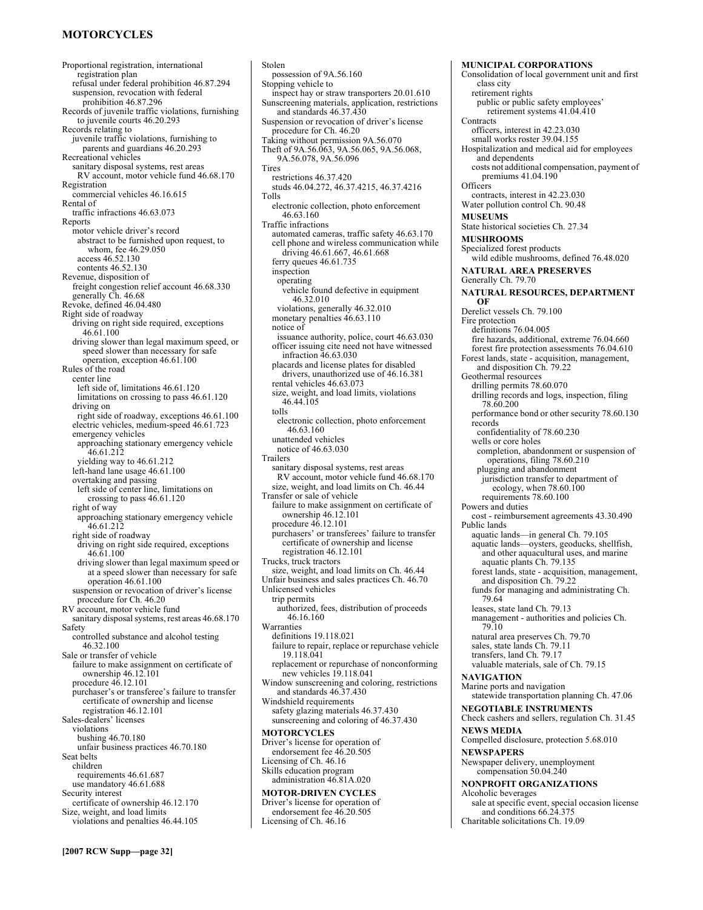Proportional registration, international registration plan
  refusal under federal prohibition 46.87.294
  suspension, revocation with federal prohibition 46.87.296
Records of juvenile traffic violations, furnishing to juvenile courts 46.20.293
Records relating to
  juvenile traffic violations, furnishing to parents and guardians 46.20.293
Recreational vehicles
  sanitary disposal systems, rest areas
    RV account, motor vehicle fund 46.68.170
Registration
  commercial vehicles 46.16.615
Rental of
  traffic infractions 46.63.073
Reports
  motor vehicle driver's record
    abstract to be furnished upon request, to whom, fee 46.29.050
    access 46.52.130
    contents 46.52.130
Revenue, disposition of
  freight congestion relief account 46.68.330
  generally Ch. 46.68
Revoke, defined 46.04.480
Right side of roadway
  driving on right side required, exceptions 46.61.100
  driving slower than legal maximum speed, or speed slower than necessary for safe operation, exception 46.61.100
Rules of the road
  center line
    left side of, limitations 46.61.120
    limitations on crossing to pass 46.61.120
  driving on
    right side of roadway, exceptions 46.61.100
  electric vehicles, medium-speed 46.61.723
  emergency vehicles
    approaching stationary emergency vehicle 46.61.212
    yielding way to 46.61.212
  left-hand lane usage 46.61.100
  overtaking and passing
    left side of center line, limitations on crossing to pass 46.61.120
  right of way
    approaching stationary emergency vehicle 46.61.212
  right side of roadway
    driving on right side required, exceptions 46.61.100
    driving slower than legal maximum speed or at a speed slower than necessary for safe operation 46.61.100
  suspension or revocation of driver's license procedure for Ch. 46.20
RV account, motor vehicle fund
  sanitary disposal systems, rest areas 46.68.170
Safety
  controlled substance and alcohol testing 46.32.100
Sale or transfer of vehicle
  failure to make assignment on certificate of ownership 46.12.101
  procedure 46.12.101
  purchaser's or transferee's failure to transfer certificate of ownership and license registration 46.12.101
Sales-dealers' licenses
  violations
    bushing 46.70.180
    unfair business practices 46.70.180
Seat belts
  children
    requirements 46.61.687
  use mandatory 46.61.688
Security interest
  certificate of ownership 46.12.170
Size, weight, and load limits
  violations and penalties 46.44.105
Stolen
  possession of 9A.56.160
Stopping vehicle to
  inspect hay or straw transporters 20.01.610
Sunscreening materials, application, restrictions and standards 46.37.430
Suspension or revocation of driver's license procedure for Ch. 46.20
Taking without permission 9A.56.070
Theft of 9A.56.063, 9A.56.065, 9A.56.068, 9A.56.078, 9A.56.096
Tires
  restrictions 46.37.420
  studs 46.04.272, 46.37.4215, 46.37.4216
Tolls
  electronic collection, photo enforcement 46.63.160
Traffic infractions
  automated cameras, traffic safety 46.63.170
  cell phone and wireless communication while driving 46.61.667, 46.61.668
  ferry queues 46.61.735
  inspection
    operating
      vehicle found defective in equipment 46.32.010
    violations, generally 46.32.010
  monetary penalties 46.63.110
  notice of
    issuance authority, police, court 46.63.030
  officer issuing cite need not have witnessed infraction 46.63.030
  placards and license plates for disabled drivers, unauthorized use of 46.16.381
  rental vehicles 46.63.073
  size, weight, and load limits, violations 46.44.105
  tolls
    electronic collection, photo enforcement 46.63.160
  unattended vehicles
    notice of 46.63.030
Trailers
  sanitary disposal systems, rest areas
    RV account, motor vehicle fund 46.68.170
  size, weight, and load limits on Ch. 46.44
Transfer or sale of vehicle
  failure to make assignment on certificate of ownership 46.12.101
  procedure 46.12.101
  purchasers' or transferees' failure to transfer certificate of ownership and license registration 46.12.101
Trucks, truck tractors
  size, weight, and load limits on Ch. 46.44
Unfair business and sales practices Ch. 46.70
Unlicensed vehicles
  trip permits
    authorized, fees, distribution of proceeds 46.16.160
Warranties
  definitions 19.118.021
  failure to repair, replace or repurchase vehicle 19.118.041
  replacement or repurchase of nonconforming new vehicles 19.118.041
Window sunscreening and coloring, restrictions and standards 46.37.430
Windshield requirements
  safety glazing materials 46.37.430
  sunscreening and coloring of 46.37.430

**MOTORCYCLES**

Driver's license for operation of
  endorsement fee 46.20.505
Licensing of Ch. 46.16
Skills education program
  administration 46.81A.020

**MOTOR-DRIVEN CYCLES**

Driver's license for operation of
  endorsement fee 46.20.505
Licensing of Ch. 46.16

**MUNICIPAL CORPORATIONS**

Consolidation of local government unit and first class city
  retirement rights
    public or public safety employees' retirement systems 41.04.410
Contracts
  officers, interest in 42.23.030
  small works roster 39.04.155
Hospitalization and medical aid for employees and dependents
  costs not additional compensation, payment of premiums 41.04.190
Officers
  contracts, interest in 42.23.030
Water pollution control Ch. 90.48

**MUSEUMS**

State historical societies Ch. 27.34

**MUSHROOMS**

Specialized forest products
  wild edible mushrooms, defined 76.48.020

**NATURAL AREA PRESERVES**

Generally Ch. 79.70

**NATURAL RESOURCES, DEPARTMENT OF**

Derelict vessels Ch. 79.100
Fire protection
  definitions 76.04.005
  fire hazards, additional, extreme 76.04.660
  forest fire protection assessments 76.04.610
Forest lands, state - acquisition, management, and disposition Ch. 79.22
Geothermal resources
  drilling permits 78.60.070
  drilling records and logs, inspection, filing 78.60.200
  performance bond or other security 78.60.130
  records
    confidentiality of 78.60.230
  wells or core holes
    completion, abandonment or suspension of operations, filing 78.60.210
    plugging and abandonment
      jurisdiction transfer to department of ecology, when 78.60.100
      requirements 78.60.100
Powers and duties
  cost - reimbursement agreements 43.30.490
Public lands
  aquatic lands—in general Ch. 79.105
  aquatic lands—oysters, geoducks, shellfish, and other aquacultural uses, and marine aquatic plants Ch. 79.135
  forest lands, state - acquisition, management, and disposition Ch. 79.22
  funds for managing and administrating Ch. 79.64
  leases, state land Ch. 79.13
  management - authorities and policies Ch. 79.10
  natural area preserves Ch. 79.70
  sales, state lands Ch. 79.11
  transfers, land Ch. 79.17
  valuable materials, sale of Ch. 79.15

**NAVIGATION**

Marine ports and navigation
  statewide transportation planning Ch. 47.06

**NEGOTIABLE INSTRUMENTS**

Check cashers and sellers, regulation Ch. 31.45

**NEWS MEDIA**

Compelled disclosure, protection 5.68.010

**NEWSPAPERS**

Newspaper delivery, unemployment compensation 50.04.240

**NONPROFIT ORGANIZATIONS**

Alcoholic beverages
  sale at specific event, special occasion license and conditions 66.24.375
Charitable solicitations Ch. 19.09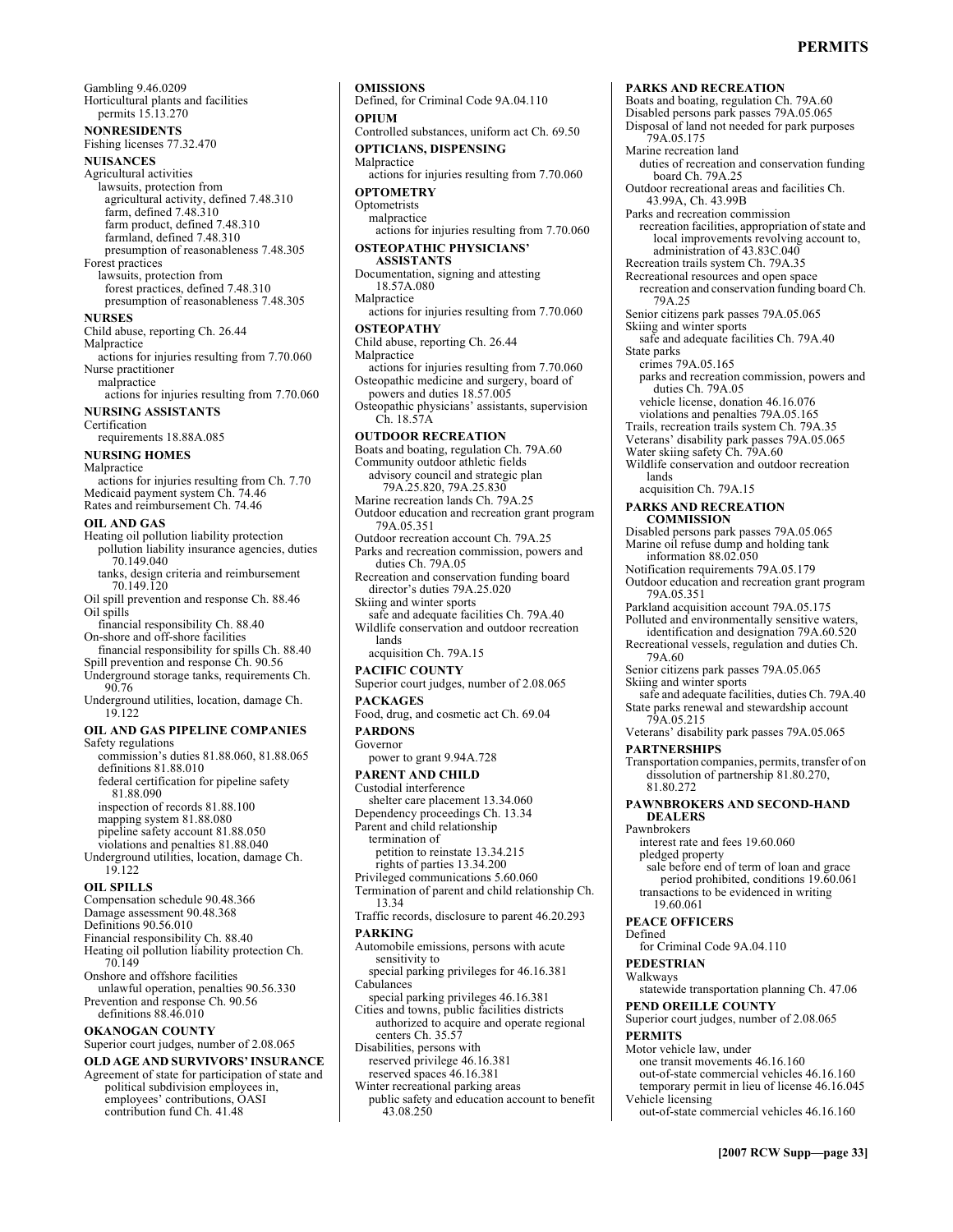Gambling 9.46.0209
Horticultural plants and facilities
  permits 15.13.270

**NONRESIDENTS**

Fishing licenses 77.32.470

**NUISANCES**

Agricultural activities
  lawsuits, protection from
    agricultural activity, defined 7.48.310
    farm, defined 7.48.310
    farm product, defined 7.48.310
    farmland, defined 7.48.310
    presumption of reasonableness 7.48.305
Forest practices
  lawsuits, protection from
    forest practices, defined 7.48.310
    presumption of reasonableness 7.48.305

**NURSES**

Child abuse, reporting Ch. 26.44
Malpractice
  actions for injuries resulting from 7.70.060
Nurse practitioner
  malpractice
    actions for injuries resulting from 7.70.060

**NURSING ASSISTANTS**

Certification
  requirements 18.88A.085

**NURSING HOMES**

Malpractice
  actions for injuries resulting from Ch. 7.70
Medicaid payment system Ch. 74.46
Rates and reimbursement Ch. 74.46

**OIL AND GAS**

Heating oil pollution liability protection
  pollution liability insurance agencies, duties 70.149.040
  tanks, design criteria and reimbursement 70.149.120
Oil spill prevention and response Ch. 88.46
Oil spills
  financial responsibility Ch. 88.40
On-shore and off-shore facilities
  financial responsibility for spills Ch. 88.40
Spill prevention and response Ch. 90.56
Underground storage tanks, requirements Ch. 90.76
Underground utilities, location, damage Ch. 19.122

**OIL AND GAS PIPELINE COMPANIES**

Safety regulations
  commission's duties 81.88.060, 81.88.065
  definitions 81.88.010
  federal certification for pipeline safety 81.88.090
  inspection of records 81.88.100
  mapping system 81.88.080
  pipeline safety account 81.88.050
  violations and penalties 81.88.040
Underground utilities, location, damage Ch. 19.122

**OIL SPILLS**

Compensation schedule 90.48.366
Damage assessment 90.48.368
Definitions 90.56.010
Financial responsibility Ch. 88.40
Heating oil pollution liability protection Ch. 70.149
Onshore and offshore facilities
  unlawful operation, penalties 90.56.330
Prevention and response Ch. 90.56
  definitions 88.46.010

**OKANOGAN COUNTY**

Superior court judges, number of 2.08.065

**OLD AGE AND SURVIVORS' INSURANCE**

Agreement of state for participation of state and political subdivision employees in, employees' contributions, OASI contribution fund Ch. 41.48

**OMISSIONS**

Defined, for Criminal Code 9A.04.110

**OPIUM**

Controlled substances, uniform act Ch. 69.50

**OPTICIANS, DISPENSING**

Malpractice
  actions for injuries resulting from 7.70.060

**OPTOMETRY**

Optometrists
  malpractice
    actions for injuries resulting from 7.70.060

**OSTEOPATHIC PHYSICIANS' ASSISTANTS**

Documentation, signing and attesting 18.57A.080
Malpractice
  actions for injuries resulting from 7.70.060

**OSTEOPATHY**

Child abuse, reporting Ch. 26.44
Malpractice
  actions for injuries resulting from 7.70.060
Osteopathic medicine and surgery, board of
  powers and duties 18.57.005
Osteopathic physicians' assistants, supervision Ch. 18.57A

**OUTDOOR RECREATION**

Boats and boating, regulation Ch. 79A.60
Community outdoor athletic fields
  advisory council and strategic plan 79A.25.820, 79A.25.830
Marine recreation lands Ch. 79A.25
Outdoor education and recreation grant program 79A.05.351
Outdoor recreation account Ch. 79A.25
Parks and recreation commission, powers and duties Ch. 79A.05
Recreation and conservation funding board
  director's duties 79A.25.020
Skiing and winter sports
  safe and adequate facilities Ch. 79A.40
Wildlife conservation and outdoor recreation lands
  acquisition Ch. 79A.15

**PACIFIC COUNTY**

Superior court judges, number of 2.08.065

**PACKAGES**

Food, drug, and cosmetic act Ch. 69.04

**PARDONS**

Governor
  power to grant 9.94A.728

**PARENT AND CHILD**

Custodial interference
  shelter care placement 13.34.060
Dependency proceedings Ch. 13.34
Parent and child relationship
  termination of
    petition to reinstate 13.34.215
    rights of parties 13.34.200
Privileged communications 5.60.060
Termination of parent and child relationship Ch. 13.34
Traffic records, disclosure to parent 46.20.293

**PARKING**

Automobile emissions, persons with acute sensitivity to
  special parking privileges for 46.16.381
Cabulances
  special parking privileges 46.16.381
Cities and towns, public facilities districts
  authorized to acquire and operate regional centers Ch. 35.57
Disabilities, persons with
  reserved privilege 46.16.381
  reserved spaces 46.16.381
Winter recreational parking areas
  public safety and education account to benefit 43.08.250

**PARKS AND RECREATION**

Boats and boating, regulation Ch. 79A.60
Disabled persons park passes 79A.05.065
Disposal of land not needed for park purposes 79A.05.175
Marine recreation land
  duties of recreation and conservation funding board Ch. 79A.25
Outdoor recreational areas and facilities Ch. 43.99A, Ch. 43.99B
Parks and recreation commission
  recreation facilities, appropriation of state and local improvements revolving account to, administration of 43.83C.040
Recreation trails system Ch. 79A.35
Recreational resources and open space
  recreation and conservation funding board Ch. 79A.25
Senior citizens park passes 79A.05.065
Skiing and winter sports
  safe and adequate facilities Ch. 79A.40
State parks
  crimes 79A.05.165
  parks and recreation commission, powers and duties Ch. 79A.05
  vehicle license, donation 46.16.076
  violations and penalties 79A.05.165
Trails, recreation trails system Ch. 79A.35
Veterans' disability park passes 79A.05.065
Water skiing safety Ch. 79A.60
Wildlife conservation and outdoor recreation lands
  acquisition Ch. 79A.15

**PARKS AND RECREATION COMMISSION**

Disabled persons park passes 79A.05.065
Marine oil refuse dump and holding tank information 88.02.050
Notification requirements 79A.05.179
Outdoor education and recreation grant program 79A.05.351
Parkland acquisition account 79A.05.175
Polluted and environmentally sensitive waters, identification and designation 79A.60.520
Recreational vessels, regulation and duties Ch. 79A.60
Senior citizens park passes 79A.05.065
Skiing and winter sports
  safe and adequate facilities, duties Ch. 79A.40
State parks renewal and stewardship account 79A.05.215
Veterans' disability park passes 79A.05.065

**PARTNERSHIPS**

Transportation companies, permits, transfer of on dissolution of partnership 81.80.270, 81.80.272

**PAWNBROKERS AND SECOND-HAND DEALERS**

Pawnbrokers
  interest rate and fees 19.60.060
  pledged property
    sale before end of term of loan and grace period prohibited, conditions 19.60.061
  transactions to be evidenced in writing 19.60.061

**PEACE OFFICERS**

Defined
  for Criminal Code 9A.04.110

**PEDESTRIAN**

Walkways
  statewide transportation planning Ch. 47.06

**PEND OREILLE COUNTY**

Superior court judges, number of 2.08.065

**PERMITS**

Motor vehicle law, under
  one transit movements 46.16.160
  out-of-state commercial vehicles 46.16.160
  temporary permit in lieu of license 46.16.045
Vehicle licensing
  out-of-state commercial vehicles 46.16.160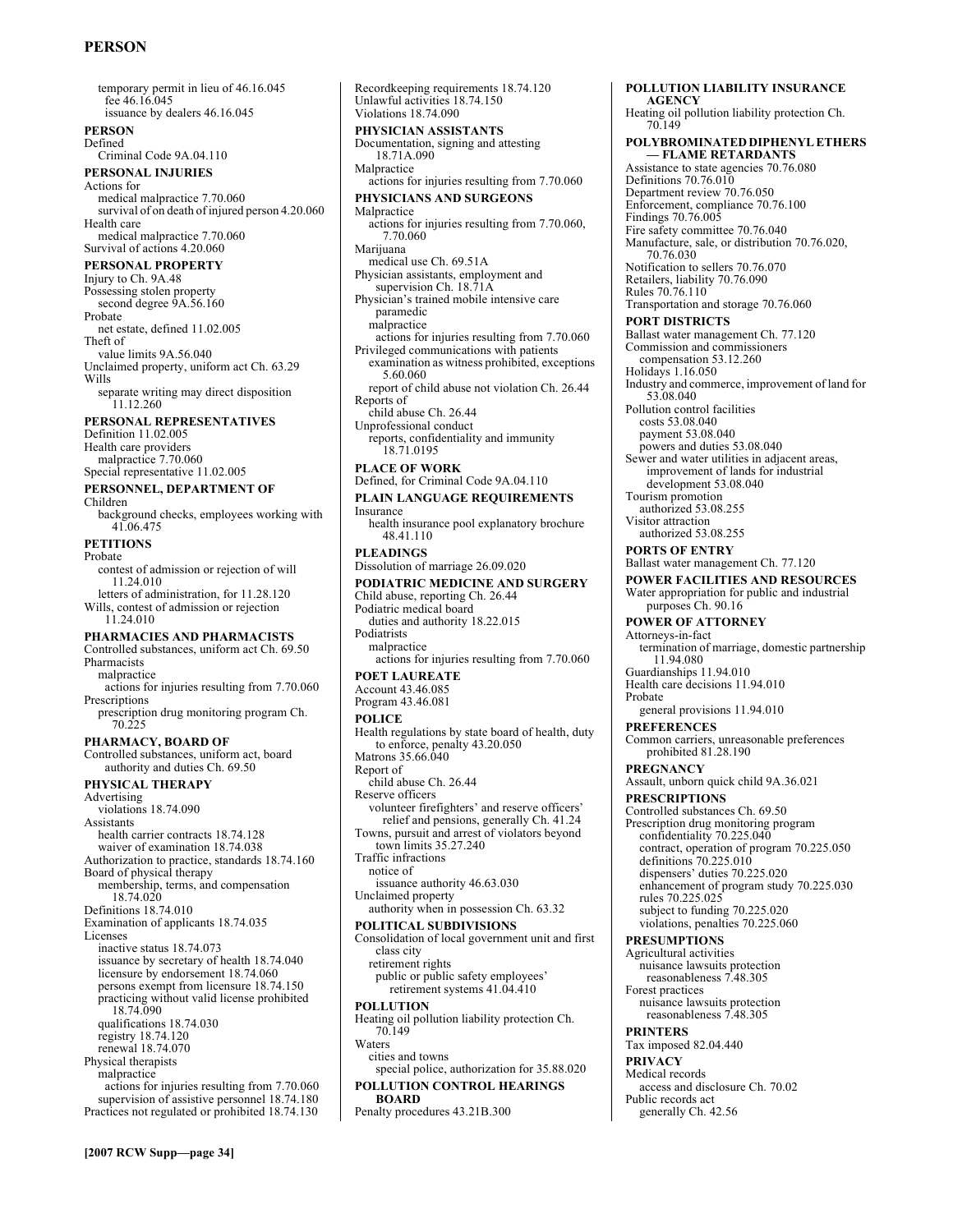temporary permit in lieu of 46.16.045
fee 46.16.045
issuance by dealers 46.16.045

**PERSON**
Defined
Criminal Code 9A.04.110

**PERSONAL INJURIES**
Actions for
medical malpractice 7.70.060
survival of on death of injured person 4.20.060
Health care
medical malpractice 7.70.060
Survival of actions 4.20.060

**PERSONAL PROPERTY**
Injury to Ch. 9A.48
Possessing stolen property
second degree 9A.56.160
Probate
net estate, defined 11.02.005
Theft of
value limits 9A.56.040
Unclaimed property, uniform act Ch. 63.29
Wills
separate writing may direct disposition 11.12.260

**PERSONAL REPRESENTATIVES**
Definition 11.02.005
Health care providers
malpractice 7.70.060
Special representative 11.02.005

**PERSONNEL, DEPARTMENT OF**
Children
background checks, employees working with 41.06.475

**PETITIONS**
Probate
contest of admission or rejection of will 11.24.010
letters of administration, for 11.28.120
Wills, contest of admission or rejection 11.24.010

**PHARMACIES AND PHARMACISTS**
Controlled substances, uniform act Ch. 69.50
Pharmacists
malpractice
actions for injuries resulting from 7.70.060
Prescriptions
prescription drug monitoring program Ch. 70.225

**PHARMACY, BOARD OF**
Controlled substances, uniform act, board authority and duties Ch. 69.50

**PHYSICAL THERAPY**
Advertising
violations 18.74.090
Assistants
health carrier contracts 18.74.128
waiver of examination 18.74.038
Authorization to practice, standards 18.74.160
Board of physical therapy
membership, terms, and compensation 18.74.020
Definitions 18.74.010
Examination of applicants 18.74.035
Licenses
inactive status 18.74.073
issuance by secretary of health 18.74.040
licensure by endorsement 18.74.060
persons exempt from licensure 18.74.150
practicing without valid license prohibited 18.74.090
qualifications 18.74.030
registry 18.74.120
renewal 18.74.070
Physical therapists
malpractice
actions for injuries resulting from 7.70.060
supervision of assistive personnel 18.74.180
Practices not regulated or prohibited 18.74.130
Recordkeeping requirements 18.74.120
Unlawful activities 18.74.150
Violations 18.74.090

**PHYSICIAN ASSISTANTS**
Documentation, signing and attesting 18.71A.090
Malpractice
actions for injuries resulting from 7.70.060

**PHYSICIANS AND SURGEONS**
Malpractice
actions for injuries resulting from 7.70.060, 7.70.060
Marijuana
medical use Ch. 69.51A
Physician assistants, employment and supervision Ch. 18.71A
Physician's trained mobile intensive care paramedic
malpractice
actions for injuries resulting from 7.70.060
Privileged communications with patients
examination as witness prohibited, exceptions 5.60.060
report of child abuse not violation Ch. 26.44
Reports of
child abuse Ch. 26.44
Unprofessional conduct
reports, confidentiality and immunity 18.71.0195

**PLACE OF WORK**
Defined, for Criminal Code 9A.04.110

**PLAIN LANGUAGE REQUIREMENTS**
Insurance
health insurance pool explanatory brochure 48.41.110

**PLEADINGS**
Dissolution of marriage 26.09.020

**PODIATRIC MEDICINE AND SURGERY**
Child abuse, reporting Ch. 26.44
Podiatric medical board
duties and authority 18.22.015
Podiatrists
malpractice
actions for injuries resulting from 7.70.060

**POET LAUREATE**
Account 43.46.085
Program 43.46.081

**POLICE**
Health regulations by state board of health, duty to enforce, penalty 43.20.050
Matrons 35.66.040
Report of
child abuse Ch. 26.44
Reserve officers
volunteer firefighters' and reserve officers' relief and pensions, generally Ch. 41.24
Towns, pursuit and arrest of violators beyond town limits 35.27.240
Traffic infractions
notice of
issuance authority 46.63.030
Unclaimed property
authority when in possession Ch. 63.32

**POLITICAL SUBDIVISIONS**
Consolidation of local government unit and first class city
retirement rights
public or public safety employees' retirement systems 41.04.410

**POLLUTION**
Heating oil pollution liability protection Ch. 70.149
Waters
cities and towns
special police, authorization for 35.88.020

**POLLUTION CONTROL HEARINGS BOARD**
Penalty procedures 43.21B.300

**POLLUTION LIABILITY INSURANCE AGENCY**
Heating oil pollution liability protection Ch. 70.149

**POLYBROMINATED DIPHENYL ETHERS — FLAME RETARDANTS**
Assistance to state agencies 70.76.080
Definitions 70.76.010
Department review 70.76.050
Enforcement, compliance 70.76.100
Findings 70.76.005
Fire safety committee 70.76.040
Manufacture, sale, or distribution 70.76.020, 70.76.030
Notification to sellers 70.76.070
Retailers, liability 70.76.090
Rules 70.76.110
Transportation and storage 70.76.060

**PORT DISTRICTS**
Ballast water management Ch. 77.120
Commission and commissioners
compensation 53.12.260
Holidays 1.16.050
Industry and commerce, improvement of land for 53.08.040
Pollution control facilities
costs 53.08.040
payment 53.08.040
powers and duties 53.08.040
Sewer and water utilities in adjacent areas, improvement of lands for industrial development 53.08.040
Tourism promotion
authorized 53.08.255
Visitor attraction
authorized 53.08.255

**PORTS OF ENTRY**
Ballast water management Ch. 77.120

**POWER FACILITIES AND RESOURCES**
Water appropriation for public and industrial purposes Ch. 90.16

**POWER OF ATTORNEY**
Attorneys-in-fact
termination of marriage, domestic partnership 11.94.080
Guardianships 11.94.010
Health care decisions 11.94.010
Probate
general provisions 11.94.010

**PREFERENCES**
Common carriers, unreasonable preferences prohibited 81.28.190

**PREGNANCY**
Assault, unborn quick child 9A.36.021

**PRESCRIPTIONS**
Controlled substances Ch. 69.50
Prescription drug monitoring program
confidentiality 70.225.040
contract, operation of program 70.225.050
definitions 70.225.010
dispensers' duties 70.225.020
enhancement of program study 70.225.030
rules 70.225.025
subject to funding 70.225.020
violations, penalties 70.225.060

**PRESUMPTIONS**
Agricultural activities
nuisance lawsuits protection
reasonableness 7.48.305
Forest practices
nuisance lawsuits protection
reasonableness 7.48.305

**PRINTERS**
Tax imposed 82.04.440

**PRIVACY**
Medical records
access and disclosure Ch. 70.02
Public records act
generally Ch. 42.56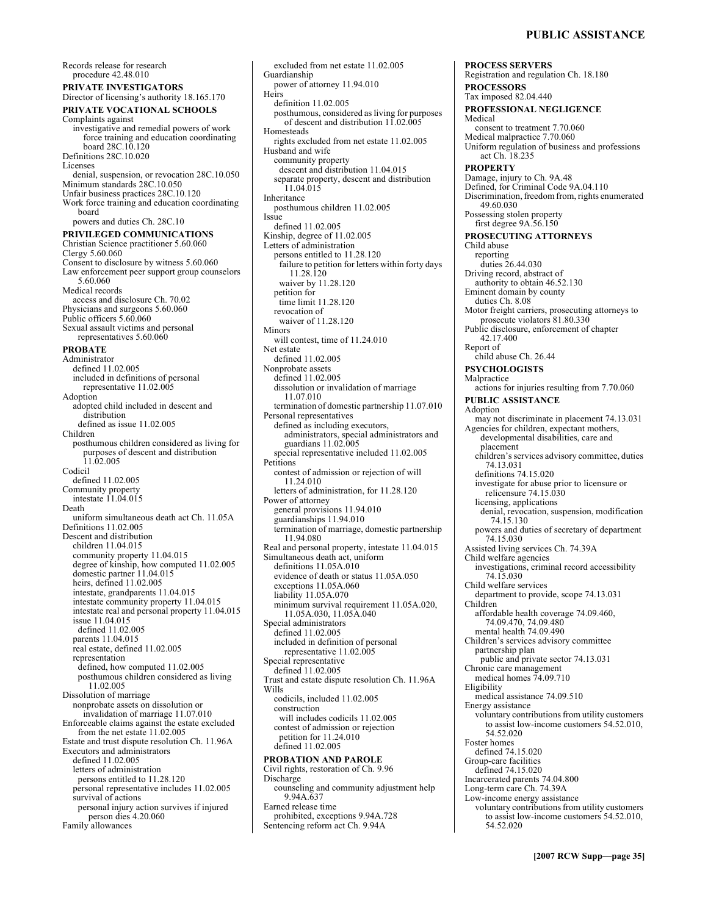Records release for research
procedure 42.48.010

**PRIVATE INVESTIGATORS**

Director of licensing's authority 18.165.170

**PRIVATE VOCATIONAL SCHOOLS**

Complaints against
investigative and remedial powers of work force training and education coordinating board 28C.10.120
Definitions 28C.10.020
Licenses
denial, suspension, or revocation 28C.10.050
Minimum standards 28C.10.050
Unfair business practices 28C.10.120
Work force training and education coordinating board
powers and duties Ch. 28C.10

**PRIVILEGED COMMUNICATIONS**

Christian Science practitioner 5.60.060
Clergy 5.60.060
Consent to disclosure by witness 5.60.060
Law enforcement peer support group counselors 5.60.060
Medical records
access and disclosure Ch. 70.02
Physicians and surgeons 5.60.060
Public officers 5.60.060
Sexual assault victims and personal representatives 5.60.060

**PROBATE**

Administrator
defined 11.02.005
included in definitions of personal representative 11.02.005
Adoption
adopted child included in descent and distribution
defined as issue 11.02.005
Children
posthumous children considered as living for purposes of descent and distribution 11.02.005
Codicil
defined 11.02.005
Community property
intestate 11.04.015
Death
uniform simultaneous death act Ch. 11.05A
Definitions 11.02.005
Descent and distribution
children 11.04.015
community property 11.04.015
degree of kinship, how computed 11.02.005
domestic partner 11.04.015
heirs, defined 11.02.005
intestate, grandparents 11.04.015
intestate community property 11.04.015
intestate real and personal property 11.04.015
issue 11.04.015
defined 11.02.005
parents 11.04.015
real estate, defined 11.02.005
representation
defined, how computed 11.02.005
posthumous children considered as living 11.02.005
Dissolution of marriage
nonprobate assets on dissolution or invalidation of marriage 11.07.010
Enforceable claims against the estate excluded from the net estate 11.02.005
Estate and trust dispute resolution Ch. 11.96A
Executors and administrators
defined 11.02.005
letters of administration
persons entitled to 11.28.120
personal representative includes 11.02.005
survival of actions
personal injury action survives if injured person dies 4.20.060
Family allowances
excluded from net estate 11.02.005
Guardianship
power of attorney 11.94.010
Heirs
definition 11.02.005
posthumous, considered as living for purposes of descent and distribution 11.02.005
Homesteads
rights excluded from net estate 11.02.005
Husband and wife
community property
descent and distribution 11.04.015
separate property, descent and distribution 11.04.015
Inheritance
posthumous children 11.02.005
Issue
defined 11.02.005
Kinship, degree of 11.02.005
Letters of administration
persons entitled to 11.28.120
failure to petition for letters within forty days 11.28.120
waiver by 11.28.120
petition for
time limit 11.28.120
revocation of
waiver of 11.28.120
Minors
will contest, time of 11.24.010
Net estate
defined 11.02.005
Nonprobate assets
defined 11.02.005
dissolution or invalidation of marriage 11.07.010
termination of domestic partnership 11.07.010
Personal representatives
defined as including executors, administrators, special administrators and guardians 11.02.005
special representative included 11.02.005
Petitions
contest of admission or rejection of will 11.24.010
letters of administration, for 11.28.120
Power of attorney
general provisions 11.94.010
guardianships 11.94.010
termination of marriage, domestic partnership 11.94.080
Real and personal property, intestate 11.04.015
Simultaneous death act, uniform
definitions 11.05A.010
evidence of death or status 11.05A.050
exceptions 11.05A.060
liability 11.05A.070
minimum survival requirement 11.05A.020, 11.05A.030, 11.05A.040
Special administrators
defined 11.02.005
included in definition of personal representative 11.02.005
Special representative
defined 11.02.005
Trust and estate dispute resolution Ch. 11.96A
Wills
codicils, included 11.02.005
construction
will includes codicils 11.02.005
contest of admission or rejection
petition for 11.24.010
defined 11.02.005

**PROBATION AND PAROLE**

Civil rights, restoration of Ch. 9.96
Discharge
counseling and community adjustment help 9.94A.637
Earned release time
prohibited, exceptions 9.94A.728
Sentencing reform act Ch. 9.94A

**PROCESS SERVERS**

Registration and regulation Ch. 18.180

**PROCESSORS**

Tax imposed 82.04.440

**PROFESSIONAL NEGLIGENCE**

Medical
consent to treatment 7.70.060
Medical malpractice 7.70.060
Uniform regulation of business and professions act Ch. 18.235

**PROPERTY**

Damage, injury to Ch. 9A.48
Defined, for Criminal Code 9A.04.110
Discrimination, freedom from, rights enumerated 49.60.030
Possessing stolen property
first degree 9A.56.150

**PROSECUTING ATTORNEYS**

Child abuse
reporting
duties 26.44.030
Driving record, abstract of
authority to obtain 46.52.130
Eminent domain by county
duties Ch. 8.08
Motor freight carriers, prosecuting attorneys to prosecute violators 81.80.330
Public disclosure, enforcement of chapter 42.17.400
Report of
child abuse Ch. 26.44

**PSYCHOLOGISTS**

Malpractice
actions for injuries resulting from 7.70.060

**PUBLIC ASSISTANCE**

Adoption
may not discriminate in placement 74.13.031
Agencies for children, expectant mothers, developmental disabilities, care and placement
children's services advisory committee, duties 74.13.031
definitions 74.15.020
investigate for abuse prior to licensure or relicensure 74.15.030
licensing, applications
denial, revocation, suspension, modification 74.15.130
powers and duties of secretary of department 74.15.030
Assisted living services Ch. 74.39A
Child welfare agencies
investigations, criminal record accessibility 74.15.030
Child welfare services
department to provide, scope 74.13.031
Children
affordable health coverage 74.09.460, 74.09.470, 74.09.480
mental health 74.09.490
Children's services advisory committee
partnership plan
public and private sector 74.13.031
Chronic care management
medical homes 74.09.710
Eligibility
medical assistance 74.09.510
Energy assistance
voluntary contributions from utility customers to assist low-income customers 54.52.010, 54.52.020
Foster homes
defined 74.15.020
Group-care facilities
defined 74.15.020
Incarcerated parents 74.04.800
Long-term care Ch. 74.39A
Low-income energy assistance
voluntary contributions from utility customers to assist low-income customers 54.52.010, 54.52.020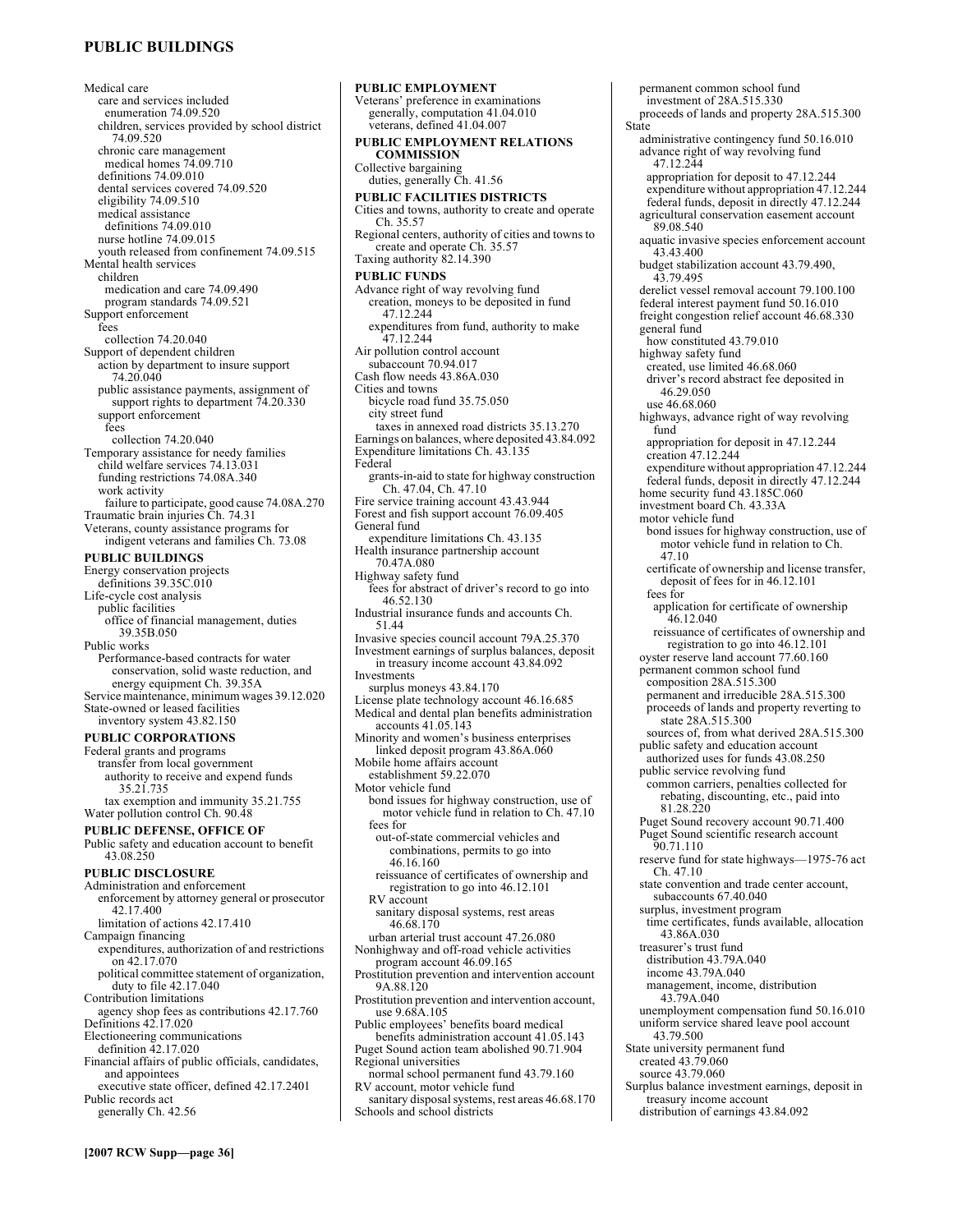Medical care
  care and services included
    enumeration 74.09.520
  children, services provided by school district 74.09.520
  chronic care management
    medical homes 74.09.710
  definitions 74.09.010
  dental services covered 74.09.520
  eligibility 74.09.510
  medical assistance
    definitions 74.09.010
  nurse hotline 74.09.015
  youth released from confinement 74.09.515
Mental health services
  children
    medication and care 74.09.490
    program standards 74.09.521
Support enforcement
  fees
    collection 74.20.040
Support of dependent children
  action by department to insure support 74.20.040
  public assistance payments, assignment of support rights to department 74.20.330
  support enforcement
    fees
      collection 74.20.040
Temporary assistance for needy families
  child welfare services 74.13.031
  funding restrictions 74.08A.340
  work activity
    failure to participate, good cause 74.08A.270
Traumatic brain injuries Ch. 74.31
Veterans, county assistance programs for indigent veterans and families Ch. 73.08

**PUBLIC BUILDINGS**

Energy conservation projects
  definitions 39.35C.010
Life-cycle cost analysis
  public facilities
    office of financial management, duties 39.35B.050
Public works
  Performance-based contracts for water conservation, solid waste reduction, and energy equipment Ch. 39.35A
Service maintenance, minimum wages 39.12.020
State-owned or leased facilities
  inventory system 43.82.150

**PUBLIC CORPORATIONS**

Federal grants and programs
  transfer from local government
    authority to receive and expend funds 35.21.735
  tax exemption and immunity 35.21.755
Water pollution control Ch. 90.48

**PUBLIC DEFENSE, OFFICE OF**

Public safety and education account to benefit 43.08.250

**PUBLIC DISCLOSURE**

Administration and enforcement
  enforcement by attorney general or prosecutor 42.17.400
  limitation of actions 42.17.410
Campaign financing
  expenditures, authorization of and restrictions on 42.17.070
  political committee statement of organization, duty to file 42.17.040
Contribution limitations
  agency shop fees as contributions 42.17.760
Definitions 42.17.020
Electioneering communications
  definition 42.17.020
Financial affairs of public officials, candidates, and appointees
  executive state officer, defined 42.17.2401
Public records act
  generally Ch. 42.56

**PUBLIC EMPLOYMENT**

Veterans' preference in examinations
  generally, computation 41.04.010
  veterans, defined 41.04.007

**PUBLIC EMPLOYMENT RELATIONS COMMISSION**

Collective bargaining
  duties, generally Ch. 41.56

**PUBLIC FACILITIES DISTRICTS**

Cities and towns, authority to create and operate Ch. 35.57
Regional centers, authority of cities and towns to create and operate Ch. 35.57
Taxing authority 82.14.390

**PUBLIC FUNDS**

Advance right of way revolving fund
  creation, moneys to be deposited in fund 47.12.244
  expenditures from fund, authority to make 47.12.244
Air pollution control account
  subaccount 70.94.017
Cash flow needs 43.86A.030
Cities and towns
  bicycle road fund 35.75.050
  city street fund
    taxes in annexed road districts 35.13.270
Earnings on balances, where deposited 43.84.092
Expenditure limitations Ch. 43.135
Federal
  grants-in-aid to state for highway construction Ch. 47.04, Ch. 47.10
Fire service training account 43.43.944
Forest and fish support account 76.09.405
General fund
  expenditure limitations Ch. 43.135
Health insurance partnership account 70.47A.080
Highway safety fund
  fees for abstract of driver's record to go into 46.52.130
Industrial insurance funds and accounts Ch. 51.44
Invasive species council account 79A.25.370
Investment earnings of surplus balances, deposit in treasury income account 43.84.092
Investments
  surplus moneys 43.84.170
License plate technology account 46.16.685
Medical and dental plan benefits administration accounts 41.05.143
Minority and women's business enterprises
  linked deposit program 43.86A.060
Mobile home affairs account
  establishment 59.22.070
Motor vehicle fund
  bond issues for highway construction, use of motor vehicle fund in relation to Ch. 47.10
  fees for
    out-of-state commercial vehicles and combinations, permits to go into 46.16.160
    reissuance of certificates of ownership and registration to go into 46.12.101
  RV account
    sanitary disposal systems, rest areas 46.68.170
  urban arterial trust account 47.26.080
Nonhighway and off-road vehicle activities program account 46.09.165
Prostitution prevention and intervention account 9A.88.120
Prostitution prevention and intervention account, use 9.68A.105
Public employees' benefits board medical benefits administration account 41.05.143
Puget Sound action team abolished 90.71.904
Regional universities
  normal school permanent fund 43.79.160
RV account, motor vehicle fund
  sanitary disposal systems, rest areas 46.68.170
Schools and school districts
  permanent common school fund
    investment of 28A.515.330
  proceeds of lands and property 28A.515.300
State
  administrative contingency fund 50.16.010
  advance right of way revolving fund 47.12.244
    appropriation for deposit to 47.12.244
    expenditure without appropriation 47.12.244
    federal funds, deposit in directly 47.12.244
  agricultural conservation easement account 89.08.540
  aquatic invasive species enforcement account 43.43.400
  budget stabilization account 43.79.490, 43.79.495
  derelict vessel removal account 79.100.100
  federal interest payment fund 50.16.010
  freight congestion relief account 46.68.330
  general fund
    how constituted 43.79.010
  highway safety fund
    created, use limited 46.68.060
    driver's record abstract fee deposited in 46.29.050
    use 46.68.060
  highways, advance right of way revolving fund
    appropriation for deposit in 47.12.244
    creation 47.12.244
    expenditure without appropriation 47.12.244
    federal funds, deposit in directly 47.12.244
  home security fund 43.185C.060
  investment board Ch. 43.33A
  motor vehicle fund
    bond issues for highway construction, use of motor vehicle fund in relation to Ch. 47.10
    certificate of ownership and license transfer, deposit of fees for in 46.12.101
    fees for
      application for certificate of ownership 46.12.040
      reissuance of certificates of ownership and registration to go into 46.12.101
  oyster reserve land account 77.60.160
  permanent common school fund
    composition 28A.515.300
    permanent and irreducible 28A.515.300
    proceeds of lands and property reverting to state 28A.515.300
    sources of, from what derived 28A.515.300
  public safety and education account
    authorized uses for funds 43.08.250
  public service revolving fund
    common carriers, penalties collected for rebating, discounting, etc., paid into 81.28.220
  Puget Sound recovery account 90.71.400
  Puget Sound scientific research account 90.71.110
  reserve fund for state highways—1975-76 act Ch. 47.10
  state convention and trade center account, subaccounts 67.40.040
  surplus, investment program
    time certificates, funds available, allocation 43.86A.030
  treasurer's trust fund
    distribution 43.79A.040
    income 43.79A.040
    management, income, distribution 43.79A.040
  unemployment compensation fund 50.16.010
  uniform service shared leave pool account 43.79.500
State university permanent fund
  created 43.79.060
  source 43.79.060
Surplus balance investment earnings, deposit in treasury income account
  distribution of earnings 43.84.092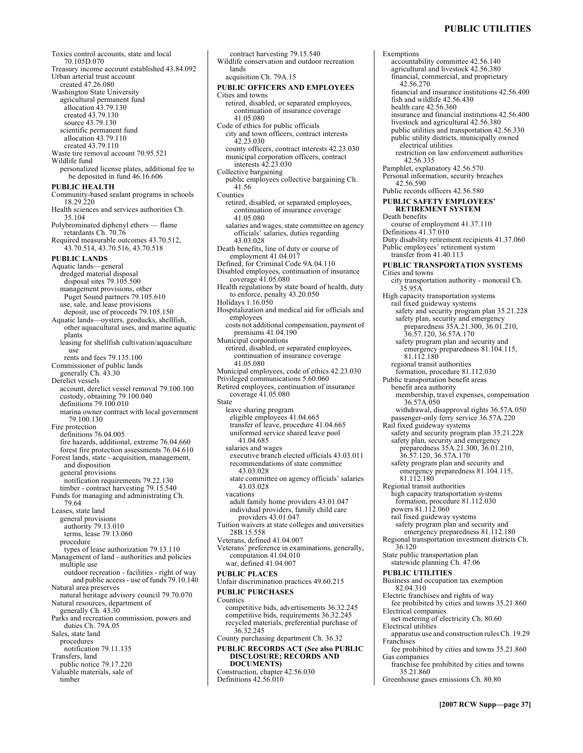Toxics control accounts, state and local 70.105D.070
Treasury income account established 43.84.092
Urban arterial trust account
  created 47.26.080
Washington State University
  agricultural permanent fund
    allocation 43.79.130
    created 43.79.130
    source 43.79.130
  scientific permanent fund
    allocation 43.79.110
    created 43.79.110
Waste tire removal account 70.95.521
Wildlife fund
  personalized license plates, additional fee to be deposited in fund 46.16.606

**PUBLIC HEALTH**

Community-based sealant programs in schools 18.29.220
Health sciences and services authorities Ch. 35.104
Polybrominated diphenyl ethers — flame retardants Ch. 70.76
Required measurable outcomes 43.70.512, 43.70.514, 43.70.516, 43.70.518

**PUBLIC LANDS**

Aquatic lands—general
  dredged material disposal
    disposal sites 79.105.500
  management provisions, other
    Puget Sound partners 79.105.610
  use, sale, and lease provisions
    deposit, use of proceeds 79.105.150
Aquatic lands—oysters, geoducks, shellfish, other aquacultural uses, and marine aquatic plants
  leasing for shellfish cultivation/aquaculture use
    rents and fees 79.135.100
Commissioner of public lands
  generally Ch. 43.30
Derelict vessels
  account, derelict vessel removal 79.100.100
  custody, obtaining 79.100.040
  definitions 79.100.010
  marina owner contract with local government 79.100.130
Fire protection
  definitions 76.04.005
  fire hazards, additional, extreme 76.04.660
  forest fire protection assessments 76.04.610
Forest lands, state - acquisition, management, and disposition
  general provisions
    notification requirements 79.22.130
  timber - contract harvesting 79.15.540
Funds for managing and administrating Ch. 79.64
Leases, state land
  general provisions
    authority 79.13.010
    terms, lease 79.13.060
  procedure
    types of lease authorization 79.13.110
Management of land - authorities and policies
  multiple use
    outdoor recreation - facilities - right of way and public access - use of funds 79.10.140
Natural area preserves
  natural heritage advisory council 79.70.070
Natural resources, department of
  generally Ch. 43.30
Parks and recreation commission, powers and duties Ch. 79A.05
Sales, state land
  procedures
    notification 79.11.135
Transfers, land
  public notice 79.17.220
Valuable materials, sale of
  timber
    contract harvesting 79.15.540
Wildlife conservation and outdoor recreation lands
  acquisition Ch. 79A.15

**PUBLIC OFFICERS AND EMPLOYEES**

Cities and towns
  retired, disabled, or separated employees, continuation of insurance coverage 41.05.080
Code of ethics for public officials
  city and town officers, contract interests 42.23.030
  county officers, contract interests 42.23.030
  municipal corporation officers, contract interests 42.23.030
Collective bargaining
  public employees collective bargaining Ch. 41.56
Counties
  retired, disabled, or separated employees, continuation of insurance coverage 41.05.080
  salaries and wages, state committee on agency officials' salaries, duties regarding 43.03.028
Death benefits, line of duty or course of employment 41.04.017
Defined, for Criminal Code 9A.04.110
Disabled employees, continuation of insurance coverage 41.05.080
Health regulations by state board of health, duty to enforce, penalty 43.20.050
Holidays 1.16.050
Hospitalization and medical aid for officials and employees
  costs not additional compensation, payment of premiums 41.04.190
Municipal corporations
  retired, disabled, or separated employees, continuation of insurance coverage 41.05.080
Municipal employees, code of ethics 42.23.030
Privileged communications 5.60.060
Retired employees, continuation of insurance coverage 41.05.080
State
  leave sharing program
    eligible employees 41.04.665
    transfer of leave, procedure 41.04.665
    uniformed service shared leave pool 41.04.685
  salaries and wages
    executive branch elected officials 43.03.011
    recommendations of state committee 43.03.028
    state committee on agency officials' salaries 43.03.028
  vacations
    adult family home providers 43.01.047
    individual providers, family child care providers 43.01.047
Tuition waivers at state colleges and universities 28B.15.558
Veterans, defined 41.04.007
Veterans' preference in examinations, generally, computation 41.04.010
  war, defined 41.04.007

**PUBLIC PLACES**

Unfair discrimination practices 49.60.215

**PUBLIC PURCHASES**

Counties
  competitive bids, advertisements 36.32.245
  competitive bids, requirements 36.32.245
  recycled materials, preferential purchase of 36.32.245
County purchasing department Ch. 36.32

**PUBLIC RECORDS ACT (See also PUBLIC DISCLOSURE; RECORDS AND DOCUMENTS)**

Construction, chapter 42.56.030
Definitions 42.56.010
Exemptions
  accountability committee 42.56.140
  agricultural and livestock 42.56.380
  financial, commercial, and proprietary 42.56.270
  financial and insurance institutions 42.56.400
  fish and wildlife 42.56.430
  health care 42.56.360
  insurance and financial institutions 42.56.400
  livestock and agricultural 42.56.380
  public utilities and transportation 42.56.330
  public utility districts, municipally owned electrical utilities
    restriction on law enforcement authorities 42.56.335
Pamphlet, explanatory 42.56.570
Personal information, security breaches 42.56.590
Public records officers 42.56.580

**PUBLIC SAFETY EMPLOYEES' RETIREMENT SYSTEM**

Death benefits
  course of employment 41.37.110
Definitions 41.37.010
Duty disability retirement recipients 41.37.060
Public employees' retirement system
  transfer from 41.40.113

**PUBLIC TRANSPORTATION SYSTEMS**

Cities and towns
  city transportation authority - monorail Ch. 35.95A
High capacity transportation systems
  rail fixed guideway systems
    safety and security program plan 35.21.228
    safety plan, security and emergency preparedness 35A.21.300, 36.01.210, 36.57.120, 36.57A.170
    safety program plan and security and emergency preparedness 81.104.115, 81.112.180
  regional transit authorities
    formation, procedure 81.112.030
Public transportation benefit areas
  benefit area authority
    membership, travel expenses, compensation 36.57A.050
    withdrawal, disapproval rights 36.57A.050
  passenger-only ferry service 36.57A.220
Rail fixed guideway systems
  safety and security program plan 35.21.228
  safety plan, security and emergency preparedness 35A.21.300, 36.01.210, 36.57.120, 36.57A.170
  safety program plan and security and emergency preparedness 81.104.115, 81.112.180
Regional transit authorities
  high capacity transportation systems
    formation, procedure 81.112.030
  powers 81.112.060
  rail fixed guideway systems
    safety program plan and security and emergency preparedness 81.112.180
Regional transportation investment districts Ch. 36.120
State public transportation plan
  statewide planning Ch. 47.06

**PUBLIC UTILITIES**

Business and occupation tax exemption 82.04.310
Electric franchises and rights of way
  fee prohibited by cities and towns 35.21.860
Electrical companies
  net metering of electricity Ch. 80.60
Electrical utilities
  apparatus use and construction rules Ch. 19.29
Franchises
  fee prohibited by cities and towns 35.21.860
Gas companies
  franchise fee prohibited by cities and towns 35.21.860
Greenhouse gases emissions Ch. 80.80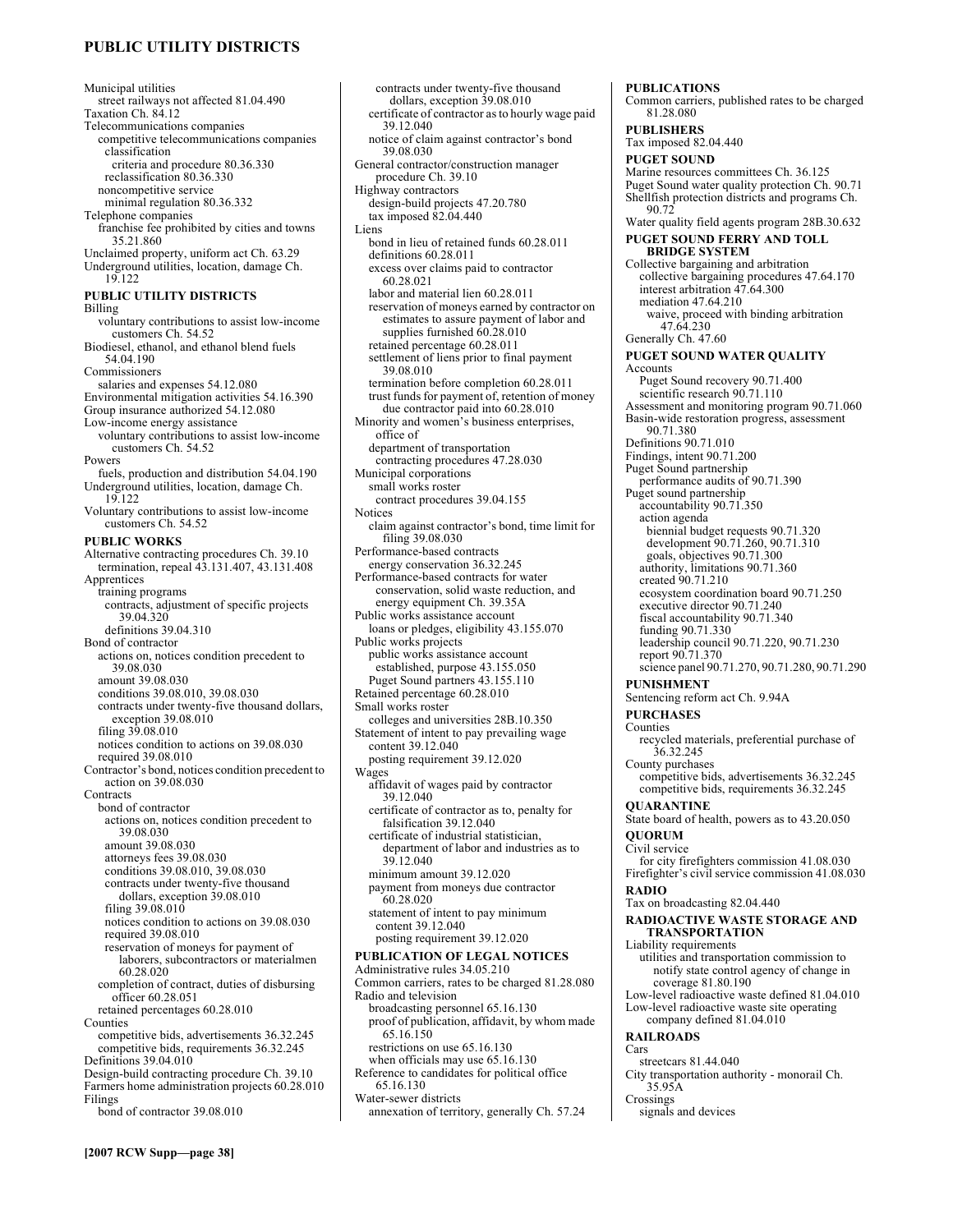Municipal utilities
  street railways not affected 81.04.490
Taxation Ch. 84.12
Telecommunications companies
  competitive telecommunications companies
    classification
      criteria and procedure 80.36.330
    reclassification 80.36.330
  noncompetitive service
    minimal regulation 80.36.332
Telephone companies
  franchise fee prohibited by cities and towns 35.21.860
Unclaimed property, uniform act Ch. 63.29
Underground utilities, location, damage Ch. 19.122

## PUBLIC UTILITY DISTRICTS

Billing
  voluntary contributions to assist low-income customers Ch. 54.52
Biodiesel, ethanol, and ethanol blend fuels 54.04.190
Commissioners
  salaries and expenses 54.12.080
Environmental mitigation activities 54.16.390
Group insurance authorized 54.12.080
Low-income energy assistance
  voluntary contributions to assist low-income customers Ch. 54.52
Powers
  fuels, production and distribution 54.04.190
Underground utilities, location, damage Ch. 19.122
Voluntary contributions to assist low-income customers Ch. 54.52

## PUBLIC WORKS

Alternative contracting procedures Ch. 39.10
  termination, repeal 43.131.407, 43.131.408
Apprentices
  training programs
    contracts, adjustment of specific projects 39.04.320
    definitions 39.04.310
Bond of contractor
  actions on, notices condition precedent to 39.08.030
  amount 39.08.030
  conditions 39.08.010, 39.08.030
  contracts under twenty-five thousand dollars, exception 39.08.010
  filing 39.08.010
  notices condition to actions on 39.08.030
  required 39.08.010
Contractor's bond, notices condition precedent to action on 39.08.030
Contracts
  bond of contractor
    actions on, notices condition precedent to 39.08.030
    amount 39.08.030
    attorneys fees 39.08.030
    conditions 39.08.010, 39.08.030
    contracts under twenty-five thousand dollars, exception 39.08.010
    filing 39.08.010
    notices condition to actions on 39.08.030
    required 39.08.010
    reservation of moneys for payment of laborers, subcontractors or materialmen 60.28.020
  completion of contract, duties of disbursing officer 60.28.051
  retained percentages 60.28.010
Counties
  competitive bids, advertisements 36.32.245
  competitive bids, requirements 36.32.245
Definitions 39.04.010
Design-build contracting procedure Ch. 39.10
Farmers home administration projects 60.28.010
Filings
  bond of contractor 39.08.010
  contracts under twenty-five thousand dollars, exception 39.08.010
  certificate of contractor as to hourly wage paid 39.12.040
  notice of claim against contractor's bond 39.08.030
General contractor/construction manager procedure Ch. 39.10
Highway contractors
  design-build projects 47.20.780
  tax imposed 82.04.440
Liens
  bond in lieu of retained funds 60.28.011
  definitions 60.28.011
  excess over claims paid to contractor 60.28.021
  labor and material lien 60.28.011
  reservation of moneys earned by contractor on estimates to assure payment of labor and supplies furnished 60.28.010
  retained percentage 60.28.011
  settlement of liens prior to final payment 39.08.010
  termination before completion 60.28.011
  trust funds for payment of, retention of money due contractor paid into 60.28.010
Minority and women's business enterprises, office of
  department of transportation
    contracting procedures 47.28.030
Municipal corporations
  small works roster
    contract procedures 39.04.155
Notices
  claim against contractor's bond, time limit for filing 39.08.030
Performance-based contracts
  energy conservation 36.32.245
Performance-based contracts for water conservation, solid waste reduction, and energy equipment Ch. 39.35A
Public works assistance account
  loans or pledges, eligibility 43.155.070
Public works projects
  public works assistance account
    established, purpose 43.155.050
  Puget Sound partners 43.155.110
Retained percentage 60.28.010
Small works roster
  colleges and universities 28B.10.350
Statement of intent to pay prevailing wage
  content 39.12.040
  posting requirement 39.12.020
Wages
  affidavit of wages paid by contractor 39.12.040
  certificate of contractor as to, penalty for falsification 39.12.040
  certificate of industrial statistician, department of labor and industries as to 39.12.040
  minimum amount 39.12.020
  payment from moneys due contractor 60.28.020
  statement of intent to pay minimum
    content 39.12.040
    posting requirement 39.12.020

## PUBLICATION OF LEGAL NOTICES

Administrative rules 34.05.210
Common carriers, rates to be charged 81.28.080
Radio and television
  broadcasting personnel 65.16.130
  proof of publication, affidavit, by whom made 65.16.150
  restrictions on use 65.16.130
  when officials may use 65.16.130
Reference to candidates for political office 65.16.130
Water-sewer districts
  annexation of territory, generally Ch. 57.24

## PUBLICATIONS

Common carriers, published rates to be charged 81.28.080

## PUBLISHERS

Tax imposed 82.04.440

## PUGET SOUND

Marine resources committees Ch. 36.125
Puget Sound water quality protection Ch. 90.71
Shellfish protection districts and programs Ch. 90.72
Water quality field agents program 28B.30.632

## PUGET SOUND FERRY AND TOLL BRIDGE SYSTEM

Collective bargaining and arbitration
  collective bargaining procedures 47.64.170
  interest arbitration 47.64.300
  mediation 47.64.210
    waive, proceed with binding arbitration 47.64.230
Generally Ch. 47.60

## PUGET SOUND WATER QUALITY

Accounts
  Puget Sound recovery 90.71.400
  scientific research 90.71.110
Assessment and monitoring program 90.71.060
Basin-wide restoration progress, assessment 90.71.380
Definitions 90.71.010
Findings, intent 90.71.200
Puget Sound partnership
  performance audits of 90.71.390
Puget sound partnership
  accountability 90.71.350
  action agenda
    biennial budget requests 90.71.320
    development 90.71.260, 90.71.310
    goals, objectives 90.71.300
  authority, limitations 90.71.360
  created 90.71.210
  ecosystem coordination board 90.71.250
  executive director 90.71.240
  fiscal accountability 90.71.340
  funding 90.71.330
  leadership council 90.71.220, 90.71.230
  report 90.71.370
  science panel 90.71.270, 90.71.280, 90.71.290

## PUNISHMENT

Sentencing reform act Ch. 9.94A

## PURCHASES

Counties
  recycled materials, preferential purchase of 36.32.245
County purchases
  competitive bids, advertisements 36.32.245
  competitive bids, requirements 36.32.245

## QUARANTINE

State board of health, powers as to 43.20.050

## QUORUM

Civil service
  for city firefighters commission 41.08.030
Firefighter's civil service commission 41.08.030

## RADIO

Tax on broadcasting 82.04.440

## RADIOACTIVE WASTE STORAGE AND TRANSPORTATION

Liability requirements
  utilities and transportation commission to notify state control agency of change in coverage 81.80.190
Low-level radioactive waste defined 81.04.010
Low-level radioactive waste site operating company defined 81.04.010

## RAILROADS

Cars
  streetcars 81.44.040
City transportation authority - monorail Ch. 35.95A
Crossings
  signals and devices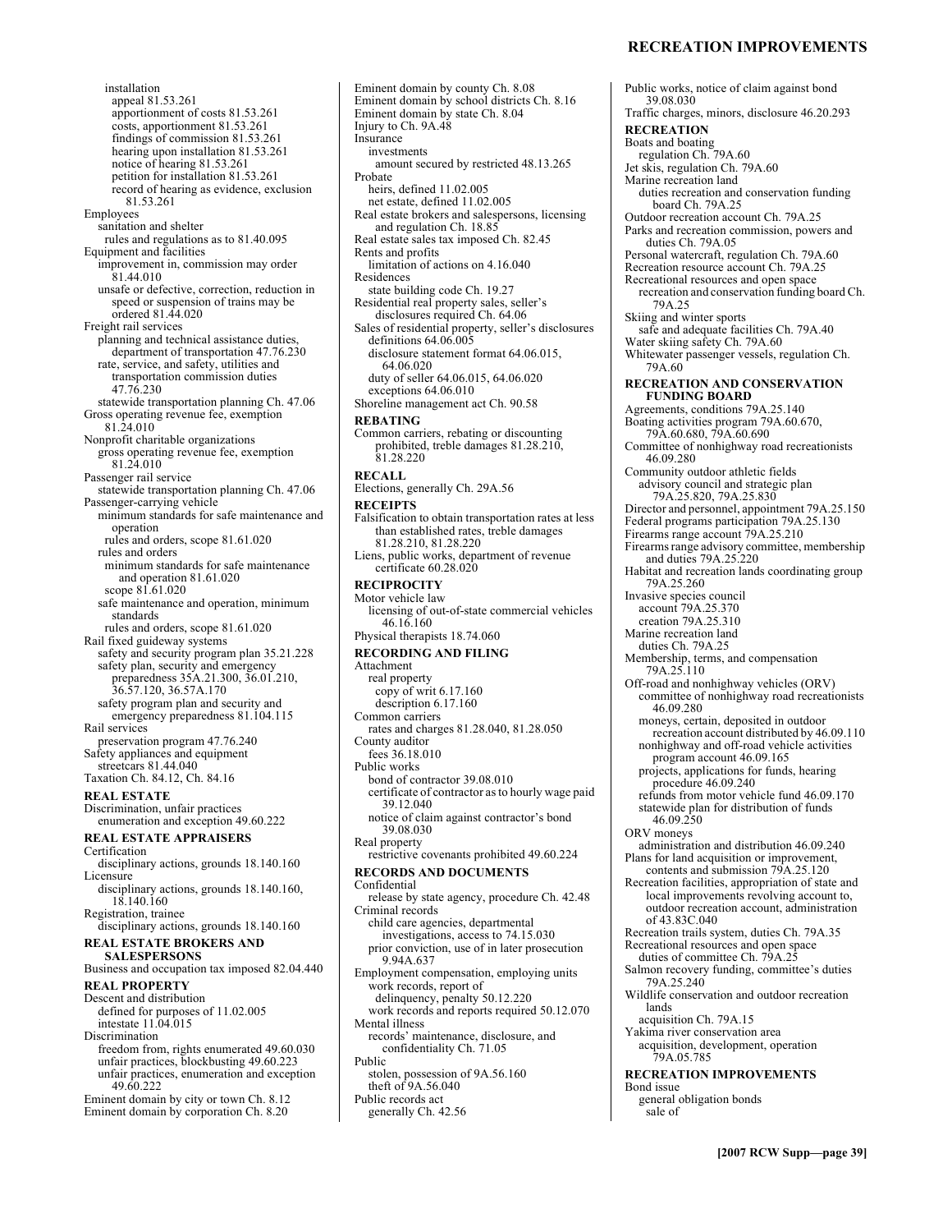installation
appeal 81.53.261
apportionment of costs 81.53.261
costs, apportionment 81.53.261
findings of commission 81.53.261
hearing upon installation 81.53.261
notice of hearing 81.53.261
petition for installation 81.53.261
record of hearing as evidence, exclusion 81.53.261

Employees
sanitation and shelter
rules and regulations as to 81.40.095

Equipment and facilities
improvement in, commission may order 81.44.010
unsafe or defective, correction, reduction in speed or suspension of trains may be ordered 81.44.020

Freight rail services
planning and technical assistance duties, department of transportation 47.76.230
rate, service, and safety, utilities and transportation commission duties 47.76.230
statewide transportation planning Ch. 47.06

Gross operating revenue fee, exemption 81.24.010

Nonprofit charitable organizations
gross operating revenue fee, exemption 81.24.010

Passenger rail service
statewide transportation planning Ch. 47.06

Passenger-carrying vehicle
minimum standards for safe maintenance and operation
rules and orders, scope 81.61.020
rules and orders
minimum standards for safe maintenance and operation 81.61.020
scope 81.61.020
safe maintenance and operation, minimum standards
rules and orders, scope 81.61.020

Rail fixed guideway systems
safety and security program plan 35.21.228
safety plan, security and emergency preparedness 35A.21.300, 36.01.210, 36.57.120, 36.57A.170
safety program plan and security and emergency preparedness 81.104.115

Rail services
preservation program 47.76.240

Safety appliances and equipment
streetcars 81.44.040

Taxation Ch. 84.12, Ch. 84.16

**REAL ESTATE**

Discrimination, unfair practices
enumeration and exception 49.60.222

**REAL ESTATE APPRAISERS**

Certification
disciplinary actions, grounds 18.140.160

Licensure
disciplinary actions, grounds 18.140.160, 18.140.160

Registration, trainee
disciplinary actions, grounds 18.140.160

**REAL ESTATE BROKERS AND SALESPERSONS**

Business and occupation tax imposed 82.04.440

**REAL PROPERTY**

Descent and distribution
defined for purposes of 11.02.005
intestate 11.04.015

Discrimination
freedom from, rights enumerated 49.60.030
unfair practices, blockbusting 49.60.223
unfair practices, enumeration and exception 49.60.222

Eminent domain by city or town Ch. 8.12
Eminent domain by corporation Ch. 8.20
Eminent domain by county Ch. 8.08
Eminent domain by school districts Ch. 8.16
Eminent domain by state Ch. 8.04
Injury to Ch. 9A.48

Insurance
investments
amount secured by restricted 48.13.265

Probate
heirs, defined 11.02.005
net estate, defined 11.02.005

Real estate brokers and salespersons, licensing and regulation Ch. 18.85
Real estate sales tax imposed Ch. 82.45

Rents and profits
limitation of actions on 4.16.040

Residences
state building code Ch. 19.27

Residential real property sales, seller's disclosures required Ch. 64.06

Sales of residential property, seller's disclosures
definitions 64.06.005
disclosure statement format 64.06.015, 64.06.020
duty of seller 64.06.015, 64.06.020
exceptions 64.06.010

Shoreline management act Ch. 90.58

**REBATING**

Common carriers, rebating or discounting prohibited, treble damages 81.28.210, 81.28.220

**RECALL**

Elections, generally Ch. 29A.56

**RECEIPTS**

Falsification to obtain transportation rates at less than established rates, treble damages 81.28.210, 81.28.220

Liens, public works, department of revenue certificate 60.28.020

**RECIPROCITY**

Motor vehicle law
licensing of out-of-state commercial vehicles 46.16.160

Physical therapists 18.74.060

**RECORDING AND FILING**

Attachment
real property
copy of writ 6.17.160
description 6.17.160

Common carriers
rates and charges 81.28.040, 81.28.050

County auditor
fees 36.18.010

Public works
bond of contractor 39.08.010
certificate of contractor as to hourly wage paid 39.12.040
notice of claim against contractor's bond 39.08.030

Real property
restrictive covenants prohibited 49.60.224

**RECORDS AND DOCUMENTS**

Confidential
release by state agency, procedure Ch. 42.48

Criminal records
child care agencies, departmental investigations, access to 74.15.030
prior conviction, use of in later prosecution 9.94A.637

Employment compensation, employing units
work records, report of
delinquency, penalty 50.12.220
work records and reports required 50.12.070

Mental illness
records' maintenance, disclosure, and confidentiality Ch. 71.05

Public
stolen, possession of 9A.56.160
theft of 9A.56.040

Public records act
generally Ch. 42.56

Public works, notice of claim against bond 39.08.030

Traffic charges, minors, disclosure 46.20.293

**RECREATION**

Boats and boating
regulation Ch. 79A.60

Jet skis, regulation Ch. 79A.60

Marine recreation land
duties recreation and conservation funding board Ch. 79A.25

Outdoor recreation account Ch. 79A.25

Parks and recreation commission, powers and duties Ch. 79A.05

Personal watercraft, regulation Ch. 79A.60

Recreation resource account Ch. 79A.25

Recreational resources and open space
recreation and conservation funding board Ch. 79A.25

Skiing and winter sports
safe and adequate facilities Ch. 79A.40

Water skiing safety Ch. 79A.60

Whitewater passenger vessels, regulation Ch. 79A.60

**RECREATION AND CONSERVATION FUNDING BOARD**

Agreements, conditions 79A.25.140

Boating activities program 79A.60.670, 79A.60.680, 79A.60.690

Committee of nonhighway road recreationists 46.09.280

Community outdoor athletic fields
advisory council and strategic plan 79A.25.820, 79A.25.830

Director and personnel, appointment 79A.25.150

Federal programs participation 79A.25.130

Firearms range account 79A.25.210

Firearms range advisory committee, membership and duties 79A.25.220

Habitat and recreation lands coordinating group 79A.25.260

Invasive species council
account 79A.25.370
creation 79A.25.310

Marine recreation land
duties Ch. 79A.25

Membership, terms, and compensation 79A.25.110

Off-road and nonhighway vehicles (ORV)
committee of nonhighway road recreationists 46.09.280
moneys, certain, deposited in outdoor recreation account distributed by 46.09.110
nonhighway and off-road vehicle activities program account 46.09.165
projects, applications for funds, hearing procedure 46.09.240
refunds from motor vehicle fund 46.09.170
statewide plan for distribution of funds 46.09.250

ORV moneys
administration and distribution 46.09.240

Plans for land acquisition or improvement, contents and submission 79A.25.120

Recreation facilities, appropriation of state and local improvements revolving account to, outdoor recreation account, administration of 43.83C.040

Recreation trails system, duties Ch. 79A.35

Recreational resources and open space
duties of committee Ch. 79A.25

Salmon recovery funding, committee's duties 79A.25.240

Wildlife conservation and outdoor recreation lands
acquisition Ch. 79A.15

Yakima river conservation area
acquisition, development, operation 79A.05.785

**RECREATION IMPROVEMENTS**

Bond issue
general obligation bonds
sale of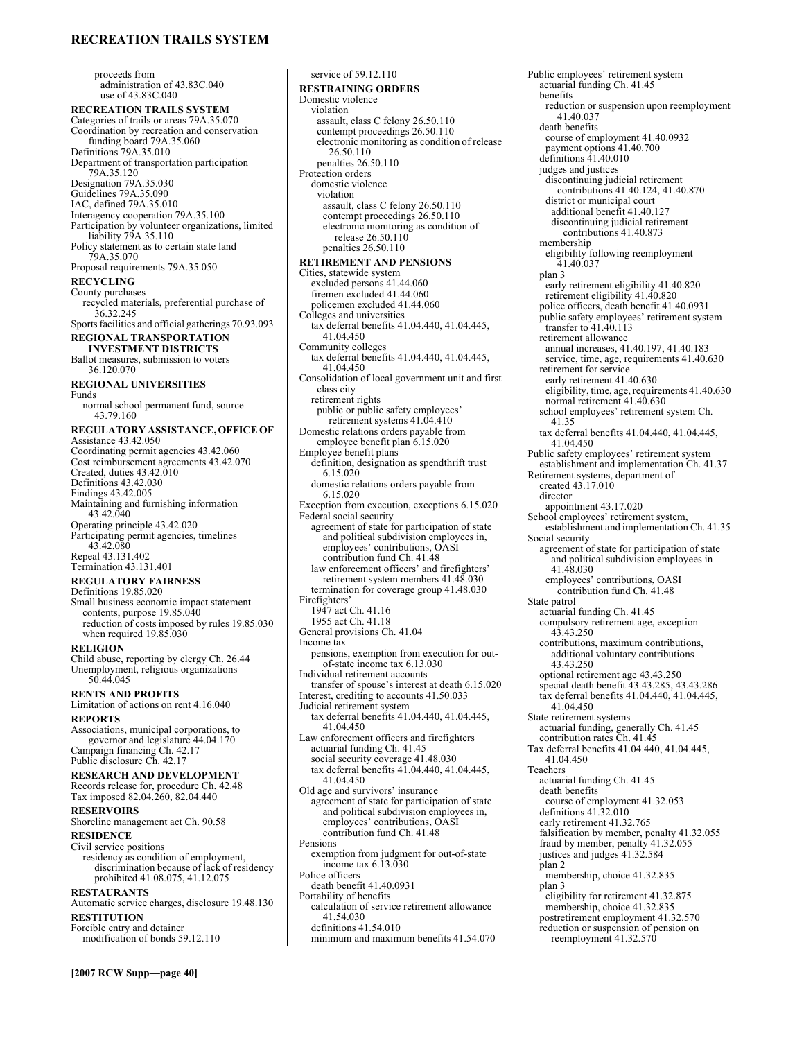proceeds from
  administration of 43.83C.040
  use of 43.83C.040

**RECREATION TRAILS SYSTEM**

Categories of trails or areas 79A.35.070
Coordination by recreation and conservation funding board 79A.35.060
Definitions 79A.35.010
Department of transportation participation 79A.35.120
Designation 79A.35.030
Guidelines 79A.35.090
IAC, defined 79A.35.010
Interagency cooperation 79A.35.100
Participation by volunteer organizations, limited liability 79A.35.110
Policy statement as to certain state land 79A.35.070
Proposal requirements 79A.35.050

**RECYCLING**

County purchases
  recycled materials, preferential purchase of 36.32.245
Sports facilities and official gatherings 70.93.093

**REGIONAL TRANSPORTATION INVESTMENT DISTRICTS**

Ballot measures, submission to voters 36.120.070

**REGIONAL UNIVERSITIES**

Funds
  normal school permanent fund, source 43.79.160

**REGULATORY ASSISTANCE, OFFICE OF**

Assistance 43.42.050
Coordinating permit agencies 43.42.060
Cost reimbursement agreements 43.42.070
Created, duties 43.42.010
Definitions 43.42.030
Findings 43.42.005
Maintaining and furnishing information 43.42.040
Operating principle 43.42.020
Participating permit agencies, timelines 43.42.080
Repeal 43.131.402
Termination 43.131.401

**REGULATORY FAIRNESS**

Definitions 19.85.020
Small business economic impact statement
  contents, purpose 19.85.040
  reduction of costs imposed by rules 19.85.030
  when required 19.85.030

**RELIGION**

Child abuse, reporting by clergy Ch. 26.44
Unemployment, religious organizations 50.44.045

**RENTS AND PROFITS**

Limitation of actions on rent 4.16.040

**REPORTS**

Associations, municipal corporations, to governor and legislature 44.04.170
Campaign financing Ch. 42.17
Public disclosure Ch. 42.17

**RESEARCH AND DEVELOPMENT**

Records release for, procedure Ch. 42.48
Tax imposed 82.04.260, 82.04.440

**RESERVOIRS**

Shoreline management act Ch. 90.58

**RESIDENCE**

Civil service positions
  residency as condition of employment, discrimination because of lack of residency prohibited 41.08.075, 41.12.075

**RESTAURANTS**

Automatic service charges, disclosure 19.48.130

**RESTITUTION**

Forcible entry and detainer
  modification of bonds 59.12.110
  service of 59.12.110

**RESTRAINING ORDERS**

Domestic violence
  violation
    assault, class C felony 26.50.110
    contempt proceedings 26.50.110
    electronic monitoring as condition of release 26.50.110
    penalties 26.50.110
Protection orders
  domestic violence
    violation
      assault, class C felony 26.50.110
      contempt proceedings 26.50.110
      electronic monitoring as condition of release 26.50.110
      penalties 26.50.110

**RETIREMENT AND PENSIONS**

Cities, statewide system
  excluded persons 41.44.060
  firemen excluded 41.44.060
  policemen excluded 41.44.060
Colleges and universities
  tax deferral benefits 41.04.440, 41.04.445, 41.04.450
Community colleges
  tax deferral benefits 41.04.440, 41.04.445, 41.04.450
Consolidation of local government unit and first class city
  retirement rights
    public or public safety employees' retirement systems 41.04.410
Domestic relations orders payable from employee benefit plan 6.15.020
Employee benefit plans
  definition, designation as spendthrift trust 6.15.020
  domestic relations orders payable from 6.15.020
Exception from execution, exceptions 6.15.020
Federal social security
  agreement of state for participation of state and political subdivision employees in, employees' contributions, OASI contribution fund Ch. 41.48
  law enforcement officers' and firefighters' retirement system members 41.48.030
  termination for coverage group 41.48.030
Firefighters'
  1947 act Ch. 41.16
  1955 act Ch. 41.18
General provisions Ch. 41.04
Income tax
  pensions, exemption from execution for out-of-state income tax 6.13.030
Individual retirement accounts
  transfer of spouse's interest at death 6.15.020
Interest, crediting to accounts 41.50.033
Judicial retirement system
  tax deferral benefits 41.04.440, 41.04.445, 41.04.450
Law enforcement officers and firefighters
  actuarial funding Ch. 41.45
  social security coverage 41.48.030
  tax deferral benefits 41.04.440, 41.04.445, 41.04.450
Old age and survivors' insurance
  agreement of state for participation of state and political subdivision employees in, employees' contributions, OASI contribution fund Ch. 41.48
Pensions
  exemption from judgment for out-of-state income tax 6.13.030
Police officers
  death benefit 41.40.0931
Portability of benefits
  calculation of service retirement allowance 41.54.030
  definitions 41.54.010
  minimum and maximum benefits 41.54.070
Public employees' retirement system
  actuarial funding Ch. 41.45
  benefits
    reduction or suspension upon reemployment 41.40.037
  death benefits
    course of employment 41.40.0932
    payment options 41.40.700
  definitions 41.40.010
  judges and justices
    discontinuing judicial retirement contributions 41.40.124, 41.40.870
    district or municipal court
      additional benefit 41.40.127
      discontinuing judicial retirement contributions 41.40.873
  membership
    eligibility following reemployment 41.40.037
  plan 3
    early retirement eligibility 41.40.820
    retirement eligibility 41.40.820
  police officers, death benefit 41.40.0931
  public safety employees' retirement system
    transfer to 41.40.113
  retirement allowance
    annual increases, 41.40.197, 41.40.183
    service, time, age, requirements 41.40.630
  retirement for service
    early retirement 41.40.630
    eligibility, time, age, requirements 41.40.630
    normal retirement 41.40.630
  school employees' retirement system Ch. 41.35
  tax deferral benefits 41.04.440, 41.04.445, 41.04.450
Public safety employees' retirement system
  establishment and implementation Ch. 41.37
Retirement systems, department of
  created 43.17.010
  director
    appointment 43.17.020
School employees' retirement system, establishment and implementation Ch. 41.35
Social security
  agreement of state for participation of state and political subdivision employees in 41.48.030
  employees' contributions, OASI contribution fund Ch. 41.48
State patrol
  actuarial funding Ch. 41.45
  compulsory retirement age, exception 43.43.250
  contributions, maximum contributions, additional voluntary contributions 43.43.250
  optional retirement age 43.43.250
  special death benefit 43.43.285, 43.43.286
  tax deferral benefits 41.04.440, 41.04.445, 41.04.450
State retirement systems
  actuarial funding, generally Ch. 41.45
  contribution rates Ch. 41.45
Tax deferral benefits 41.04.440, 41.04.445, 41.04.450
Teachers
  actuarial funding Ch. 41.45
  death benefits
    course of employment 41.32.053
  definitions 41.32.010
  early retirement 41.32.765
  falsification by member, penalty 41.32.055
  fraud by member, penalty 41.32.055
  justices and judges 41.32.584
  plan 2
    membership, choice 41.32.835
  plan 3
    eligibility for retirement 41.32.875
    membership, choice 41.32.835
  postretirement employment 41.32.570
  reduction or suspension of pension on reemployment 41.32.570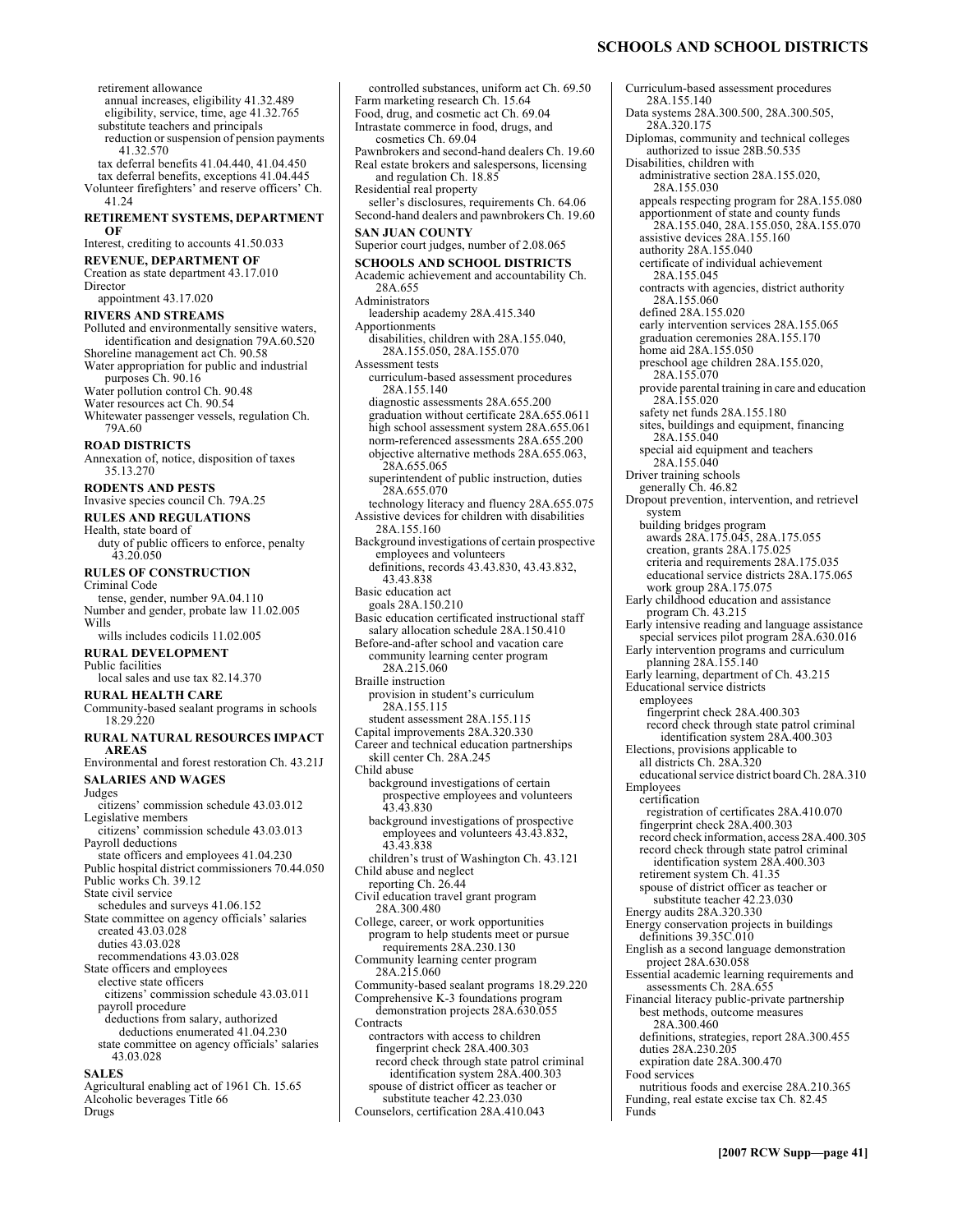retirement allowance
  annual increases, eligibility 41.32.489
  eligibility, service, time, age 41.32.765
 substitute teachers and principals
  reduction or suspension of pension payments 41.32.570
 tax deferral benefits 41.04.440, 41.04.450
 tax deferral benefits, exceptions 41.04.445
Volunteer firefighters' and reserve officers' Ch. 41.24

**RETIREMENT SYSTEMS, DEPARTMENT OF**

Interest, crediting to accounts 41.50.033

**REVENUE, DEPARTMENT OF**

Creation as state department 43.17.010
Director
 appointment 43.17.020

**RIVERS AND STREAMS**

Polluted and environmentally sensitive waters, identification and designation 79A.60.520
Shoreline management act Ch. 90.58
Water appropriation for public and industrial purposes Ch. 90.16
Water pollution control Ch. 90.48
Water resources act Ch. 90.54
Whitewater passenger vessels, regulation Ch. 79A.60

**ROAD DISTRICTS**

Annexation of, notice, disposition of taxes 35.13.270

**RODENTS AND PESTS**

Invasive species council Ch. 79A.25

**RULES AND REGULATIONS**

Health, state board of
 duty of public officers to enforce, penalty 43.20.050

**RULES OF CONSTRUCTION**

Criminal Code
 tense, gender, number 9A.04.110
Number and gender, probate law 11.02.005
Wills
 wills includes codicils 11.02.005

**RURAL DEVELOPMENT**

Public facilities
 local sales and use tax 82.14.370

**RURAL HEALTH CARE**

Community-based sealant programs in schools 18.29.220

**RURAL NATURAL RESOURCES IMPACT AREAS**

Environmental and forest restoration Ch. 43.21J

**SALARIES AND WAGES**

Judges
 citizens' commission schedule 43.03.012
Legislative members
 citizens' commission schedule 43.03.013
Payroll deductions
 state officers and employees 41.04.230
Public hospital district commissioners 70.44.050
Public works Ch. 39.12
State civil service
 schedules and surveys 41.06.152
State committee on agency officials' salaries
 created 43.03.028
 duties 43.03.028
 recommendations 43.03.028
State officers and employees
 elective state officers
  citizens' commission schedule 43.03.011
 payroll procedure
  deductions from salary, authorized
   deductions enumerated 41.04.230
 state committee on agency officials' salaries 43.03.028

**SALES**

Agricultural enabling act of 1961 Ch. 15.65
Alcoholic beverages Title 66
Drugs
 controlled substances, uniform act Ch. 69.50
Farm marketing research Ch. 15.64
Food, drug, and cosmetic act Ch. 69.04
Intrastate commerce in food, drugs, and cosmetics Ch. 69.04
Pawnbrokers and second-hand dealers Ch. 19.60
Real estate brokers and salespersons, licensing and regulation Ch. 18.85
Residential real property
 seller's disclosures, requirements Ch. 64.06
Second-hand dealers and pawnbrokers Ch. 19.60

**SAN JUAN COUNTY**

Superior court judges, number of 2.08.065

**SCHOOLS AND SCHOOL DISTRICTS**

Academic achievement and accountability Ch. 28A.655
Administrators
 leadership academy 28A.415.340
Apportionments
 disabilities, children with 28A.155.040, 28A.155.050, 28A.155.070
Assessment tests
 curriculum-based assessment procedures 28A.155.140
 diagnostic assessments 28A.655.200
 graduation without certificate 28A.655.0611
 high school assessment system 28A.655.061
 norm-referenced assessments 28A.655.200
 objective alternative methods 28A.655.063, 28A.655.065
 superintendent of public instruction, duties 28A.655.070
 technology literacy and fluency 28A.655.075
Assistive devices for children with disabilities 28A.155.160
Background investigations of certain prospective employees and volunteers
 definitions, records 43.43.830, 43.43.832, 43.43.838
Basic education act
 goals 28A.150.210
Basic education certificated instructional staff salary allocation schedule 28A.150.410
Before-and-after school and vacation care
 community learning center program 28A.215.060
Braille instruction
 provision in student's curriculum 28A.155.115
 student assessment 28A.155.115
Capital improvements 28A.320.330
Career and technical education partnerships
 skill center Ch. 28A.245
Child abuse
 background investigations of certain prospective employees and volunteers 43.43.830
 background investigations of prospective employees and volunteers 43.43.832, 43.43.838
 children's trust of Washington Ch. 43.121
Child abuse and neglect
 reporting Ch. 26.44
Civil education travel grant program 28A.300.480
College, career, or work opportunities
 program to help students meet or pursue requirements 28A.230.130
Community learning center program 28A.215.060
Community-based sealant programs 18.29.220
Comprehensive K-3 foundations program demonstration projects 28A.630.055
Contracts
 contractors with access to children
  fingerprint check 28A.400.303
  record check through state patrol criminal identification system 28A.400.303
 spouse of district officer as teacher or substitute teacher 42.23.030
Counselors, certification 28A.410.043
Curriculum-based assessment procedures 28A.155.140
Data systems 28A.300.500, 28A.300.505, 28A.320.175
Diplomas, community and technical colleges authorized to issue 28B.50.535
Disabilities, children with
 administrative section 28A.155.020, 28A.155.030
 appeals respecting program for 28A.155.080
 apportionment of state and county funds 28A.155.040, 28A.155.050, 28A.155.070
 assistive devices 28A.155.160
 authority 28A.155.040
 certificate of individual achievement 28A.155.045
 contracts with agencies, district authority 28A.155.060
 defined 28A.155.020
 early intervention services 28A.155.065
 graduation ceremonies 28A.155.170
 home aid 28A.155.050
 preschool age children 28A.155.020, 28A.155.070
 provide parental training in care and education 28A.155.020
 safety net funds 28A.155.180
 sites, buildings and equipment, financing 28A.155.040
 special aid equipment and teachers 28A.155.040
Driver training schools
 generally Ch. 46.82
Dropout prevention, intervention, and retrievel system
 building bridges program
  awards 28A.175.045, 28A.175.055
  creation, grants 28A.175.025
  criteria and requirements 28A.175.035
  educational service districts 28A.175.065
  work group 28A.175.075
Early childhood education and assistance program Ch. 43.215
Early intensive reading and language assistance special services pilot program 28A.630.016
Early intervention programs and curriculum planning 28A.155.140
Early learning, department of Ch. 43.215
Educational service districts
 employees
  fingerprint check 28A.400.303
  record check through state patrol criminal identification system 28A.400.303
Elections, provisions applicable to
 all districts Ch. 28A.320
 educational service district board Ch. 28A.310
Employees
 certification
  registration of certificates 28A.410.070
 fingerprint check 28A.400.303
 record check information, access 28A.400.305
 record check through state patrol criminal identification system 28A.400.303
 retirement system Ch. 41.35
 spouse of district officer as teacher or substitute teacher 42.23.030
Energy audits 28A.320.330
Energy conservation projects in buildings
 definitions 39.35C.010
English as a second language demonstration project 28A.630.058
Essential academic learning requirements and assessments Ch. 28A.655
Financial literacy public-private partnership
 best methods, outcome measures 28A.300.460
 definitions, strategies, report 28A.300.455
 duties 28A.230.205
 expiration date 28A.300.470
Food services
 nutritious foods and exercise 28A.210.365
Funding, real estate excise tax Ch. 82.45
Funds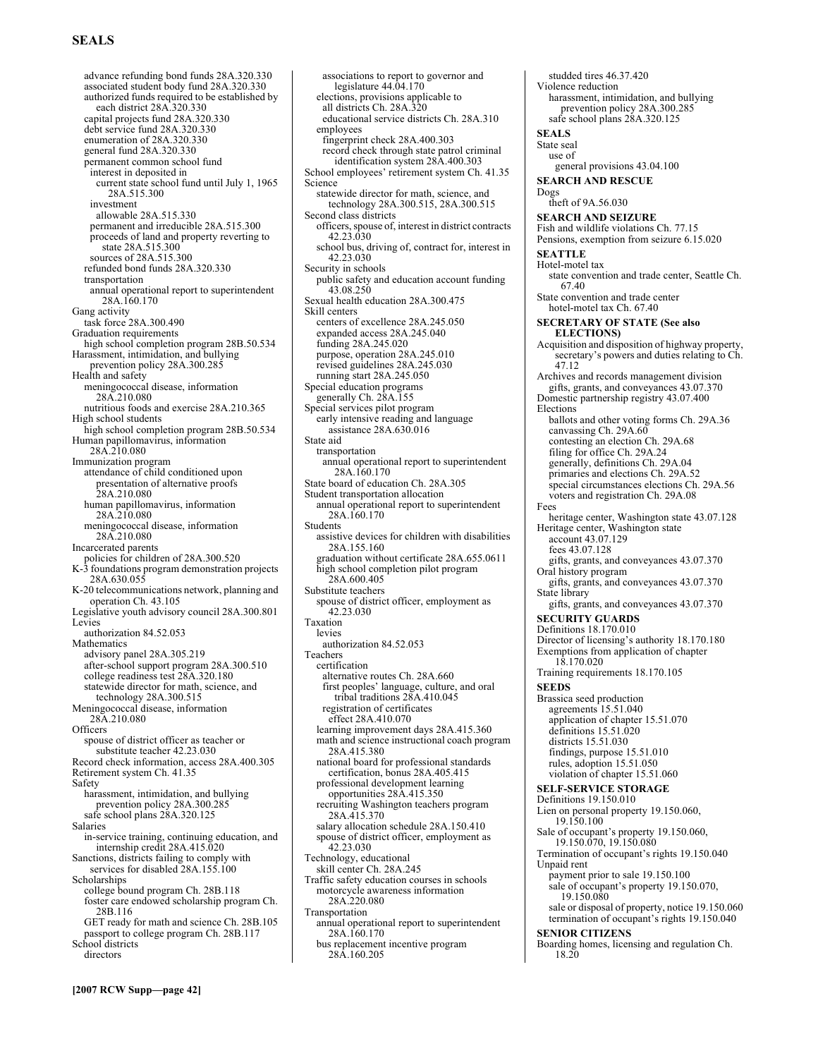advance refunding bond funds 28A.320.330
associated student body fund 28A.320.330
authorized funds required to be established by each district 28A.320.330
capital projects fund 28A.320.330
debt service fund 28A.320.330
enumeration of 28A.320.330
general fund 28A.320.330
permanent common school fund
interest in deposited in
current state school fund until July 1, 1965 28A.515.300
investment
allowable 28A.515.330
permanent and irreducible 28A.515.300
proceeds of land and property reverting to state 28A.515.300
sources of 28A.515.300
refunded bond funds 28A.320.330
transportation
annual operational report to superintendent 28A.160.170
Gang activity
task force 28A.300.490
Graduation requirements
high school completion program 28B.50.534
Harassment, intimidation, and bullying prevention policy 28A.300.285
Health and safety
meningococcal disease, information 28A.210.080
nutritious foods and exercise 28A.210.365
High school students
high school completion program 28B.50.534
Human papillomavirus, information 28A.210.080
Immunization program
attendance of child conditioned upon presentation of alternative proofs 28A.210.080
human papillomavirus, information 28A.210.080
meningococcal disease, information 28A.210.080
Incarcerated parents
policies for children of 28A.300.520
K-3 foundations program demonstration projects 28A.630.055
K-20 telecommunications network, planning and operation Ch. 43.105
Legislative youth advisory council 28A.300.801
Levies
authorization 84.52.053
Mathematics
advisory panel 28A.305.219
after-school support program 28A.300.510
college readiness test 28A.320.180
statewide director for math, science, and technology 28A.300.515
Meningococcal disease, information 28A.210.080
Officers
spouse of district officer as teacher or substitute teacher 42.23.030
Record check information, access 28A.400.305
Retirement system Ch. 41.35
Safety
harassment, intimidation, and bullying prevention policy 28A.300.285
safe school plans 28A.320.125
Salaries
in-service training, continuing education, and internship credit 28A.415.020
Sanctions, districts failing to comply with services for disabled 28A.155.100
Scholarships
college bound program Ch. 28B.118
foster care endowed scholarship program Ch. 28B.116
GET ready for math and science Ch. 28B.105
passport to college program Ch. 28B.117
School districts
directors
associations to report to governor and legislature 44.04.170
elections, provisions applicable to all districts Ch. 28A.320
educational service districts Ch. 28A.310
employees
fingerprint check 28A.400.303
record check through state patrol criminal identification system 28A.400.303
School employees' retirement system Ch. 41.35
Science
statewide director for math, science, and technology 28A.300.515, 28A.300.515
Second class districts
officers, spouse of, interest in district contracts 42.23.030
school bus, driving of, contract for, interest in 42.23.030
Security in schools
public safety and education account funding 43.08.250
Sexual health education 28A.300.475
Skill centers
centers of excellence 28A.245.050
expanded access 28A.245.040
funding 28A.245.020
purpose, operation 28A.245.010
revised guidelines 28A.245.030
running start 28A.245.050
Special education programs
generally Ch. 28A.155
Special services pilot program
early intensive reading and language assistance 28A.630.016
State aid
transportation
annual operational report to superintendent 28A.160.170
State board of education Ch. 28A.305
Student transportation allocation
annual operational report to superintendent 28A.160.170
Students
assistive devices for children with disabilities 28A.155.160
graduation without certificate 28A.655.0611
high school completion pilot program 28A.600.405
Substitute teachers
spouse of district officer, employment as 42.23.030
Taxation
levies
authorization 84.52.053
Teachers
certification
alternative routes Ch. 28A.660
first peoples' language, culture, and oral tribal traditions 28A.410.045
registration of certificates
effect 28A.410.070
learning improvement days 28A.415.360
math and science instructional coach program 28A.415.380
national board for professional standards certification, bonus 28A.405.415
professional development learning opportunities 28A.415.350
recruiting Washington teachers program 28A.415.370
salary allocation schedule 28A.150.410
spouse of district officer, employment as 42.23.030
Technology, educational
skill center Ch. 28A.245
Traffic safety education courses in schools
motorcycle awareness information 28A.220.080
Transportation
annual operational report to superintendent 28A.160.170
bus replacement incentive program 28A.160.205
studded tires 46.37.420
Violence reduction
harassment, intimidation, and bullying prevention policy 28A.300.285
safe school plans 28A.320.125

**SEALS**

State seal
use of
general provisions 43.04.100

**SEARCH AND RESCUE**

Dogs
theft of 9A.56.030

**SEARCH AND SEIZURE**

Fish and wildlife violations Ch. 77.15
Pensions, exemption from seizure 6.15.020

**SEATTLE**

Hotel-motel tax
state convention and trade center, Seattle Ch. 67.40
State convention and trade center
hotel-motel tax Ch. 67.40

**SECRETARY OF STATE (See also ELECTIONS)**

Acquisition and disposition of highway property, secretary's powers and duties relating to Ch. 47.12
Archives and records management division
gifts, grants, and conveyances 43.07.370
Domestic partnership registry 43.07.400
Elections
ballots and other voting forms Ch. 29A.36
canvassing Ch. 29A.60
contesting an election Ch. 29A.68
filing for office Ch. 29A.24
generally, definitions Ch. 29A.04
primaries and elections Ch. 29A.52
special circumstances elections Ch. 29A.56
voters and registration Ch. 29A.08
Fees
heritage center, Washington state 43.07.128
Heritage center, Washington state
account 43.07.129
fees 43.07.128
gifts, grants, and conveyances 43.07.370
Oral history program
gifts, grants, and conveyances 43.07.370
State library
gifts, grants, and conveyances 43.07.370

**SECURITY GUARDS**

Definitions 18.170.010
Director of licensing's authority 18.170.180
Exemptions from application of chapter 18.170.020
Training requirements 18.170.105

**SEEDS**

Brassica seed production
agreements 15.51.040
application of chapter 15.51.070
definitions 15.51.020
districts 15.51.030
findings, purpose 15.51.010
rules, adoption 15.51.050
violation of chapter 15.51.060

**SELF-SERVICE STORAGE**

Definitions 19.150.010
Lien on personal property 19.150.060, 19.150.100
Sale of occupant's property 19.150.060, 19.150.070, 19.150.080
Termination of occupant's rights 19.150.040
Unpaid rent
payment prior to sale 19.150.100
sale of occupant's property 19.150.070, 19.150.080
sale or disposal of property, notice 19.150.060
termination of occupant's rights 19.150.040

**SENIOR CITIZENS**

Boarding homes, licensing and regulation Ch. 18.20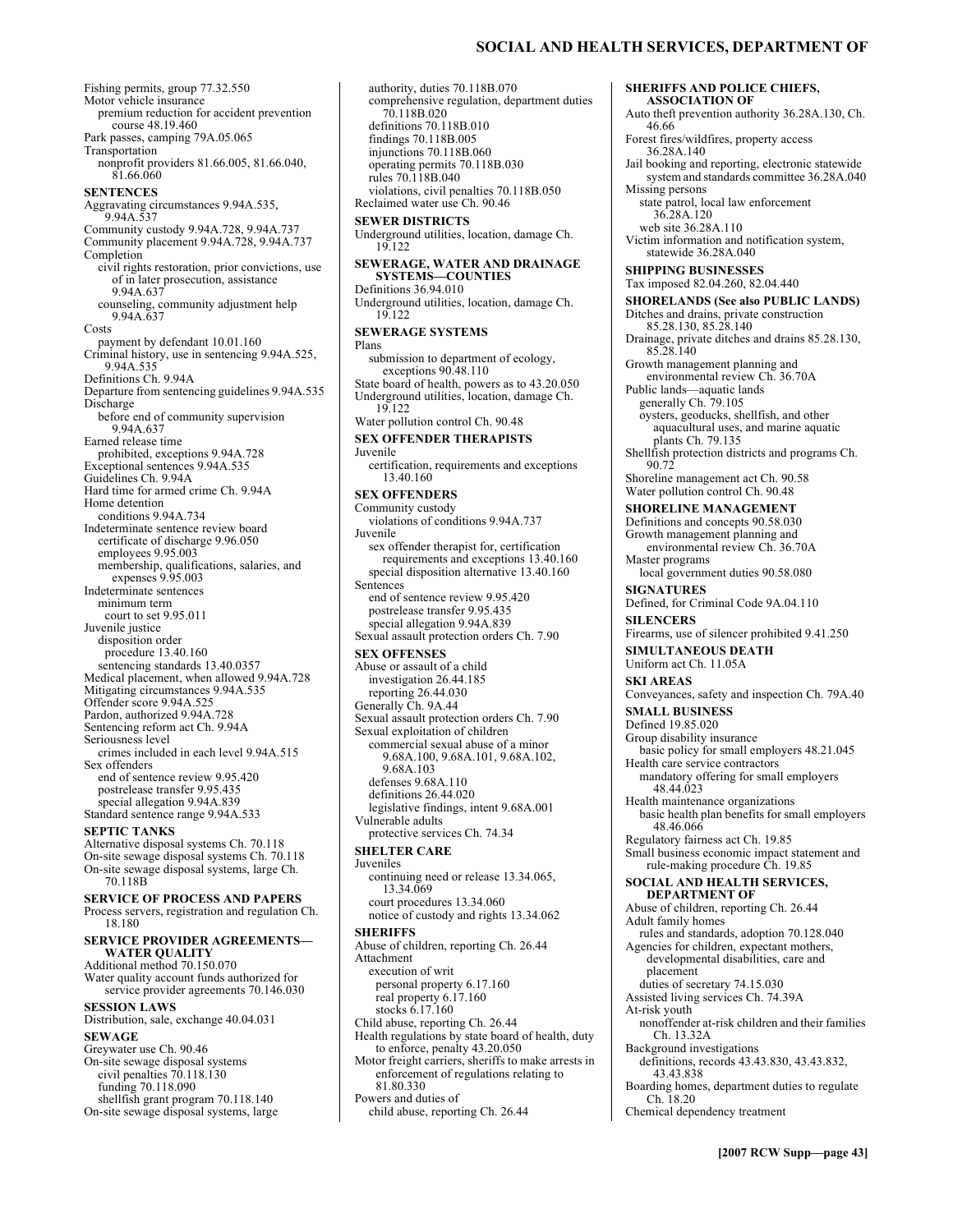Fishing permits, group 77.32.550
Motor vehicle insurance
  premium reduction for accident prevention course 48.19.460
Park passes, camping 79A.05.065
Transportation
  nonprofit providers 81.66.005, 81.66.040, 81.66.060

**SENTENCES**

Aggravating circumstances 9.94A.535, 9.94A.537
Community custody 9.94A.728, 9.94A.737
Community placement 9.94A.728, 9.94A.737
Completion
  civil rights restoration, prior convictions, use of in later prosecution, assistance 9.94A.637
  counseling, community adjustment help 9.94A.637
Costs
  payment by defendant 10.01.160
Criminal history, use in sentencing 9.94A.525, 9.94A.535
Definitions Ch. 9.94A
Departure from sentencing guidelines 9.94A.535
Discharge
  before end of community supervision 9.94A.637
Earned release time
  prohibited, exceptions 9.94A.728
Exceptional sentences 9.94A.535
Guidelines Ch. 9.94A
Hard time for armed crime Ch. 9.94A
Home detention
  conditions 9.94A.734
Indeterminate sentence review board
  certificate of discharge 9.96.050
  employees 9.95.003
  membership, qualifications, salaries, and expenses 9.95.003
Indeterminate sentences
  minimum term
    court to set 9.95.011
Juvenile justice
  disposition order
    procedure 13.40.160
  sentencing standards 13.40.0357
Medical placement, when allowed 9.94A.728
Mitigating circumstances 9.94A.535
Offender score 9.94A.525
Pardon, authorized 9.94A.728
Sentencing reform act Ch. 9.94A
Seriousness level
  crimes included in each level 9.94A.515
Sex offenders
  end of sentence review 9.95.420
  postrelease transfer 9.95.435
  special allegation 9.94A.839
Standard sentence range 9.94A.533

**SEPTIC TANKS**

Alternative disposal systems Ch. 70.118
On-site sewage disposal systems Ch. 70.118
On-site sewage disposal systems, large Ch. 70.118B

**SERVICE OF PROCESS AND PAPERS**

Process servers, registration and regulation Ch. 18.180

**SERVICE PROVIDER AGREEMENTS—WATER QUALITY**

Additional method 70.150.070
Water quality account funds authorized for service provider agreements 70.146.030

**SESSION LAWS**

Distribution, sale, exchange 40.04.031

**SEWAGE**

Greywater use Ch. 90.46
On-site sewage disposal systems
  civil penalties 70.118.130
  funding 70.118.090
  shellfish grant program 70.118.140
On-site sewage disposal systems, large
  authority, duties 70.118B.070
  comprehensive regulation, department duties 70.118B.020
  definitions 70.118B.010
  findings 70.118B.005
  injunctions 70.118B.060
  operating permits 70.118B.030
  rules 70.118B.040
  violations, civil penalties 70.118B.050
Reclaimed water use Ch. 90.46

**SEWER DISTRICTS**

Underground utilities, location, damage Ch. 19.122

**SEWERAGE, WATER AND DRAINAGE SYSTEMS—COUNTIES**

Definitions 36.94.010
Underground utilities, location, damage Ch. 19.122

**SEWERAGE SYSTEMS**

Plans
  submission to department of ecology, exceptions 90.48.110
State board of health, powers as to 43.20.050
Underground utilities, location, damage Ch. 19.122
Water pollution control Ch. 90.48

**SEX OFFENDER THERAPISTS**

Juvenile
  certification, requirements and exceptions 13.40.160

**SEX OFFENDERS**

Community custody
  violations of conditions 9.94A.737
Juvenile
  sex offender therapist for, certification requirements and exceptions 13.40.160
  special disposition alternative 13.40.160
Sentences
  end of sentence review 9.95.420
  postrelease transfer 9.95.435
  special allegation 9.94A.839
Sexual assault protection orders Ch. 7.90

**SEX OFFENSES**

Abuse or assault of a child
  investigation 26.44.185
  reporting 26.44.030
Generally Ch. 9A.44
Sexual assault protection orders Ch. 7.90
Sexual exploitation of children
  commercial sexual abuse of a minor 9.68A.100, 9.68A.101, 9.68A.102, 9.68A.103
  defenses 9.68A.110
  definitions 26.44.020
  legislative findings, intent 9.68A.001
Vulnerable adults
  protective services Ch. 74.34

**SHELTER CARE**

Juveniles
  continuing need or release 13.34.065, 13.34.069
  court procedures 13.34.060
  notice of custody and rights 13.34.062

**SHERIFFS**

Abuse of children, reporting Ch. 26.44
Attachment
  execution of writ
    personal property 6.17.160
    real property 6.17.160
    stocks 6.17.160
Child abuse, reporting Ch. 26.44
Health regulations by state board of health, duty to enforce, penalty 43.20.050
Motor freight carriers, sheriffs to make arrests in enforcement of regulations relating to 81.80.330
Powers and duties of
  child abuse, reporting Ch. 26.44

**SHERIFFS AND POLICE CHIEFS, ASSOCIATION OF**

Auto theft prevention authority 36.28A.130, Ch. 46.66
Forest fires/wildfires, property access 36.28A.140
Jail booking and reporting, electronic statewide system and standards committee 36.28A.040
Missing persons
  state patrol, local law enforcement 36.28A.120
  web site 36.28A.110
Victim information and notification system, statewide 36.28A.040

**SHIPPING BUSINESSES**

Tax imposed 82.04.260, 82.04.440

**SHORELANDS (See also PUBLIC LANDS)**

Ditches and drains, private construction 85.28.130, 85.28.140
Drainage, private ditches and drains 85.28.130, 85.28.140
Growth management planning and environmental review Ch. 36.70A
Public lands—aquatic lands
  generally Ch. 79.105
  oysters, geoducks, shellfish, and other aquacultural uses, and marine aquatic plants Ch. 79.135
Shellfish protection districts and programs Ch. 90.72
Shoreline management act Ch. 90.58
Water pollution control Ch. 90.48

**SHORELINE MANAGEMENT**

Definitions and concepts 90.58.030
Growth management planning and environmental review Ch. 36.70A
Master programs
  local government duties 90.58.080

**SIGNATURES**

Defined, for Criminal Code 9A.04.110

**SILENCERS**

Firearms, use of silencer prohibited 9.41.250

**SIMULTANEOUS DEATH**

Uniform act Ch. 11.05A

**SKI AREAS**

Conveyances, safety and inspection Ch. 79A.40

**SMALL BUSINESS**

Defined 19.85.020
Group disability insurance
  basic policy for small employers 48.21.045
Health care service contractors
  mandatory offering for small employers 48.44.023
Health maintenance organizations
  basic health plan benefits for small employers 48.46.066
Regulatory fairness act Ch. 19.85
Small business economic impact statement and rule-making procedure Ch. 19.85

**SOCIAL AND HEALTH SERVICES, DEPARTMENT OF**

Abuse of children, reporting Ch. 26.44
Adult family homes
  rules and standards, adoption 70.128.040
Agencies for children, expectant mothers, developmental disabilities, care and placement
  duties of secretary 74.15.030
Assisted living services Ch. 74.39A
At-risk youth
  nonoffender at-risk children and their families Ch. 13.32A
Background investigations
  definitions, records 43.43.830, 43.43.832, 43.43.838
Boarding homes, department duties to regulate Ch. 18.20
Chemical dependency treatment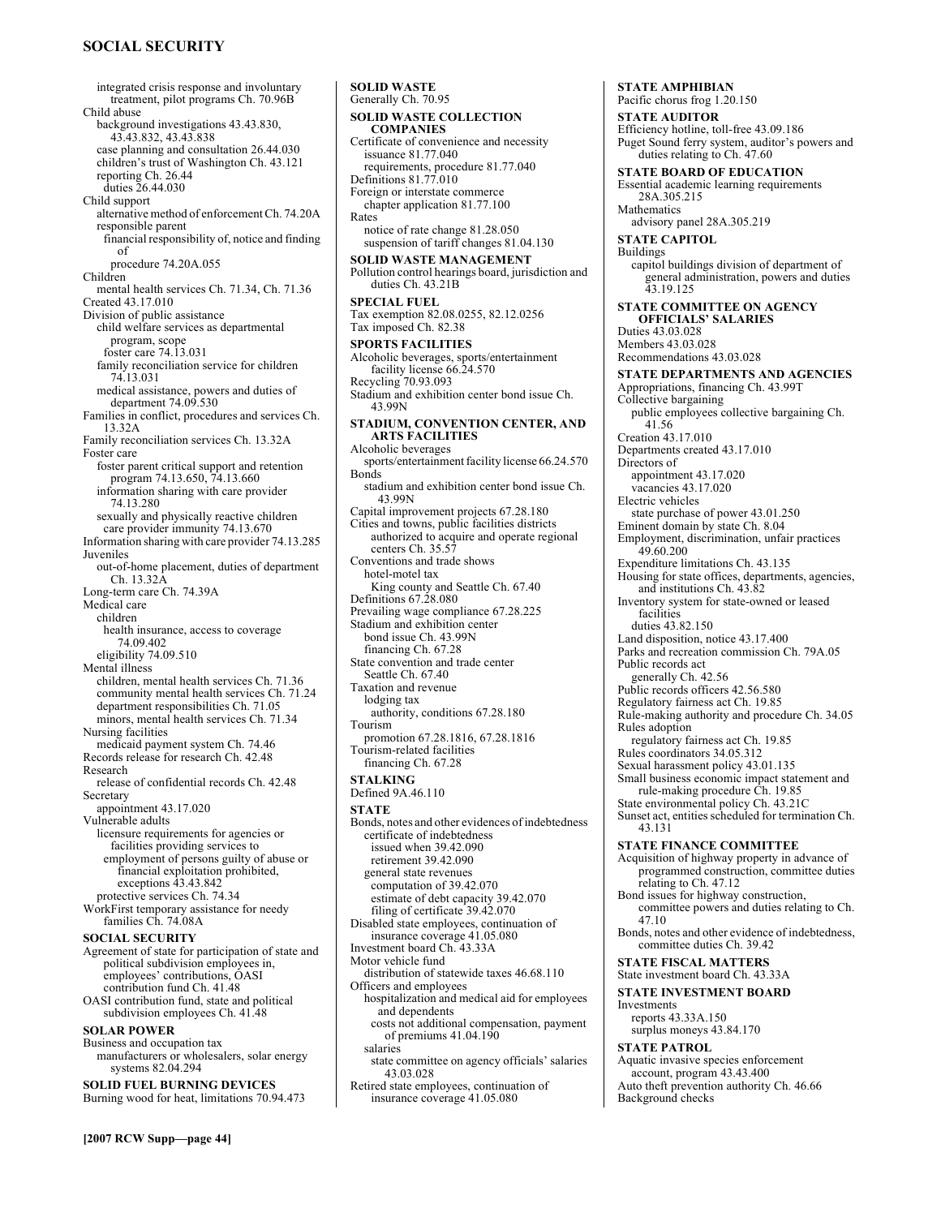integrated crisis response and involuntary treatment, pilot programs Ch. 70.96B
Child abuse
  background investigations 43.43.830, 43.43.832, 43.43.838
  case planning and consultation 26.44.030
  children's trust of Washington Ch. 43.121
  reporting Ch. 26.44
    duties 26.44.030
Child support
  alternative method of enforcement Ch. 74.20A
  responsible parent
    financial responsibility of, notice and finding of
      procedure 74.20A.055
Children
  mental health services Ch. 71.34, Ch. 71.36
Created 43.17.010
Division of public assistance
  child welfare services as departmental program, scope
    foster care 74.13.031
  family reconciliation service for children 74.13.031
  medical assistance, powers and duties of department 74.09.530
Families in conflict, procedures and services Ch. 13.32A
Family reconciliation services Ch. 13.32A
Foster care
  foster parent critical support and retention program 74.13.650, 74.13.660
  information sharing with care provider 74.13.280
  sexually and physically reactive children care provider immunity 74.13.670
Information sharing with care provider 74.13.285
Juveniles
  out-of-home placement, duties of department Ch. 13.32A
Long-term care Ch. 74.39A
Medical care
  children
    health insurance, access to coverage 74.09.402
  eligibility 74.09.510
Mental illness
  children, mental health services Ch. 71.36
  community mental health services Ch. 71.24
  department responsibilities Ch. 71.05
  minors, mental health services Ch. 71.34
Nursing facilities
  medicaid payment system Ch. 74.46
Records release for research Ch. 42.48
Research
  release of confidential records Ch. 42.48
Secretary
  appointment 43.17.020
Vulnerable adults
  licensure requirements for agencies or facilities providing services to
    employment of persons guilty of abuse or financial exploitation prohibited, exceptions 43.43.842
  protective services Ch. 74.34
WorkFirst temporary assistance for needy families Ch. 74.08A

**SOCIAL SECURITY**
Agreement of state for participation of state and political subdivision employees in, employees' contributions, OASI contribution fund Ch. 41.48
OASI contribution fund, state and political subdivision employees Ch. 41.48

**SOLAR POWER**
Business and occupation tax
  manufacturers or wholesalers, solar energy systems 82.04.294

**SOLID FUEL BURNING DEVICES**
Burning wood for heat, limitations 70.94.473

**SOLID WASTE**
Generally Ch. 70.95

**SOLID WASTE COLLECTION COMPANIES**
Certificate of convenience and necessity
  issuance 81.77.040
  requirements, procedure 81.77.040
Definitions 81.77.010
Foreign or interstate commerce
  chapter application 81.77.100
Rates
  notice of rate change 81.28.050
  suspension of tariff changes 81.04.130

**SOLID WASTE MANAGEMENT**
Pollution control hearings board, jurisdiction and duties Ch. 43.21B

**SPECIAL FUEL**
Tax exemption 82.08.0255, 82.12.0256
Tax imposed Ch. 82.38

**SPORTS FACILITIES**
Alcoholic beverages, sports/entertainment facility license 66.24.570
Recycling 70.93.093
Stadium and exhibition center bond issue Ch. 43.99N

**STADIUM, CONVENTION CENTER, AND ARTS FACILITIES**
Alcoholic beverages
  sports/entertainment facility license 66.24.570
Bonds
  stadium and exhibition center bond issue Ch. 43.99N
Capital improvement projects 67.28.180
Cities and towns, public facilities districts authorized to acquire and operate regional centers Ch. 35.57
Conventions and trade shows
  hotel-motel tax
    King county and Seattle Ch. 67.40
Definitions 67.28.080
Prevailing wage compliance 67.28.225
Stadium and exhibition center
  bond issue Ch. 43.99N
  financing Ch. 67.28
State convention and trade center
  Seattle Ch. 67.40
Taxation and revenue
  lodging tax
    authority, conditions 67.28.180
Tourism
  promotion 67.28.1816, 67.28.1816
Tourism-related facilities
  financing Ch. 67.28

**STALKING**
Defined 9A.46.110

**STATE**
Bonds, notes and other evidences of indebtedness
  certificate of indebtedness
    issued when 39.42.090
    retirement 39.42.090
  general state revenues
    computation of 39.42.070
    estimate of debt capacity 39.42.070
    filing of certificate 39.42.070
Disabled state employees, continuation of insurance coverage 41.05.080
Investment board Ch. 43.33A
Motor vehicle fund
  distribution of statewide taxes 46.68.110
Officers and employees
  hospitalization and medical aid for employees and dependents
    costs not additional compensation, payment of premiums 41.04.190
  salaries
    state committee on agency officials' salaries 43.03.028
Retired state employees, continuation of insurance coverage 41.05.080

**STATE AMPHIBIAN**
Pacific chorus frog 1.20.150

**STATE AUDITOR**
Efficiency hotline, toll-free 43.09.186
Puget Sound ferry system, auditor's powers and duties relating to Ch. 47.60

**STATE BOARD OF EDUCATION**
Essential academic learning requirements 28A.305.215
Mathematics
  advisory panel 28A.305.219

**STATE CAPITOL**
Buildings
  capitol buildings division of department of general administration, powers and duties 43.19.125

**STATE COMMITTEE ON AGENCY OFFICIALS' SALARIES**
Duties 43.03.028
Members 43.03.028
Recommendations 43.03.028

**STATE DEPARTMENTS AND AGENCIES**
Appropriations, financing Ch. 43.99T
Collective bargaining
  public employees collective bargaining Ch. 41.56
Creation 43.17.010
Departments created 43.17.010
Directors of
  appointment 43.17.020
  vacancies 43.17.020
Electric vehicles
  state purchase of power 43.01.250
Eminent domain by state Ch. 8.04
Employment, discrimination, unfair practices 49.60.200
Expenditure limitations Ch. 43.135
Housing for state offices, departments, agencies, and institutions Ch. 43.82
Inventory system for state-owned or leased facilities
  duties 43.82.150
Land disposition, notice 43.17.400
Parks and recreation commission Ch. 79A.05
Public records act
  generally Ch. 42.56
Public records officers 42.56.580
Regulatory fairness act Ch. 19.85
Rule-making authority and procedure Ch. 34.05
Rules adoption
  regulatory fairness act Ch. 19.85
Rules coordinators 34.05.312
Sexual harassment policy 43.01.135
Small business economic impact statement and rule-making procedure Ch. 19.85
State environmental policy Ch. 43.21C
Sunset act, entities scheduled for termination Ch. 43.131

**STATE FINANCE COMMITTEE**
Acquisition of highway property in advance of programmed construction, committee duties relating to Ch. 47.12
Bond issues for highway construction, committee powers and duties relating to Ch. 47.10
Bonds, notes and other evidence of indebtedness, committee duties Ch. 39.42

**STATE FISCAL MATTERS**
State investment board Ch. 43.33A

**STATE INVESTMENT BOARD**
Investments
  reports 43.33A.150
  surplus moneys 43.84.170

**STATE PATROL**
Aquatic invasive species enforcement account, program 43.43.400
Auto theft prevention authority Ch. 46.66
Background checks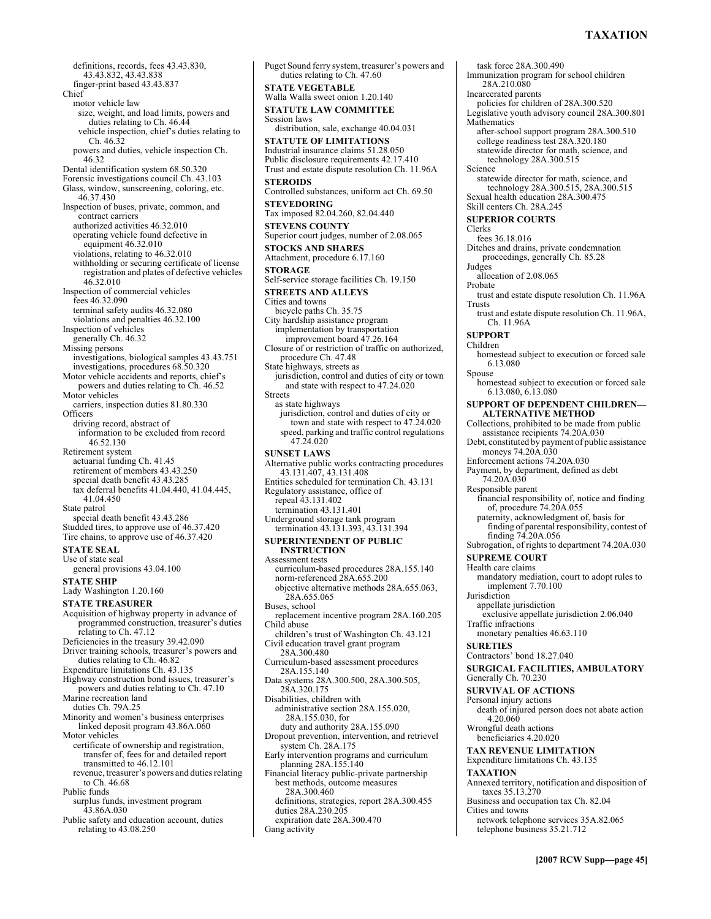definitions, records, fees 43.43.830, 43.43.832, 43.43.838
finger-print based 43.43.837

Chief
motor vehicle law
size, weight, and load limits, powers and duties relating to Ch. 46.44
vehicle inspection, chief's duties relating to Ch. 46.32
powers and duties, vehicle inspection Ch. 46.32

Dental identification system 68.50.320
Forensic investigations council Ch. 43.103
Glass, window, sunscreening, coloring, etc. 46.37.430
Inspection of buses, private, common, and contract carriers
authorized activities 46.32.010
operating vehicle found defective in equipment 46.32.010
violations, relating to 46.32.010
withholding or securing certificate of license registration and plates of defective vehicles 46.32.010
Inspection of commercial vehicles
fees 46.32.090
terminal safety audits 46.32.080
violations and penalties 46.32.100
Inspection of vehicles
generally Ch. 46.32
Missing persons
investigations, biological samples 43.43.751
investigations, procedures 68.50.320
Motor vehicle accidents and reports, chief's powers and duties relating to Ch. 46.52
Motor vehicles
carriers, inspection duties 81.80.330
Officers
driving record, abstract of
information to be excluded from record 46.52.130
Retirement system
actuarial funding Ch. 41.45
retirement of members 43.43.250
special death benefit 43.43.285
tax deferral benefits 41.04.440, 41.04.445, 41.04.450
State patrol
special death benefit 43.43.286
Studded tires, to approve use of 46.37.420
Tire chains, to approve use of 46.37.420

**STATE SEAL**
Use of state seal
general provisions 43.04.100

**STATE SHIP**
Lady Washington 1.20.160

**STATE TREASURER**
Acquisition of highway property in advance of programmed construction, treasurer's duties relating to Ch. 47.12
Deficiencies in the treasury 39.42.090
Driver training schools, treasurer's powers and duties relating to Ch. 46.82
Expenditure limitations Ch. 43.135
Highway construction bond issues, treasurer's powers and duties relating to Ch. 47.10
Marine recreation land
duties Ch. 79A.25
Minority and women's business enterprises linked deposit program 43.86A.060
Motor vehicles
certificate of ownership and registration, transfer of, fees for and detailed report transmitted to 46.12.101
revenue, treasurer's powers and duties relating to Ch. 46.68
Public funds
surplus funds, investment program 43.86A.030
Public safety and education account, duties relating to 43.08.250
Puget Sound ferry system, treasurer's powers and duties relating to Ch. 47.60

**STATE VEGETABLE**
Walla Walla sweet onion 1.20.140

**STATUTE LAW COMMITTEE**
Session laws
distribution, sale, exchange 40.04.031

**STATUTE OF LIMITATIONS**
Industrial insurance claims 51.28.050
Public disclosure requirements 42.17.410
Trust and estate dispute resolution Ch. 11.96A

**STEROIDS**
Controlled substances, uniform act Ch. 69.50

**STEVEDORING**
Tax imposed 82.04.260, 82.04.440

**STEVENS COUNTY**
Superior court judges, number of 2.08.065

**STOCKS AND SHARES**
Attachment, procedure 6.17.160

**STORAGE**
Self-service storage facilities Ch. 19.150

**STREETS AND ALLEYS**
Cities and towns
bicycle paths Ch. 35.75
City hardship assistance program
implementation by transportation improvement board 47.26.164
Closure of or restriction of traffic on authorized, procedure Ch. 47.48
State highways, streets as
jurisdiction, control and duties of city or town and state with respect to 47.24.020
Streets
as state highways
jurisdiction, control and duties of city or town and state with respect to 47.24.020
speed, parking and traffic control regulations 47.24.020

**SUNSET LAWS**
Alternative public works contracting procedures 43.131.407, 43.131.408
Entities scheduled for termination Ch. 43.131
Regulatory assistance, office of
repeal 43.131.402
termination 43.131.401
Underground storage tank program
termination 43.131.393, 43.131.394

**SUPERINTENDENT OF PUBLIC INSTRUCTION**
Assessment tests
curriculum-based procedures 28A.155.140
norm-referenced 28A.655.200
objective alternative methods 28A.655.063, 28A.655.065
Buses, school
replacement incentive program 28A.160.205
Child abuse
children's trust of Washington Ch. 43.121
Civil education travel grant program 28A.300.480
Curriculum-based assessment procedures 28A.155.140
Data systems 28A.300.500, 28A.300.505, 28A.320.175
Disabilities, children with
administrative section 28A.155.020, 28A.155.030, for
duty and authority 28A.155.090
Dropout prevention, intervention, and retrievel system Ch. 28A.175
Early intervention programs and curriculum planning 28A.155.140
Financial literacy public-private partnership
best methods, outcome measures 28A.300.460
definitions, strategies, report 28A.300.455
duties 28A.230.205
expiration date 28A.300.470
Gang activity
task force 28A.300.490
Immunization program for school children 28A.210.080
Incarcerated parents
policies for children of 28A.300.520
Legislative youth advisory council 28A.300.801
Mathematics
after-school support program 28A.300.510
college readiness test 28A.320.180
statewide director for math, science, and technology 28A.300.515
Science
statewide director for math, science, and technology 28A.300.515, 28A.300.515
Sexual health education 28A.300.475
Skill centers Ch. 28A.245

**SUPERIOR COURTS**
Clerks
fees 36.18.016
Ditches and drains, private condemnation proceedings, generally Ch. 85.28
Judges
allocation of 2.08.065
Probate
trust and estate dispute resolution Ch. 11.96A
Trusts
trust and estate dispute resolution Ch. 11.96A, Ch. 11.96A

**SUPPORT**
Children
homestead subject to execution or forced sale 6.13.080
Spouse
homestead subject to execution or forced sale 6.13.080, 6.13.080

**SUPPORT OF DEPENDENT CHILDREN—ALTERNATIVE METHOD**
Collections, prohibited to be made from public assistance recipients 74.20A.030
Debt, constituted by payment of public assistance moneys 74.20A.030
Enforcement actions 74.20A.030
Payment, by department, defined as debt 74.20A.030
Responsible parent
financial responsibility of, notice and finding of, procedure 74.20A.055
paternity, acknowledgment of, basis for finding of parental responsibility, contest of finding 74.20A.056
Subrogation, of rights to department 74.20A.030

**SUPREME COURT**
Health care claims
mandatory mediation, court to adopt rules to implement 7.70.100
Jurisdiction
appellate jurisdiction
exclusive appellate jurisdiction 2.06.040
Traffic infractions
monetary penalties 46.63.110

**SURETIES**
Contractors' bond 18.27.040

**SURGICAL FACILITIES, AMBULATORY**
Generally Ch. 70.230

**SURVIVAL OF ACTIONS**
Personal injury actions
death of injured person does not abate action 4.20.060
Wrongful death actions
beneficiaries 4.20.020

**TAX REVENUE LIMITATION**
Expenditure limitations Ch. 43.135

**TAXATION**
Annexed territory, notification and disposition of taxes 35.13.270
Business and occupation tax Ch. 82.04
Cities and towns
network telephone services 35A.82.065
telephone business 35.21.712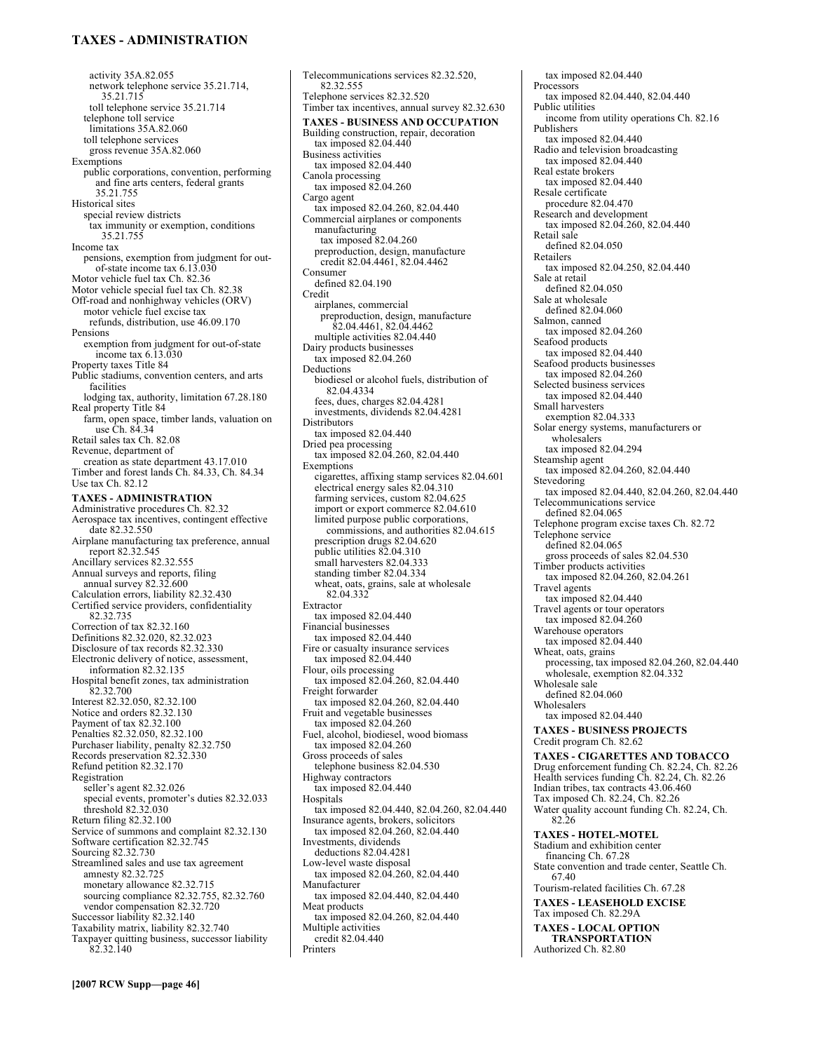activity 35A.82.055
network telephone service 35.21.714, 35.21.715
toll telephone service 35.21.714
telephone toll service
limitations 35A.82.060
toll telephone services
gross revenue 35A.82.060
Exemptions
public corporations, convention, performing and fine arts centers, federal grants 35.21.755
Historical sites
special review districts
tax immunity or exemption, conditions 35.21.755
Income tax
pensions, exemption from judgment for out-of-state income tax 6.13.030
Motor vehicle fuel tax Ch. 82.36
Motor vehicle special fuel tax Ch. 82.38
Off-road and nonhighway vehicles (ORV)
motor vehicle fuel excise tax
refunds, distribution, use 46.09.170
Pensions
exemption from judgment for out-of-state income tax 6.13.030
Property taxes Title 84
Public stadiums, convention centers, and arts facilities
lodging tax, authority, limitation 67.28.180
Real property Title 84
farm, open space, timber lands, valuation on use Ch. 84.34
Retail sales tax Ch. 82.08
Revenue, department of
creation as state department 43.17.010
Timber and forest lands Ch. 84.33, Ch. 84.34
Use tax Ch. 82.12

**TAXES - ADMINISTRATION**

Administrative procedures Ch. 82.32
Aerospace tax incentives, contingent effective date 82.32.550
Airplane manufacturing tax preference, annual report 82.32.545
Ancillary services 82.32.555
Annual surveys and reports, filing
annual survey 82.32.600
Calculation errors, liability 82.32.430
Certified service providers, confidentiality 82.32.735
Correction of tax 82.32.160
Definitions 82.32.020, 82.32.023
Disclosure of tax records 82.32.330
Electronic delivery of notice, assessment, information 82.32.135
Hospital benefit zones, tax administration 82.32.700
Interest 82.32.050, 82.32.100
Notice and orders 82.32.130
Payment of tax 82.32.100
Penalties 82.32.050, 82.32.100
Purchaser liability, penalty 82.32.750
Records preservation 82.32.330
Refund petition 82.32.170
Registration
seller's agent 82.32.026
special events, promoter's duties 82.32.033
threshold 82.32.030
Return filing 82.32.100
Service of summons and complaint 82.32.130
Software certification 82.32.745
Sourcing 82.32.730
Streamlined sales and use tax agreement
amnesty 82.32.725
monetary allowance 82.32.715
sourcing compliance 82.32.755, 82.32.760
vendor compensation 82.32.720
Successor liability 82.32.140
Taxability matrix, liability 82.32.740
Taxpayer quitting business, successor liability 82.32.140
Telecommunications services 82.32.520, 82.32.555
Telephone services 82.32.520
Timber tax incentives, annual survey 82.32.630

**TAXES - BUSINESS AND OCCUPATION**

Building construction, repair, decoration
tax imposed 82.04.440
Business activities
tax imposed 82.04.440
Canola processing
tax imposed 82.04.260
Cargo agent
tax imposed 82.04.260, 82.04.440
Commercial airplanes or components
manufacturing
tax imposed 82.04.260
preproduction, design, manufacture
credit 82.04.4461, 82.04.4462
Consumer
defined 82.04.190
Credit
airplanes, commercial
preproduction, design, manufacture 82.04.4461, 82.04.4462
multiple activities 82.04.440
Dairy products businesses
tax imposed 82.04.260
Deductions
biodiesel or alcohol fuels, distribution of 82.04.4334
fees, dues, charges 82.04.4281
investments, dividends 82.04.4281
Distributors
tax imposed 82.04.440
Dried pea processing
tax imposed 82.04.260, 82.04.440
Exemptions
cigarettes, affixing stamp services 82.04.601
electrical energy sales 82.04.310
farming services, custom 82.04.625
import or export commerce 82.04.610
limited purpose public corporations, commissions, and authorities 82.04.615
prescription drugs 82.04.620
public utilities 82.04.310
small harvesters 82.04.333
standing timber 82.04.334
wheat, oats, grains, sale at wholesale 82.04.332
Extractor
tax imposed 82.04.440
Financial businesses
tax imposed 82.04.440
Fire or casualty insurance services
tax imposed 82.04.440
Flour, oils processing
tax imposed 82.04.260, 82.04.440
Freight forwarder
tax imposed 82.04.260, 82.04.440
Fruit and vegetable businesses
tax imposed 82.04.260
Fuel, alcohol, biodiesel, wood biomass
tax imposed 82.04.260
Gross proceeds of sales
telephone business 82.04.530
Highway contractors
tax imposed 82.04.440
Hospitals
tax imposed 82.04.440, 82.04.260, 82.04.440
Insurance agents, brokers, solicitors
tax imposed 82.04.260, 82.04.440
Investments, dividends
deductions 82.04.4281
Low-level waste disposal
tax imposed 82.04.260, 82.04.440
Manufacturer
tax imposed 82.04.440, 82.04.440
Meat products
tax imposed 82.04.260, 82.04.440
Multiple activities
credit 82.04.440
Printers
tax imposed 82.04.440
Processors
tax imposed 82.04.440, 82.04.440
Public utilities
income from utility operations Ch. 82.16
Publishers
tax imposed 82.04.440
Radio and television broadcasting
tax imposed 82.04.440
Real estate brokers
tax imposed 82.04.440
Resale certificate
procedure 82.04.470
Research and development
tax imposed 82.04.260, 82.04.440
Retail sale
defined 82.04.050
Retailers
tax imposed 82.04.250, 82.04.440
Sale at retail
defined 82.04.050
Sale at wholesale
defined 82.04.060
Salmon, canned
tax imposed 82.04.260
Seafood products
tax imposed 82.04.440
Seafood products businesses
tax imposed 82.04.260
Selected business services
tax imposed 82.04.440
Small harvesters
exemption 82.04.333
Solar energy systems, manufacturers or wholesalers
tax imposed 82.04.294
Steamship agent
tax imposed 82.04.260, 82.04.440
Stevedoring
tax imposed 82.04.440, 82.04.260, 82.04.440
Telecommunications service
defined 82.04.065
Telephone program excise taxes Ch. 82.72
Telephone service
defined 82.04.065
gross proceeds of sales 82.04.530
Timber products activities
tax imposed 82.04.260, 82.04.261
Travel agents
tax imposed 82.04.440
Travel agents or tour operators
tax imposed 82.04.260
Warehouse operators
tax imposed 82.04.440
Wheat, oats, grains
processing, tax imposed 82.04.260, 82.04.440
wholesale, exemption 82.04.332
Wholesale sale
defined 82.04.060
Wholesalers
tax imposed 82.04.440

**TAXES - BUSINESS PROJECTS**

Credit program Ch. 82.62

**TAXES - CIGARETTES AND TOBACCO**

Drug enforcement funding Ch. 82.24, Ch. 82.26
Health services funding Ch. 82.24, Ch. 82.26
Indian tribes, tax contracts 43.06.460
Tax imposed Ch. 82.24, Ch. 82.26
Water quality account funding Ch. 82.24, Ch. 82.26

**TAXES - HOTEL-MOTEL**

Stadium and exhibition center
financing Ch. 67.28
State convention and trade center, Seattle Ch. 67.40
Tourism-related facilities Ch. 67.28

**TAXES - LEASEHOLD EXCISE**

Tax imposed Ch. 82.29A

**TAXES - LOCAL OPTION TRANSPORTATION**

Authorized Ch. 82.80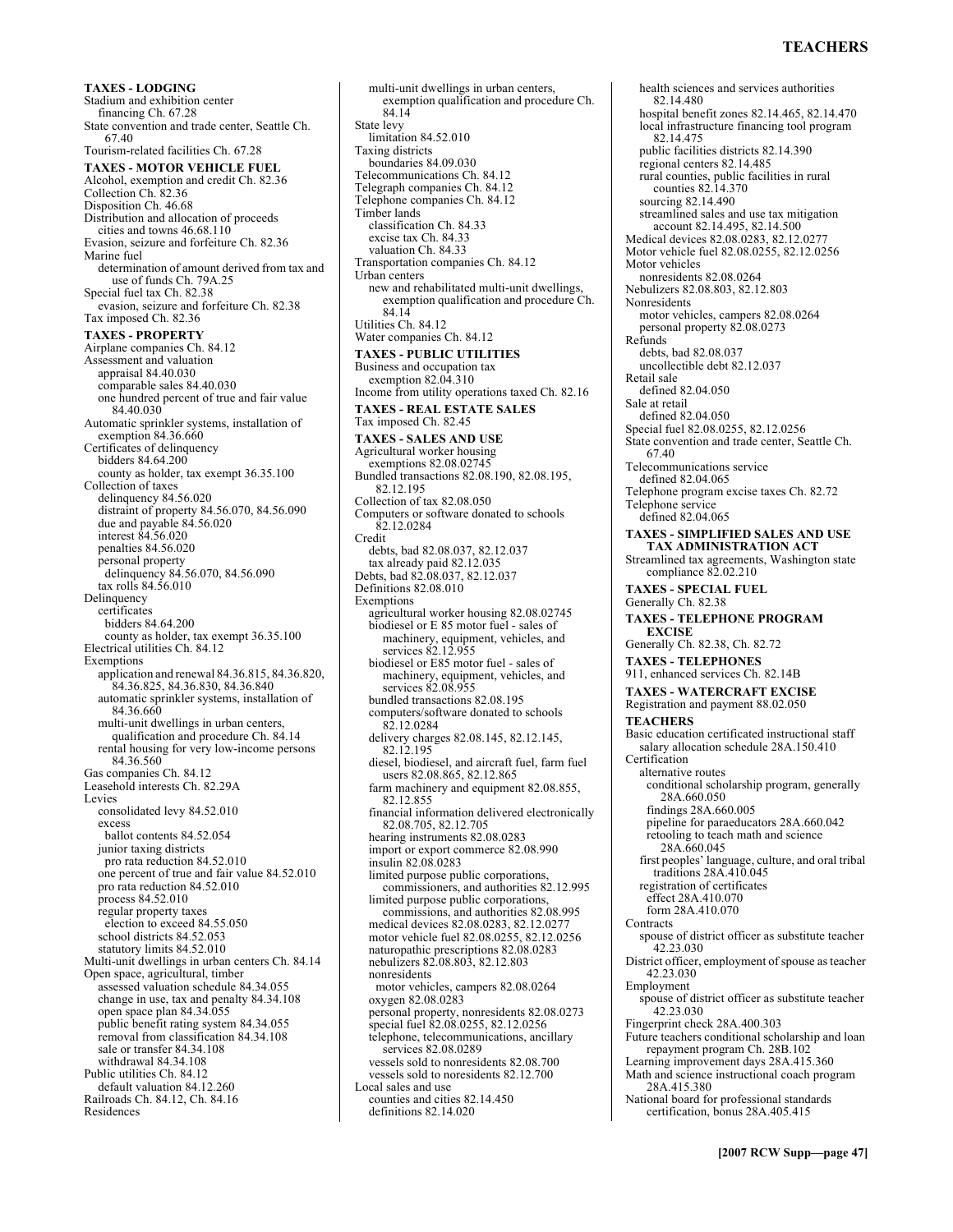**TAXES - LODGING**
Stadium and exhibition center
  financing Ch. 67.28
State convention and trade center, Seattle Ch. 67.40
Tourism-related facilities Ch. 67.28

**TAXES - MOTOR VEHICLE FUEL**
Alcohol, exemption and credit Ch. 82.36
Collection Ch. 82.36
Disposition Ch. 46.68
Distribution and allocation of proceeds
  cities and towns 46.68.110
Evasion, seizure and forfeiture Ch. 82.36
Marine fuel
  determination of amount derived from tax and use of funds Ch. 79A.25
Special fuel tax Ch. 82.38
  evasion, seizure and forfeiture Ch. 82.38
Tax imposed Ch. 82.36

**TAXES - PROPERTY**
Airplane companies Ch. 84.12
Assessment and valuation
  appraisal 84.40.030
  comparable sales 84.40.030
  one hundred percent of true and fair value 84.40.030
Automatic sprinkler systems, installation of exemption 84.36.660
Certificates of delinquency
  bidders 84.64.200
  county as holder, tax exempt 36.35.100
Collection of taxes
  delinquency 84.56.020
  distraint of property 84.56.070, 84.56.090
  due and payable 84.56.020
  interest 84.56.020
  penalties 84.56.020
  personal property
    delinquency 84.56.070, 84.56.090
  tax rolls 84.56.010
Delinquency
  certificates
    bidders 84.64.200
    county as holder, tax exempt 36.35.100
Electrical utilities Ch. 84.12
Exemptions
  application and renewal 84.36.815, 84.36.820, 84.36.825, 84.36.830, 84.36.840
  automatic sprinkler systems, installation of 84.36.660
  multi-unit dwellings in urban centers, qualification and procedure Ch. 84.14
  rental housing for very low-income persons 84.36.560
Gas companies Ch. 84.12
Leasehold interests Ch. 82.29A
Levies
  consolidated levy 84.52.010
  excess
    ballot contents 84.52.054
  junior taxing districts
    pro rata reduction 84.52.010
  one percent of true and fair value 84.52.010
  pro rata reduction 84.52.010
  process 84.52.010
  regular property taxes
    election to exceed 84.55.050
  school districts 84.52.053
  statutory limits 84.52.010
Multi-unit dwellings in urban centers Ch. 84.14
Open space, agricultural, timber
  assessed valuation schedule 84.34.055
  change in use, tax and penalty 84.34.108
  open space plan 84.34.055
  public benefit rating system 84.34.055
  removal from classification 84.34.108
  sale or transfer 84.34.108
  withdrawal 84.34.108
Public utilities Ch. 84.12
  default valuation 84.12.260
Railroads Ch. 84.12, Ch. 84.16
Residences
  multi-unit dwellings in urban centers, exemption qualification and procedure Ch. 84.14
State levy
  limitation 84.52.010
Taxing districts
  boundaries 84.09.030
Telecommunications Ch. 84.12
Telegraph companies Ch. 84.12
Telephone companies Ch. 84.12
Timber lands
  classification Ch. 84.33
  excise tax Ch. 84.33
  valuation Ch. 84.33
Transportation companies Ch. 84.12
Urban centers
  new and rehabilitated multi-unit dwellings, exemption qualification and procedure Ch. 84.14
Utilities Ch. 84.12
Water companies Ch. 84.12

**TAXES - PUBLIC UTILITIES**
Business and occupation tax
  exemption 82.04.310
Income from utility operations taxed Ch. 82.16

**TAXES - REAL ESTATE SALES**
Tax imposed Ch. 82.45

**TAXES - SALES AND USE**
Agricultural worker housing
  exemptions 82.08.02745
Bundled transactions 82.08.190, 82.08.195, 82.12.195
Collection of tax 82.08.050
Computers or software donated to schools 82.12.0284
Credit
  debts, bad 82.08.037, 82.12.037
  tax already paid 82.12.035
Debts, bad 82.08.037, 82.12.037
Definitions 82.08.010
Exemptions
  agricultural worker housing 82.08.02745
  biodiesel or E 85 motor fuel - sales of machinery, equipment, vehicles, and services 82.12.955
  biodiesel or E85 motor fuel - sales of machinery, equipment, vehicles, and services 82.08.955
  bundled transactions 82.08.195
  computers/software donated to schools 82.12.0284
  delivery charges 82.08.145, 82.12.145, 82.12.195
  diesel, biodiesel, and aircraft fuel, farm fuel users 82.08.865, 82.12.865
  farm machinery and equipment 82.08.855, 82.12.855
  financial information delivered electronically 82.08.705, 82.12.705
  hearing instruments 82.08.0283
  import or export commerce 82.08.990
  insulin 82.08.0283
  limited purpose public corporations, commissioners, and authorities 82.12.995
  limited purpose public corporations, commissions, and authorities 82.08.995
  medical devices 82.08.0283, 82.12.0277
  motor vehicle fuel 82.08.0255, 82.12.0256
  naturopathic prescriptions 82.08.0283
  nebulizers 82.08.803, 82.12.803
  nonresidents
    motor vehicles, campers 82.08.0264
  oxygen 82.08.0283
  personal property, nonresidents 82.08.0273
  special fuel 82.08.0255, 82.12.0256
  telephone, telecommunications, ancillary services 82.08.0289
  vessels sold to nonresidents 82.08.700
  vessels sold to noresidents 82.12.700
Local sales and use
  counties and cities 82.14.450
  definitions 82.14.020
  health sciences and services authorities 82.14.480
  hospital benefit zones 82.14.465, 82.14.470
  local infrastructure financing tool program 82.14.475
  public facilities districts 82.14.390
  regional centers 82.14.485
  rural counties, public facilities in rural counties 82.14.370
  sourcing 82.14.490
  streamlined sales and use tax mitigation account 82.14.495, 82.14.500
Medical devices 82.08.0283, 82.12.0277
Motor vehicle fuel 82.08.0255, 82.12.0256
Motor vehicles
  nonresidents 82.08.0264
Nebulizers 82.08.803, 82.12.803
Nonresidents
  motor vehicles, campers 82.08.0264
  personal property 82.08.0273
Refunds
  debts, bad 82.08.037
  uncollectible debt 82.12.037
Retail sale
  defined 82.04.050
Sale at retail
  defined 82.04.050
Special fuel 82.08.0255, 82.12.0256
State convention and trade center, Seattle Ch. 67.40
Telecommunications service
  defined 82.04.065
Telephone program excise taxes Ch. 82.72
Telephone service
  defined 82.04.065

**TAXES - SIMPLIFIED SALES AND USE TAX ADMINISTRATION ACT**
Streamlined tax agreements, Washington state compliance 82.02.210

**TAXES - SPECIAL FUEL**
Generally Ch. 82.38

**TAXES - TELEPHONE PROGRAM EXCISE**
Generally Ch. 82.38, Ch. 82.72

**TAXES - TELEPHONES**
911, enhanced services Ch. 82.14B

**TAXES - WATERCRAFT EXCISE**
Registration and payment 88.02.050

**TEACHERS**
Basic education certificated instructional staff salary allocation schedule 28A.150.410
Certification
  alternative routes
    conditional scholarship program, generally 28A.660.050
    findings 28A.660.005
    pipeline for paraeducators 28A.660.042
    retooling to teach math and science 28A.660.045
  first peoples' language, culture, and oral tribal traditions 28A.410.045
  registration of certificates
    effect 28A.410.070
    form 28A.410.070
Contracts
  spouse of district officer as substitute teacher 42.23.030
District officer, employment of spouse as teacher 42.23.030
Employment
  spouse of district officer as substitute teacher 42.23.030
Fingerprint check 28A.400.303
Future teachers conditional scholarship and loan repayment program Ch. 28B.102
Learning improvement days 28A.415.360
Math and science instructional coach program 28A.415.380
National board for professional standards certification, bonus 28A.405.415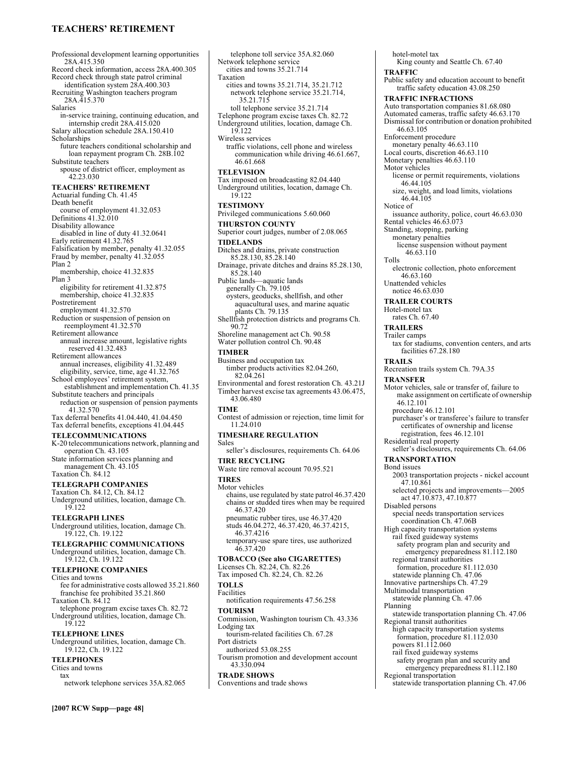Professional development learning opportunities 28A.415.350
Record check information, access 28A.400.305
Record check through state patrol criminal identification system 28A.400.303
Recruiting Washington teachers program 28A.415.370
Salaries
  in-service training, continuing education, and internship credit 28A.415.020
Salary allocation schedule 28A.150.410
Scholarships
  future teachers conditional scholarship and loan repayment program Ch. 28B.102
Substitute teachers
  spouse of district officer, employment as 42.23.030

**TEACHERS' RETIREMENT**
Actuarial funding Ch. 41.45
Death benefit
  course of employment 41.32.053
Definitions 41.32.010
Disability allowance
  disabled in line of duty 41.32.0641
Early retirement 41.32.765
Falsification by member, penalty 41.32.055
Fraud by member, penalty 41.32.055
Plan 2
  membership, choice 41.32.835
Plan 3
  eligibility for retirement 41.32.875
  membership, choice 41.32.835
Postretirement
  employment 41.32.570
Reduction or suspension of pension on reemployment 41.32.570
Retirement allowance
  annual increase amount, legislative rights reserved 41.32.483
Retirement allowances
  annual increases, eligibility 41.32.489
  eligibility, service, time, age 41.32.765
School employees' retirement system, establishment and implementation Ch. 41.35
Substitute teachers and principals
  reduction or suspension of pension payments 41.32.570
Tax deferral benefits 41.04.440, 41.04.450
Tax deferral benefits, exceptions 41.04.445

**TELECOMMUNICATIONS**
K-20 telecommunications network, planning and operation Ch. 43.105
State information services planning and management Ch. 43.105
Taxation Ch. 84.12

**TELEGRAPH COMPANIES**
Taxation Ch. 84.12, Ch. 84.12
Underground utilities, location, damage Ch. 19.122

**TELEGRAPH LINES**
Underground utilities, location, damage Ch. 19.122, Ch. 19.122

**TELEGRAPHIC COMMUNICATIONS**
Underground utilities, location, damage Ch. 19.122, Ch. 19.122

**TELEPHONE COMPANIES**
Cities and towns
  fee for administrative costs allowed 35.21.860
  franchise fee prohibited 35.21.860
Taxation Ch. 84.12
  telephone program excise taxes Ch. 82.72
Underground utilities, location, damage Ch. 19.122

**TELEPHONE LINES**
Underground utilities, location, damage Ch. 19.122, Ch. 19.122

**TELEPHONES**
Cities and towns
  tax
    network telephone services 35A.82.065
    telephone toll service 35A.82.060
Network telephone service
  cities and towns 35.21.714
Taxation
  cities and towns 35.21.714, 35.21.712
    network telephone service 35.21.714, 35.21.715
    toll telephone service 35.21.714
Telephone program excise taxes Ch. 82.72
Underground utilities, location, damage Ch. 19.122
Wireless services
  traffic violations, cell phone and wireless communication while driving 46.61.667, 46.61.668

**TELEVISION**
Tax imposed on broadcasting 82.04.440
Underground utilities, location, damage Ch. 19.122

**TESTIMONY**
Privileged communications 5.60.060

**THURSTON COUNTY**
Superior court judges, number of 2.08.065

**TIDELANDS**
Ditches and drains, private construction 85.28.130, 85.28.140
Drainage, private ditches and drains 85.28.130, 85.28.140
Public lands—aquatic lands
  generally Ch. 79.105
  oysters, geoducks, shellfish, and other aquacultural uses, and marine aquatic plants Ch. 79.135
Shellfish protection districts and programs Ch. 90.72
Shoreline management act Ch. 90.58
Water pollution control Ch. 90.48

**TIMBER**
Business and occupation tax
  timber products activities 82.04.260, 82.04.261
Environmental and forest restoration Ch. 43.21J
Timber harvest excise tax agreements 43.06.475, 43.06.480

**TIME**
Contest of admission or rejection, time limit for 11.24.010

**TIMESHARE REGULATION**
Sales
  seller's disclosures, requirements Ch. 64.06

**TIRE RECYCLING**
Waste tire removal account 70.95.521

**TIRES**
Motor vehicles
  chains, use regulated by state patrol 46.37.420
  chains or studded tires when may be required 46.37.420
  pneumatic rubber tires, use 46.37.420
  studs 46.04.272, 46.37.420, 46.37.4215, 46.37.4216
  temporary-use spare tires, use authorized 46.37.420

**TOBACCO (See also CIGARETTES)**
Licenses Ch. 82.24, Ch. 82.26
Tax imposed Ch. 82.24, Ch. 82.26

**TOLLS**
Facilities
  notification requirements 47.56.258

**TOURISM**
Commission, Washington tourism Ch. 43.336
Lodging tax
  tourism-related facilities Ch. 67.28
Port districts
  authorized 53.08.255
Tourism promotion and development account 43.330.094

**TRADE SHOWS**
Conventions and trade shows
  hotel-motel tax
    King county and Seattle Ch. 67.40

**TRAFFIC**
Public safety and education account to benefit traffic safety education 43.08.250

**TRAFFIC INFRACTIONS**
Auto transportation companies 81.68.080
Automated cameras, traffic safety 46.63.170
Dismissal for contribution or donation prohibited 46.63.105
Enforcement procedure
  monetary penalty 46.63.110
Local courts, discretion 46.63.110
Monetary penalties 46.63.110
Motor vehicles
  license or permit requirements, violations 46.44.105
  size, weight, and load limits, violations 46.44.105
Notice of
  issuance authority, police, court 46.63.030
Rental vehicles 46.63.073
Standing, stopping, parking
  monetary penalties
    license suspension without payment 46.63.110
Tolls
  electronic collection, photo enforcement 46.63.160
Unattended vehicles
  notice 46.63.030

**TRAILER COURTS**
Hotel-motel tax
  rates Ch. 67.40

**TRAILERS**
Trailer camps
  tax for stadiums, convention centers, and arts facilities 67.28.180

**TRAILS**
Recreation trails system Ch. 79A.35

**TRANSFER**
Motor vehicles, sale or transfer of, failure to make assignment on certificate of ownership 46.12.101
  procedure 46.12.101
  purchaser's or transferee's failure to transfer certificates of ownership and license registration, fees 46.12.101
Residential real property
  seller's disclosures, requirements Ch. 64.06

**TRANSPORTATION**
Bond issues
  2003 transportation projects - nickel account 47.10.861
  selected projects and improvements—2005 act 47.10.873, 47.10.877
Disabled persons
  special needs transportation services coordination Ch. 47.06B
High capacity transportation systems
  rail fixed guideway systems
    safety program plan and security and emergency preparedness 81.112.180
  regional transit authorities
    formation, procedure 81.112.030
  statewide planning Ch. 47.06
Innovative partnerships Ch. 47.29
Multimodal transportation
  statewide planning Ch. 47.06
Planning
  statewide transportation planning Ch. 47.06
Regional transit authorities
  high capacity transportation systems
    formation, procedure 81.112.030
  powers 81.112.060
  rail fixed guideway systems
    safety program plan and security and emergency preparedness 81.112.180
Regional transportation
  statewide transportation planning Ch. 47.06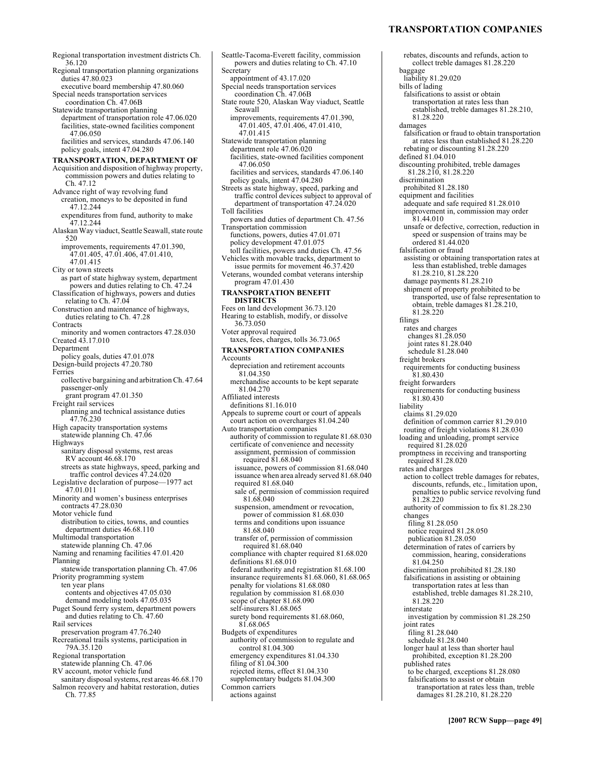Regional transportation investment districts Ch. 36.120
Regional transportation planning organizations
  duties 47.80.023
  executive board membership 47.80.060
Special needs transportation services coordination Ch. 47.06B
Statewide transportation planning
  department of transportation role 47.06.020
  facilities, state-owned facilities component 47.06.050
  facilities and services, standards 47.06.140
  policy goals, intent 47.04.280

**TRANSPORTATION, DEPARTMENT OF**

Acquisition and disposition of highway property, commission powers and duties relating to Ch. 47.12
Advance right of way revolving fund
  creation, moneys to be deposited in fund 47.12.244
  expenditures from fund, authority to make 47.12.244
Alaskan Way viaduct, Seattle Seawall, state route 520
  improvements, requirements 47.01.390, 47.01.405, 47.01.406, 47.01.410, 47.01.415
City or town streets
  as part of state highway system, department powers and duties relating to Ch. 47.24
Classification of highways, powers and duties relating to Ch. 47.04
Construction and maintenance of highways, duties relating to Ch. 47.28
Contracts
  minority and women contractors 47.28.030
Created 43.17.010
Department
  policy goals, duties 47.01.078
Design-build projects 47.20.780
Ferries
  collective bargaining and arbitration Ch. 47.64
  passenger-only
    grant program 47.01.350
Freight rail services
  planning and technical assistance duties 47.76.230
High capacity transportation systems
  statewide planning Ch. 47.06
Highways
  sanitary disposal systems, rest areas
    RV account 46.68.170
  streets as state highways, speed, parking and traffic control devices 47.24.020
Legislative declaration of purpose—1977 act 47.01.011
Minority and women's business enterprises
  contracts 47.28.030
Motor vehicle fund
  distribution to cities, towns, and counties
    department duties 46.68.110
Multimodal transportation
  statewide planning Ch. 47.06
Naming and renaming facilities 47.01.420
Planning
  statewide transportation planning Ch. 47.06
Priority programming system
  ten year plans
    contents and objectives 47.05.030
    demand modeling tools 47.05.035
Puget Sound ferry system, department powers and duties relating to Ch. 47.60
Rail services
  preservation program 47.76.240
Recreational trails systems, participation in 79A.35.120
Regional transportation
  statewide planning Ch. 47.06
RV account, motor vehicle fund
  sanitary disposal systems, rest areas 46.68.170
Salmon recovery and habitat restoration, duties Ch. 77.85
Seattle-Tacoma-Everett facility, commission powers and duties relating to Ch. 47.10
Secretary
  appointment of 43.17.020
Special needs transportation services coordination Ch. 47.06B
State route 520, Alaskan Way viaduct, Seattle Seawall
  improvements, requirements 47.01.390, 47.01.405, 47.01.406, 47.01.410, 47.01.415
Statewide transportation planning
  department role 47.06.020
  facilities, state-owned facilities component 47.06.050
  facilities and services, standards 47.06.140
  policy goals, intent 47.04.280
Streets as state highway, speed, parking and traffic control devices subject to approval of department of transportation 47.24.020
Toll facilities
  powers and duties of department Ch. 47.56
Transportation commission
  functions, powers, duties 47.01.071
  policy development 47.01.075
  toll facilities, powers and duties Ch. 47.56
Vehicles with movable tracks, department to issue permits for movement 46.37.420
Veterans, wounded combat veterans intership program 47.01.430

**TRANSPORTATION BENEFIT DISTRICTS**

Fees on land development 36.73.120
Hearing to establish, modify, or dissolve 36.73.050
Voter approval required
  taxes, fees, charges, tolls 36.73.065

**TRANSPORTATION COMPANIES**

Accounts
  depreciation and retirement accounts 81.04.350
  merchandise accounts to be kept separate 81.04.270
Affiliated interests
  definitions 81.16.010
Appeals to supreme court or court of appeals
  court action on overcharges 81.04.240
Auto transportation companies
  authority of commission to regulate 81.68.030
  certificate of convenience and necessity
    assignment, permission of commission required 81.68.040
    issuance, powers of commission 81.68.040
    issuance when area already served 81.68.040
    required 81.68.040
    sale of, permission of commission required 81.68.040
    suspension, amendment or revocation, power of commission 81.68.030
    terms and conditions upon issuance 81.68.040
    transfer of, permission of commission required 81.68.040
  compliance with chapter required 81.68.020
  definitions 81.68.010
  federal authority and registration 81.68.100
  insurance requirements 81.68.060, 81.68.065
  penalty for violations 81.68.080
  regulation by commission 81.68.030
  scope of chapter 81.68.090
  self-insurers 81.68.065
  surety bond requirements 81.68.060, 81.68.065
Budgets of expenditures
  authority of commission to regulate and control 81.04.300
  emergency expenditures 81.04.330
  filing of 81.04.300
  rejected items, effect 81.04.330
  supplementary budgets 81.04.300
Common carriers
  actions against
    rebates, discounts and refunds, action to collect treble damages 81.28.220
  baggage
    liability 81.29.020
  bills of lading
    falsifications to assist or obtain transportation at rates less than established, treble damages 81.28.210, 81.28.220
  damages
    falsification or fraud to obtain transportation at rates less than established 81.28.220
    rebating or discounting 81.28.220
  defined 81.04.010
  discounting prohibited, treble damages 81.28.210, 81.28.220
  discrimination
    prohibited 81.28.180
  equipment and facilities
    adequate and safe required 81.28.010
    improvement in, commission may order 81.44.010
    unsafe or defective, correction, reduction in speed or suspension of trains may be ordered 81.44.020
  falsification or fraud
    assisting or obtaining transportation rates at less than established, treble damages 81.28.210, 81.28.220
    damage payments 81.28.210
    shipment of property prohibited to be transported, use of false representation to obtain, treble damages 81.28.210, 81.28.220
  filings
    rates and charges
      changes 81.28.050
      joint rates 81.28.040
      schedule 81.28.040
  freight brokers
    requirements for conducting business 81.80.430
  freight forwarders
    requirements for conducting business 81.80.430
  liability
    claims 81.29.020
    definition of common carrier 81.29.010
    routing of freight violations 81.28.030
  loading and unloading, prompt service required 81.28.020
  promptness in receiving and transporting required 81.28.020
  rates and charges
    action to collect treble damages for rebates, discounts, refunds, etc., limitation upon, penalties to public service revolving fund 81.28.220
    authority of commission to fix 81.28.230
    changes
      filing 81.28.050
      notice required 81.28.050
      publication 81.28.050
    determination of rates of carriers by commission, hearing, considerations 81.04.250
    discrimination prohibited 81.28.180
    falsifications in assisting or obtaining transportation rates at less than established, treble damages 81.28.210, 81.28.220
    interstate
      investigation by commission 81.28.250
    joint rates
      filing 81.28.040
      schedule 81.28.040
    longer haul at less than shorter haul prohibited, exception 81.28.200
    published rates
      to be charged, exceptions 81.28.080
      falsifications to assist or obtain transportation at rates less than, treble damages 81.28.210, 81.28.220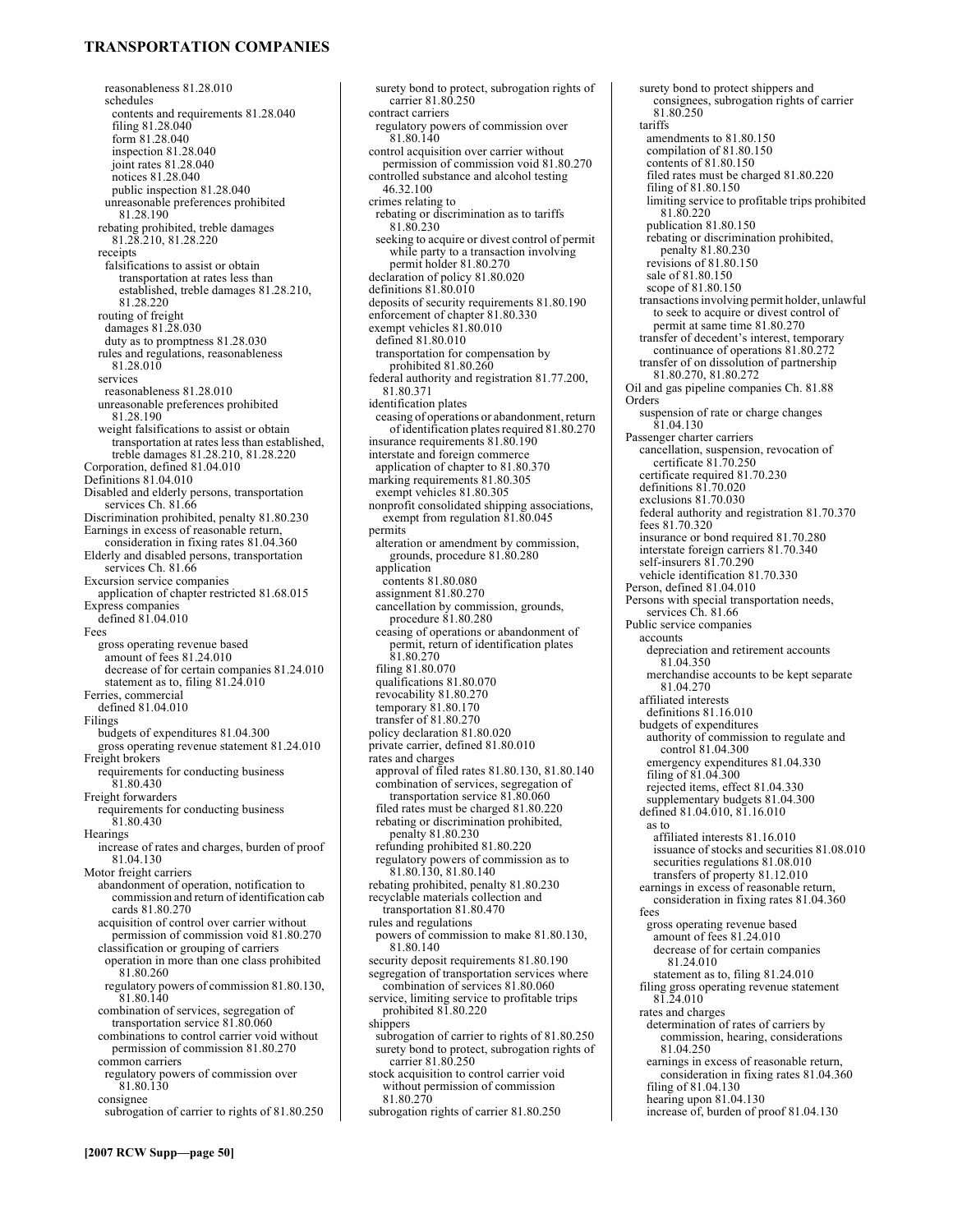## TRANSPORTATION COMPANIES

reasonableness 81.28.010
schedules
contents and requirements 81.28.040
filing 81.28.040
form 81.28.040
inspection 81.28.040
joint rates 81.28.040
notices 81.28.040
public inspection 81.28.040
unreasonable preferences prohibited 81.28.190
rebating prohibited, treble damages 81.28.210, 81.28.220
receipts
falsifications to assist or obtain transportation at rates less than established, treble damages 81.28.210, 81.28.220
routing of freight
damages 81.28.030
duty as to promptness 81.28.030
rules and regulations, reasonableness 81.28.010
services
reasonableness 81.28.010
unreasonable preferences prohibited 81.28.190
weight falsifications to assist or obtain transportation at rates less than established, treble damages 81.28.210, 81.28.220
Corporation, defined 81.04.010
Definitions 81.04.010
Disabled and elderly persons, transportation services Ch. 81.66
Discrimination prohibited, penalty 81.80.230
Earnings in excess of reasonable return, consideration in fixing rates 81.04.360
Elderly and disabled persons, transportation services Ch. 81.66
Excursion service companies
application of chapter restricted 81.68.015
Express companies
defined 81.04.010
Fees
gross operating revenue based
amount of fees 81.24.010
decrease of for certain companies 81.24.010
statement as to, filing 81.24.010
Ferries, commercial
defined 81.04.010
Filings
budgets of expenditures 81.04.300
gross operating revenue statement 81.24.010
Freight brokers
requirements for conducting business 81.80.430
Freight forwarders
requirements for conducting business 81.80.430
Hearings
increase of rates and charges, burden of proof 81.04.130
Motor freight carriers
abandonment of operation, notification to commission and return of identification cab cards 81.80.270
acquisition of control over carrier without permission of commission void 81.80.270
classification or grouping of carriers
operation in more than one class prohibited 81.80.260
regulatory powers of commission 81.80.130, 81.80.140
combination of services, segregation of transportation service 81.80.060
combinations to control carrier void without permission of commission 81.80.270
common carriers
regulatory powers of commission over 81.80.130
consignee
subrogation of carrier to rights of 81.80.250
surety bond to protect, subrogation rights of carrier 81.80.250
contract carriers
regulatory powers of commission over 81.80.140
control acquisition over carrier without permission of commission void 81.80.270
controlled substance and alcohol testing 46.32.100
crimes relating to
rebating or discrimination as to tariffs 81.80.230
seeking to acquire or divest control of permit while party to a transaction involving permit holder 81.80.270
declaration of policy 81.80.020
definitions 81.80.010
deposits of security requirements 81.80.190
enforcement of chapter 81.80.330
exempt vehicles 81.80.010
defined 81.80.010
transportation for compensation by prohibited 81.80.260
federal authority and registration 81.77.200, 81.80.371
identification plates
ceasing of operations or abandonment, return of identification plates required 81.80.270
insurance requirements 81.80.190
interstate and foreign commerce
application of chapter to 81.80.370
marking requirements 81.80.305
exempt vehicles 81.80.305
nonprofit consolidated shipping associations, exempt from regulation 81.80.045
permits
alteration or amendment by commission, grounds, procedure 81.80.280
application
contents 81.80.080
assignment 81.80.270
cancellation by commission, grounds, procedure 81.80.280
ceasing of operations or abandonment of permit, return of identification plates 81.80.270
filing 81.80.070
qualifications 81.80.070
revocability 81.80.270
temporary 81.80.170
transfer of 81.80.270
policy declaration 81.80.020
private carrier, defined 81.80.010
rates and charges
approval of filed rates 81.80.130, 81.80.140
combination of services, segregation of transportation service 81.80.060
filed rates must be charged 81.80.220
rebating or discrimination prohibited, penalty 81.80.230
refunding prohibited 81.80.220
regulatory powers of commission as to 81.80.130, 81.80.140
rebating prohibited, penalty 81.80.230
recyclable materials collection and transportation 81.80.470
rules and regulations
powers of commission to make 81.80.130, 81.80.140
security deposit requirements 81.80.190
segregation of transportation services where combination of services 81.80.060
service, limiting service to profitable trips prohibited 81.80.220
shippers
subrogation of carrier to rights of 81.80.250
surety bond to protect, subrogation rights of carrier 81.80.250
stock acquisition to control carrier void without permission of commission 81.80.270
subrogation rights of carrier 81.80.250
surety bond to protect shippers and consignees, subrogation rights of carrier 81.80.250
tariffs
amendments to 81.80.150
compilation of 81.80.150
contents of 81.80.150
filed rates must be charged 81.80.220
filing of 81.80.150
limiting service to profitable trips prohibited 81.80.220
publication 81.80.150
rebating or discrimination prohibited, penalty 81.80.230
revisions of 81.80.150
sale of 81.80.150
scope of 81.80.150
transactions involving permit holder, unlawful to seek to acquire or divest control of permit at same time 81.80.270
transfer of decedent's interest, temporary continuance of operations 81.80.272
transfer of on dissolution of partnership 81.80.270, 81.80.272
Oil and gas pipeline companies Ch. 81.88
Orders
suspension of rate or charge changes 81.04.130
Passenger charter carriers
cancellation, suspension, revocation of certificate 81.70.250
certificate required 81.70.230
definitions 81.70.020
exclusions 81.70.030
federal authority and registration 81.70.370
fees 81.70.320
insurance or bond required 81.70.280
interstate foreign carriers 81.70.340
self-insurers 81.70.290
vehicle identification 81.70.330
Person, defined 81.04.010
Persons with special transportation needs, services Ch. 81.66
Public service companies
accounts
depreciation and retirement accounts 81.04.350
merchandise accounts to be kept separate 81.04.270
affiliated interests
definitions 81.16.010
budgets of expenditures
authority of commission to regulate and control 81.04.300
emergency expenditures 81.04.330
filing of 81.04.300
rejected items, effect 81.04.330
supplementary budgets 81.04.300
defined 81.04.010, 81.16.010
as to
affiliated interests 81.16.010
issuance of stocks and securities 81.08.010
securities regulations 81.08.010
transfers of property 81.12.010
earnings in excess of reasonable return, consideration in fixing rates 81.04.360
fees
gross operating revenue based
amount of fees 81.24.010
decrease of for certain companies 81.24.010
statement as to, filing 81.24.010
filing gross operating revenue statement 81.24.010
rates and charges
determination of rates of carriers by commission, hearing, considerations 81.04.250
earnings in excess of reasonable return, consideration in fixing rates 81.04.360
filing of 81.04.130
hearing upon 81.04.130
increase of, burden of proof 81.04.130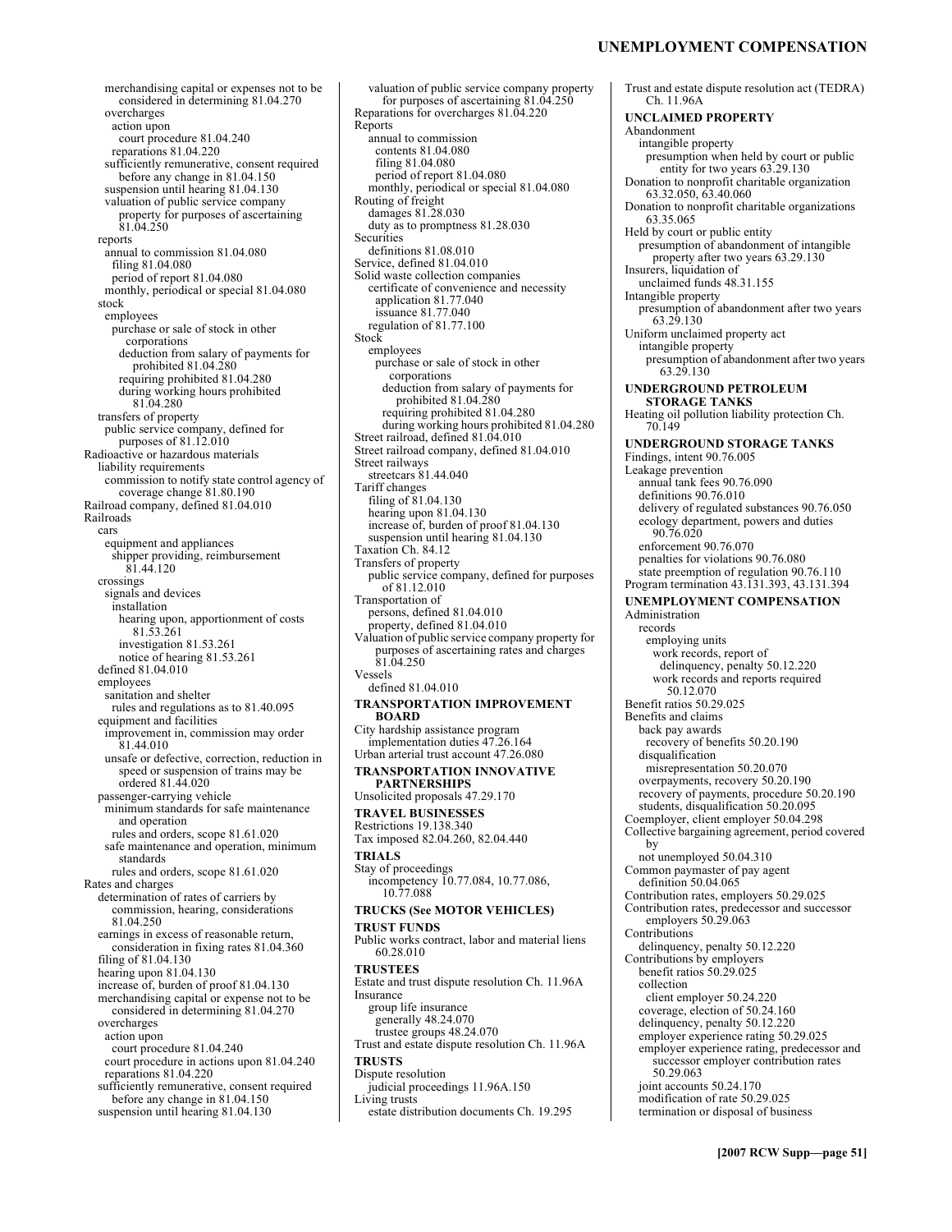merchandising capital or expenses not to be considered in determining 81.04.270
overcharges
action upon
court procedure 81.04.240
reparations 81.04.220
sufficiently remunerative, consent required before any change in 81.04.150
suspension until hearing 81.04.130
valuation of public service company property for purposes of ascertaining 81.04.250
reports
annual to commission 81.04.080
filing 81.04.080
period of report 81.04.080
monthly, periodical or special 81.04.080
stock
employees
purchase or sale of stock in other corporations
deduction from salary of payments for prohibited 81.04.280
requiring prohibited 81.04.280
during working hours prohibited 81.04.280
transfers of property
public service company, defined for purposes of 81.12.010
Radioactive or hazardous materials
liability requirements
commission to notify state control agency of coverage change 81.80.190
Railroad company, defined 81.04.010
Railroads
cars
equipment and appliances
shipper providing, reimbursement 81.44.120
crossings
signals and devices
installation
hearing upon, apportionment of costs 81.53.261
investigation 81.53.261
notice of hearing 81.53.261
defined 81.04.010
employees
sanitation and shelter
rules and regulations as to 81.40.095
equipment and facilities
improvement in, commission may order 81.44.010
unsafe or defective, correction, reduction in speed or suspension of trains may be ordered 81.44.020
passenger-carrying vehicle
minimum standards for safe maintenance and operation
rules and orders, scope 81.61.020
safe maintenance and operation, minimum standards
rules and orders, scope 81.61.020
Rates and charges
determination of rates of carriers by commission, hearing, considerations 81.04.250
earnings in excess of reasonable return, consideration in fixing rates 81.04.360
filing of 81.04.130
hearing upon 81.04.130
increase of, burden of proof 81.04.130
merchandising capital or expense not to be considered in determining 81.04.270
overcharges
action upon
court procedure 81.04.240
court procedure in actions upon 81.04.240
reparations 81.04.220
sufficiently remunerative, consent required before any change in 81.04.150
suspension until hearing 81.04.130
valuation of public service company property for purposes of ascertaining 81.04.250
Reparations for overcharges 81.04.220
Reports
annual to commission
contents 81.04.080
filing 81.04.080
period of report 81.04.080
monthly, periodical or special 81.04.080
Routing of freight
damages 81.28.030
duty as to promptness 81.28.030
Securities
definitions 81.08.010
Service, defined 81.04.010
Solid waste collection companies
certificate of convenience and necessity
application 81.77.040
issuance 81.77.040
regulation of 81.77.100
Stock
employees
purchase or sale of stock in other corporations
deduction from salary of payments for prohibited 81.04.280
requiring prohibited 81.04.280
during working hours prohibited 81.04.280
Street railroad, defined 81.04.010
Street railroad company, defined 81.04.010
Street railways
streetcars 81.44.040
Tariff changes
filing of 81.04.130
hearing upon 81.04.130
increase of, burden of proof 81.04.130
suspension until hearing 81.04.130
Taxation Ch. 84.12
Transfers of property
public service company, defined for purposes of 81.12.010
Transportation of
persons, defined 81.04.010
property, defined 81.04.010
Valuation of public service company property for purposes of ascertaining rates and charges 81.04.250
Vessels
defined 81.04.010

**TRANSPORTATION IMPROVEMENT BOARD**
City hardship assistance program
implementation duties 47.26.164
Urban arterial trust account 47.26.080

**TRANSPORTATION INNOVATIVE PARTNERSHIPS**
Unsolicited proposals 47.29.170

**TRAVEL BUSINESSES**
Restrictions 19.138.340
Tax imposed 82.04.260, 82.04.440

**TRIALS**
Stay of proceedings
incompetency 10.77.084, 10.77.086, 10.77.088

**TRUCKS (See MOTOR VEHICLES)**

**TRUST FUNDS**
Public works contract, labor and material liens 60.28.010

**TRUSTEES**
Estate and trust dispute resolution Ch. 11.96A
Insurance
group life insurance
generally 48.24.070
trustee groups 48.24.070
Trust and estate dispute resolution Ch. 11.96A

**TRUSTS**
Dispute resolution
judicial proceedings 11.96A.150
Living trusts
estate distribution documents Ch. 19.295
Trust and estate dispute resolution act (TEDRA) Ch. 11.96A

**UNCLAIMED PROPERTY**
Abandonment
intangible property
presumption when held by court or public entity for two years 63.29.130
Donation to nonprofit charitable organization 63.32.050, 63.40.060
Donation to nonprofit charitable organizations 63.35.065
Held by court or public entity
presumption of abandonment of intangible property after two years 63.29.130
Insurers, liquidation of
unclaimed funds 48.31.155
Intangible property
presumption of abandonment after two years 63.29.130
Uniform unclaimed property act
intangible property
presumption of abandonment after two years 63.29.130

**UNDERGROUND PETROLEUM STORAGE TANKS**
Heating oil pollution liability protection Ch. 70.149

**UNDERGROUND STORAGE TANKS**
Findings, intent 90.76.005
Leakage prevention
annual tank fees 90.76.090
definitions 90.76.010
delivery of regulated substances 90.76.050
ecology department, powers and duties 90.76.020
enforcement 90.76.070
penalties for violations 90.76.080
state preemption of regulation 90.76.110
Program termination 43.131.393, 43.131.394

**UNEMPLOYMENT COMPENSATION**
Administration
records
employing units
work records, report of delinquency, penalty 50.12.220
work records and reports required 50.12.070
Benefit ratios 50.29.025
Benefits and claims
back pay awards
recovery of benefits 50.20.190
disqualification
misrepresentation 50.20.070
overpayments, recovery 50.20.190
recovery of payments, procedure 50.20.190
students, disqualification 50.20.095
Coemployer, client employer 50.04.298
Collective bargaining agreement, period covered by
not unemployed 50.04.310
Common paymaster of pay agent
definition 50.04.065
Contribution rates, employers 50.29.025
Contribution rates, predecessor and successor employers 50.29.063
Contributions
delinquency, penalty 50.12.220
Contributions by employers
benefit ratios 50.29.025
collection
client employer 50.24.220
coverage, election of 50.24.160
delinquency, penalty 50.12.220
employer experience rating 50.29.025
employer experience rating, predecessor and successor employer contribution rates 50.29.063
joint accounts 50.24.170
modification of rate 50.29.025
termination or disposal of business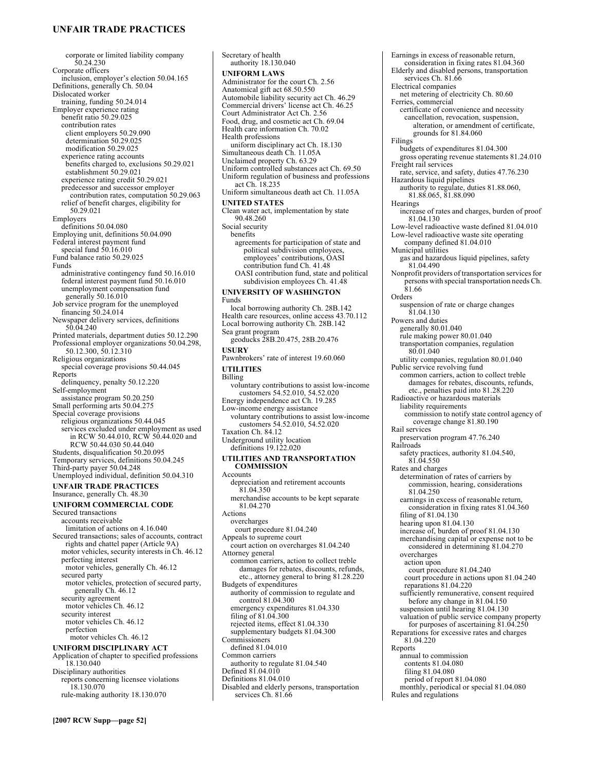corporate or limited liability company 50.24.230
Corporate officers
inclusion, employer's election 50.04.165
Definitions, generally Ch. 50.04
Dislocated worker
training, funding 50.24.014
Employer experience rating
benefit ratio 50.29.025
contribution rates
client employers 50.29.090
determination 50.29.025
modification 50.29.025
experience rating accounts
benefits charged to, exclusions 50.29.021
establishment 50.29.021
experience rating credit 50.29.021
predecessor and successor employer
contribution rates, computation 50.29.063
relief of benefit charges, eligibility for 50.29.021
Employers
definitions 50.04.080
Employing unit, definitions 50.04.090
Federal interest payment fund
special fund 50.16.010
Fund balance ratio 50.29.025
Funds
administrative contingency fund 50.16.010
federal interest payment fund 50.16.010
unemployment compensation fund
generally 50.16.010
Job service program for the unemployed
financing 50.24.014
Newspaper delivery services, definitions 50.04.240
Printed materials, department duties 50.12.290
Professional employer organizations 50.04.298, 50.12.300, 50.12.310
Religious organizations
special coverage provisions 50.44.045
Reports
delinquency, penalty 50.12.220
Self-employment
assistance program 50.20.250
Small performing arts 50.04.275
Special coverage provisions
religious organizations 50.44.045
services excluded under employment as used in RCW 50.44.010, RCW 50.44.020 and RCW 50.44.030 50.44.040
Students, disqualification 50.20.095
Temporary services, definitions 50.04.245
Third-party payer 50.04.248
Unemployed individual, definition 50.04.310

**UNFAIR TRADE PRACTICES**
Insurance, generally Ch. 48.30

**UNIFORM COMMERCIAL CODE**
Secured transactions
accounts receivable
limitation of actions on 4.16.040
Secured transactions; sales of accounts, contract rights and chattel paper (Article 9A)
motor vehicles, security interests in Ch. 46.12
perfecting interest
motor vehicles, generally Ch. 46.12
secured party
motor vehicles, protection of secured party, generally Ch. 46.12
security agreement
motor vehicles Ch. 46.12
security interest
motor vehicles Ch. 46.12
perfection
motor vehicles Ch. 46.12

**UNIFORM DISCIPLINARY ACT**
Application of chapter to specified professions 18.130.040
Disciplinary authorities
reports concerning licensee violations 18.130.070
rule-making authority 18.130.070
Secretary of health
authority 18.130.040

**UNIFORM LAWS**
Administrator for the court Ch. 2.56
Anatomical gift act 68.50.550
Automobile liability security act Ch. 46.29
Commercial drivers' license act Ch. 46.25
Court Administrator Act Ch. 2.56
Food, drug, and cosmetic act Ch. 69.04
Health care information Ch. 70.02
Health professions
uniform disciplinary act Ch. 18.130
Simultaneous death Ch. 11.05A
Unclaimed property Ch. 63.29
Uniform controlled substances act Ch. 69.50
Uniform regulation of business and professions act Ch. 18.235
Uniform simultaneous death act Ch. 11.05A

**UNITED STATES**
Clean water act, implementation by state 90.48.260
Social security
benefits
agreements for participation of state and political subdivision employees, employees' contributions, OASI contribution fund Ch. 41.48
OASI contribution fund, state and political subdivision employees Ch. 41.48

**UNIVERSITY OF WASHINGTON**
Funds
local borrowing authority Ch. 28B.142
Health care resources, online access 43.70.112
Local borrowing authority Ch. 28B.142
Sea grant program
geoducks 28B.20.475, 28B.20.476

**USURY**
Pawnbrokers' rate of interest 19.60.060

**UTILITIES**
Billing
voluntary contributions to assist low-income customers 54.52.010, 54.52.020
Energy independence act Ch. 19.285
Low-income energy assistance
voluntary contributions to assist low-income customers 54.52.010, 54.52.020
Taxation Ch. 84.12
Underground utility location
definitions 19.122.020

**UTILITIES AND TRANSPORTATION COMMISSION**
Accounts
depreciation and retirement accounts 81.04.350
merchandise accounts to be kept separate 81.04.270
Actions
overcharges
court procedure 81.04.240
Appeals to supreme court
court action on overcharges 81.04.240
Attorney general
common carriers, action to collect treble damages for rebates, discounts, refunds, etc., attorney general to bring 81.28.220
Budgets of expenditures
authority of commission to regulate and control 81.04.300
emergency expenditures 81.04.330
filing of 81.04.300
rejected items, effect 81.04.330
supplementary budgets 81.04.300
Commissioners
defined 81.04.010
Common carriers
authority to regulate 81.04.540
Defined 81.04.010
Definitions 81.04.010
Disabled and elderly persons, transportation services Ch. 81.66
Earnings in excess of reasonable return, consideration in fixing rates 81.04.360
Elderly and disabled persons, transportation services Ch. 81.66
Electrical companies
net metering of electricity Ch. 80.60
Ferries, commercial
certificate of convenience and necessity
cancellation, revocation, suspension, alteration, or amendment of certificate, grounds for 81.84.060
Filings
budgets of expenditures 81.04.300
gross operating revenue statements 81.24.010
Freight rail services
rate, service, and safety, duties 47.76.230
Hazardous liquid pipelines
authority to regulate, duties 81.88.060, 81.88.065, 81.88.090
Hearings
increase of rates and charges, burden of proof 81.04.130
Low-level radioactive waste defined 81.04.010
Low-level radioactive waste site operating company defined 81.04.010
Municipal utilities
gas and hazardous liquid pipelines, safety 81.04.490
Nonprofit providers of transportation services for persons with special transportation needs Ch. 81.66
Orders
suspension of rate or charge changes 81.04.130
Powers and duties
generally 80.01.040
rule making power 80.01.040
transportation companies, regulation 80.01.040
utility companies, regulation 80.01.040
Public service revolving fund
common carriers, action to collect treble damages for rebates, discounts, refunds, etc., penalties paid into 81.28.220
Radioactive or hazardous materials
liability requirements
commission to notify state control agency of coverage change 81.80.190
Rail services
preservation program 47.76.240
Railroads
safety practices, authority 81.04.540, 81.04.550
Rates and charges
determination of rates of carriers by commission, hearing, considerations 81.04.250
earnings in excess of reasonable return, consideration in fixing rates 81.04.360
filing of 81.04.130
hearing upon 81.04.130
increase of, burden of proof 81.04.130
merchandising capital or expense not to be considered in determining 81.04.270
overcharges
action upon
court procedure 81.04.240
court procedure in actions upon 81.04.240
reparations 81.04.220
sufficiently remunerative, consent required before any change in 81.04.150
suspension until hearing 81.04.130
valuation of public service company property for purposes of ascertaining 81.04.250
Reparations for excessive rates and charges 81.04.220
Reports
annual to commission
contents 81.04.080
filing 81.04.080
period of report 81.04.080
monthly, periodical or special 81.04.080
Rules and regulations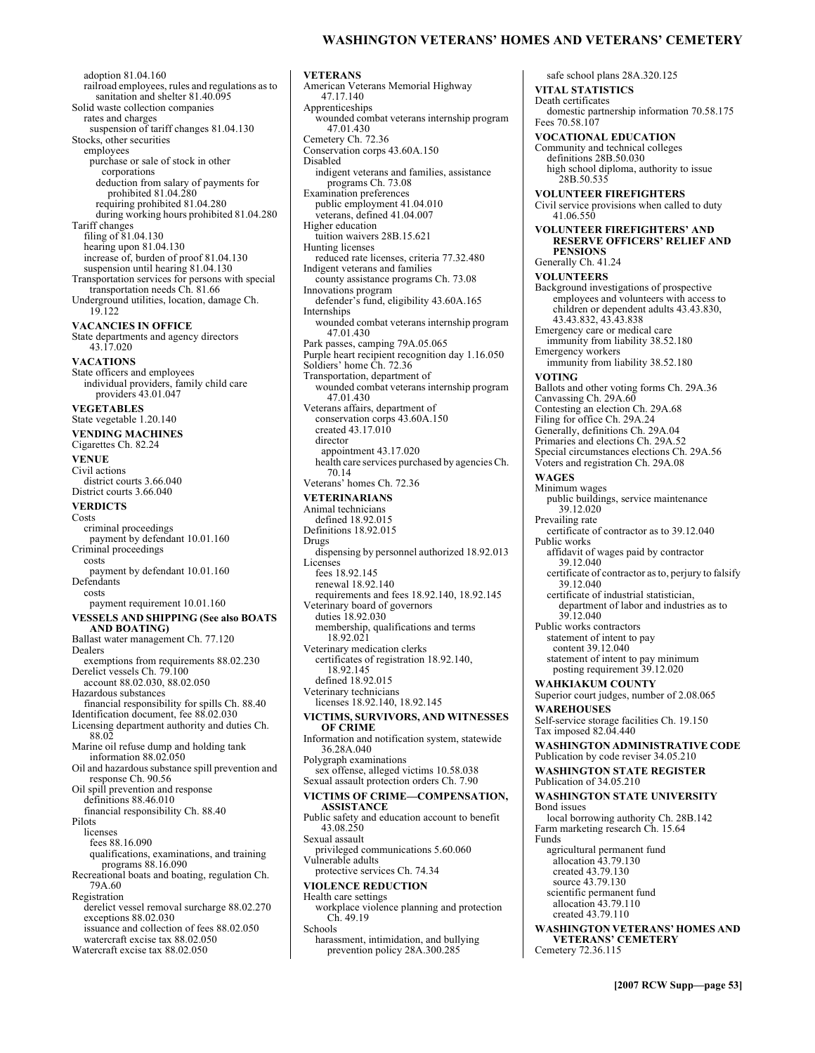adoption 81.04.160
  railroad employees, rules and regulations as to sanitation and shelter 81.40.095
Solid waste collection companies
  rates and charges
    suspension of tariff changes 81.04.130
Stocks, other securities
  employees
    purchase or sale of stock in other corporations
      deduction from salary of payments for prohibited 81.04.280
      requiring prohibited 81.04.280
      during working hours prohibited 81.04.280
Tariff changes
  filing of 81.04.130
  hearing upon 81.04.130
  increase of, burden of proof 81.04.130
  suspension until hearing 81.04.130
Transportation services for persons with special transportation needs Ch. 81.66
Underground utilities, location, damage Ch. 19.122

**VACANCIES IN OFFICE**
State departments and agency directors 43.17.020

**VACATIONS**
State officers and employees
  individual providers, family child care providers 43.01.047

**VEGETABLES**
State vegetable 1.20.140

**VENDING MACHINES**
Cigarettes Ch. 82.24

**VENUE**
Civil actions
  district courts 3.66.040
District courts 3.66.040

**VERDICTS**
Costs
  criminal proceedings
    payment by defendant 10.01.160
Criminal proceedings
  costs
    payment by defendant 10.01.160
Defendants
  costs
    payment requirement 10.01.160

**VESSELS AND SHIPPING (See also BOATS AND BOATING)**
Ballast water management Ch. 77.120
Dealers
  exemptions from requirements 88.02.230
Derelict vessels Ch. 79.100
  account 88.02.030, 88.02.050
Hazardous substances
  financial responsibility for spills Ch. 88.40
Identification document, fee 88.02.030
Licensing department authority and duties Ch. 88.02
Marine oil refuse dump and holding tank information 88.02.050
Oil and hazardous substance spill prevention and response Ch. 90.56
Oil spill prevention and response
  definitions 88.46.010
  financial responsibility Ch. 88.40
Pilots
  licenses
    fees 88.16.090
    qualifications, examinations, and training programs 88.16.090
Recreational boats and boating, regulation Ch. 79A.60
Registration
  derelict vessel removal surcharge 88.02.270
  exceptions 88.02.030
  issuance and collection of fees 88.02.050
  watercraft excise tax 88.02.050
Watercraft excise tax 88.02.050

**VETERANS**
American Veterans Memorial Highway 47.17.140
Apprenticeships
  wounded combat veterans internship program 47.01.430
Cemetery Ch. 72.36
Conservation corps 43.60A.150
Disabled
  indigent veterans and families, assistance programs Ch. 73.08
Examination preferences
  public employment 41.04.010
  veterans, defined 41.04.007
Higher education
  tuition waivers 28B.15.621
Hunting licenses
  reduced rate licenses, criteria 77.32.480
Indigent veterans and families
  county assistance programs Ch. 73.08
Innovations program
  defender's fund, eligibility 43.60A.165
Internships
  wounded combat veterans internship program 47.01.430
Park passes, camping 79A.05.065
Purple heart recipient recognition day 1.16.050
Soldiers' home Ch. 72.36
Transportation, department of
  wounded combat veterans internship program 47.01.430
Veterans affairs, department of
  conservation corps 43.60A.150
  created 43.17.010
  director
    appointment 43.17.020
  health care services purchased by agencies Ch. 70.14
Veterans' homes Ch. 72.36

**VETERINARIANS**
Animal technicians
  defined 18.92.015
Definitions 18.92.015
Drugs
  dispensing by personnel authorized 18.92.013
Licenses
  fees 18.92.145
  renewal 18.92.140
  requirements and fees 18.92.140, 18.92.145
Veterinary board of governors
  duties 18.92.030
  membership, qualifications and terms 18.92.021
Veterinary medication clerks
  certificates of registration 18.92.140, 18.92.145
  defined 18.92.015
Veterinary technicians
  licenses 18.92.140, 18.92.145

**VICTIMS, SURVIVORS, AND WITNESSES OF CRIME**
Information and notification system, statewide 36.28A.040
Polygraph examinations
  sex offense, alleged victims 10.58.038
Sexual assault protection orders Ch. 7.90

**VICTIMS OF CRIME—COMPENSATION, ASSISTANCE**
Public safety and education account to benefit 43.08.250
Sexual assault
  privileged communications 5.60.060
Vulnerable adults
  protective services Ch. 74.34

**VIOLENCE REDUCTION**
Health care settings
  workplace violence planning and protection Ch. 49.19
Schools
  harassment, intimidation, and bullying prevention policy 28A.300.285
  safe school plans 28A.320.125

**VITAL STATISTICS**
Death certificates
  domestic partnership information 70.58.175
Fees 70.58.107

**VOCATIONAL EDUCATION**
Community and technical colleges
  definitions 28B.50.030
  high school diploma, authority to issue 28B.50.535

**VOLUNTEER FIREFIGHTERS**
Civil service provisions when called to duty 41.06.550

**VOLUNTEER FIREFIGHTERS' AND RESERVE OFFICERS' RELIEF AND PENSIONS**
Generally Ch. 41.24

**VOLUNTEERS**
Background investigations of prospective employees and volunteers with access to children or dependent adults 43.43.830, 43.43.832, 43.43.838
Emergency care or medical care
  immunity from liability 38.52.180
Emergency workers
  immunity from liability 38.52.180

**VOTING**
Ballots and other voting forms Ch. 29A.36
Canvassing Ch. 29A.60
Contesting an election Ch. 29A.68
Filing for office Ch. 29A.24
Generally, definitions Ch. 29A.04
Primaries and elections Ch. 29A.52
Special circumstances elections Ch. 29A.56
Voters and registration Ch. 29A.08

**WAGES**
Minimum wages
  public buildings, service maintenance 39.12.020
Prevailing rate
  certificate of contractor as to 39.12.040
Public works
  affidavit of wages paid by contractor 39.12.040
  certificate of contractor as to, perjury to falsify 39.12.040
  certificate of industrial statistician, department of labor and industries as to 39.12.040
Public works contractors
  statement of intent to pay
    content 39.12.040
  statement of intent to pay minimum
    posting requirement 39.12.020

**WAHKIAKUM COUNTY**
Superior court judges, number of 2.08.065

**WAREHOUSES**
Self-service storage facilities Ch. 19.150
Tax imposed 82.04.440

**WASHINGTON ADMINISTRATIVE CODE**
Publication by code reviser 34.05.210

**WASHINGTON STATE REGISTER**
Publication of 34.05.210

**WASHINGTON STATE UNIVERSITY**
Bond issues
  local borrowing authority Ch. 28B.142
Farm marketing research Ch. 15.64
Funds
  agricultural permanent fund
    allocation 43.79.130
    created 43.79.130
    source 43.79.130
  scientific permanent fund
    allocation 43.79.110
    created 43.79.110

**WASHINGTON VETERANS' HOMES AND VETERANS' CEMETERY**
Cemetery 72.36.115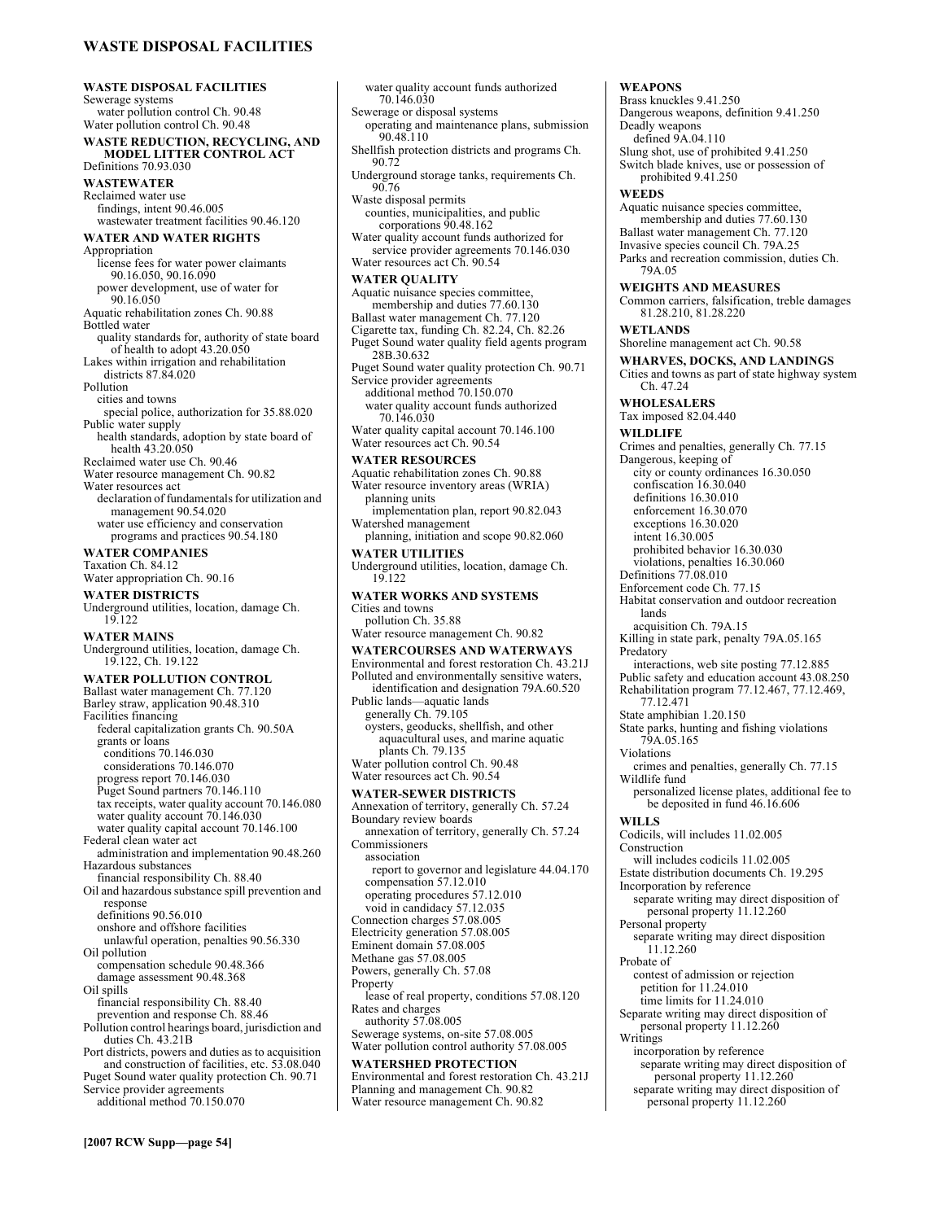**WASTE DISPOSAL FACILITIES**
Sewerage systems
  water pollution control Ch. 90.48
Water pollution control Ch. 90.48

**WASTE REDUCTION, RECYCLING, AND MODEL LITTER CONTROL ACT**
Definitions 70.93.030

**WASTEWATER**
Reclaimed water use
  findings, intent 90.46.005
  wastewater treatment facilities 90.46.120

**WATER AND WATER RIGHTS**
Appropriation
  license fees for water power claimants 90.16.050, 90.16.090
  power development, use of water for 90.16.050
Aquatic rehabilitation zones Ch. 90.88
Bottled water
  quality standards for, authority of state board of health to adopt 43.20.050
Lakes within irrigation and rehabilitation districts 87.84.020
Pollution
  cities and towns
    special police, authorization for 35.88.020
Public water supply
  health standards, adoption by state board of health 43.20.050
Reclaimed water use Ch. 90.46
Water resource management Ch. 90.82
Water resources act
  declaration of fundamentals for utilization and management 90.54.020
  water use efficiency and conservation programs and practices 90.54.180

**WATER COMPANIES**
Taxation Ch. 84.12
Water appropriation Ch. 90.16

**WATER DISTRICTS**
Underground utilities, location, damage Ch. 19.122

**WATER MAINS**
Underground utilities, location, damage Ch. 19.122, Ch. 19.122

**WATER POLLUTION CONTROL**
Ballast water management Ch. 77.120
Barley straw, application 90.48.310
Facilities financing
  federal capitalization grants Ch. 90.50A
  grants or loans
    conditions 70.146.030
    considerations 70.146.070
    progress report 70.146.030
    Puget Sound partners 70.146.110
    tax receipts, water quality account 70.146.080
    water quality account 70.146.030
    water quality capital account 70.146.100
Federal clean water act
  administration and implementation 90.48.260
Hazardous substances
  financial responsibility Ch. 88.40
Oil and hazardous substance spill prevention and response
  definitions 90.56.010
  onshore and offshore facilities
    unlawful operation, penalties 90.56.330
Oil pollution
  compensation schedule 90.48.366
  damage assessment 90.48.368
Oil spills
  financial responsibility Ch. 88.40
  prevention and response Ch. 88.46
Pollution control hearings board, jurisdiction and duties Ch. 43.21B
Port districts, powers and duties as to acquisition and construction of facilities, etc. 53.08.040
Puget Sound water quality protection Ch. 90.71
Service provider agreements
  additional method 70.150.070
  water quality account funds authorized 70.146.030
Sewerage or disposal systems
  operating and maintenance plans, submission 90.48.110
Shellfish protection districts and programs Ch. 90.72
Underground storage tanks, requirements Ch. 90.76
Waste disposal permits
  counties, municipalities, and public corporations 90.48.162
Water quality account funds authorized for service provider agreements 70.146.030
Water resources act Ch. 90.54

**WATER QUALITY**
Aquatic nuisance species committee, membership and duties 77.60.130
Ballast water management Ch. 77.120
Cigarette tax, funding Ch. 82.24, Ch. 82.26
Puget Sound water quality field agents program 28B.30.632
Puget Sound water quality protection Ch. 90.71
Service provider agreements
  additional method 70.150.070
  water quality account funds authorized 70.146.030
Water quality capital account 70.146.100
Water resources act Ch. 90.54

**WATER RESOURCES**
Aquatic rehabilitation zones Ch. 90.88
Water resource inventory areas (WRIA)
  planning units
    implementation plan, report 90.82.043
Watershed management
  planning, initiation and scope 90.82.060

**WATER UTILITIES**
Underground utilities, location, damage Ch. 19.122

**WATER WORKS AND SYSTEMS**
Cities and towns
  pollution Ch. 35.88
Water resource management Ch. 90.82

**WATERCOURSES AND WATERWAYS**
Environmental and forest restoration Ch. 43.21J
Polluted and environmentally sensitive waters, identification and designation 79A.60.520
Public lands—aquatic lands
  generally Ch. 79.105
  oysters, geoducks, shellfish, and other aquacultural uses, and marine aquatic plants Ch. 79.135
Water pollution control Ch. 90.48
Water resources act Ch. 90.54

**WATER-SEWER DISTRICTS**
Annexation of territory, generally Ch. 57.24
Boundary review boards
  annexation of territory, generally Ch. 57.24
Commissioners
  association
    report to governor and legislature 44.04.170
  compensation 57.12.010
  operating procedures 57.12.010
  void in candidacy 57.12.035
Connection charges 57.08.005
Electricity generation 57.08.005
Eminent domain 57.08.005
Methane gas 57.08.005
Powers, generally Ch. 57.08
Property
  lease of real property, conditions 57.08.120
Rates and charges
  authority 57.08.005
Sewerage systems, on-site 57.08.005
Water pollution control authority 57.08.005

**WATERSHED PROTECTION**
Environmental and forest restoration Ch. 43.21J
Planning and management Ch. 90.82
Water resource management Ch. 90.82

**WEAPONS**
Brass knuckles 9.41.250
Dangerous weapons, definition 9.41.250
Deadly weapons
  defined 9A.04.110
Slung shot, use of prohibited 9.41.250
Switch blade knives, use or possession of prohibited 9.41.250

**WEEDS**
Aquatic nuisance species committee, membership and duties 77.60.130
Ballast water management Ch. 77.120
Invasive species council Ch. 79A.25
Parks and recreation commission, duties Ch. 79A.05

**WEIGHTS AND MEASURES**
Common carriers, falsification, treble damages 81.28.210, 81.28.220

**WETLANDS**
Shoreline management act Ch. 90.58

**WHARVES, DOCKS, AND LANDINGS**
Cities and towns as part of state highway system Ch. 47.24

**WHOLESALERS**
Tax imposed 82.04.440

**WILDLIFE**
Crimes and penalties, generally Ch. 77.15
Dangerous, keeping of
  city or county ordinances 16.30.050
  confiscation 16.30.040
  definitions 16.30.010
  enforcement 16.30.070
  exceptions 16.30.020
  intent 16.30.005
  prohibited behavior 16.30.030
  violations, penalties 16.30.060
Definitions 77.08.010
Enforcement code Ch. 77.15
Habitat conservation and outdoor recreation lands
  acquisition Ch. 79A.15
Killing in state park, penalty 79A.05.165
Predatory
  interactions, web site posting 77.12.885
Public safety and education account 43.08.250
Rehabilitation program 77.12.467, 77.12.469, 77.12.471
State amphibian 1.20.150
State parks, hunting and fishing violations 79A.05.165
Violations
  crimes and penalties, generally Ch. 77.15
Wildlife fund
  personalized license plates, additional fee to be deposited in fund 46.16.606

**WILLS**
Codicils, will includes 11.02.005
Construction
  will includes codicils 11.02.005
Estate distribution documents Ch. 19.295
Incorporation by reference
  separate writing may direct disposition of personal property 11.12.260
Personal property
  separate writing may direct disposition 11.12.260
Probate of
  contest of admission or rejection
    petition for 11.24.010
    time limits for 11.24.010
Separate writing may direct disposition of personal property 11.12.260
Writings
  incorporation by reference
    separate writing may direct disposition of personal property 11.12.260
  separate writing may direct disposition of personal property 11.12.260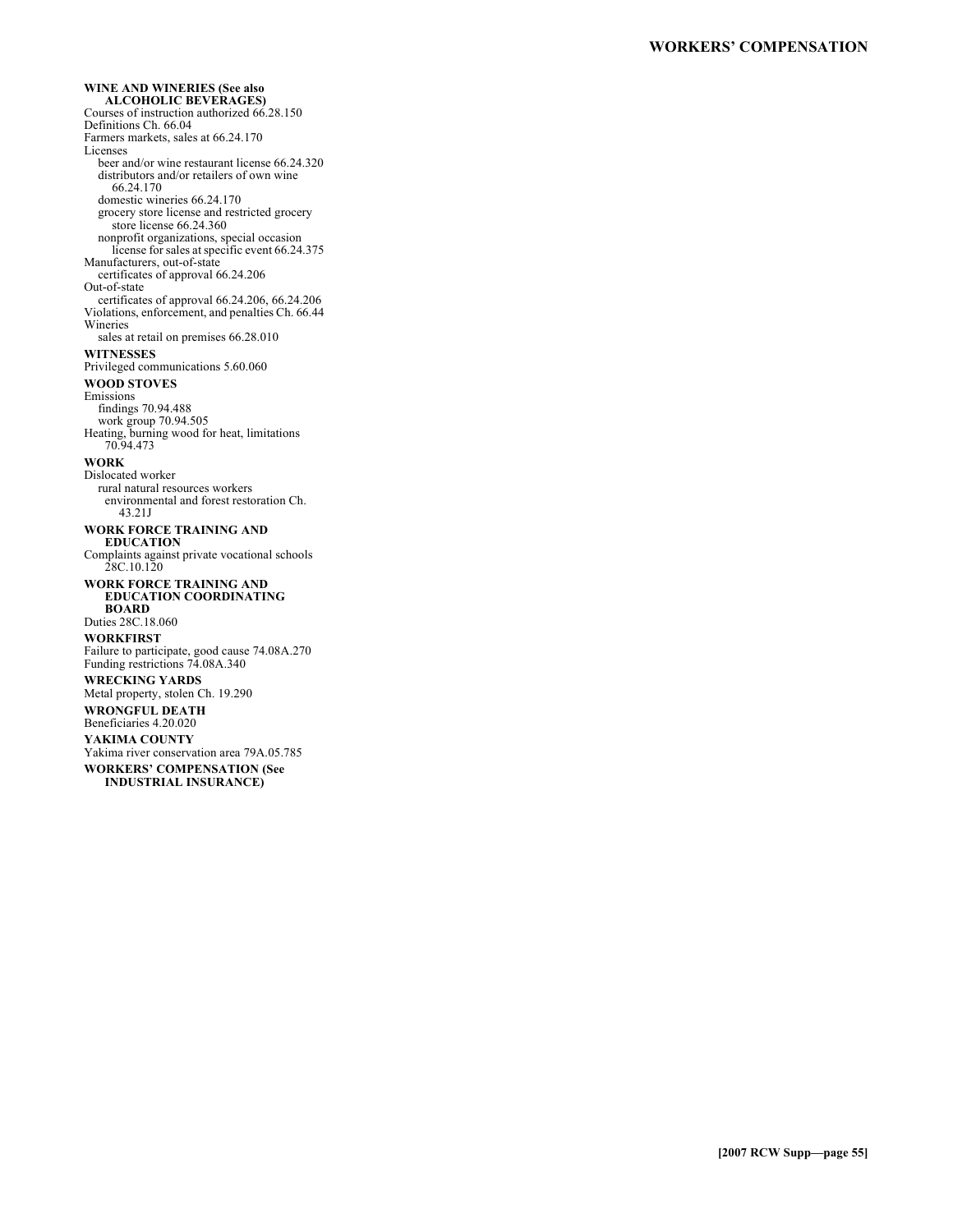**WINE AND WINERIES (See also ALCOHOLIC BEVERAGES)**

Courses of instruction authorized 66.28.150
Definitions Ch. 66.04
Farmers markets, sales at 66.24.170
Licenses
- beer and/or wine restaurant license 66.24.320
- distributors and/or retailers of own wine 66.24.170
- domestic wineries 66.24.170
- grocery store license and restricted grocery store license 66.24.360
- nonprofit organizations, special occasion license for sales at specific event 66.24.375

Manufacturers, out-of-state
- certificates of approval 66.24.206

Out-of-state
- certificates of approval 66.24.206, 66.24.206

Violations, enforcement, and penalties Ch. 66.44
Wineries
- sales at retail on premises 66.28.010

**WITNESSES**

Privileged communications 5.60.060

**WOOD STOVES**

Emissions
- findings 70.94.488
- work group 70.94.505

Heating, burning wood for heat, limitations 70.94.473

**WORK**

Dislocated worker
- rural natural resources workers
  - environmental and forest restoration Ch. 43.21J

**WORK FORCE TRAINING AND EDUCATION**

Complaints against private vocational schools 28C.10.120

**WORK FORCE TRAINING AND EDUCATION COORDINATING BOARD**

Duties 28C.18.060

**WORKFIRST**

Failure to participate, good cause 74.08A.270
Funding restrictions 74.08A.340

**WRECKING YARDS**

Metal property, stolen Ch. 19.290

**WRONGFUL DEATH**

Beneficiaries 4.20.020

**YAKIMA COUNTY**

Yakima river conservation area 79A.05.785

**WORKERS' COMPENSATION (See INDUSTRIAL INSURANCE)**